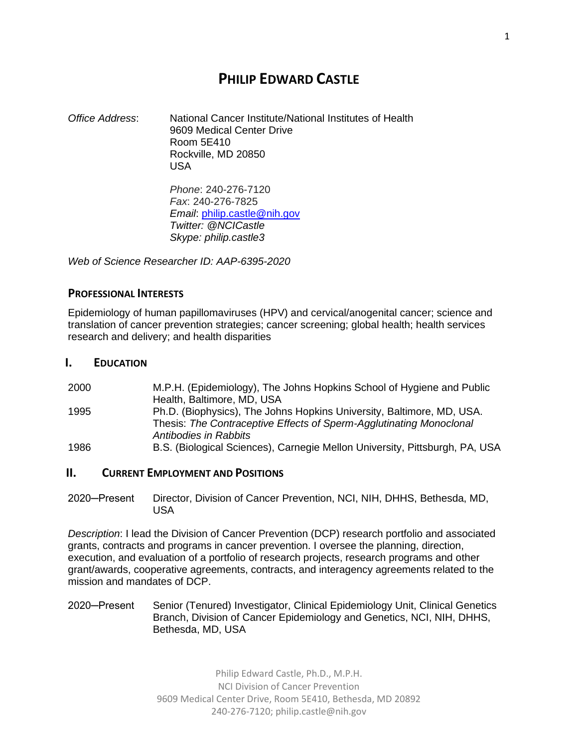# PHILIP EDWARD CASTLE

*Office Address*: National Cancer Institute/National Institutes of Health
9609 Medical Center Drive
Room 5E410
Rockville, MD 20850
USA

*Phone*: 240-276-7120
*Fax*: 240-276-7825
*Email*: philip.castle@nih.gov
*Twitter: @NCICastle*
*Skype: philip.castle3*

*Web of Science Researcher ID: AAP-6395-2020*

## PROFESSIONAL INTERESTS

Epidemiology of human papillomaviruses (HPV) and cervical/anogenital cancer; science and translation of cancer prevention strategies; cancer screening; global health; health services research and delivery; and health disparities

## I. EDUCATION

| | |
|---|---|
| 2000 | M.P.H. (Epidemiology), The Johns Hopkins School of Hygiene and Public Health, Baltimore, MD, USA |
| 1995 | Ph.D. (Biophysics), The Johns Hopkins University, Baltimore, MD, USA. Thesis: *The Contraceptive Effects of Sperm-Agglutinating Monoclonal Antibodies in Rabbits* |
| 1986 | B.S. (Biological Sciences), Carnegie Mellon University, Pittsburgh, PA, USA |

## II. CURRENT EMPLOYMENT AND POSITIONS

2020–Present Director, Division of Cancer Prevention, NCI, NIH, DHHS, Bethesda, MD, USA

*Description*: I lead the Division of Cancer Prevention (DCP) research portfolio and associated grants, contracts and programs in cancer prevention. I oversee the planning, direction, execution, and evaluation of a portfolio of research projects, research programs and other grant/awards, cooperative agreements, contracts, and interagency agreements related to the mission and mandates of DCP.

2020–Present Senior (Tenured) Investigator, Clinical Epidemiology Unit, Clinical Genetics Branch, Division of Cancer Epidemiology and Genetics, NCI, NIH, DHHS, Bethesda, MD, USA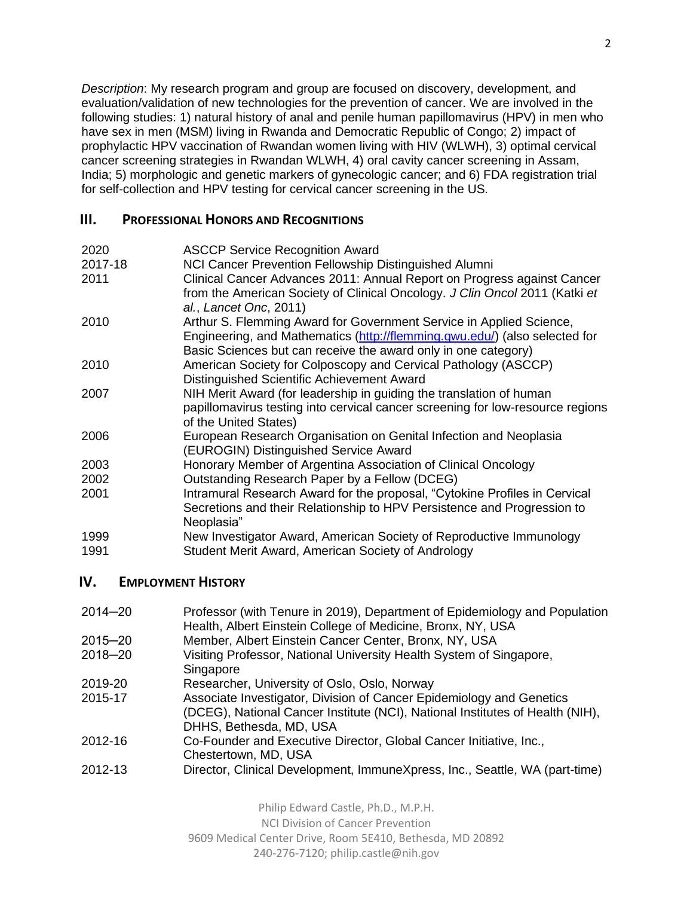*Description*: My research program and group are focused on discovery, development, and evaluation/validation of new technologies for the prevention of cancer. We are involved in the following studies: 1) natural history of anal and penile human papillomavirus (HPV) in men who have sex in men (MSM) living in Rwanda and Democratic Republic of Congo; 2) impact of prophylactic HPV vaccination of Rwandan women living with HIV (WLWH), 3) optimal cervical cancer screening strategies in Rwandan WLWH, 4) oral cavity cancer screening in Assam, India; 5) morphologic and genetic markers of gynecologic cancer; and 6) FDA registration trial for self-collection and HPV testing for cervical cancer screening in the US.

## III. Professional Honors and Recognitions

| | |
|---|---|
| 2020 | ASCCP Service Recognition Award |
| 2017-18 | NCI Cancer Prevention Fellowship Distinguished Alumni |
| 2011 | Clinical Cancer Advances 2011: Annual Report on Progress against Cancer from the American Society of Clinical Oncology. *J Clin Oncol* 2011 (Katki *et al.*, *Lancet Onc*, 2011) |
| 2010 | Arthur S. Flemming Award for Government Service in Applied Science, Engineering, and Mathematics (http://flemming.gwu.edu/) (also selected for Basic Sciences but can receive the award only in one category) |
| 2010 | American Society for Colposcopy and Cervical Pathology (ASCCP) Distinguished Scientific Achievement Award |
| 2007 | NIH Merit Award (for leadership in guiding the translation of human papillomavirus testing into cervical cancer screening for low-resource regions of the United States) |
| 2006 | European Research Organisation on Genital Infection and Neoplasia (EUROGIN) Distinguished Service Award |
| 2003 | Honorary Member of Argentina Association of Clinical Oncology |
| 2002 | Outstanding Research Paper by a Fellow (DCEG) |
| 2001 | Intramural Research Award for the proposal, "Cytokine Profiles in Cervical Secretions and their Relationship to HPV Persistence and Progression to Neoplasia" |
| 1999 | New Investigator Award, American Society of Reproductive Immunology |
| 1991 | Student Merit Award, American Society of Andrology |

## IV. Employment History

| | |
|---|---|
| 2014–20 | Professor (with Tenure in 2019), Department of Epidemiology and Population Health, Albert Einstein College of Medicine, Bronx, NY, USA |
| 2015–20 | Member, Albert Einstein Cancer Center, Bronx, NY, USA |
| 2018–20 | Visiting Professor, National University Health System of Singapore, Singapore |
| 2019-20 | Researcher, University of Oslo, Oslo, Norway |
| 2015-17 | Associate Investigator, Division of Cancer Epidemiology and Genetics (DCEG), National Cancer Institute (NCI), National Institutes of Health (NIH), DHHS, Bethesda, MD, USA |
| 2012-16 | Co-Founder and Executive Director, Global Cancer Initiative, Inc., Chestertown, MD, USA |
| 2012-13 | Director, Clinical Development, ImmuneXpress, Inc., Seattle, WA (part-time) |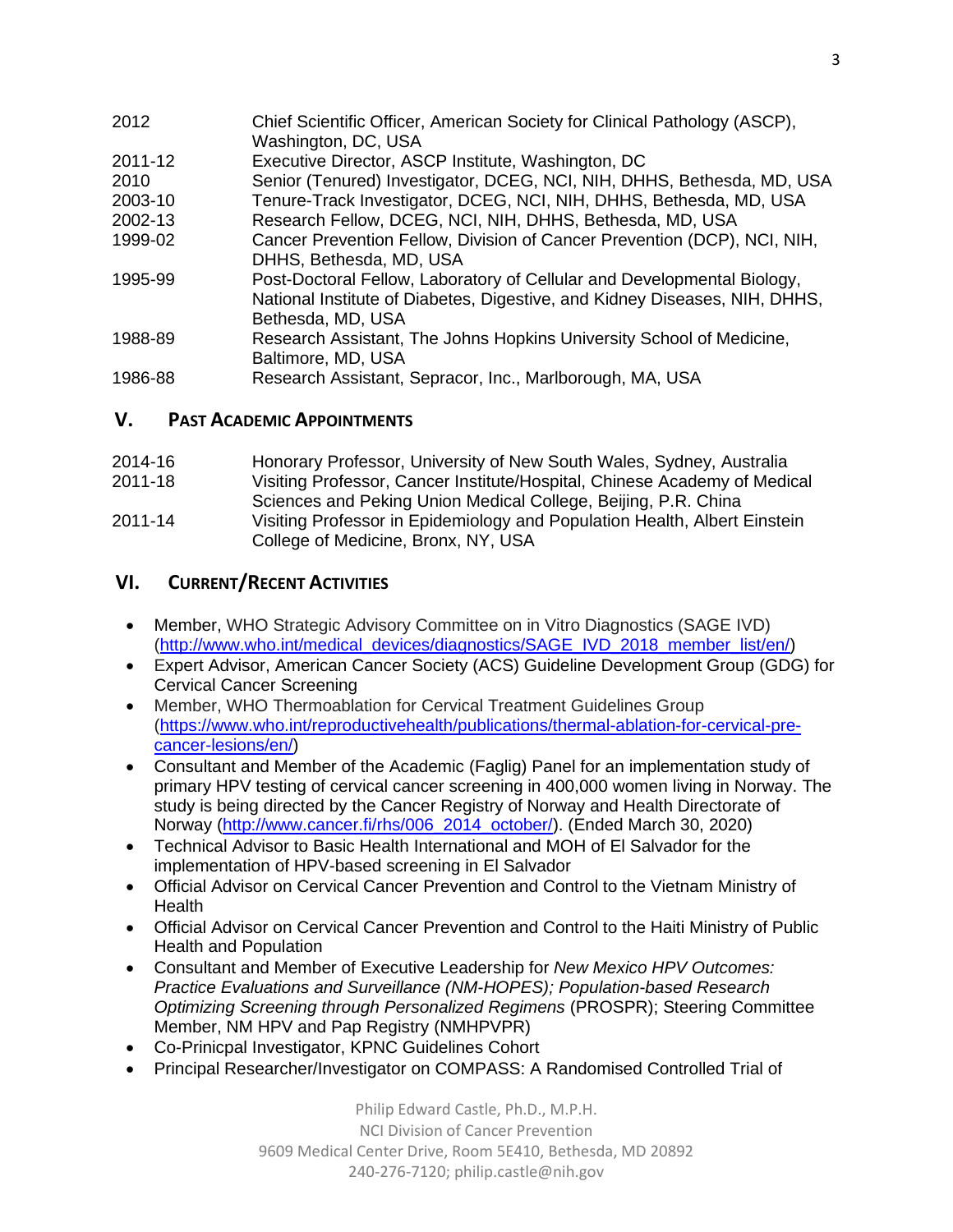| | |
|---|---|
| 2012 | Chief Scientific Officer, American Society for Clinical Pathology (ASCP), Washington, DC, USA |
| 2011-12 | Executive Director, ASCP Institute, Washington, DC |
| 2010 | Senior (Tenured) Investigator, DCEG, NCI, NIH, DHHS, Bethesda, MD, USA |
| 2003-10 | Tenure-Track Investigator, DCEG, NCI, NIH, DHHS, Bethesda, MD, USA |
| 2002-13 | Research Fellow, DCEG, NCI, NIH, DHHS, Bethesda, MD, USA |
| 1999-02 | Cancer Prevention Fellow, Division of Cancer Prevention (DCP), NCI, NIH, DHHS, Bethesda, MD, USA |
| 1995-99 | Post-Doctoral Fellow, Laboratory of Cellular and Developmental Biology, National Institute of Diabetes, Digestive, and Kidney Diseases, NIH, DHHS, Bethesda, MD, USA |
| 1988-89 | Research Assistant, The Johns Hopkins University School of Medicine, Baltimore, MD, USA |
| 1986-88 | Research Assistant, Sepracor, Inc., Marlborough, MA, USA |

## V. Past Academic Appointments

| | |
|---|---|
| 2014-16 | Honorary Professor, University of New South Wales, Sydney, Australia |
| 2011-18 | Visiting Professor, Cancer Institute/Hospital, Chinese Academy of Medical Sciences and Peking Union Medical College, Beijing, P.R. China |
| 2011-14 | Visiting Professor in Epidemiology and Population Health, Albert Einstein College of Medicine, Bronx, NY, USA |

## VI. Current/Recent Activities

- Member, WHO Strategic Advisory Committee on in Vitro Diagnostics (SAGE IVD) (http://www.who.int/medical_devices/diagnostics/SAGE_IVD_2018_member_list/en/)
- Expert Advisor, American Cancer Society (ACS) Guideline Development Group (GDG) for Cervical Cancer Screening
- Member, WHO Thermoablation for Cervical Treatment Guidelines Group (https://www.who.int/reproductivehealth/publications/thermal-ablation-for-cervical-pre-cancer-lesions/en/)
- Consultant and Member of the Academic (Faglig) Panel for an implementation study of primary HPV testing of cervical cancer screening in 400,000 women living in Norway. The study is being directed by the Cancer Registry of Norway and Health Directorate of Norway (http://www.cancer.fi/rhs/006_2014_october/). (Ended March 30, 2020)
- Technical Advisor to Basic Health International and MOH of El Salvador for the implementation of HPV-based screening in El Salvador
- Official Advisor on Cervical Cancer Prevention and Control to the Vietnam Ministry of Health
- Official Advisor on Cervical Cancer Prevention and Control to the Haiti Ministry of Public Health and Population
- Consultant and Member of Executive Leadership for *New Mexico HPV Outcomes: Practice Evaluations and Surveillance (NM-HOPES); Population-based Research Optimizing Screening through Personalized Regimens* (PROSPR); Steering Committee Member, NM HPV and Pap Registry (NMHPVPR)
- Co-Prinicpal Investigator, KPNC Guidelines Cohort
- Principal Researcher/Investigator on COMPASS: A Randomised Controlled Trial of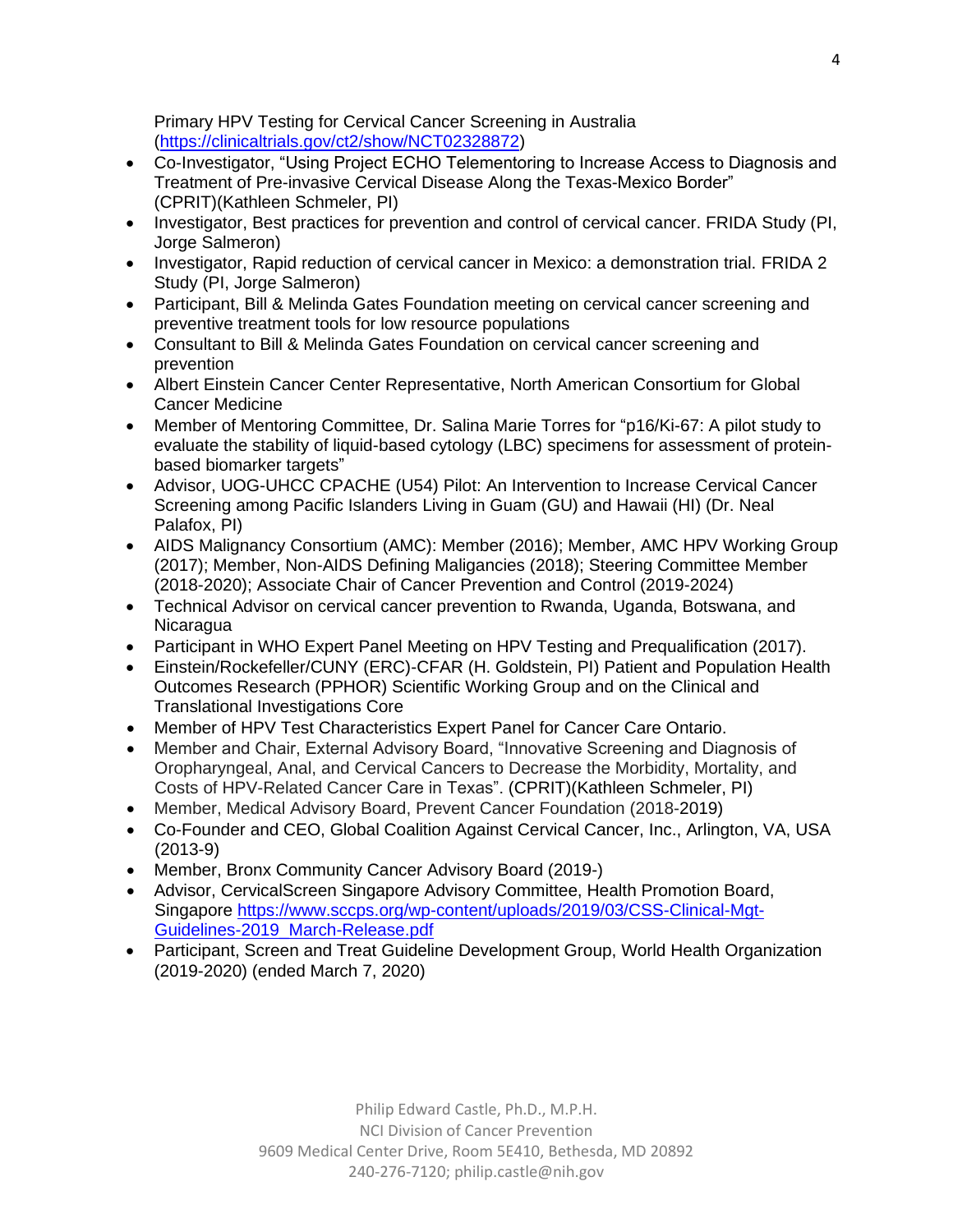Primary HPV Testing for Cervical Cancer Screening in Australia (https://clinicaltrials.gov/ct2/show/NCT02328872)

- Co-Investigator, "Using Project ECHO Telementoring to Increase Access to Diagnosis and Treatment of Pre-invasive Cervical Disease Along the Texas-Mexico Border" (CPRIT)(Kathleen Schmeler, PI)
- Investigator, Best practices for prevention and control of cervical cancer. FRIDA Study (PI, Jorge Salmeron)
- Investigator, Rapid reduction of cervical cancer in Mexico: a demonstration trial. FRIDA 2 Study (PI, Jorge Salmeron)
- Participant, Bill & Melinda Gates Foundation meeting on cervical cancer screening and preventive treatment tools for low resource populations
- Consultant to Bill & Melinda Gates Foundation on cervical cancer screening and prevention
- Albert Einstein Cancer Center Representative, North American Consortium for Global Cancer Medicine
- Member of Mentoring Committee, Dr. Salina Marie Torres for "p16/Ki-67: A pilot study to evaluate the stability of liquid-based cytology (LBC) specimens for assessment of protein-based biomarker targets"
- Advisor, UOG-UHCC CPACHE (U54) Pilot: An Intervention to Increase Cervical Cancer Screening among Pacific Islanders Living in Guam (GU) and Hawaii (HI) (Dr. Neal Palafox, PI)
- AIDS Malignancy Consortium (AMC): Member (2016); Member, AMC HPV Working Group (2017); Member, Non-AIDS Defining Maligancies (2018); Steering Committee Member (2018-2020); Associate Chair of Cancer Prevention and Control (2019-2024)
- Technical Advisor on cervical cancer prevention to Rwanda, Uganda, Botswana, and Nicaragua
- Participant in WHO Expert Panel Meeting on HPV Testing and Prequalification (2017).
- Einstein/Rockefeller/CUNY (ERC)-CFAR (H. Goldstein, PI) Patient and Population Health Outcomes Research (PPHOR) Scientific Working Group and on the Clinical and Translational Investigations Core
- Member of HPV Test Characteristics Expert Panel for Cancer Care Ontario.
- Member and Chair, External Advisory Board, "Innovative Screening and Diagnosis of Oropharyngeal, Anal, and Cervical Cancers to Decrease the Morbidity, Mortality, and Costs of HPV-Related Cancer Care in Texas". (CPRIT)(Kathleen Schmeler, PI)
- Member, Medical Advisory Board, Prevent Cancer Foundation (2018-2019)
- Co-Founder and CEO, Global Coalition Against Cervical Cancer, Inc., Arlington, VA, USA (2013-9)
- Member, Bronx Community Cancer Advisory Board (2019-)
- Advisor, CervicalScreen Singapore Advisory Committee, Health Promotion Board, Singapore https://www.sccps.org/wp-content/uploads/2019/03/CSS-Clinical-Mgt-Guidelines-2019_March-Release.pdf
- Participant, Screen and Treat Guideline Development Group, World Health Organization (2019-2020) (ended March 7, 2020)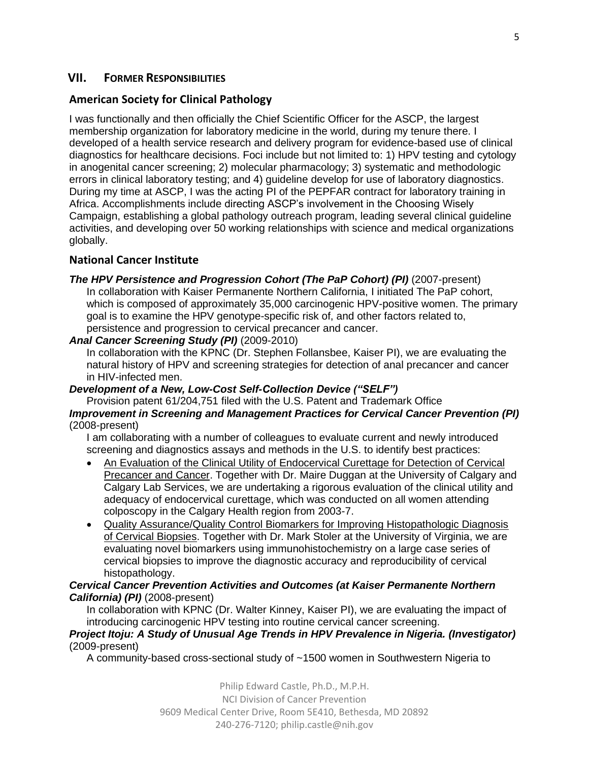## VII. Former Responsibilities

### American Society for Clinical Pathology

I was functionally and then officially the Chief Scientific Officer for the ASCP, the largest membership organization for laboratory medicine in the world, during my tenure there. I developed of a health service research and delivery program for evidence-based use of clinical diagnostics for healthcare decisions. Foci include but not limited to: 1) HPV testing and cytology in anogenital cancer screening; 2) molecular pharmacology; 3) systematic and methodologic errors in clinical laboratory testing; and 4) guideline develop for use of laboratory diagnostics. During my time at ASCP, I was the acting PI of the PEPFAR contract for laboratory training in Africa. Accomplishments include directing ASCP's involvement in the Choosing Wisely Campaign, establishing a global pathology outreach program, leading several clinical guideline activities, and developing over 50 working relationships with science and medical organizations globally.

### National Cancer Institute

***The HPV Persistence and Progression Cohort (The PaP Cohort) (PI)*** (2007-present)

In collaboration with Kaiser Permanente Northern California, I initiated The PaP cohort, which is composed of approximately 35,000 carcinogenic HPV-positive women. The primary goal is to examine the HPV genotype-specific risk of, and other factors related to, persistence and progression to cervical precancer and cancer.

***Anal Cancer Screening Study (PI)*** (2009-2010)

In collaboration with the KPNC (Dr. Stephen Follansbee, Kaiser PI), we are evaluating the natural history of HPV and screening strategies for detection of anal precancer and cancer in HIV-infected men.

***Development of a New, Low-Cost Self-Collection Device ("SELF")***

Provision patent 61/204,751 filed with the U.S. Patent and Trademark Office

***Improvement in Screening and Management Practices for Cervical Cancer Prevention (PI)*** (2008-present)

I am collaborating with a number of colleagues to evaluate current and newly introduced screening and diagnostics assays and methods in the U.S. to identify best practices:

- An Evaluation of the Clinical Utility of Endocervical Curettage for Detection of Cervical Precancer and Cancer. Together with Dr. Maire Duggan at the University of Calgary and Calgary Lab Services, we are undertaking a rigorous evaluation of the clinical utility and adequacy of endocervical curettage, which was conducted on all women attending colposcopy in the Calgary Health region from 2003-7.
- Quality Assurance/Quality Control Biomarkers for Improving Histopathologic Diagnosis of Cervical Biopsies. Together with Dr. Mark Stoler at the University of Virginia, we are evaluating novel biomarkers using immunohistochemistry on a large case series of cervical biopsies to improve the diagnostic accuracy and reproducibility of cervical histopathology.

***Cervical Cancer Prevention Activities and Outcomes (at Kaiser Permanente Northern California) (PI)*** (2008-present)

In collaboration with KPNC (Dr. Walter Kinney, Kaiser PI), we are evaluating the impact of introducing carcinogenic HPV testing into routine cervical cancer screening.

***Project Itoju: A Study of Unusual Age Trends in HPV Prevalence in Nigeria. (Investigator)*** (2009-present)

A community-based cross-sectional study of ~1500 women in Southwestern Nigeria to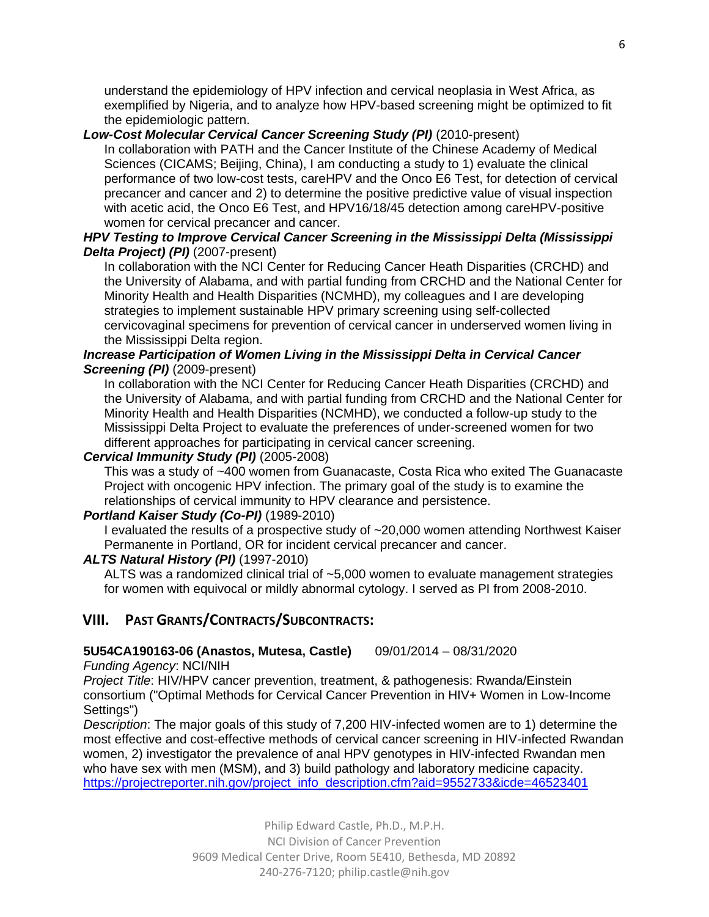understand the epidemiology of HPV infection and cervical neoplasia in West Africa, as exemplified by Nigeria, and to analyze how HPV-based screening might be optimized to fit the epidemiologic pattern.

***Low-Cost Molecular Cervical Cancer Screening Study (PI)*** (2010-present)

In collaboration with PATH and the Cancer Institute of the Chinese Academy of Medical Sciences (CICAMS; Beijing, China), I am conducting a study to 1) evaluate the clinical performance of two low-cost tests, careHPV and the Onco E6 Test, for detection of cervical precancer and cancer and 2) to determine the positive predictive value of visual inspection with acetic acid, the Onco E6 Test, and HPV16/18/45 detection among careHPV-positive women for cervical precancer and cancer.

***HPV Testing to Improve Cervical Cancer Screening in the Mississippi Delta (Mississippi Delta Project) (PI)*** (2007-present)

In collaboration with the NCI Center for Reducing Cancer Heath Disparities (CRCHD) and the University of Alabama, and with partial funding from CRCHD and the National Center for Minority Health and Health Disparities (NCMHD), my colleagues and I are developing strategies to implement sustainable HPV primary screening using self-collected cervicovaginal specimens for prevention of cervical cancer in underserved women living in the Mississippi Delta region.

***Increase Participation of Women Living in the Mississippi Delta in Cervical Cancer Screening (PI)*** (2009-present)

In collaboration with the NCI Center for Reducing Cancer Heath Disparities (CRCHD) and the University of Alabama, and with partial funding from CRCHD and the National Center for Minority Health and Health Disparities (NCMHD), we conducted a follow-up study to the Mississippi Delta Project to evaluate the preferences of under-screened women for two different approaches for participating in cervical cancer screening.

***Cervical Immunity Study (PI)*** (2005-2008)

This was a study of ~400 women from Guanacaste, Costa Rica who exited The Guanacaste Project with oncogenic HPV infection. The primary goal of the study is to examine the relationships of cervical immunity to HPV clearance and persistence.

***Portland Kaiser Study (Co-PI)*** (1989-2010)

I evaluated the results of a prospective study of ~20,000 women attending Northwest Kaiser Permanente in Portland, OR for incident cervical precancer and cancer.

***ALTS Natural History (PI)*** (1997-2010)

ALTS was a randomized clinical trial of ~5,000 women to evaluate management strategies for women with equivocal or mildly abnormal cytology. I served as PI from 2008-2010.

## VIII. Past Grants/Contracts/Subcontracts:

**5U54CA190163-06 (Anastos, Mutesa, Castle)** 09/01/2014 – 08/31/2020

*Funding Agency*: NCI/NIH

*Project Title*: HIV/HPV cancer prevention, treatment, & pathogenesis: Rwanda/Einstein consortium ("Optimal Methods for Cervical Cancer Prevention in HIV+ Women in Low-Income Settings")

*Description*: The major goals of this study of 7,200 HIV-infected women are to 1) determine the most effective and cost-effective methods of cervical cancer screening in HIV-infected Rwandan women, 2) investigator the prevalence of anal HPV genotypes in HIV-infected Rwandan men who have sex with men (MSM), and 3) build pathology and laboratory medicine capacity.

https://projectreporter.nih.gov/project_info_description.cfm?aid=9552733&icde=46523401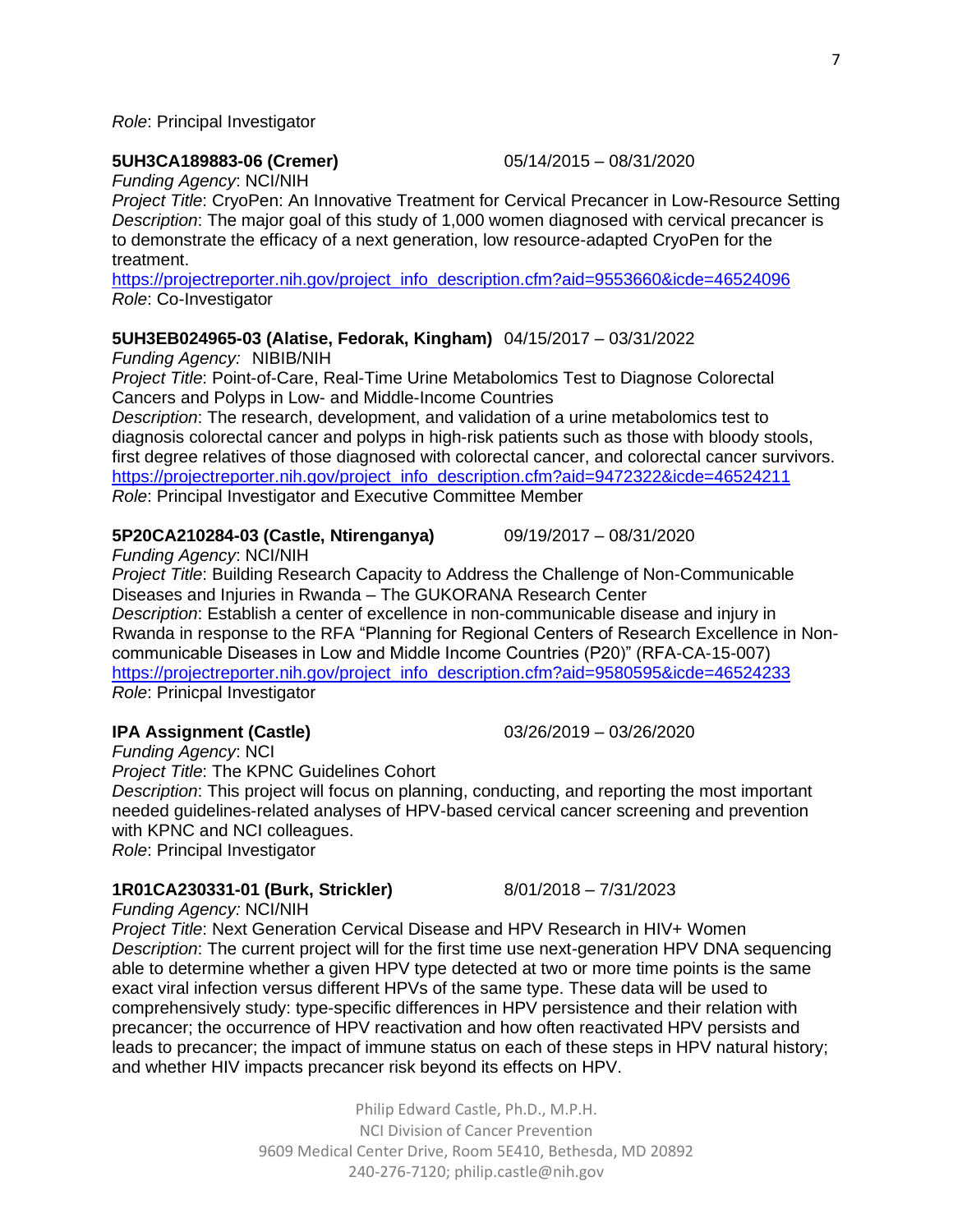*Role*: Principal Investigator

**5UH3CA189883-06 (Cremer)** 05/14/2015 – 08/31/2020
*Funding Agency*: NCI/NIH
*Project Title*: CryoPen: An Innovative Treatment for Cervical Precancer in Low-Resource Setting
*Description*: The major goal of this study of 1,000 women diagnosed with cervical precancer is to demonstrate the efficacy of a next generation, low resource-adapted CryoPen for the treatment.
https://projectreporter.nih.gov/project_info_description.cfm?aid=9553660&icde=46524096
*Role*: Co-Investigator

**5UH3EB024965-03 (Alatise, Fedorak, Kingham)** 04/15/2017 – 03/31/2022
*Funding Agency:* NIBIB/NIH
*Project Title*: Point-of-Care, Real-Time Urine Metabolomics Test to Diagnose Colorectal Cancers and Polyps in Low- and Middle-Income Countries
*Description*: The research, development, and validation of a urine metabolomics test to diagnosis colorectal cancer and polyps in high-risk patients such as those with bloody stools, first degree relatives of those diagnosed with colorectal cancer, and colorectal cancer survivors.
https://projectreporter.nih.gov/project_info_description.cfm?aid=9472322&icde=46524211
*Role*: Principal Investigator and Executive Committee Member

**5P20CA210284-03 (Castle, Ntirenganya)** 09/19/2017 – 08/31/2020
*Funding Agency*: NCI/NIH
*Project Title*: Building Research Capacity to Address the Challenge of Non-Communicable Diseases and Injuries in Rwanda – The GUKORANA Research Center
*Description*: Establish a center of excellence in non-communicable disease and injury in Rwanda in response to the RFA "Planning for Regional Centers of Research Excellence in Non-communicable Diseases in Low and Middle Income Countries (P20)" (RFA-CA-15-007)
https://projectreporter.nih.gov/project_info_description.cfm?aid=9580595&icde=46524233
*Role*: Prinicpal Investigator

**IPA Assignment (Castle)** 03/26/2019 – 03/26/2020
*Funding Agency*: NCI
*Project Title*: The KPNC Guidelines Cohort
*Description*: This project will focus on planning, conducting, and reporting the most important needed guidelines-related analyses of HPV-based cervical cancer screening and prevention with KPNC and NCI colleagues.
*Role*: Principal Investigator

**1R01CA230331-01 (Burk, Strickler)** 8/01/2018 – 7/31/2023
*Funding Agency:* NCI/NIH
*Project Title*: Next Generation Cervical Disease and HPV Research in HIV+ Women
*Description*: The current project will for the first time use next-generation HPV DNA sequencing able to determine whether a given HPV type detected at two or more time points is the same exact viral infection versus different HPVs of the same type. These data will be used to comprehensively study: type-specific differences in HPV persistence and their relation with precancer; the occurrence of HPV reactivation and how often reactivated HPV persists and leads to precancer; the impact of immune status on each of these steps in HPV natural history; and whether HIV impacts precancer risk beyond its effects on HPV.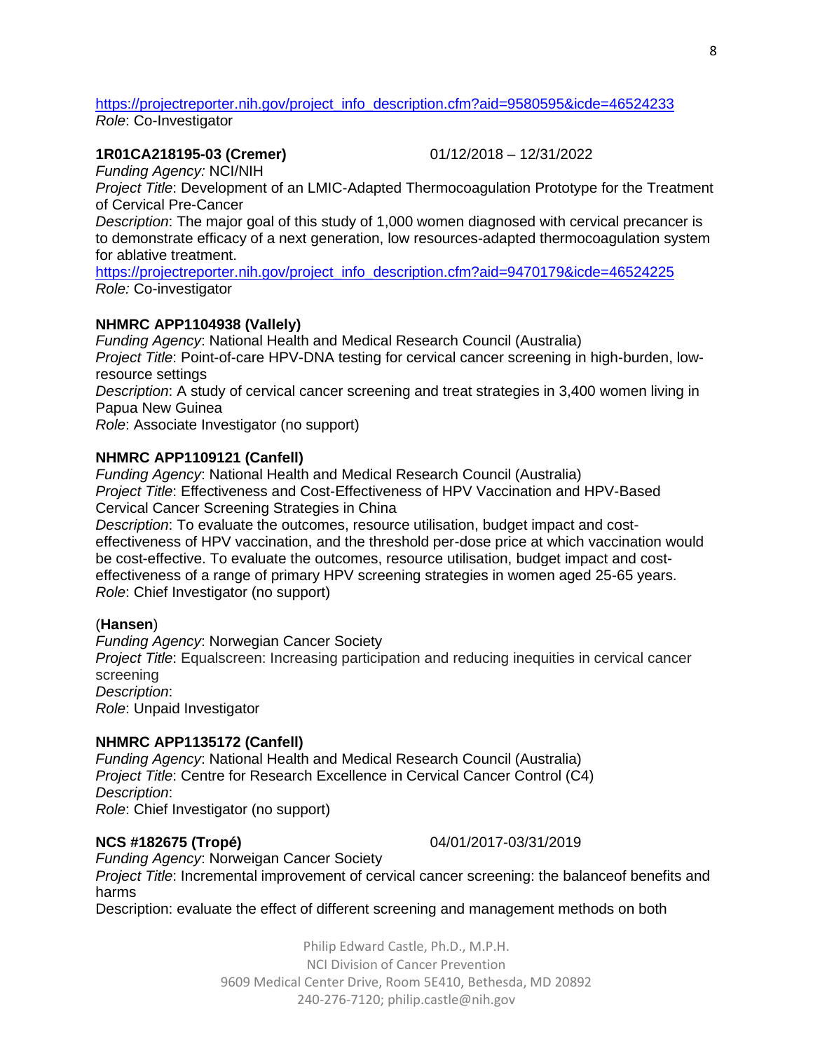https://projectreporter.nih.gov/project_info_description.cfm?aid=9580595&icde=46524233
*Role*: Co-Investigator

**1R01CA218195-03 (Cremer)** 01/12/2018 – 12/31/2022
*Funding Agency:* NCI/NIH
*Project Title*: Development of an LMIC-Adapted Thermocoagulation Prototype for the Treatment of Cervical Pre-Cancer
*Description*: The major goal of this study of 1,000 women diagnosed with cervical precancer is to demonstrate efficacy of a next generation, low resources-adapted thermocoagulation system for ablative treatment.
https://projectreporter.nih.gov/project_info_description.cfm?aid=9470179&icde=46524225
*Role:* Co-investigator

**NHMRC APP1104938 (Vallely)**
*Funding Agency*: National Health and Medical Research Council (Australia)
*Project Title*: Point-of-care HPV-DNA testing for cervical cancer screening in high-burden, low-resource settings
*Description*: A study of cervical cancer screening and treat strategies in 3,400 women living in Papua New Guinea
*Role*: Associate Investigator (no support)

**NHMRC APP1109121 (Canfell)**
*Funding Agency*: National Health and Medical Research Council (Australia)
*Project Title*: Effectiveness and Cost-Effectiveness of HPV Vaccination and HPV-Based Cervical Cancer Screening Strategies in China
*Description*: To evaluate the outcomes, resource utilisation, budget impact and cost-effectiveness of HPV vaccination, and the threshold per-dose price at which vaccination would be cost-effective. To evaluate the outcomes, resource utilisation, budget impact and cost-effectiveness of a range of primary HPV screening strategies in women aged 25-65 years.
*Role*: Chief Investigator (no support)

(**Hansen**)
*Funding Agency*: Norwegian Cancer Society
*Project Title*: Equalscreen: Increasing participation and reducing inequities in cervical cancer screening
*Description*:
*Role*: Unpaid Investigator

**NHMRC APP1135172 (Canfell)**
*Funding Agency*: National Health and Medical Research Council (Australia)
*Project Title*: Centre for Research Excellence in Cervical Cancer Control (C4)
*Description*:
*Role*: Chief Investigator (no support)

**NCS #182675 (Tropé)** 04/01/2017-03/31/2019
*Funding Agency*: Norweigan Cancer Society
*Project Title*: Incremental improvement of cervical cancer screening: the balanceof benefits and harms
Description: evaluate the effect of different screening and management methods on both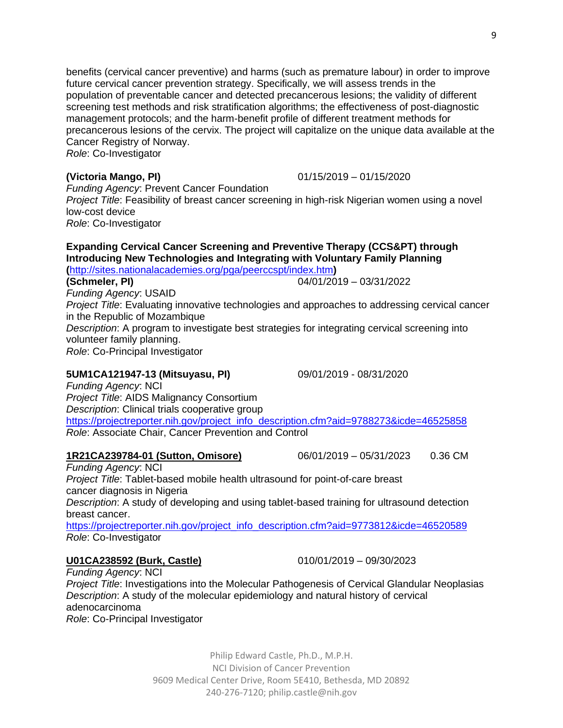benefits (cervical cancer preventive) and harms (such as premature labour) in order to improve future cervical cancer prevention strategy. Specifically, we will assess trends in the population of preventable cancer and detected precancerous lesions; the validity of different screening test methods and risk stratification algorithms; the effectiveness of post-diagnostic management protocols; and the harm-benefit profile of different treatment methods for precancerous lesions of the cervix. The project will capitalize on the unique data available at the Cancer Registry of Norway.
*Role*: Co-Investigator

**(Victoria Mango, PI)** 01/15/2019 – 01/15/2020
*Funding Agency*: Prevent Cancer Foundation
*Project Title*: Feasibility of breast cancer screening in high-risk Nigerian women using a novel low-cost device
*Role*: Co-Investigator

**Expanding Cervical Cancer Screening and Preventive Therapy (CCS&PT) through Introducing New Technologies and Integrating with Voluntary Family Planning ([http://sites.nationalacademies.org/pga/peerccspt/index.htm](http://sites.nationalacademies.org/pga/peerccspt/index.htm))**
**(Schmeler, PI)** 04/01/2019 – 03/31/2022
*Funding Agency*: USAID
*Project Title*: Evaluating innovative technologies and approaches to addressing cervical cancer in the Republic of Mozambique
*Description*: A program to investigate best strategies for integrating cervical screening into volunteer family planning.
*Role*: Co-Principal Investigator

**5UM1CA121947-13 (Mitsuyasu, PI)** 09/01/2019 - 08/31/2020
*Funding Agency*: NCI
*Project Title*: AIDS Malignancy Consortium
*Description*: Clinical trials cooperative group
[https://projectreporter.nih.gov/project_info_description.cfm?aid=9788273&icde=46525858](https://projectreporter.nih.gov/project_info_description.cfm?aid=9788273&icde=46525858)
*Role*: Associate Chair, Cancer Prevention and Control

**1R21CA239784-01 (Sutton, Omisore)** 06/01/2019 – 05/31/2023 0.36 CM
*Funding Agency*: NCI
*Project Title*: Tablet-based mobile health ultrasound for point-of-care breast cancer diagnosis in Nigeria
*Description*: A study of developing and using tablet-based training for ultrasound detection breast cancer.
[https://projectreporter.nih.gov/project_info_description.cfm?aid=9773812&icde=46520589](https://projectreporter.nih.gov/project_info_description.cfm?aid=9773812&icde=46520589)
*Role*: Co-Investigator

**U01CA238592 (Burk, Castle)** 010/01/2019 – 09/30/2023
*Funding Agency*: NCI
*Project Title*: Investigations into the Molecular Pathogenesis of Cervical Glandular Neoplasias
*Description*: A study of the molecular epidemiology and natural history of cervical adenocarcinoma
*Role*: Co-Principal Investigator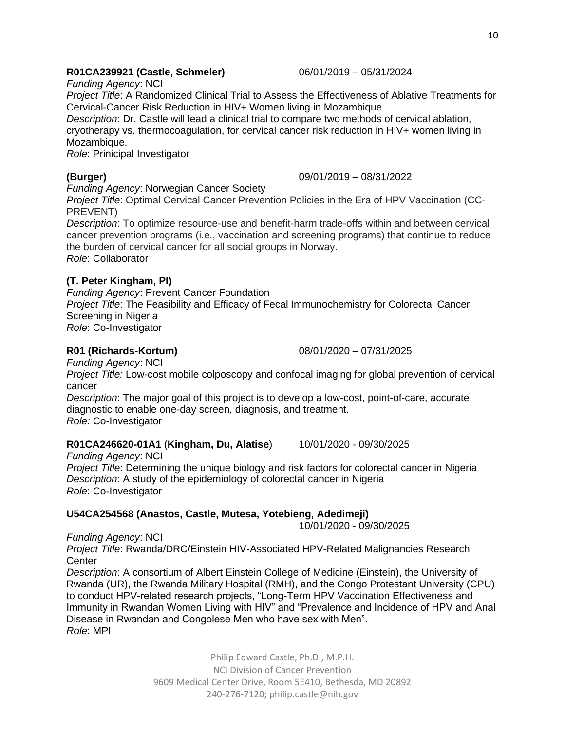**R01CA239921 (Castle, Schmeler)** 06/01/2019 – 05/31/2024

*Funding Agency*: NCI

*Project Title*: A Randomized Clinical Trial to Assess the Effectiveness of Ablative Treatments for Cervical-Cancer Risk Reduction in HIV+ Women living in Mozambique

*Description*: Dr. Castle will lead a clinical trial to compare two methods of cervical ablation, cryotherapy vs. thermocoagulation, for cervical cancer risk reduction in HIV+ women living in Mozambique.

*Role*: Prinicipal Investigator

**(Burger)** 09/01/2019 – 08/31/2022

*Funding Agency*: Norwegian Cancer Society

*Project Title*: Optimal Cervical Cancer Prevention Policies in the Era of HPV Vaccination (CC-PREVENT)

*Description*: To optimize resource-use and benefit-harm trade-offs within and between cervical cancer prevention programs (i.e., vaccination and screening programs) that continue to reduce the burden of cervical cancer for all social groups in Norway.

*Role*: Collaborator

**(T. Peter Kingham, PI)**

*Funding Agency*: Prevent Cancer Foundation

*Project Title*: The Feasibility and Efficacy of Fecal Immunochemistry for Colorectal Cancer Screening in Nigeria

*Role*: Co-Investigator

**R01 (Richards-Kortum)** 08/01/2020 – 07/31/2025

*Funding Agency*: NCI

*Project Title:* Low-cost mobile colposcopy and confocal imaging for global prevention of cervical cancer

*Description*: The major goal of this project is to develop a low-cost, point-of-care, accurate diagnostic to enable one-day screen, diagnosis, and treatment.

*Role:* Co-Investigator

**R01CA246620-01A1** (**Kingham, Du, Alatise**) 10/01/2020 - 09/30/2025

*Funding Agency*: NCI

*Project Title*: Determining the unique biology and risk factors for colorectal cancer in Nigeria

*Description*: A study of the epidemiology of colorectal cancer in Nigeria

*Role*: Co-Investigator

**U54CA254568 (Anastos, Castle, Mutesa, Yotebieng, Adedimeji)** 10/01/2020 - 09/30/2025

*Funding Agency*: NCI

*Project Title*: Rwanda/DRC/Einstein HIV-Associated HPV-Related Malignancies Research Center

*Description*: A consortium of Albert Einstein College of Medicine (Einstein), the University of Rwanda (UR), the Rwanda Military Hospital (RMH), and the Congo Protestant University (CPU) to conduct HPV-related research projects, "Long-Term HPV Vaccination Effectiveness and Immunity in Rwandan Women Living with HIV" and "Prevalence and Incidence of HPV and Anal Disease in Rwandan and Congolese Men who have sex with Men".

*Role*: MPI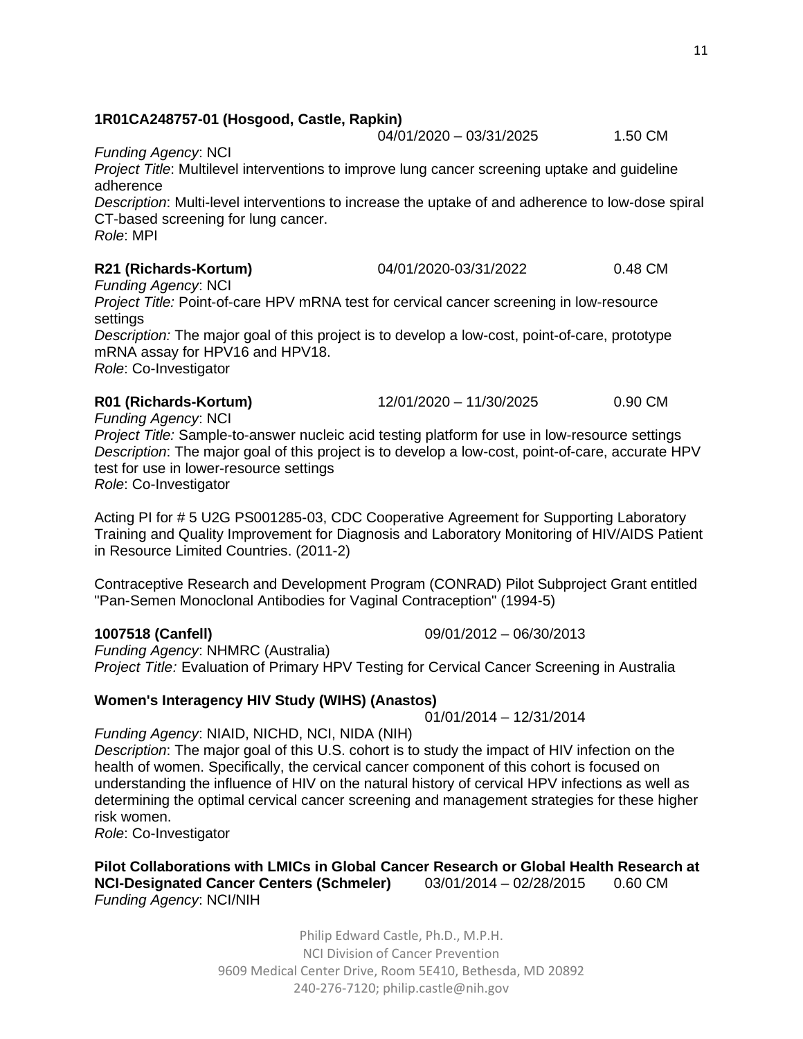**1R01CA248757-01 (Hosgood, Castle, Rapkin)**
04/01/2020 – 03/31/2025 1.50 CM

*Funding Agency*: NCI
*Project Title*: Multilevel interventions to improve lung cancer screening uptake and guideline adherence
*Description*: Multi-level interventions to increase the uptake of and adherence to low-dose spiral CT-based screening for lung cancer.
*Role*: MPI

**R21 (Richards-Kortum)** 04/01/2020-03/31/2022 0.48 CM
*Funding Agency*: NCI
*Project Title:* Point-of-care HPV mRNA test for cervical cancer screening in low-resource settings
*Description:* The major goal of this project is to develop a low-cost, point-of-care, prototype mRNA assay for HPV16 and HPV18.
*Role*: Co-Investigator

**R01 (Richards-Kortum)** 12/01/2020 – 11/30/2025 0.90 CM
*Funding Agency*: NCI
*Project Title:* Sample-to-answer nucleic acid testing platform for use in low-resource settings
*Description*: The major goal of this project is to develop a low-cost, point-of-care, accurate HPV test for use in lower-resource settings
*Role*: Co-Investigator

Acting PI for # 5 U2G PS001285-03, CDC Cooperative Agreement for Supporting Laboratory Training and Quality Improvement for Diagnosis and Laboratory Monitoring of HIV/AIDS Patient in Resource Limited Countries. (2011-2)

Contraceptive Research and Development Program (CONRAD) Pilot Subproject Grant entitled "Pan-Semen Monoclonal Antibodies for Vaginal Contraception" (1994-5)

**1007518 (Canfell)** 09/01/2012 – 06/30/2013
*Funding Agency*: NHMRC (Australia)
*Project Title:* Evaluation of Primary HPV Testing for Cervical Cancer Screening in Australia

**Women's Interagency HIV Study (WIHS) (Anastos)**
01/01/2014 – 12/31/2014

*Funding Agency*: NIAID, NICHD, NCI, NIDA (NIH)
*Description*: The major goal of this U.S. cohort is to study the impact of HIV infection on the health of women. Specifically, the cervical cancer component of this cohort is focused on understanding the influence of HIV on the natural history of cervical HPV infections as well as determining the optimal cervical cancer screening and management strategies for these higher risk women.
*Role*: Co-Investigator

**Pilot Collaborations with LMICs in Global Cancer Research or Global Health Research at NCI-Designated Cancer Centers (Schmeler)** 03/01/2014 – 02/28/2015 0.60 CM
*Funding Agency*: NCI/NIH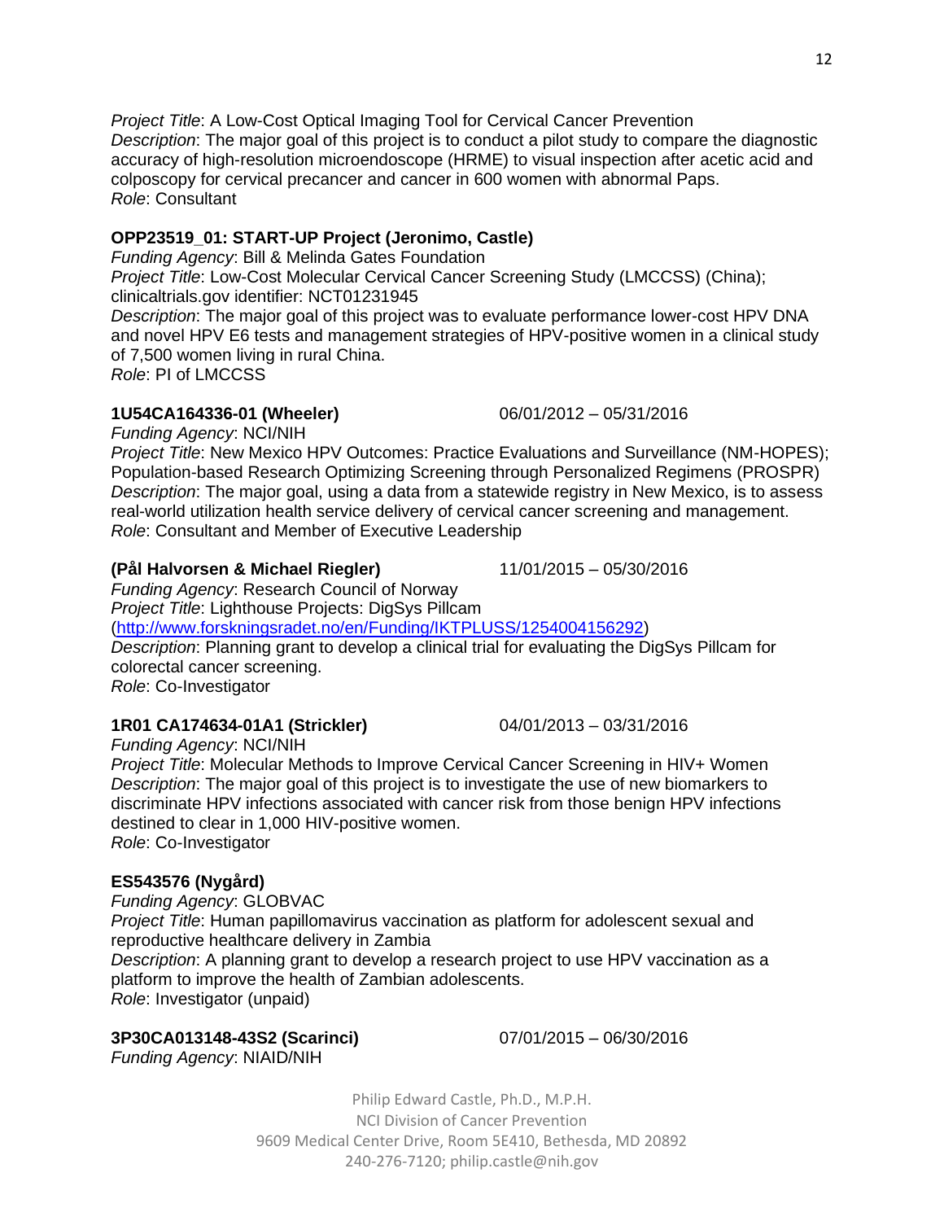*Project Title*: A Low-Cost Optical Imaging Tool for Cervical Cancer Prevention
*Description*: The major goal of this project is to conduct a pilot study to compare the diagnostic accuracy of high-resolution microendoscope (HRME) to visual inspection after acetic acid and colposcopy for cervical precancer and cancer in 600 women with abnormal Paps.
*Role*: Consultant

**OPP23519_01: START-UP Project (Jeronimo, Castle)**
*Funding Agency*: Bill & Melinda Gates Foundation
*Project Title*: Low-Cost Molecular Cervical Cancer Screening Study (LMCCSS) (China); clinicaltrials.gov identifier: NCT01231945
*Description*: The major goal of this project was to evaluate performance lower-cost HPV DNA and novel HPV E6 tests and management strategies of HPV-positive women in a clinical study of 7,500 women living in rural China.
*Role*: PI of LMCCSS

**1U54CA164336-01 (Wheeler)** 06/01/2012 – 05/31/2016
*Funding Agency*: NCI/NIH
*Project Title*: New Mexico HPV Outcomes: Practice Evaluations and Surveillance (NM-HOPES); Population-based Research Optimizing Screening through Personalized Regimens (PROSPR)
*Description*: The major goal, using a data from a statewide registry in New Mexico, is to assess real-world utilization health service delivery of cervical cancer screening and management.
*Role*: Consultant and Member of Executive Leadership

**(Pål Halvorsen & Michael Riegler)** 11/01/2015 – 05/30/2016
*Funding Agency*: Research Council of Norway
*Project Title*: Lighthouse Projects: DigSys Pillcam
(http://www.forskningsradet.no/en/Funding/IKTPLUSS/1254004156292)
*Description*: Planning grant to develop a clinical trial for evaluating the DigSys Pillcam for colorectal cancer screening.
*Role*: Co-Investigator

**1R01 CA174634-01A1 (Strickler)** 04/01/2013 – 03/31/2016
*Funding Agency*: NCI/NIH
*Project Title*: Molecular Methods to Improve Cervical Cancer Screening in HIV+ Women
*Description*: The major goal of this project is to investigate the use of new biomarkers to discriminate HPV infections associated with cancer risk from those benign HPV infections destined to clear in 1,000 HIV-positive women.
*Role*: Co-Investigator

**ES543576 (Nygård)**
*Funding Agency*: GLOBVAC
*Project Title*: Human papillomavirus vaccination as platform for adolescent sexual and reproductive healthcare delivery in Zambia
*Description*: A planning grant to develop a research project to use HPV vaccination as a platform to improve the health of Zambian adolescents.
*Role*: Investigator (unpaid)

**3P30CA013148-43S2 (Scarinci)** 07/01/2015 – 06/30/2016
*Funding Agency*: NIAID/NIH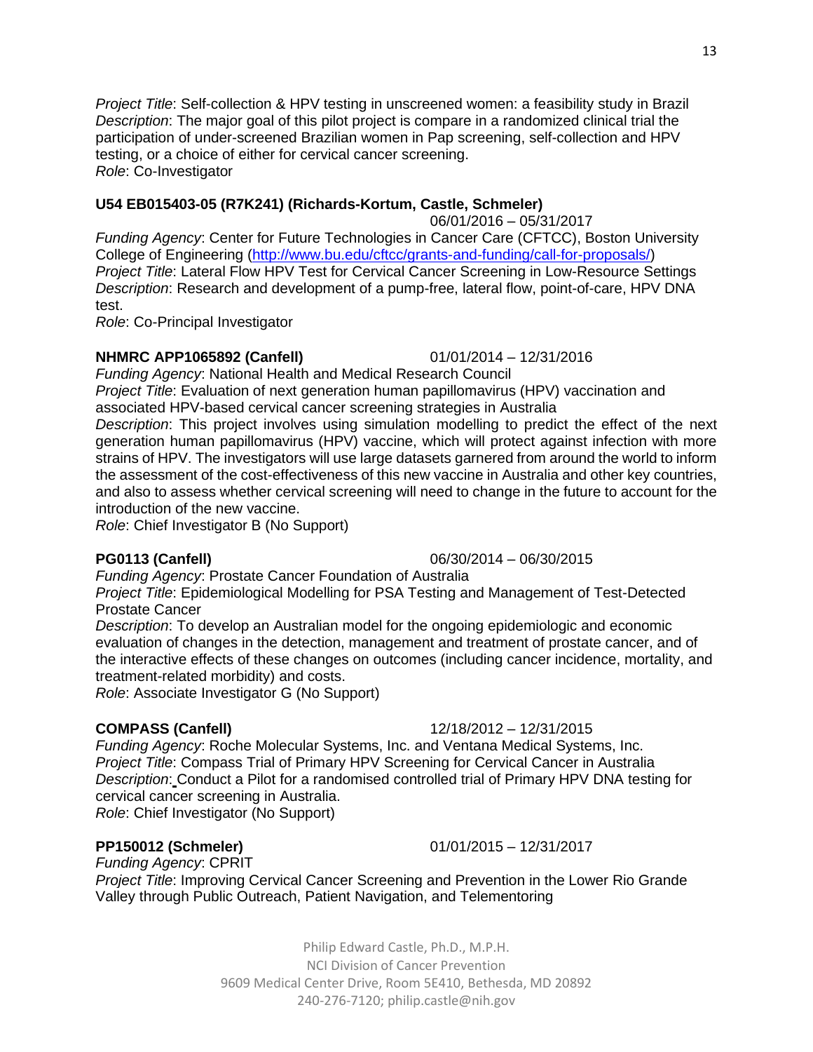*Project Title*: Self-collection & HPV testing in unscreened women: a feasibility study in Brazil
*Description*: The major goal of this pilot project is compare in a randomized clinical trial the participation of under-screened Brazilian women in Pap screening, self-collection and HPV testing, or a choice of either for cervical cancer screening.
*Role*: Co-Investigator

**U54 EB015403-05 (R7K241) (Richards-Kortum, Castle, Schmeler)** 06/01/2016 – 05/31/2017
*Funding Agency*: Center for Future Technologies in Cancer Care (CFTCC), Boston University College of Engineering (http://www.bu.edu/cftcc/grants-and-funding/call-for-proposals/)
*Project Title*: Lateral Flow HPV Test for Cervical Cancer Screening in Low-Resource Settings
*Description*: Research and development of a pump-free, lateral flow, point-of-care, HPV DNA test.
*Role*: Co-Principal Investigator

**NHMRC APP1065892 (Canfell)** 01/01/2014 – 12/31/2016
*Funding Agency*: National Health and Medical Research Council
*Project Title*: Evaluation of next generation human papillomavirus (HPV) vaccination and associated HPV-based cervical cancer screening strategies in Australia
*Description*: This project involves using simulation modelling to predict the effect of the next generation human papillomavirus (HPV) vaccine, which will protect against infection with more strains of HPV. The investigators will use large datasets garnered from around the world to inform the assessment of the cost-effectiveness of this new vaccine in Australia and other key countries, and also to assess whether cervical screening will need to change in the future to account for the introduction of the new vaccine.
*Role*: Chief Investigator B (No Support)

**PG0113 (Canfell)** 06/30/2014 – 06/30/2015
*Funding Agency*: Prostate Cancer Foundation of Australia
*Project Title*: Epidemiological Modelling for PSA Testing and Management of Test-Detected Prostate Cancer
*Description*: To develop an Australian model for the ongoing epidemiologic and economic evaluation of changes in the detection, management and treatment of prostate cancer, and of the interactive effects of these changes on outcomes (including cancer incidence, mortality, and treatment-related morbidity) and costs.
*Role*: Associate Investigator G (No Support)

**COMPASS (Canfell)** 12/18/2012 – 12/31/2015
*Funding Agency*: Roche Molecular Systems, Inc. and Ventana Medical Systems, Inc.
*Project Title*: Compass Trial of Primary HPV Screening for Cervical Cancer in Australia
*Description*: Conduct a Pilot for a randomised controlled trial of Primary HPV DNA testing for cervical cancer screening in Australia.
*Role*: Chief Investigator (No Support)

**PP150012 (Schmeler)** 01/01/2015 – 12/31/2017
*Funding Agency*: CPRIT
*Project Title*: Improving Cervical Cancer Screening and Prevention in the Lower Rio Grande Valley through Public Outreach, Patient Navigation, and Telementoring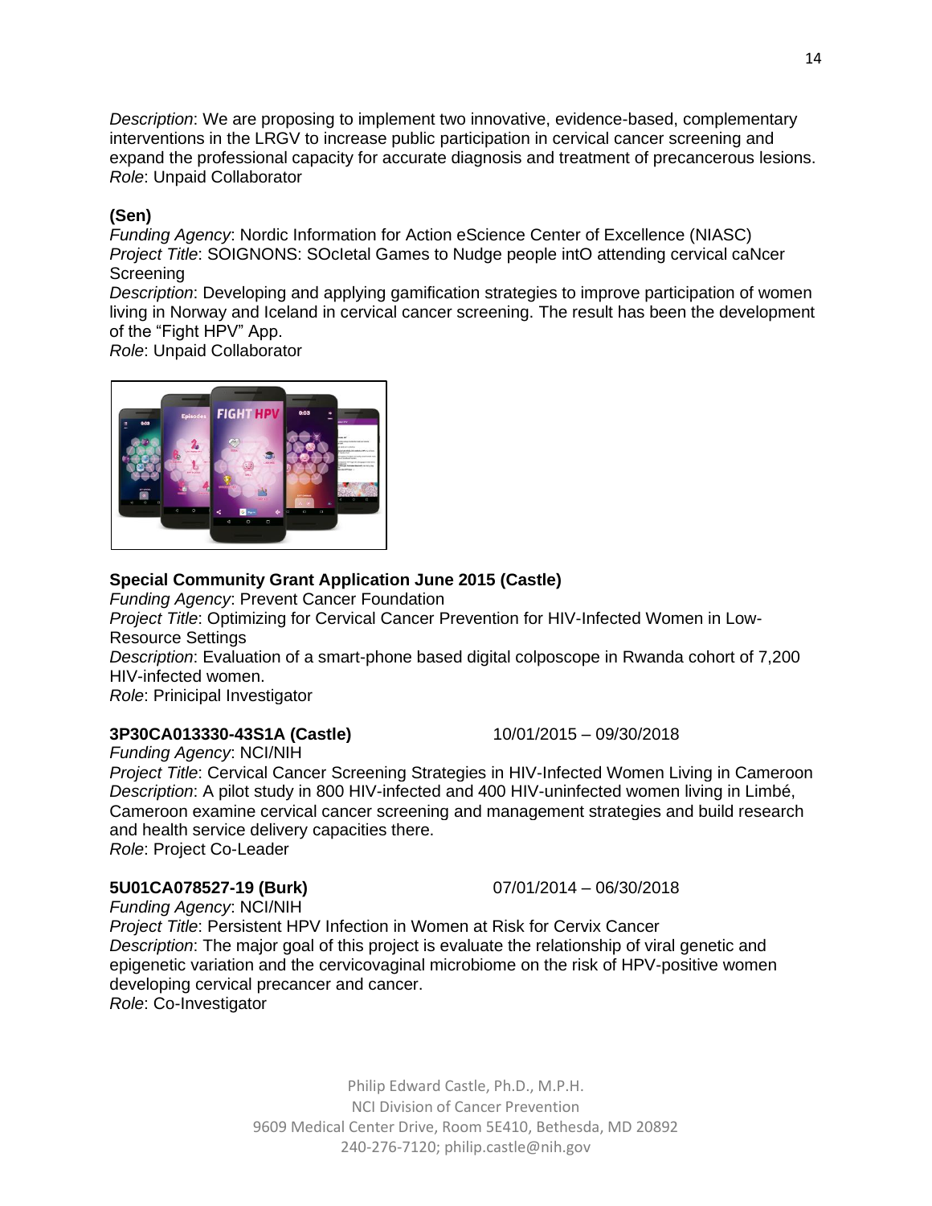*Description*: We are proposing to implement two innovative, evidence-based, complementary interventions in the LRGV to increase public participation in cervical cancer screening and expand the professional capacity for accurate diagnosis and treatment of precancerous lesions.
*Role*: Unpaid Collaborator

**(Sen)**
*Funding Agency*: Nordic Information for Action eScience Center of Excellence (NIASC)
*Project Title*: SOIGNONS: SOcIetal Games to Nudge people intO attending cervical caNcer Screening
*Description*: Developing and applying gamification strategies to improve participation of women living in Norway and Iceland in cervical cancer screening. The result has been the development of the "Fight HPV" App.
*Role*: Unpaid Collaborator

**Special Community Grant Application June 2015 (Castle)**
*Funding Agency*: Prevent Cancer Foundation
*Project Title*: Optimizing for Cervical Cancer Prevention for HIV-Infected Women in Low-Resource Settings
*Description*: Evaluation of a smart-phone based digital colposcope in Rwanda cohort of 7,200 HIV-infected women.
*Role*: Prinicipal Investigator

**3P30CA013330-43S1A (Castle)** 10/01/2015 – 09/30/2018
*Funding Agency*: NCI/NIH
*Project Title*: Cervical Cancer Screening Strategies in HIV-Infected Women Living in Cameroon
*Description*: A pilot study in 800 HIV-infected and 400 HIV-uninfected women living in Limbé, Cameroon examine cervical cancer screening and management strategies and build research and health service delivery capacities there.
*Role*: Project Co-Leader

**5U01CA078527-19 (Burk)** 07/01/2014 – 06/30/2018
*Funding Agency*: NCI/NIH
*Project Title*: Persistent HPV Infection in Women at Risk for Cervix Cancer
*Description*: The major goal of this project is evaluate the relationship of viral genetic and epigenetic variation and the cervicovaginal microbiome on the risk of HPV-positive women developing cervical precancer and cancer.
*Role*: Co-Investigator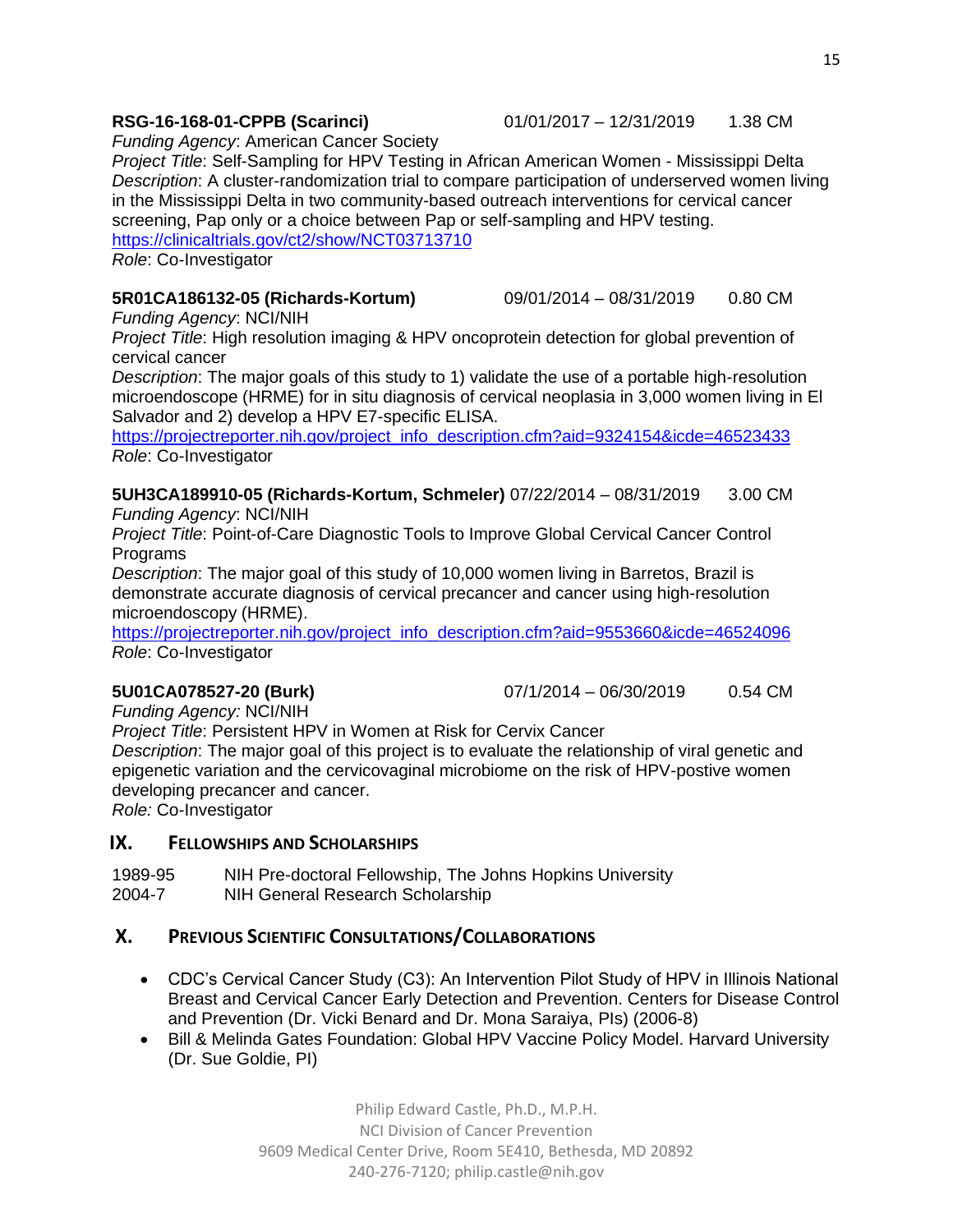**RSG-16-168-01-CPPB (Scarinci)** 01/01/2017 – 12/31/2019 1.38 CM

*Funding Agency*: American Cancer Society
*Project Title*: Self-Sampling for HPV Testing in African American Women - Mississippi Delta
*Description*: A cluster-randomization trial to compare participation of underserved women living in the Mississippi Delta in two community-based outreach interventions for cervical cancer screening, Pap only or a choice between Pap or self-sampling and HPV testing.
https://clinicaltrials.gov/ct2/show/NCT03713710
*Role*: Co-Investigator

**5R01CA186132-05 (Richards-Kortum)** 09/01/2014 – 08/31/2019 0.80 CM

*Funding Agency*: NCI/NIH
*Project Title*: High resolution imaging & HPV oncoprotein detection for global prevention of cervical cancer
*Description*: The major goals of this study to 1) validate the use of a portable high-resolution microendoscope (HRME) for in situ diagnosis of cervical neoplasia in 3,000 women living in El Salvador and 2) develop a HPV E7-specific ELISA.
https://projectreporter.nih.gov/project_info_description.cfm?aid=9324154&icde=46523433
*Role*: Co-Investigator

**5UH3CA189910-05 (Richards-Kortum, Schmeler)** 07/22/2014 – 08/31/2019 3.00 CM

*Funding Agency*: NCI/NIH
*Project Title*: Point-of-Care Diagnostic Tools to Improve Global Cervical Cancer Control Programs
*Description*: The major goal of this study of 10,000 women living in Barretos, Brazil is demonstrate accurate diagnosis of cervical precancer and cancer using high-resolution microendoscopy (HRME).
https://projectreporter.nih.gov/project_info_description.cfm?aid=9553660&icde=46524096
*Role*: Co-Investigator

**5U01CA078527-20 (Burk)** 07/1/2014 – 06/30/2019 0.54 CM

*Funding Agency:* NCI/NIH
*Project Title*: Persistent HPV in Women at Risk for Cervix Cancer
*Description*: The major goal of this project is to evaluate the relationship of viral genetic and epigenetic variation and the cervicovaginal microbiome on the risk of HPV-postive women developing precancer and cancer.
*Role:* Co-Investigator

## IX. Fellowships and Scholarships

1989-95 NIH Pre-doctoral Fellowship, The Johns Hopkins University
2004-7 NIH General Research Scholarship

## X. Previous Scientific Consultations/Collaborations

- CDC's Cervical Cancer Study (C3): An Intervention Pilot Study of HPV in Illinois National Breast and Cervical Cancer Early Detection and Prevention. Centers for Disease Control and Prevention (Dr. Vicki Benard and Dr. Mona Saraiya, PIs) (2006-8)
- Bill & Melinda Gates Foundation: Global HPV Vaccine Policy Model. Harvard University (Dr. Sue Goldie, PI)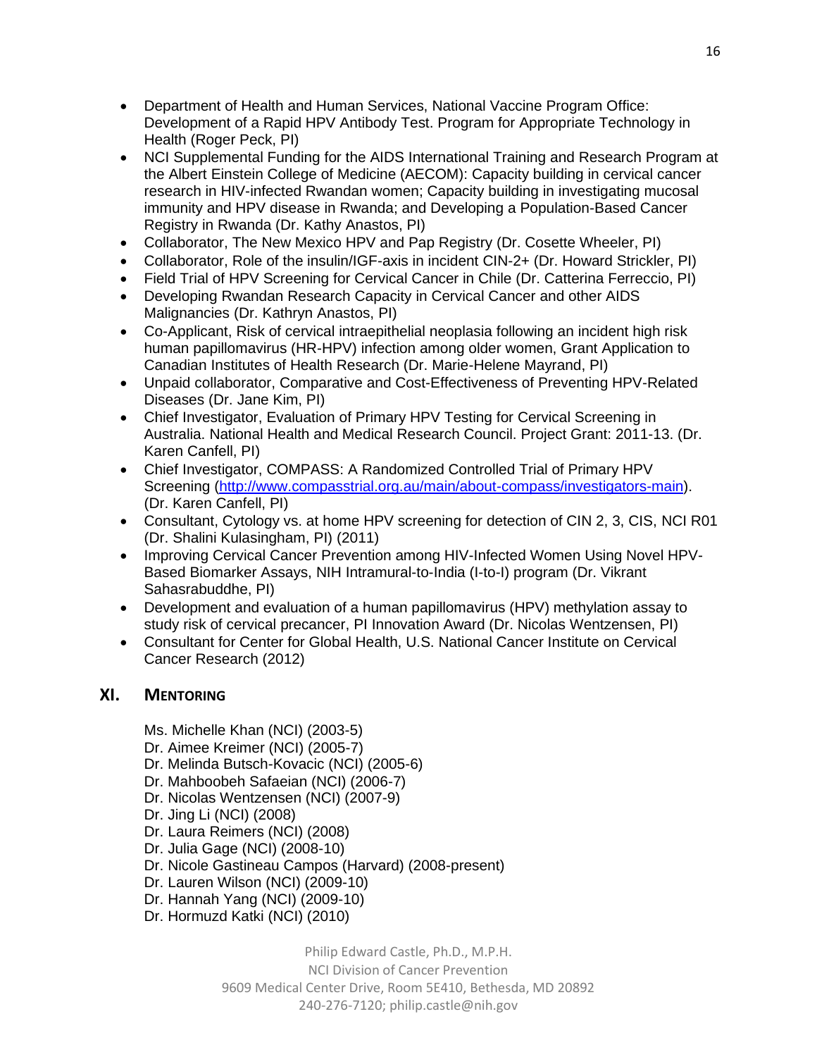- Department of Health and Human Services, National Vaccine Program Office: Development of a Rapid HPV Antibody Test. Program for Appropriate Technology in Health (Roger Peck, PI)
- NCI Supplemental Funding for the AIDS International Training and Research Program at the Albert Einstein College of Medicine (AECOM): Capacity building in cervical cancer research in HIV-infected Rwandan women; Capacity building in investigating mucosal immunity and HPV disease in Rwanda; and Developing a Population-Based Cancer Registry in Rwanda (Dr. Kathy Anastos, PI)
- Collaborator, The New Mexico HPV and Pap Registry (Dr. Cosette Wheeler, PI)
- Collaborator, Role of the insulin/IGF-axis in incident CIN-2+ (Dr. Howard Strickler, PI)
- Field Trial of HPV Screening for Cervical Cancer in Chile (Dr. Catterina Ferreccio, PI)
- Developing Rwandan Research Capacity in Cervical Cancer and other AIDS Malignancies (Dr. Kathryn Anastos, PI)
- Co-Applicant, Risk of cervical intraepithelial neoplasia following an incident high risk human papillomavirus (HR-HPV) infection among older women, Grant Application to Canadian Institutes of Health Research (Dr. Marie-Helene Mayrand, PI)
- Unpaid collaborator, Comparative and Cost-Effectiveness of Preventing HPV-Related Diseases (Dr. Jane Kim, PI)
- Chief Investigator, Evaluation of Primary HPV Testing for Cervical Screening in Australia. National Health and Medical Research Council. Project Grant: 2011-13. (Dr. Karen Canfell, PI)
- Chief Investigator, COMPASS: A Randomized Controlled Trial of Primary HPV Screening (http://www.compasstrial.org.au/main/about-compass/investigators-main). (Dr. Karen Canfell, PI)
- Consultant, Cytology vs. at home HPV screening for detection of CIN 2, 3, CIS, NCI R01 (Dr. Shalini Kulasingham, PI) (2011)
- Improving Cervical Cancer Prevention among HIV-Infected Women Using Novel HPV-Based Biomarker Assays, NIH Intramural-to-India (I-to-I) program (Dr. Vikrant Sahasrabuddhe, PI)
- Development and evaluation of a human papillomavirus (HPV) methylation assay to study risk of cervical precancer, PI Innovation Award (Dr. Nicolas Wentzensen, PI)
- Consultant for Center for Global Health, U.S. National Cancer Institute on Cervical Cancer Research (2012)

## XI. Mentoring

Ms. Michelle Khan (NCI) (2003-5)
Dr. Aimee Kreimer (NCI) (2005-7)
Dr. Melinda Butsch-Kovacic (NCI) (2005-6)
Dr. Mahboobeh Safaeian (NCI) (2006-7)
Dr. Nicolas Wentzensen (NCI) (2007-9)
Dr. Jing Li (NCI) (2008)
Dr. Laura Reimers (NCI) (2008)
Dr. Julia Gage (NCI) (2008-10)
Dr. Nicole Gastineau Campos (Harvard) (2008-present)
Dr. Lauren Wilson (NCI) (2009-10)
Dr. Hannah Yang (NCI) (2009-10)
Dr. Hormuzd Katki (NCI) (2010)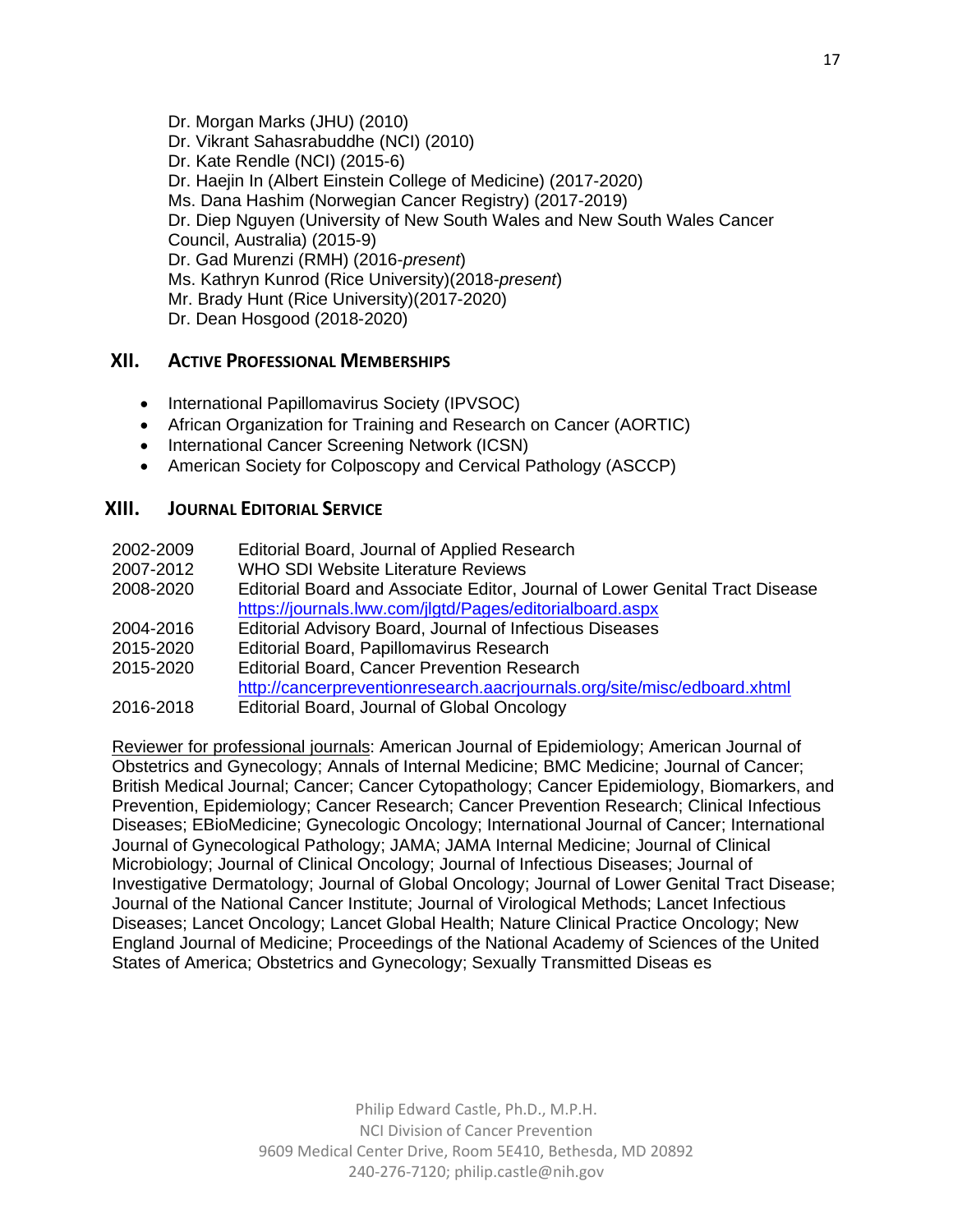Dr. Morgan Marks (JHU) (2010)
Dr. Vikrant Sahasrabuddhe (NCI) (2010)
Dr. Kate Rendle (NCI) (2015-6)
Dr. Haejin In (Albert Einstein College of Medicine) (2017-2020)
Ms. Dana Hashim (Norwegian Cancer Registry) (2017-2019)
Dr. Diep Nguyen (University of New South Wales and New South Wales Cancer Council, Australia) (2015-9)
Dr. Gad Murenzi (RMH) (2016-*present*)
Ms. Kathryn Kunrod (Rice University)(2018-*present*)
Mr. Brady Hunt (Rice University)(2017-2020)
Dr. Dean Hosgood (2018-2020)

## XII. ACTIVE PROFESSIONAL MEMBERSHIPS

- International Papillomavirus Society (IPVSOC)
- African Organization for Training and Research on Cancer (AORTIC)
- International Cancer Screening Network (ICSN)
- American Society for Colposcopy and Cervical Pathology (ASCCP)

## XIII. JOURNAL EDITORIAL SERVICE

| | |
|---|---|
| 2002-2009 | Editorial Board, Journal of Applied Research |
| 2007-2012 | WHO SDI Website Literature Reviews |
| 2008-2020 | Editorial Board and Associate Editor, Journal of Lower Genital Tract Disease https://journals.lww.com/jlgtd/Pages/editorialboard.aspx |
| 2004-2016 | Editorial Advisory Board, Journal of Infectious Diseases |
| 2015-2020 | Editorial Board, Papillomavirus Research |
| 2015-2020 | Editorial Board, Cancer Prevention Research http://cancerpreventionresearch.aacrjournals.org/site/misc/edboard.xhtml |
| 2016-2018 | Editorial Board, Journal of Global Oncology |

Reviewer for professional journals: American Journal of Epidemiology; American Journal of Obstetrics and Gynecology; Annals of Internal Medicine; BMC Medicine; Journal of Cancer; British Medical Journal; Cancer; Cancer Cytopathology; Cancer Epidemiology, Biomarkers, and Prevention, Epidemiology; Cancer Research; Cancer Prevention Research; Clinical Infectious Diseases; EBioMedicine; Gynecologic Oncology; International Journal of Cancer; International Journal of Gynecological Pathology; JAMA; JAMA Internal Medicine; Journal of Clinical Microbiology; Journal of Clinical Oncology; Journal of Infectious Diseases; Journal of Investigative Dermatology; Journal of Global Oncology; Journal of Lower Genital Tract Disease; Journal of the National Cancer Institute; Journal of Virological Methods; Lancet Infectious Diseases; Lancet Oncology; Lancet Global Health; Nature Clinical Practice Oncology; New England Journal of Medicine; Proceedings of the National Academy of Sciences of the United States of America; Obstetrics and Gynecology; Sexually Transmitted Diseas es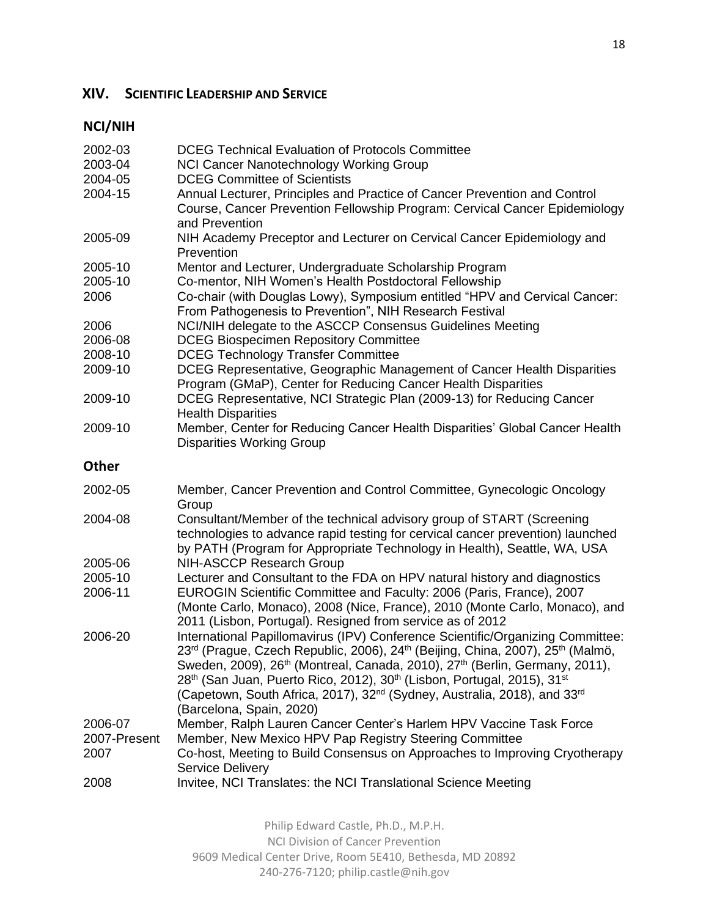## XIV. Scientific Leadership and Service

### NCI/NIH

| | |
|---|---|
| 2002-03 | DCEG Technical Evaluation of Protocols Committee |
| 2003-04 | NCI Cancer Nanotechnology Working Group |
| 2004-05 | DCEG Committee of Scientists |
| 2004-15 | Annual Lecturer, Principles and Practice of Cancer Prevention and Control Course, Cancer Prevention Fellowship Program: Cervical Cancer Epidemiology and Prevention |
| 2005-09 | NIH Academy Preceptor and Lecturer on Cervical Cancer Epidemiology and Prevention |
| 2005-10 | Mentor and Lecturer, Undergraduate Scholarship Program |
| 2005-10 | Co-mentor, NIH Women's Health Postdoctoral Fellowship |
| 2006 | Co-chair (with Douglas Lowy), Symposium entitled "HPV and Cervical Cancer: From Pathogenesis to Prevention", NIH Research Festival |
| 2006 | NCI/NIH delegate to the ASCCP Consensus Guidelines Meeting |
| 2006-08 | DCEG Biospecimen Repository Committee |
| 2008-10 | DCEG Technology Transfer Committee |
| 2009-10 | DCEG Representative, Geographic Management of Cancer Health Disparities Program (GMaP), Center for Reducing Cancer Health Disparities |
| 2009-10 | DCEG Representative, NCI Strategic Plan (2009-13) for Reducing Cancer Health Disparities |
| 2009-10 | Member, Center for Reducing Cancer Health Disparities' Global Cancer Health Disparities Working Group |

### Other

| | |
|---|---|
| 2002-05 | Member, Cancer Prevention and Control Committee, Gynecologic Oncology Group |
| 2004-08 | Consultant/Member of the technical advisory group of START (Screening technologies to advance rapid testing for cervical cancer prevention) launched by PATH (Program for Appropriate Technology in Health), Seattle, WA, USA |
| 2005-06 | NIH-ASCCP Research Group |
| 2005-10 | Lecturer and Consultant to the FDA on HPV natural history and diagnostics |
| 2006-11 | EUROGIN Scientific Committee and Faculty: 2006 (Paris, France), 2007 (Monte Carlo, Monaco), 2008 (Nice, France), 2010 (Monte Carlo, Monaco), and 2011 (Lisbon, Portugal). Resigned from service as of 2012 |
| 2006-20 | International Papillomavirus (IPV) Conference Scientific/Organizing Committee: 23rd (Prague, Czech Republic, 2006), 24th (Beijing, China, 2007), 25th (Malmö, Sweden, 2009), 26th (Montreal, Canada, 2010), 27th (Berlin, Germany, 2011), 28th (San Juan, Puerto Rico, 2012), 30th (Lisbon, Portugal, 2015), 31st (Capetown, South Africa, 2017), 32nd (Sydney, Australia, 2018), and 33rd (Barcelona, Spain, 2020) |
| 2006-07 | Member, Ralph Lauren Cancer Center's Harlem HPV Vaccine Task Force |
| 2007-Present | Member, New Mexico HPV Pap Registry Steering Committee |
| 2007 | Co-host, Meeting to Build Consensus on Approaches to Improving Cryotherapy Service Delivery |
| 2008 | Invitee, NCI Translates: the NCI Translational Science Meeting |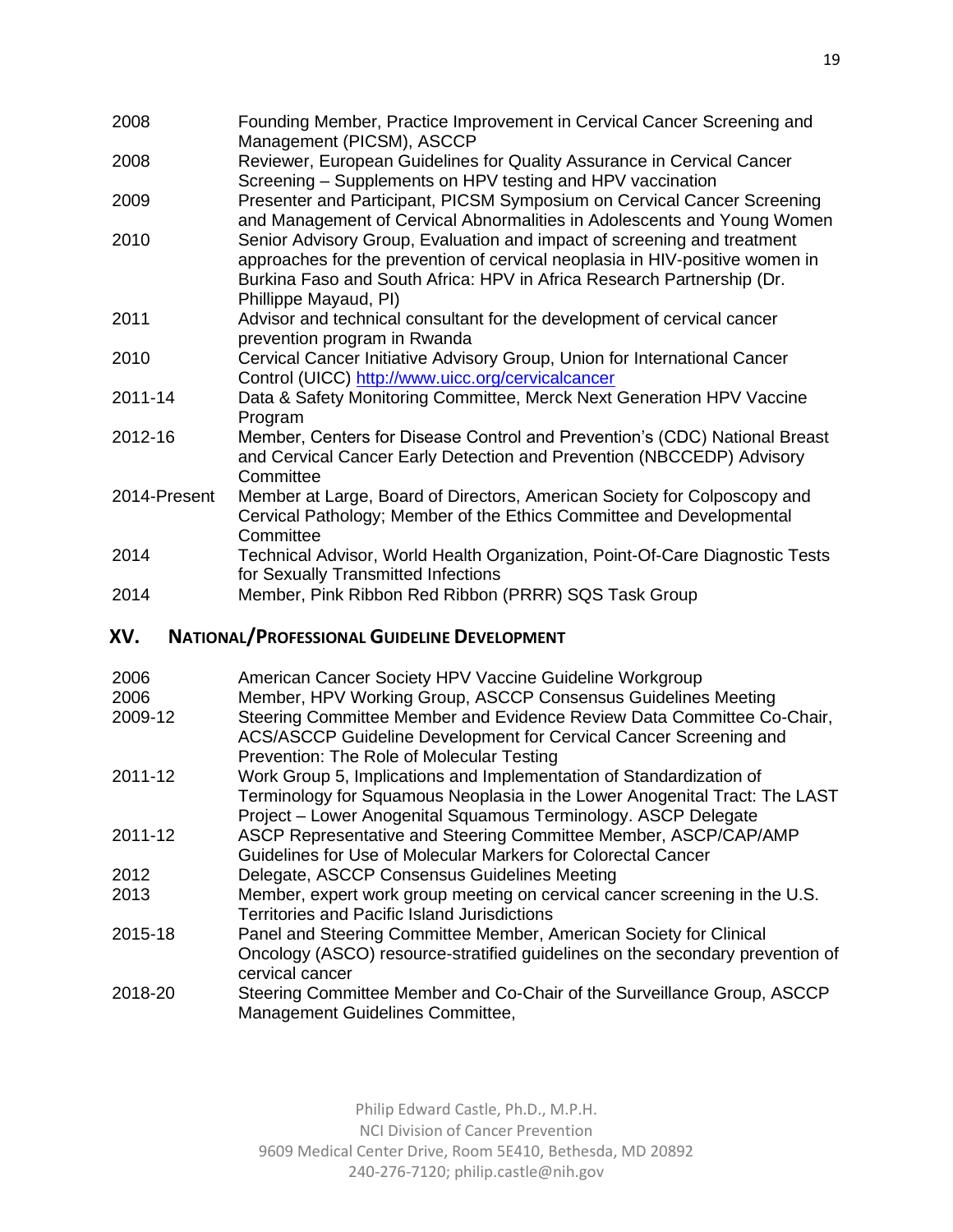| | |
|---|---|
| 2008 | Founding Member, Practice Improvement in Cervical Cancer Screening and Management (PICSM), ASCCP |
| 2008 | Reviewer, European Guidelines for Quality Assurance in Cervical Cancer Screening – Supplements on HPV testing and HPV vaccination |
| 2009 | Presenter and Participant, PICSM Symposium on Cervical Cancer Screening and Management of Cervical Abnormalities in Adolescents and Young Women |
| 2010 | Senior Advisory Group, Evaluation and impact of screening and treatment approaches for the prevention of cervical neoplasia in HIV-positive women in Burkina Faso and South Africa: HPV in Africa Research Partnership (Dr. Phillippe Mayaud, PI) |
| 2011 | Advisor and technical consultant for the development of cervical cancer prevention program in Rwanda |
| 2010 | Cervical Cancer Initiative Advisory Group, Union for International Cancer Control (UICC) http://www.uicc.org/cervicalcancer |
| 2011-14 | Data & Safety Monitoring Committee, Merck Next Generation HPV Vaccine Program |
| 2012-16 | Member, Centers for Disease Control and Prevention's (CDC) National Breast and Cervical Cancer Early Detection and Prevention (NBCCEDP) Advisory Committee |
| 2014-Present | Member at Large, Board of Directors, American Society for Colposcopy and Cervical Pathology; Member of the Ethics Committee and Developmental Committee |
| 2014 | Technical Advisor, World Health Organization, Point-Of-Care Diagnostic Tests for Sexually Transmitted Infections |
| 2014 | Member, Pink Ribbon Red Ribbon (PRRR) SQS Task Group |

## XV. National/Professional Guideline Development

| | |
|---|---|
| 2006 | American Cancer Society HPV Vaccine Guideline Workgroup |
| 2006 | Member, HPV Working Group, ASCCP Consensus Guidelines Meeting |
| 2009-12 | Steering Committee Member and Evidence Review Data Committee Co-Chair, ACS/ASCCP Guideline Development for Cervical Cancer Screening and Prevention: The Role of Molecular Testing |
| 2011-12 | Work Group 5, Implications and Implementation of Standardization of Terminology for Squamous Neoplasia in the Lower Anogenital Tract: The LAST Project – Lower Anogenital Squamous Terminology. ASCP Delegate |
| 2011-12 | ASCP Representative and Steering Committee Member, ASCP/CAP/AMP Guidelines for Use of Molecular Markers for Colorectal Cancer |
| 2012 | Delegate, ASCCP Consensus Guidelines Meeting |
| 2013 | Member, expert work group meeting on cervical cancer screening in the U.S. Territories and Pacific Island Jurisdictions |
| 2015-18 | Panel and Steering Committee Member, American Society for Clinical Oncology (ASCO) resource-stratified guidelines on the secondary prevention of cervical cancer |
| 2018-20 | Steering Committee Member and Co-Chair of the Surveillance Group, ASCCP Management Guidelines Committee, |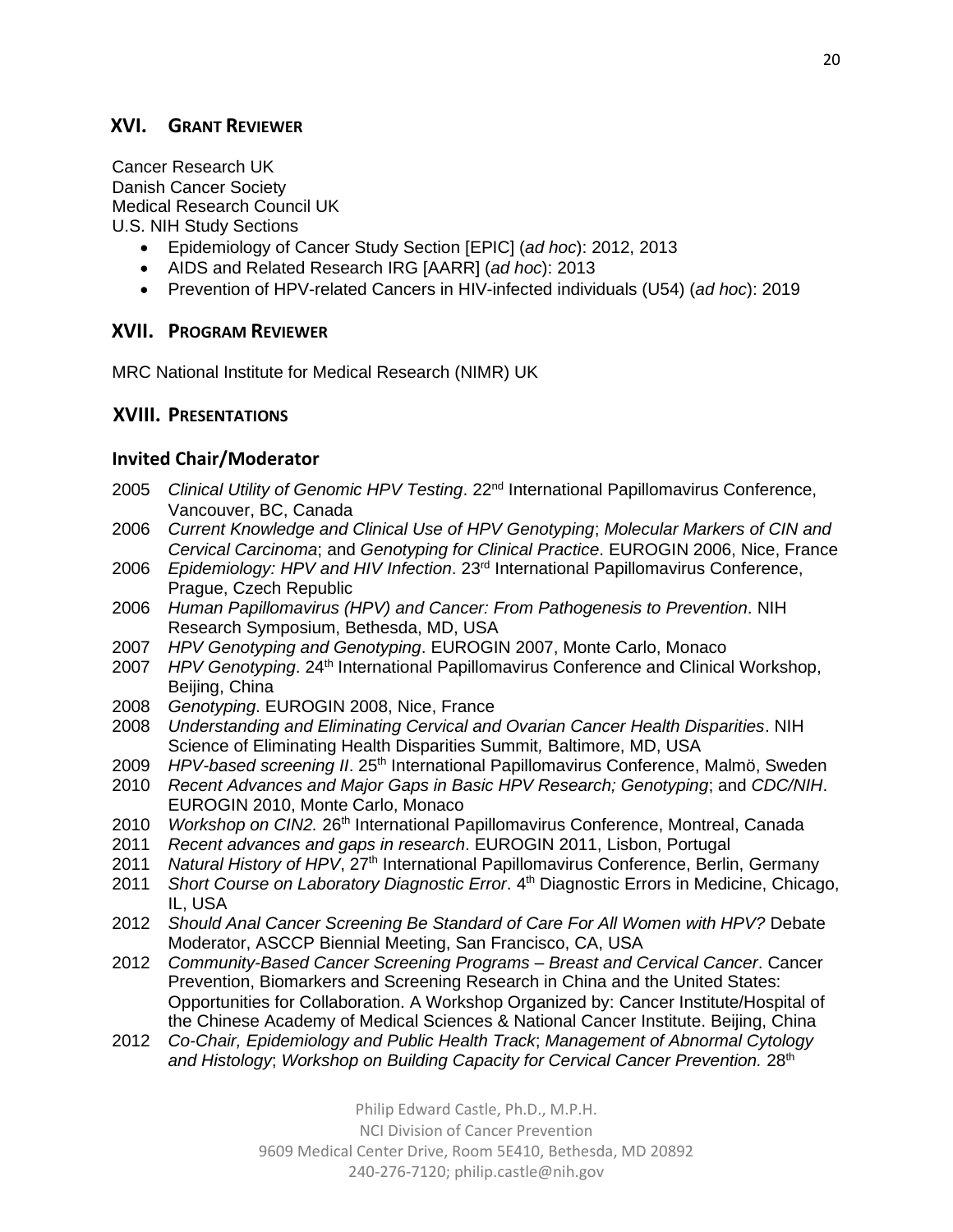## XVI. Grant Reviewer

Cancer Research UK
Danish Cancer Society
Medical Research Council UK
U.S. NIH Study Sections

- Epidemiology of Cancer Study Section [EPIC] (*ad hoc*): 2012, 2013
- AIDS and Related Research IRG [AARR] (*ad hoc*): 2013
- Prevention of HPV-related Cancers in HIV-infected individuals (U54) (*ad hoc*): 2019

## XVII. Program Reviewer

MRC National Institute for Medical Research (NIMR) UK

## XVIII. Presentations

### Invited Chair/Moderator

2005 *Clinical Utility of Genomic HPV Testing*. 22nd International Papillomavirus Conference, Vancouver, BC, Canada

2006 *Current Knowledge and Clinical Use of HPV Genotyping*; *Molecular Markers of CIN and Cervical Carcinoma*; and *Genotyping for Clinical Practice*. EUROGIN 2006, Nice, France

2006 *Epidemiology: HPV and HIV Infection*. 23rd International Papillomavirus Conference, Prague, Czech Republic

2006 *Human Papillomavirus (HPV) and Cancer: From Pathogenesis to Prevention*. NIH Research Symposium, Bethesda, MD, USA

2007 *HPV Genotyping and Genotyping*. EUROGIN 2007, Monte Carlo, Monaco

2007 *HPV Genotyping*. 24th International Papillomavirus Conference and Clinical Workshop, Beijing, China

2008 *Genotyping*. EUROGIN 2008, Nice, France

2008 *Understanding and Eliminating Cervical and Ovarian Cancer Health Disparities*. NIH Science of Eliminating Health Disparities Summit, Baltimore, MD, USA

2009 *HPV-based screening II*. 25th International Papillomavirus Conference, Malmö, Sweden

2010 *Recent Advances and Major Gaps in Basic HPV Research; Genotyping*; and *CDC/NIH*. EUROGIN 2010, Monte Carlo, Monaco

2010 *Workshop on CIN2.* 26th International Papillomavirus Conference, Montreal, Canada

2011 *Recent advances and gaps in research*. EUROGIN 2011, Lisbon, Portugal

2011 *Natural History of HPV*, 27th International Papillomavirus Conference, Berlin, Germany

2011 *Short Course on Laboratory Diagnostic Error*. 4th Diagnostic Errors in Medicine, Chicago, IL, USA

2012 *Should Anal Cancer Screening Be Standard of Care For All Women with HPV?* Debate Moderator, ASCCP Biennial Meeting, San Francisco, CA, USA

2012 *Community-Based Cancer Screening Programs – Breast and Cervical Cancer*. Cancer Prevention, Biomarkers and Screening Research in China and the United States: Opportunities for Collaboration. A Workshop Organized by: Cancer Institute/Hospital of the Chinese Academy of Medical Sciences & National Cancer Institute. Beijing, China

2012 *Co-Chair, Epidemiology and Public Health Track*; *Management of Abnormal Cytology and Histology*; *Workshop on Building Capacity for Cervical Cancer Prevention.* 28th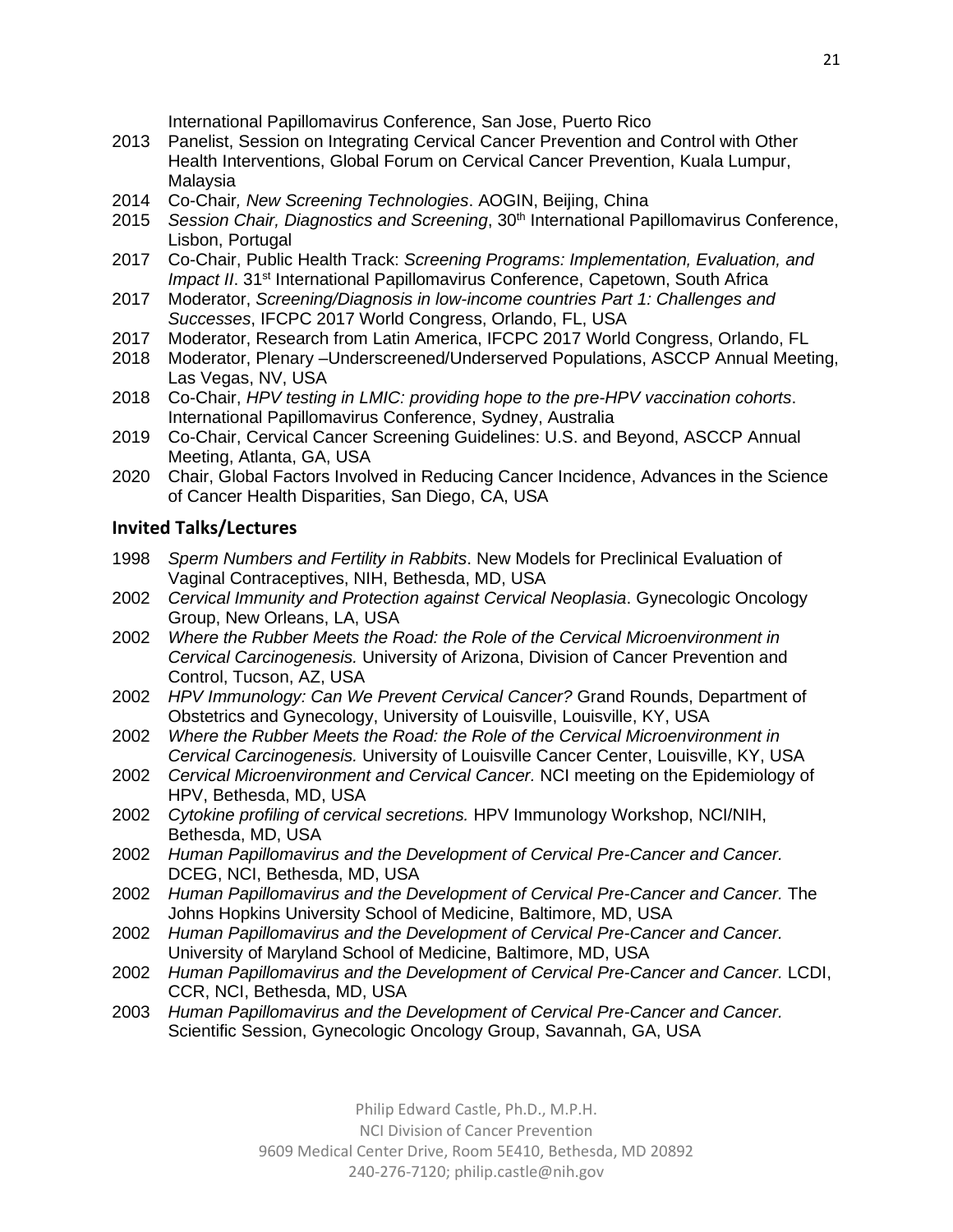International Papillomavirus Conference, San Jose, Puerto Rico

2013 Panelist, Session on Integrating Cervical Cancer Prevention and Control with Other Health Interventions, Global Forum on Cervical Cancer Prevention, Kuala Lumpur, Malaysia

2014 Co-Chair*, New Screening Technologies*. AOGIN, Beijing, China

2015 *Session Chair, Diagnostics and Screening*, 30th International Papillomavirus Conference, Lisbon, Portugal

2017 Co-Chair, Public Health Track: *Screening Programs: Implementation, Evaluation, and Impact II*. 31st International Papillomavirus Conference, Capetown, South Africa

2017 Moderator, *Screening/Diagnosis in low-income countries Part 1: Challenges and Successes*, IFCPC 2017 World Congress, Orlando, FL, USA

2017 Moderator, Research from Latin America, IFCPC 2017 World Congress, Orlando, FL

2018 Moderator, Plenary –Underscreened/Underserved Populations, ASCCP Annual Meeting, Las Vegas, NV, USA

2018 Co-Chair, *HPV testing in LMIC: providing hope to the pre-HPV vaccination cohorts*. International Papillomavirus Conference, Sydney, Australia

2019 Co-Chair, Cervical Cancer Screening Guidelines: U.S. and Beyond, ASCCP Annual Meeting, Atlanta, GA, USA

2020 Chair, Global Factors Involved in Reducing Cancer Incidence, Advances in the Science of Cancer Health Disparities, San Diego, CA, USA

## Invited Talks/Lectures

1998 *Sperm Numbers and Fertility in Rabbits*. New Models for Preclinical Evaluation of Vaginal Contraceptives, NIH, Bethesda, MD, USA

2002 *Cervical Immunity and Protection against Cervical Neoplasia*. Gynecologic Oncology Group, New Orleans, LA, USA

2002 *Where the Rubber Meets the Road: the Role of the Cervical Microenvironment in Cervical Carcinogenesis.* University of Arizona, Division of Cancer Prevention and Control, Tucson, AZ, USA

2002 *HPV Immunology: Can We Prevent Cervical Cancer?* Grand Rounds, Department of Obstetrics and Gynecology, University of Louisville, Louisville, KY, USA

2002 *Where the Rubber Meets the Road: the Role of the Cervical Microenvironment in Cervical Carcinogenesis.* University of Louisville Cancer Center, Louisville, KY, USA

2002 *Cervical Microenvironment and Cervical Cancer.* NCI meeting on the Epidemiology of HPV, Bethesda, MD, USA

2002 *Cytokine profiling of cervical secretions.* HPV Immunology Workshop, NCI/NIH, Bethesda, MD, USA

2002 *Human Papillomavirus and the Development of Cervical Pre-Cancer and Cancer.* DCEG, NCI, Bethesda, MD, USA

2002 *Human Papillomavirus and the Development of Cervical Pre-Cancer and Cancer.* The Johns Hopkins University School of Medicine, Baltimore, MD, USA

2002 *Human Papillomavirus and the Development of Cervical Pre-Cancer and Cancer.* University of Maryland School of Medicine, Baltimore, MD, USA

2002 *Human Papillomavirus and the Development of Cervical Pre-Cancer and Cancer.* LCDI, CCR, NCI, Bethesda, MD, USA

2003 *Human Papillomavirus and the Development of Cervical Pre-Cancer and Cancer.* Scientific Session, Gynecologic Oncology Group, Savannah, GA, USA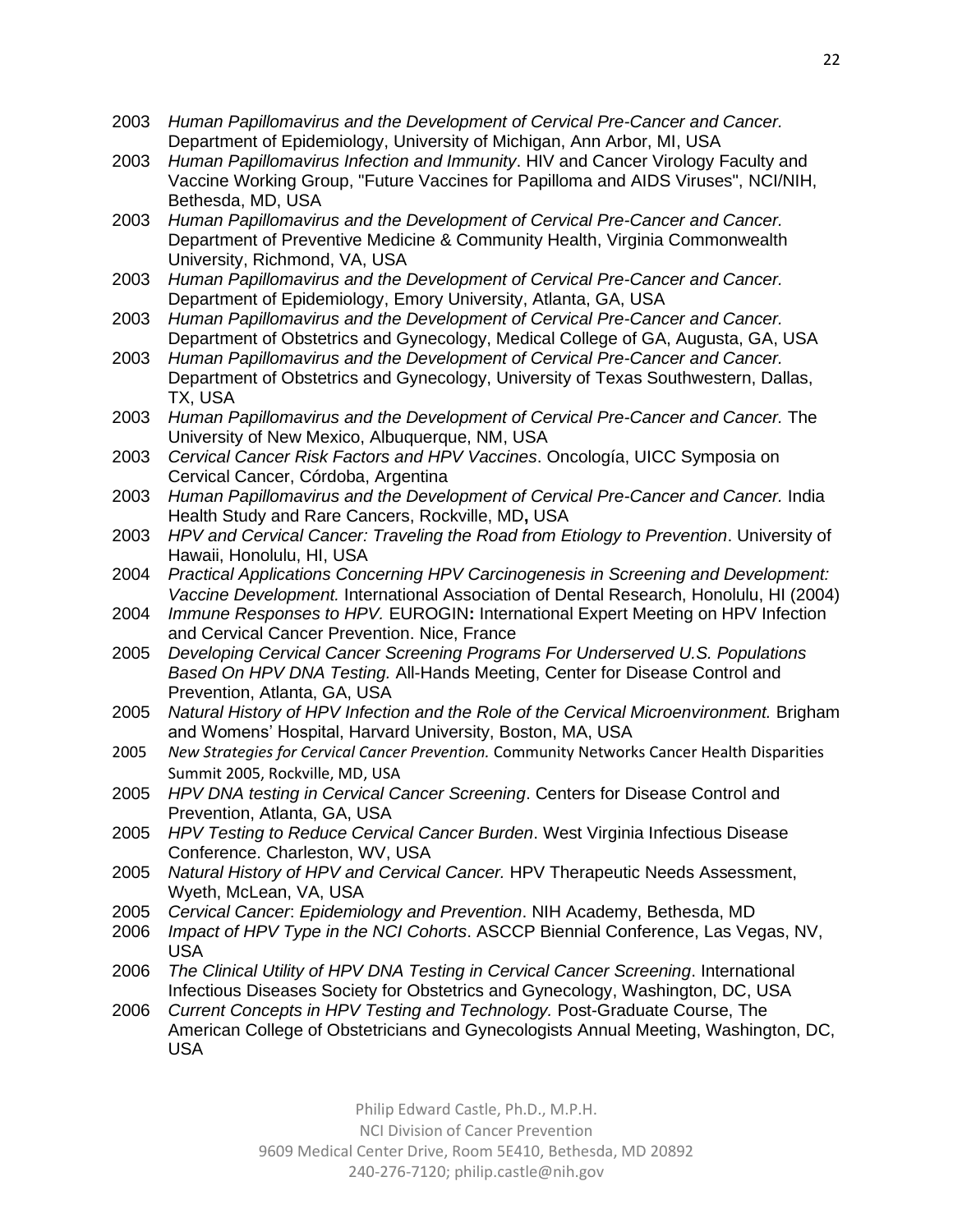2003 *Human Papillomavirus and the Development of Cervical Pre-Cancer and Cancer.* Department of Epidemiology, University of Michigan, Ann Arbor, MI, USA

2003 *Human Papillomavirus Infection and Immunity*. HIV and Cancer Virology Faculty and Vaccine Working Group, "Future Vaccines for Papilloma and AIDS Viruses", NCI/NIH, Bethesda, MD, USA

2003 *Human Papillomavirus and the Development of Cervical Pre-Cancer and Cancer.* Department of Preventive Medicine & Community Health, Virginia Commonwealth University, Richmond, VA, USA

2003 *Human Papillomavirus and the Development of Cervical Pre-Cancer and Cancer.* Department of Epidemiology, Emory University, Atlanta, GA, USA

2003 *Human Papillomavirus and the Development of Cervical Pre-Cancer and Cancer.* Department of Obstetrics and Gynecology, Medical College of GA, Augusta, GA, USA

2003 *Human Papillomavirus and the Development of Cervical Pre-Cancer and Cancer.* Department of Obstetrics and Gynecology, University of Texas Southwestern, Dallas, TX, USA

2003 *Human Papillomavirus and the Development of Cervical Pre-Cancer and Cancer.* The University of New Mexico, Albuquerque, NM, USA

2003 *Cervical Cancer Risk Factors and HPV Vaccines*. Oncología, UICC Symposia on Cervical Cancer, Córdoba, Argentina

2003 *Human Papillomavirus and the Development of Cervical Pre-Cancer and Cancer.* India Health Study and Rare Cancers, Rockville, MD**,** USA

2003 *HPV and Cervical Cancer: Traveling the Road from Etiology to Prevention*. University of Hawaii, Honolulu, HI, USA

2004 *Practical Applications Concerning HPV Carcinogenesis in Screening and Development: Vaccine Development.* International Association of Dental Research, Honolulu, HI (2004)

2004 *Immune Responses to HPV.* EUROGIN**:** International Expert Meeting on HPV Infection and Cervical Cancer Prevention. Nice, France

2005 *Developing Cervical Cancer Screening Programs For Underserved U.S. Populations Based On HPV DNA Testing.* All-Hands Meeting, Center for Disease Control and Prevention, Atlanta, GA, USA

2005 *Natural History of HPV Infection and the Role of the Cervical Microenvironment.* Brigham and Womens' Hospital, Harvard University, Boston, MA, USA

2005 *New Strategies for Cervical Cancer Prevention.* Community Networks Cancer Health Disparities Summit 2005, Rockville, MD, USA

2005 *HPV DNA testing in Cervical Cancer Screening*. Centers for Disease Control and Prevention, Atlanta, GA, USA

2005 *HPV Testing to Reduce Cervical Cancer Burden*. West Virginia Infectious Disease Conference. Charleston, WV, USA

2005 *Natural History of HPV and Cervical Cancer.* HPV Therapeutic Needs Assessment, Wyeth, McLean, VA, USA

2005 *Cervical Cancer*: *Epidemiology and Prevention*. NIH Academy, Bethesda, MD

2006 *Impact of HPV Type in the NCI Cohorts*. ASCCP Biennial Conference, Las Vegas, NV, USA

2006 *The Clinical Utility of HPV DNA Testing in Cervical Cancer Screening*. International Infectious Diseases Society for Obstetrics and Gynecology, Washington, DC, USA

2006 *Current Concepts in HPV Testing and Technology.* Post-Graduate Course, The American College of Obstetricians and Gynecologists Annual Meeting, Washington, DC, USA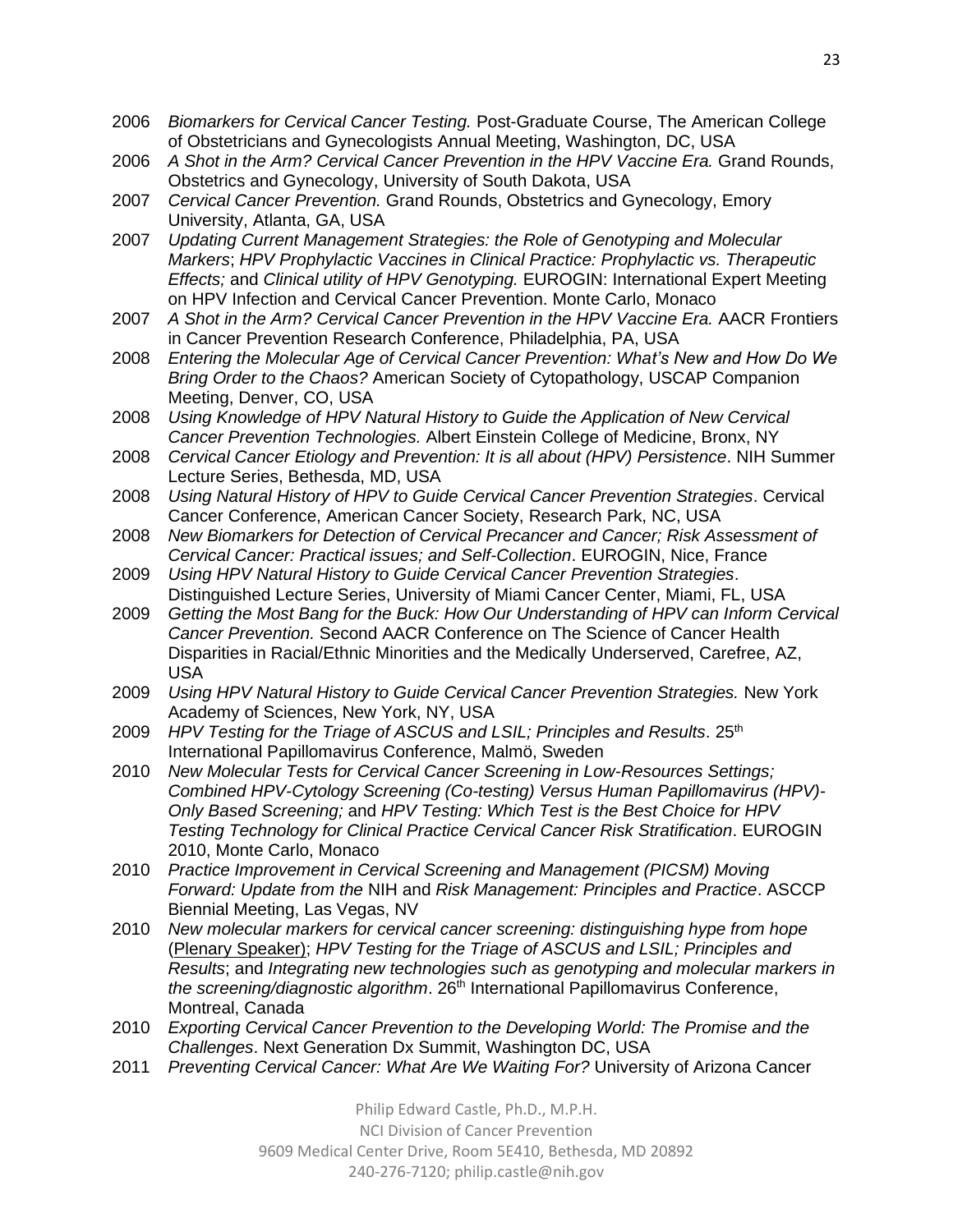2006 *Biomarkers for Cervical Cancer Testing.* Post-Graduate Course, The American College of Obstetricians and Gynecologists Annual Meeting, Washington, DC, USA

2006 *A Shot in the Arm? Cervical Cancer Prevention in the HPV Vaccine Era.* Grand Rounds, Obstetrics and Gynecology, University of South Dakota, USA

2007 *Cervical Cancer Prevention.* Grand Rounds, Obstetrics and Gynecology, Emory University, Atlanta, GA, USA

2007 *Updating Current Management Strategies: the Role of Genotyping and Molecular Markers*; *HPV Prophylactic Vaccines in Clinical Practice: Prophylactic vs. Therapeutic Effects;* and *Clinical utility of HPV Genotyping.* EUROGIN: International Expert Meeting on HPV Infection and Cervical Cancer Prevention. Monte Carlo, Monaco

2007 *A Shot in the Arm? Cervical Cancer Prevention in the HPV Vaccine Era.* AACR Frontiers in Cancer Prevention Research Conference, Philadelphia, PA, USA

2008 *Entering the Molecular Age of Cervical Cancer Prevention: What's New and How Do We Bring Order to the Chaos?* American Society of Cytopathology, USCAP Companion Meeting, Denver, CO, USA

2008 *Using Knowledge of HPV Natural History to Guide the Application of New Cervical Cancer Prevention Technologies.* Albert Einstein College of Medicine, Bronx, NY

2008 *Cervical Cancer Etiology and Prevention: It is all about (HPV) Persistence*. NIH Summer Lecture Series, Bethesda, MD, USA

2008 *Using Natural History of HPV to Guide Cervical Cancer Prevention Strategies*. Cervical Cancer Conference, American Cancer Society, Research Park, NC, USA

2008 *New Biomarkers for Detection of Cervical Precancer and Cancer; Risk Assessment of Cervical Cancer: Practical issues; and Self-Collection*. EUROGIN, Nice, France

2009 *Using HPV Natural History to Guide Cervical Cancer Prevention Strategies*. Distinguished Lecture Series, University of Miami Cancer Center, Miami, FL, USA

2009 *Getting the Most Bang for the Buck: How Our Understanding of HPV can Inform Cervical Cancer Prevention.* Second AACR Conference on The Science of Cancer Health Disparities in Racial/Ethnic Minorities and the Medically Underserved, Carefree, AZ, USA

2009 *Using HPV Natural History to Guide Cervical Cancer Prevention Strategies.* New York Academy of Sciences, New York, NY, USA

2009 *HPV Testing for the Triage of ASCUS and LSIL; Principles and Results*. 25th International Papillomavirus Conference, Malmö, Sweden

2010 *New Molecular Tests for Cervical Cancer Screening in Low-Resources Settings; Combined HPV-Cytology Screening (Co-testing) Versus Human Papillomavirus (HPV)-Only Based Screening;* and *HPV Testing: Which Test is the Best Choice for HPV Testing Technology for Clinical Practice Cervical Cancer Risk Stratification*. EUROGIN 2010, Monte Carlo, Monaco

2010 *Practice Improvement in Cervical Screening and Management (PICSM) Moving Forward: Update from the* NIH and *Risk Management: Principles and Practice*. ASCCP Biennial Meeting, Las Vegas, NV

2010 *New molecular markers for cervical cancer screening: distinguishing hype from hope* (Plenary Speaker); *HPV Testing for the Triage of ASCUS and LSIL; Principles and Results*; and *Integrating new technologies such as genotyping and molecular markers in the screening/diagnostic algorithm*. 26th International Papillomavirus Conference, Montreal, Canada

2010 *Exporting Cervical Cancer Prevention to the Developing World: The Promise and the Challenges*. Next Generation Dx Summit, Washington DC, USA

2011 *Preventing Cervical Cancer: What Are We Waiting For?* University of Arizona Cancer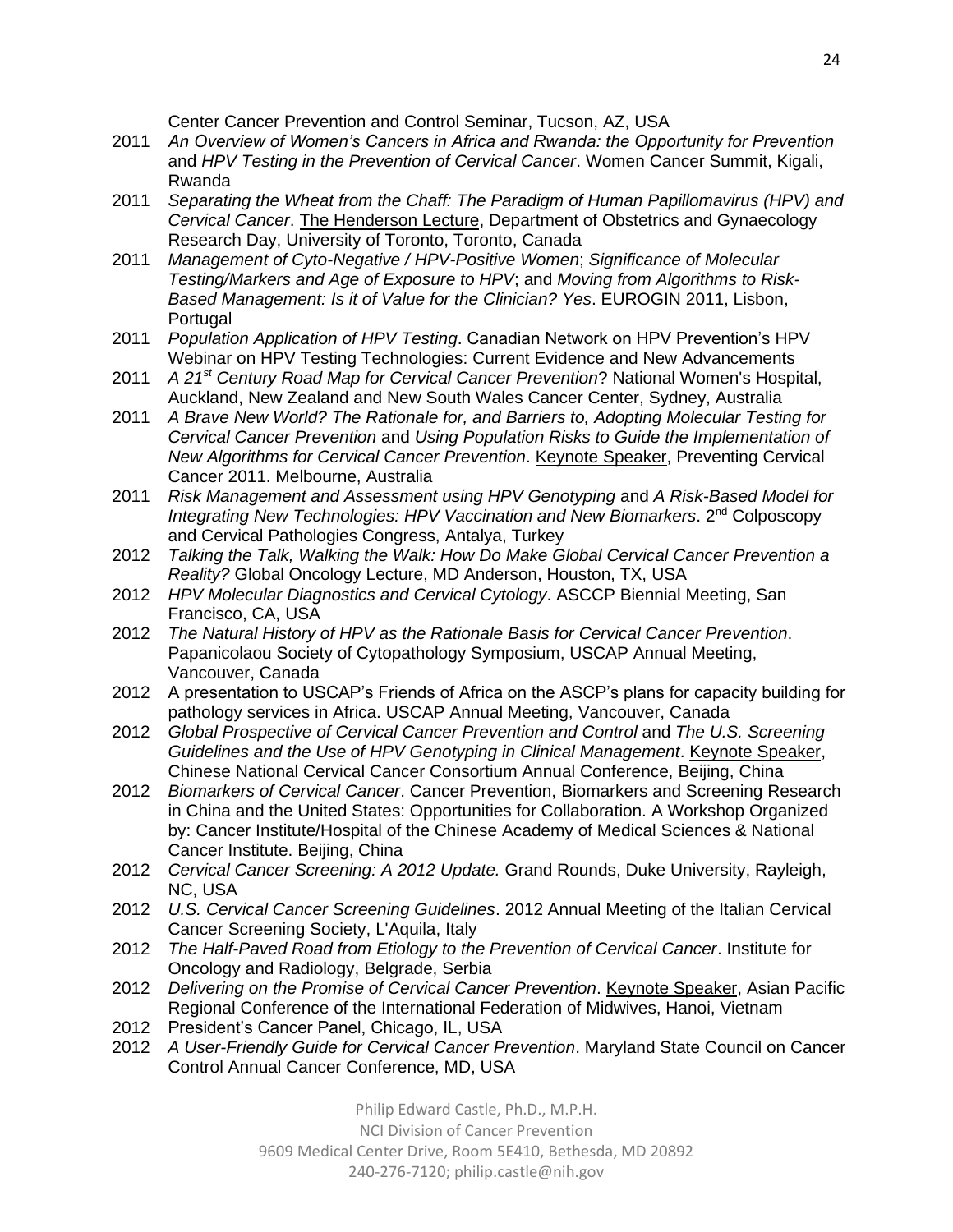Center Cancer Prevention and Control Seminar, Tucson, AZ, USA

2011 *An Overview of Women's Cancers in Africa and Rwanda: the Opportunity for Prevention* and *HPV Testing in the Prevention of Cervical Cancer*. Women Cancer Summit, Kigali, Rwanda

2011 *Separating the Wheat from the Chaff: The Paradigm of Human Papillomavirus (HPV) and Cervical Cancer*. The Henderson Lecture, Department of Obstetrics and Gynaecology Research Day, University of Toronto, Toronto, Canada

2011 *Management of Cyto-Negative / HPV-Positive Women*; *Significance of Molecular Testing/Markers and Age of Exposure to HPV*; and *Moving from Algorithms to Risk-Based Management: Is it of Value for the Clinician? Yes*. EUROGIN 2011, Lisbon, Portugal

2011 *Population Application of HPV Testing*. Canadian Network on HPV Prevention's HPV Webinar on HPV Testing Technologies: Current Evidence and New Advancements

2011 *A 21st Century Road Map for Cervical Cancer Prevention*? National Women's Hospital, Auckland, New Zealand and New South Wales Cancer Center, Sydney, Australia

2011 *A Brave New World? The Rationale for, and Barriers to, Adopting Molecular Testing for Cervical Cancer Prevention* and *Using Population Risks to Guide the Implementation of New Algorithms for Cervical Cancer Prevention*. Keynote Speaker, Preventing Cervical Cancer 2011. Melbourne, Australia

2011 *Risk Management and Assessment using HPV Genotyping* and *A Risk-Based Model for Integrating New Technologies: HPV Vaccination and New Biomarkers*. 2nd Colposcopy and Cervical Pathologies Congress, Antalya, Turkey

2012 *Talking the Talk, Walking the Walk: How Do Make Global Cervical Cancer Prevention a Reality?* Global Oncology Lecture, MD Anderson, Houston, TX, USA

2012 *HPV Molecular Diagnostics and Cervical Cytology*. ASCCP Biennial Meeting, San Francisco, CA, USA

2012 *The Natural History of HPV as the Rationale Basis for Cervical Cancer Prevention*. Papanicolaou Society of Cytopathology Symposium, USCAP Annual Meeting, Vancouver, Canada

2012 A presentation to USCAP's Friends of Africa on the ASCP's plans for capacity building for pathology services in Africa. USCAP Annual Meeting, Vancouver, Canada

2012 *Global Prospective of Cervical Cancer Prevention and Control* and *The U.S. Screening Guidelines and the Use of HPV Genotyping in Clinical Management*. Keynote Speaker, Chinese National Cervical Cancer Consortium Annual Conference, Beijing, China

2012 *Biomarkers of Cervical Cancer*. Cancer Prevention, Biomarkers and Screening Research in China and the United States: Opportunities for Collaboration. A Workshop Organized by: Cancer Institute/Hospital of the Chinese Academy of Medical Sciences & National Cancer Institute. Beijing, China

2012 *Cervical Cancer Screening: A 2012 Update.* Grand Rounds, Duke University, Rayleigh, NC, USA

2012 *U.S. Cervical Cancer Screening Guidelines*. 2012 Annual Meeting of the Italian Cervical Cancer Screening Society, L'Aquila, Italy

2012 *The Half-Paved Road from Etiology to the Prevention of Cervical Cancer*. Institute for Oncology and Radiology, Belgrade, Serbia

2012 *Delivering on the Promise of Cervical Cancer Prevention*. Keynote Speaker, Asian Pacific Regional Conference of the International Federation of Midwives, Hanoi, Vietnam

2012 President's Cancer Panel, Chicago, IL, USA

2012 *A User-Friendly Guide for Cervical Cancer Prevention*. Maryland State Council on Cancer Control Annual Cancer Conference, MD, USA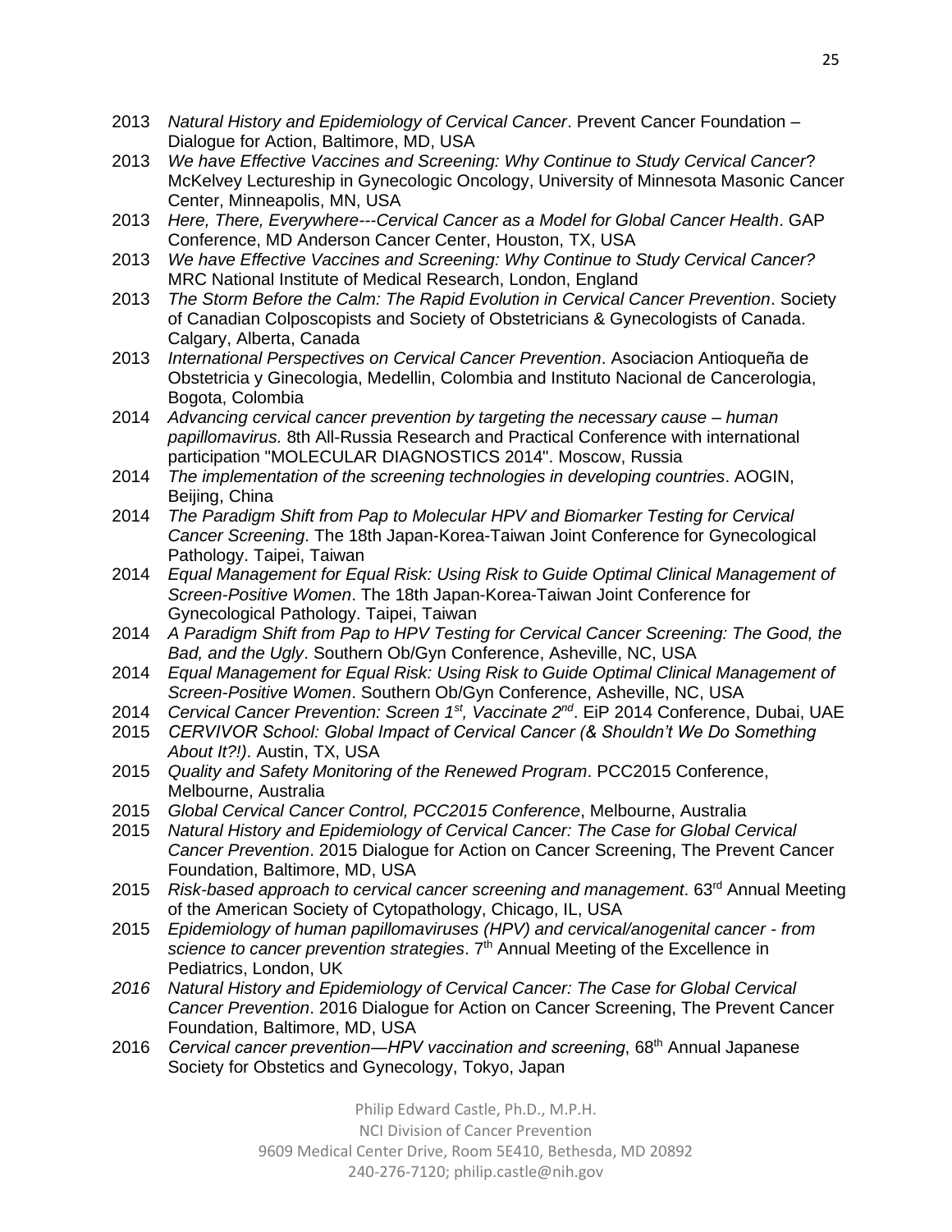2013 *Natural History and Epidemiology of Cervical Cancer*. Prevent Cancer Foundation – Dialogue for Action, Baltimore, MD, USA

2013 *We have Effective Vaccines and Screening: Why Continue to Study Cervical Cancer*? McKelvey Lectureship in Gynecologic Oncology, University of Minnesota Masonic Cancer Center, Minneapolis, MN, USA

2013 *Here, There, Everywhere---Cervical Cancer as a Model for Global Cancer Health*. GAP Conference, MD Anderson Cancer Center, Houston, TX, USA

2013 *We have Effective Vaccines and Screening: Why Continue to Study Cervical Cancer?* MRC National Institute of Medical Research, London, England

2013 *The Storm Before the Calm: The Rapid Evolution in Cervical Cancer Prevention*. Society of Canadian Colposcopists and Society of Obstetricians & Gynecologists of Canada. Calgary, Alberta, Canada

2013 *International Perspectives on Cervical Cancer Prevention*. Asociacion Antioqueña de Obstetricia y Ginecologia, Medellin, Colombia and Instituto Nacional de Cancerologia, Bogota, Colombia

2014 *Advancing cervical cancer prevention by targeting the necessary cause – human papillomavirus.* 8th All-Russia Research and Practical Conference with international participation "MOLECULAR DIAGNOSTICS 2014". Moscow, Russia

2014 *The implementation of the screening technologies in developing countries*. AOGIN, Beijing, China

2014 *The Paradigm Shift from Pap to Molecular HPV and Biomarker Testing for Cervical Cancer Screening*. The 18th Japan-Korea-Taiwan Joint Conference for Gynecological Pathology. Taipei, Taiwan

2014 *Equal Management for Equal Risk: Using Risk to Guide Optimal Clinical Management of Screen-Positive Women*. The 18th Japan-Korea-Taiwan Joint Conference for Gynecological Pathology. Taipei, Taiwan

2014 *A Paradigm Shift from Pap to HPV Testing for Cervical Cancer Screening: The Good, the Bad, and the Ugly*. Southern Ob/Gyn Conference, Asheville, NC, USA

2014 *Equal Management for Equal Risk: Using Risk to Guide Optimal Clinical Management of Screen-Positive Women*. Southern Ob/Gyn Conference, Asheville, NC, USA

2014 *Cervical Cancer Prevention: Screen 1st, Vaccinate 2nd*. EiP 2014 Conference, Dubai, UAE

2015 *CERVIVOR School: Global Impact of Cervical Cancer (& Shouldn't We Do Something About It?!)*. Austin, TX, USA

2015 *Quality and Safety Monitoring of the Renewed Program*. PCC2015 Conference, Melbourne, Australia

2015 *Global Cervical Cancer Control, PCC2015 Conference*, Melbourne, Australia

2015 *Natural History and Epidemiology of Cervical Cancer: The Case for Global Cervical Cancer Prevention*. 2015 Dialogue for Action on Cancer Screening, The Prevent Cancer Foundation, Baltimore, MD, USA

2015 *Risk-based approach to cervical cancer screening and management*. 63rd Annual Meeting of the American Society of Cytopathology, Chicago, IL, USA

2015 *Epidemiology of human papillomaviruses (HPV) and cervical/anogenital cancer - from science to cancer prevention strategies*. 7th Annual Meeting of the Excellence in Pediatrics, London, UK

*2016* *Natural History and Epidemiology of Cervical Cancer: The Case for Global Cervical Cancer Prevention*. 2016 Dialogue for Action on Cancer Screening, The Prevent Cancer Foundation, Baltimore, MD, USA

2016 *Cervical cancer prevention—HPV vaccination and screening*, 68th Annual Japanese Society for Obstetics and Gynecology, Tokyo, Japan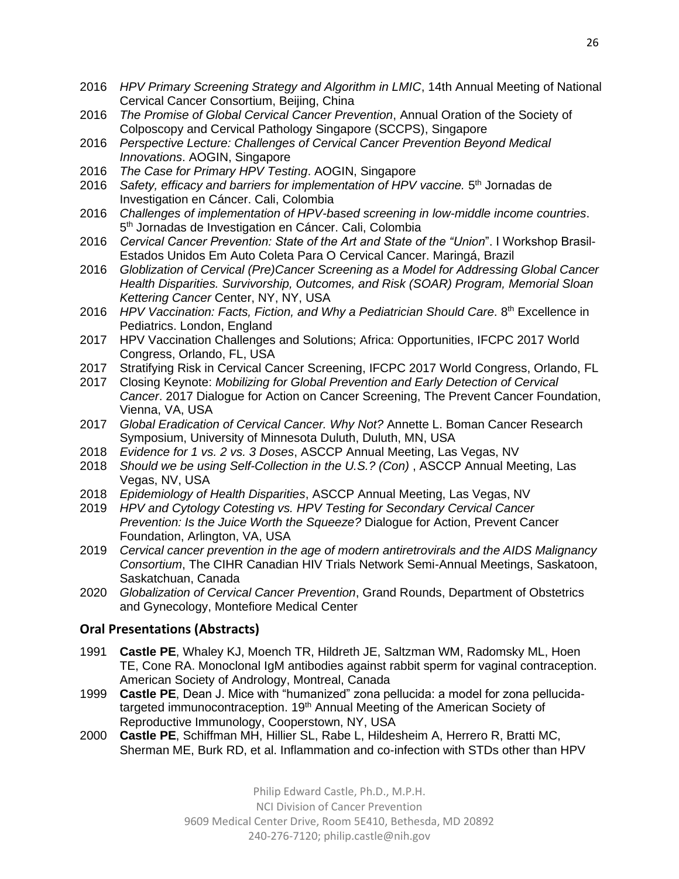2016 *HPV Primary Screening Strategy and Algorithm in LMIC*, 14th Annual Meeting of National Cervical Cancer Consortium, Beijing, China

2016 *The Promise of Global Cervical Cancer Prevention*, Annual Oration of the Society of Colposcopy and Cervical Pathology Singapore (SCCPS), Singapore

2016 *Perspective Lecture: Challenges of Cervical Cancer Prevention Beyond Medical Innovations*. AOGIN, Singapore

2016 *The Case for Primary HPV Testing*. AOGIN, Singapore

2016 *Safety, efficacy and barriers for implementation of HPV vaccine.* 5th Jornadas de Investigation en Cáncer. Cali, Colombia

2016 *Challenges of implementation of HPV-based screening in low-middle income countries*. 5th Jornadas de Investigation en Cáncer. Cali, Colombia

2016 *Cervical Cancer Prevention: State of the Art and State of the "Union*". I Workshop Brasil-Estados Unidos Em Auto Coleta Para O Cervical Cancer. Maringá, Brazil

2016 *Globlization of Cervical (Pre)Cancer Screening as a Model for Addressing Global Cancer Health Disparities. Survivorship, Outcomes, and Risk (SOAR) Program, Memorial Sloan Kettering Cancer* Center, NY, NY, USA

2016 *HPV Vaccination: Facts, Fiction, and Why a Pediatrician Should Care*. 8th Excellence in Pediatrics. London, England

2017 HPV Vaccination Challenges and Solutions; Africa: Opportunities, IFCPC 2017 World Congress, Orlando, FL, USA

2017 Stratifying Risk in Cervical Cancer Screening, IFCPC 2017 World Congress, Orlando, FL

2017 Closing Keynote: *Mobilizing for Global Prevention and Early Detection of Cervical Cancer*. 2017 Dialogue for Action on Cancer Screening, The Prevent Cancer Foundation, Vienna, VA, USA

2017 *Global Eradication of Cervical Cancer. Why Not?* Annette L. Boman Cancer Research Symposium, University of Minnesota Duluth, Duluth, MN, USA

2018 *Evidence for 1 vs. 2 vs. 3 Doses*, ASCCP Annual Meeting, Las Vegas, NV

2018 *Should we be using Self-Collection in the U.S.? (Con)* , ASCCP Annual Meeting, Las Vegas, NV, USA

2018 *Epidemiology of Health Disparities*, ASCCP Annual Meeting, Las Vegas, NV

2019 *HPV and Cytology Cotesting vs. HPV Testing for Secondary Cervical Cancer Prevention: Is the Juice Worth the Squeeze?* Dialogue for Action, Prevent Cancer Foundation, Arlington, VA, USA

2019 *Cervical cancer prevention in the age of modern antiretrovirals and the AIDS Malignancy Consortium*, The CIHR Canadian HIV Trials Network Semi-Annual Meetings, Saskatoon, Saskatchuan, Canada

2020 *Globalization of Cervical Cancer Prevention*, Grand Rounds, Department of Obstetrics and Gynecology, Montefiore Medical Center

## Oral Presentations (Abstracts)

1991 **Castle PE**, Whaley KJ, Moench TR, Hildreth JE, Saltzman WM, Radomsky ML, Hoen TE, Cone RA. Monoclonal IgM antibodies against rabbit sperm for vaginal contraception. American Society of Andrology, Montreal, Canada

1999 **Castle PE**, Dean J. Mice with "humanized" zona pellucida: a model for zona pellucida-targeted immunocontraception. 19th Annual Meeting of the American Society of Reproductive Immunology, Cooperstown, NY, USA

2000 **Castle PE**, Schiffman MH, Hillier SL, Rabe L, Hildesheim A, Herrero R, Bratti MC, Sherman ME, Burk RD, et al. Inflammation and co-infection with STDs other than HPV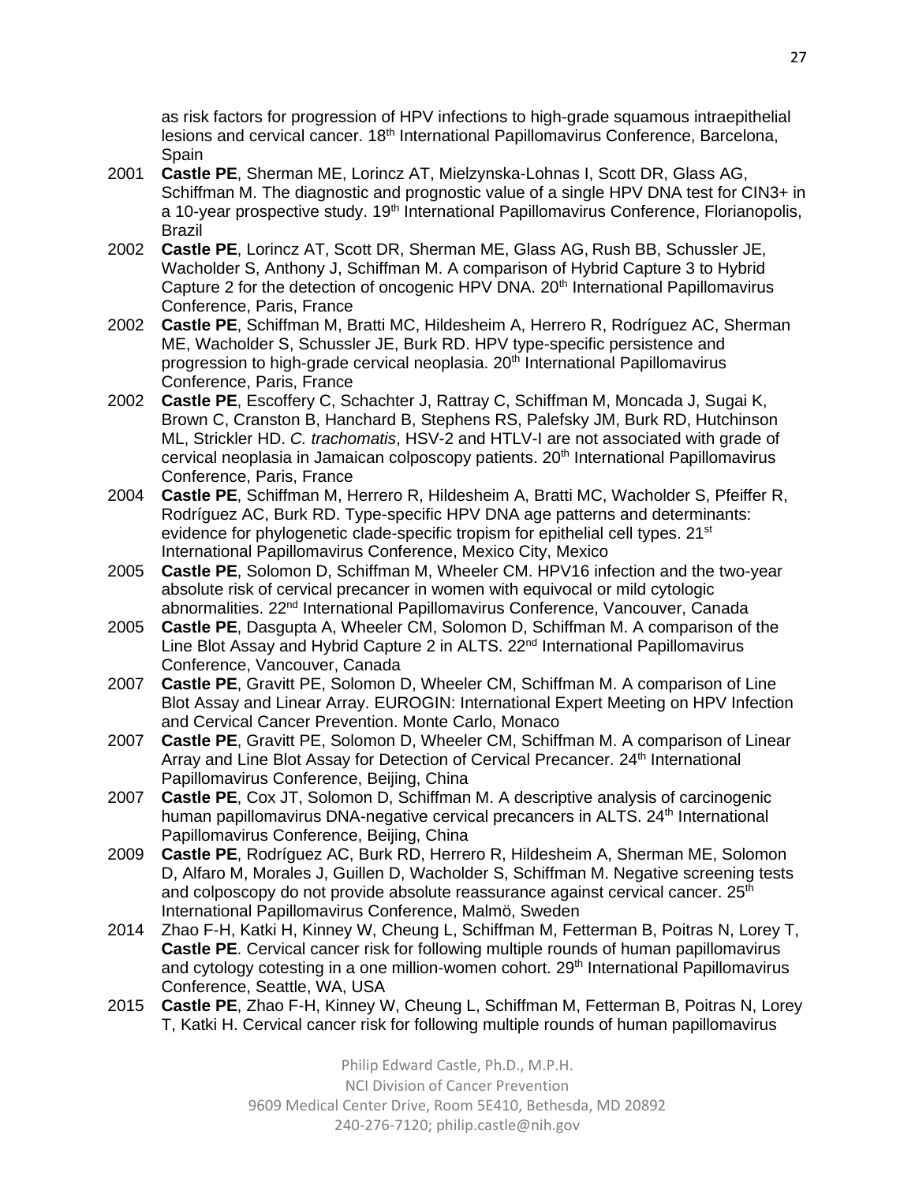as risk factors for progression of HPV infections to high-grade squamous intraepithelial lesions and cervical cancer. 18th International Papillomavirus Conference, Barcelona, Spain

2001 **Castle PE**, Sherman ME, Lorincz AT, Mielzynska-Lohnas I, Scott DR, Glass AG, Schiffman M. The diagnostic and prognostic value of a single HPV DNA test for CIN3+ in a 10-year prospective study. 19th International Papillomavirus Conference, Florianopolis, Brazil

2002 **Castle PE**, Lorincz AT, Scott DR, Sherman ME, Glass AG, Rush BB, Schussler JE, Wacholder S, Anthony J, Schiffman M. A comparison of Hybrid Capture 3 to Hybrid Capture 2 for the detection of oncogenic HPV DNA. 20th International Papillomavirus Conference, Paris, France

2002 **Castle PE**, Schiffman M, Bratti MC, Hildesheim A, Herrero R, Rodríguez AC, Sherman ME, Wacholder S, Schussler JE, Burk RD. HPV type-specific persistence and progression to high-grade cervical neoplasia. 20th International Papillomavirus Conference, Paris, France

2002 **Castle PE**, Escoffery C, Schachter J, Rattray C, Schiffman M, Moncada J, Sugai K, Brown C, Cranston B, Hanchard B, Stephens RS, Palefsky JM, Burk RD, Hutchinson ML, Strickler HD. *C. trachomatis*, HSV-2 and HTLV-I are not associated with grade of cervical neoplasia in Jamaican colposcopy patients. 20th International Papillomavirus Conference, Paris, France

2004 **Castle PE**, Schiffman M, Herrero R, Hildesheim A, Bratti MC, Wacholder S, Pfeiffer R, Rodríguez AC, Burk RD. Type-specific HPV DNA age patterns and determinants: evidence for phylogenetic clade-specific tropism for epithelial cell types. 21st International Papillomavirus Conference, Mexico City, Mexico

2005 **Castle PE**, Solomon D, Schiffman M, Wheeler CM. HPV16 infection and the two-year absolute risk of cervical precancer in women with equivocal or mild cytologic abnormalities. 22nd International Papillomavirus Conference, Vancouver, Canada

2005 **Castle PE**, Dasgupta A, Wheeler CM, Solomon D, Schiffman M. A comparison of the Line Blot Assay and Hybrid Capture 2 in ALTS. 22nd International Papillomavirus Conference, Vancouver, Canada

2007 **Castle PE**, Gravitt PE, Solomon D, Wheeler CM, Schiffman M. A comparison of Line Blot Assay and Linear Array. EUROGIN: International Expert Meeting on HPV Infection and Cervical Cancer Prevention. Monte Carlo, Monaco

2007 **Castle PE**, Gravitt PE, Solomon D, Wheeler CM, Schiffman M. A comparison of Linear Array and Line Blot Assay for Detection of Cervical Precancer. 24th International Papillomavirus Conference, Beijing, China

2007 **Castle PE**, Cox JT, Solomon D, Schiffman M. A descriptive analysis of carcinogenic human papillomavirus DNA-negative cervical precancers in ALTS. 24th International Papillomavirus Conference, Beijing, China

2009 **Castle PE**, Rodríguez AC, Burk RD, Herrero R, Hildesheim A, Sherman ME, Solomon D, Alfaro M, Morales J, Guillen D, Wacholder S, Schiffman M. Negative screening tests and colposcopy do not provide absolute reassurance against cervical cancer. 25th International Papillomavirus Conference, Malmö, Sweden

2014 Zhao F-H, Katki H, Kinney W, Cheung L, Schiffman M, Fetterman B, Poitras N, Lorey T, **Castle PE**. Cervical cancer risk for following multiple rounds of human papillomavirus and cytology cotesting in a one million-women cohort. 29th International Papillomavirus Conference, Seattle, WA, USA

2015 **Castle PE**, Zhao F-H, Kinney W, Cheung L, Schiffman M, Fetterman B, Poitras N, Lorey T, Katki H. Cervical cancer risk for following multiple rounds of human papillomavirus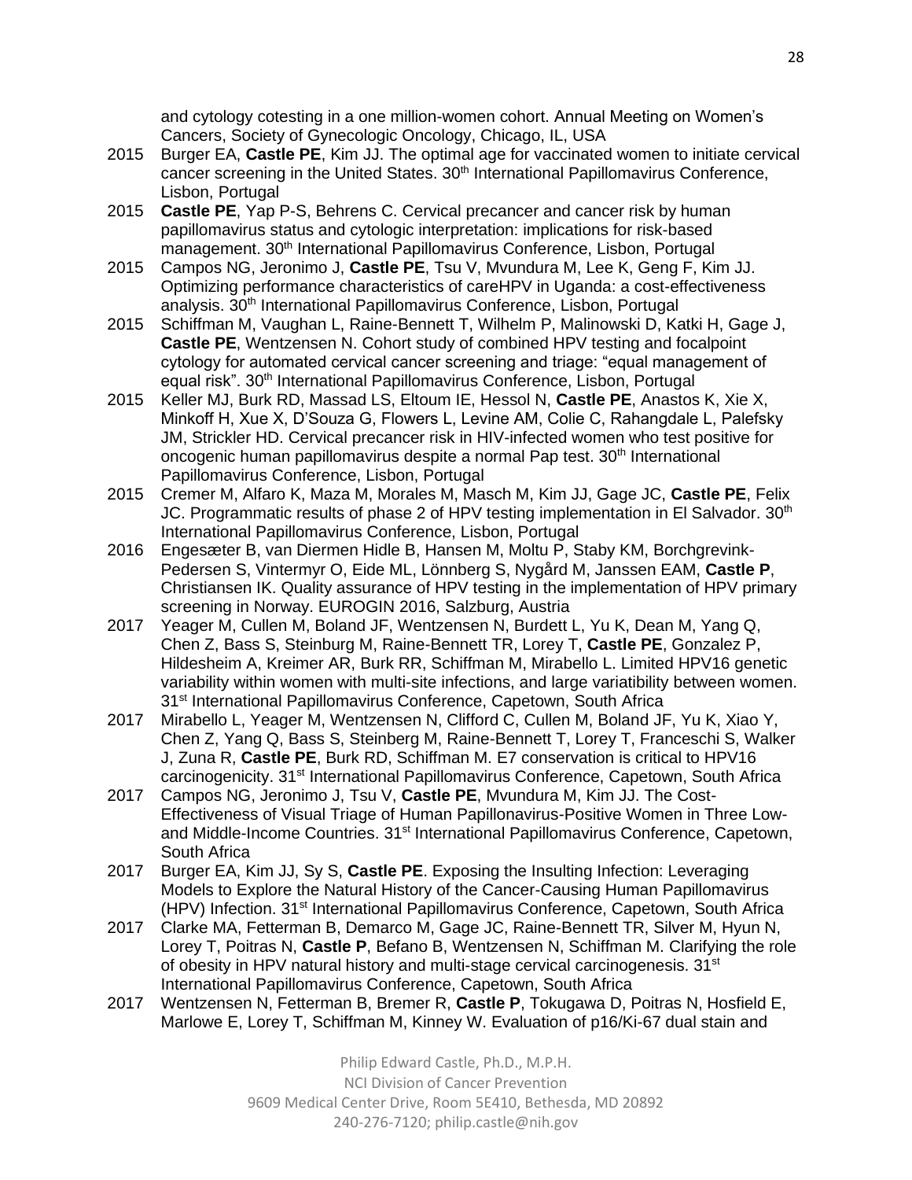and cytology cotesting in a one million-women cohort. Annual Meeting on Women's Cancers, Society of Gynecologic Oncology, Chicago, IL, USA

2015 Burger EA, **Castle PE**, Kim JJ. The optimal age for vaccinated women to initiate cervical cancer screening in the United States. 30th International Papillomavirus Conference, Lisbon, Portugal

2015 **Castle PE**, Yap P-S, Behrens C. Cervical precancer and cancer risk by human papillomavirus status and cytologic interpretation: implications for risk-based management. 30th International Papillomavirus Conference, Lisbon, Portugal

2015 Campos NG, Jeronimo J, **Castle PE**, Tsu V, Mvundura M, Lee K, Geng F, Kim JJ. Optimizing performance characteristics of careHPV in Uganda: a cost-effectiveness analysis. 30th International Papillomavirus Conference, Lisbon, Portugal

2015 Schiffman M, Vaughan L, Raine-Bennett T, Wilhelm P, Malinowski D, Katki H, Gage J, **Castle PE**, Wentzensen N. Cohort study of combined HPV testing and focalpoint cytology for automated cervical cancer screening and triage: "equal management of equal risk". 30th International Papillomavirus Conference, Lisbon, Portugal

2015 Keller MJ, Burk RD, Massad LS, Eltoum IE, Hessol N, **Castle PE**, Anastos K, Xie X, Minkoff H, Xue X, D'Souza G, Flowers L, Levine AM, Colie C, Rahangdale L, Palefsky JM, Strickler HD. Cervical precancer risk in HIV-infected women who test positive for oncogenic human papillomavirus despite a normal Pap test. 30th International Papillomavirus Conference, Lisbon, Portugal

2015 Cremer M, Alfaro K, Maza M, Morales M, Masch M, Kim JJ, Gage JC, **Castle PE**, Felix JC. Programmatic results of phase 2 of HPV testing implementation in El Salvador. 30th International Papillomavirus Conference, Lisbon, Portugal

2016 Engesæter B, van Diermen Hidle B, Hansen M, Moltu P, Staby KM, Borchgrevink-Pedersen S, Vintermyr O, Eide ML, Lönnberg S, Nygård M, Janssen EAM, **Castle P**, Christiansen IK. Quality assurance of HPV testing in the implementation of HPV primary screening in Norway. EUROGIN 2016, Salzburg, Austria

2017 Yeager M, Cullen M, Boland JF, Wentzensen N, Burdett L, Yu K, Dean M, Yang Q, Chen Z, Bass S, Steinburg M, Raine-Bennett TR, Lorey T, **Castle PE**, Gonzalez P, Hildesheim A, Kreimer AR, Burk RR, Schiffman M, Mirabello L. Limited HPV16 genetic variability within women with multi-site infections, and large variatibility between women. 31st International Papillomavirus Conference, Capetown, South Africa

2017 Mirabello L, Yeager M, Wentzensen N, Clifford C, Cullen M, Boland JF, Yu K, Xiao Y, Chen Z, Yang Q, Bass S, Steinberg M, Raine-Bennett T, Lorey T, Franceschi S, Walker J, Zuna R, **Castle PE**, Burk RD, Schiffman M. E7 conservation is critical to HPV16 carcinogenicity. 31st International Papillomavirus Conference, Capetown, South Africa

2017 Campos NG, Jeronimo J, Tsu V, **Castle PE**, Mvundura M, Kim JJ. The Cost-Effectiveness of Visual Triage of Human Papillonavirus-Positive Women in Three Low- and Middle-Income Countries. 31st International Papillomavirus Conference, Capetown, South Africa

2017 Burger EA, Kim JJ, Sy S, **Castle PE**. Exposing the Insulting Infection: Leveraging Models to Explore the Natural History of the Cancer-Causing Human Papillomavirus (HPV) Infection. 31st International Papillomavirus Conference, Capetown, South Africa

2017 Clarke MA, Fetterman B, Demarco M, Gage JC, Raine-Bennett TR, Silver M, Hyun N, Lorey T, Poitras N, **Castle P**, Befano B, Wentzensen N, Schiffman M. Clarifying the role of obesity in HPV natural history and multi-stage cervical carcinogenesis. 31st International Papillomavirus Conference, Capetown, South Africa

2017 Wentzensen N, Fetterman B, Bremer R, **Castle P**, Tokugawa D, Poitras N, Hosfield E, Marlowe E, Lorey T, Schiffman M, Kinney W. Evaluation of p16/Ki-67 dual stain and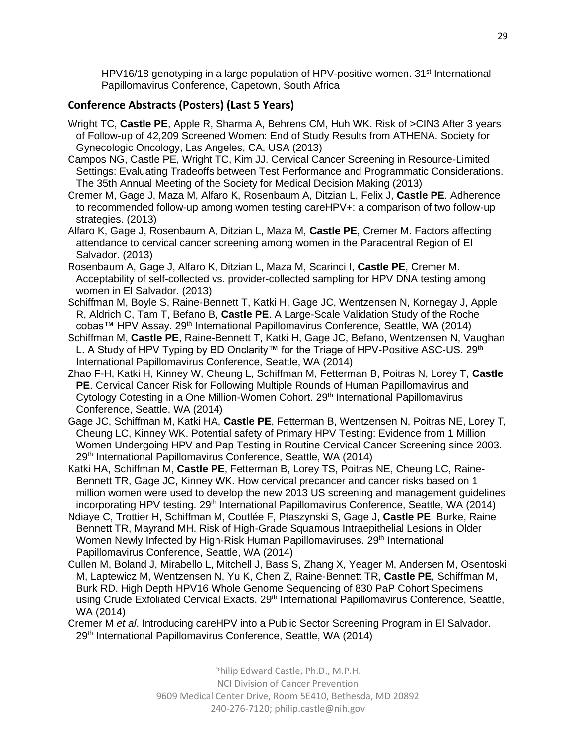HPV16/18 genotyping in a large population of HPV-positive women. 31st International Papillomavirus Conference, Capetown, South Africa

## Conference Abstracts (Posters) (Last 5 Years)

Wright TC, **Castle PE**, Apple R, Sharma A, Behrens CM, Huh WK. Risk of >CIN3 After 3 years of Follow-up of 42,209 Screened Women: End of Study Results from ATHENA. Society for Gynecologic Oncology, Las Angeles, CA, USA (2013)

Campos NG, Castle PE, Wright TC, Kim JJ. Cervical Cancer Screening in Resource-Limited Settings: Evaluating Tradeoffs between Test Performance and Programmatic Considerations. The 35th Annual Meeting of the Society for Medical Decision Making (2013)

Cremer M, Gage J, Maza M, Alfaro K, Rosenbaum A, Ditzian L, Felix J, **Castle PE**. Adherence to recommended follow-up among women testing careHPV+: a comparison of two follow-up strategies. (2013)

Alfaro K, Gage J, Rosenbaum A, Ditzian L, Maza M, **Castle PE**, Cremer M. Factors affecting attendance to cervical cancer screening among women in the Paracentral Region of El Salvador. (2013)

Rosenbaum A, Gage J, Alfaro K, Ditzian L, Maza M, Scarinci I, **Castle PE**, Cremer M. Acceptability of self-collected vs. provider-collected sampling for HPV DNA testing among women in El Salvador. (2013)

Schiffman M, Boyle S, Raine-Bennett T, Katki H, Gage JC, Wentzensen N, Kornegay J, Apple R, Aldrich C, Tam T, Befano B, **Castle PE**. A Large-Scale Validation Study of the Roche cobas™ HPV Assay. 29th International Papillomavirus Conference, Seattle, WA (2014)

Schiffman M, **Castle PE**, Raine-Bennett T, Katki H, Gage JC, Befano, Wentzensen N, Vaughan L. A Study of HPV Typing by BD Onclarity™ for the Triage of HPV-Positive ASC-US. 29th International Papillomavirus Conference, Seattle, WA (2014)

Zhao F-H, Katki H, Kinney W, Cheung L, Schiffman M, Fetterman B, Poitras N, Lorey T, **Castle PE**. Cervical Cancer Risk for Following Multiple Rounds of Human Papillomavirus and Cytology Cotesting in a One Million-Women Cohort. 29th International Papillomavirus Conference, Seattle, WA (2014)

Gage JC, Schiffman M, Katki HA, **Castle PE**, Fetterman B, Wentzensen N, Poitras NE, Lorey T, Cheung LC, Kinney WK. Potential safety of Primary HPV Testing: Evidence from 1 Million Women Undergoing HPV and Pap Testing in Routine Cervical Cancer Screening since 2003. 29th International Papillomavirus Conference, Seattle, WA (2014)

Katki HA, Schiffman M, **Castle PE**, Fetterman B, Lorey TS, Poitras NE, Cheung LC, Raine-Bennett TR, Gage JC, Kinney WK. How cervical precancer and cancer risks based on 1 million women were used to develop the new 2013 US screening and management guidelines incorporating HPV testing. 29th International Papillomavirus Conference, Seattle, WA (2014)

Ndiaye C, Trottier H, Schiffman M, Coutlée F, Ptaszynski S, Gage J, **Castle PE**, Burke, Raine Bennett TR, Mayrand MH. Risk of High-Grade Squamous Intraepithelial Lesions in Older Women Newly Infected by High-Risk Human Papillomaviruses. 29th International Papillomavirus Conference, Seattle, WA (2014)

Cullen M, Boland J, Mirabello L, Mitchell J, Bass S, Zhang X, Yeager M, Andersen M, Osentoski M, Laptewicz M, Wentzensen N, Yu K, Chen Z, Raine-Bennett TR, **Castle PE**, Schiffman M, Burk RD. High Depth HPV16 Whole Genome Sequencing of 830 PaP Cohort Specimens using Crude Exfoliated Cervical Exacts. 29th International Papillomavirus Conference, Seattle, WA (2014)

Cremer M *et al*. Introducing careHPV into a Public Sector Screening Program in El Salvador. 29th International Papillomavirus Conference, Seattle, WA (2014)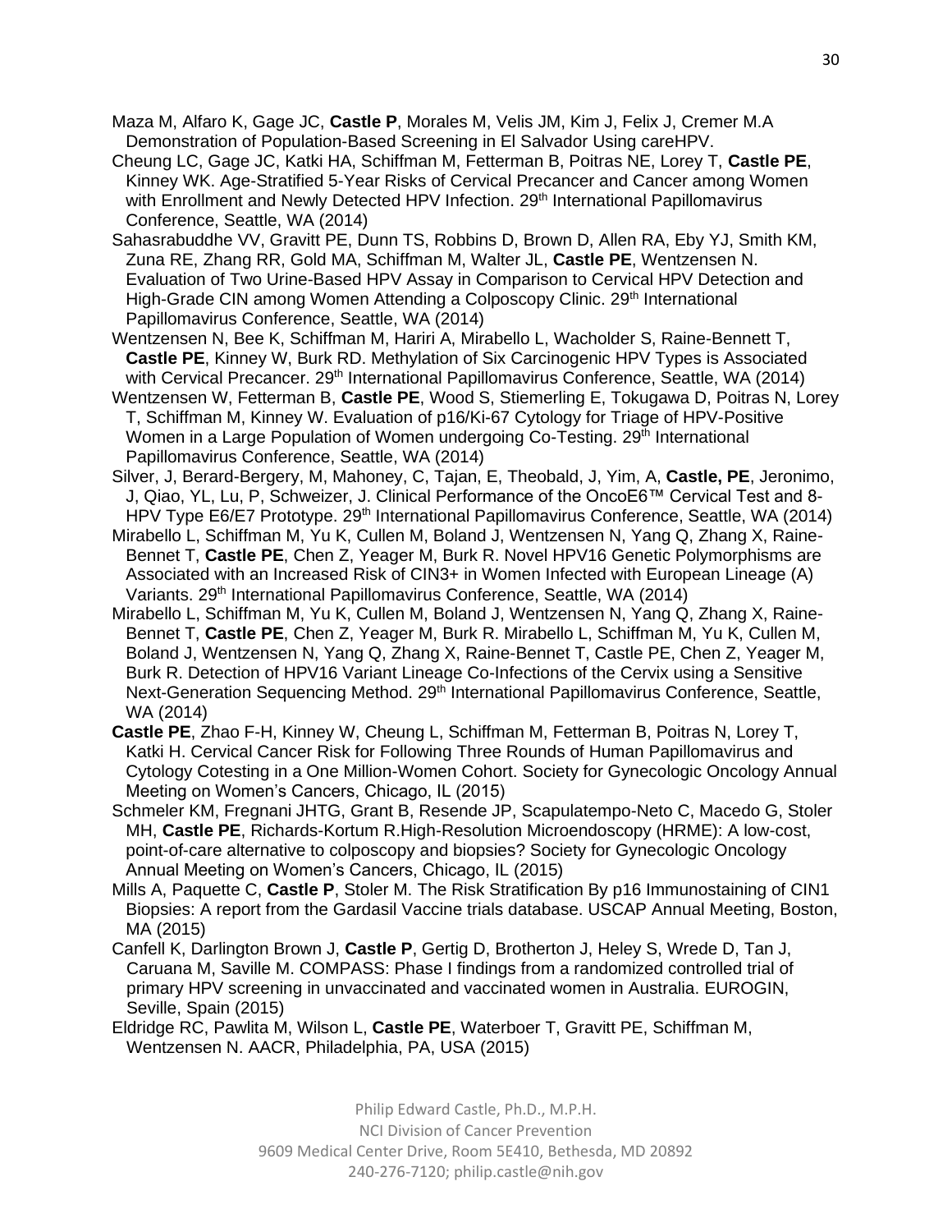Maza M, Alfaro K, Gage JC, **Castle P**, Morales M, Velis JM, Kim J, Felix J, Cremer M.A Demonstration of Population-Based Screening in El Salvador Using careHPV.

Cheung LC, Gage JC, Katki HA, Schiffman M, Fetterman B, Poitras NE, Lorey T, **Castle PE**, Kinney WK. Age-Stratified 5-Year Risks of Cervical Precancer and Cancer among Women with Enrollment and Newly Detected HPV Infection. 29th International Papillomavirus Conference, Seattle, WA (2014)

Sahasrabuddhe VV, Gravitt PE, Dunn TS, Robbins D, Brown D, Allen RA, Eby YJ, Smith KM, Zuna RE, Zhang RR, Gold MA, Schiffman M, Walter JL, **Castle PE**, Wentzensen N. Evaluation of Two Urine-Based HPV Assay in Comparison to Cervical HPV Detection and High-Grade CIN among Women Attending a Colposcopy Clinic. 29th International Papillomavirus Conference, Seattle, WA (2014)

Wentzensen N, Bee K, Schiffman M, Hariri A, Mirabello L, Wacholder S, Raine-Bennett T, **Castle PE**, Kinney W, Burk RD. Methylation of Six Carcinogenic HPV Types is Associated with Cervical Precancer. 29th International Papillomavirus Conference, Seattle, WA (2014)

Wentzensen W, Fetterman B, **Castle PE**, Wood S, Stiemerling E, Tokugawa D, Poitras N, Lorey T, Schiffman M, Kinney W. Evaluation of p16/Ki-67 Cytology for Triage of HPV-Positive Women in a Large Population of Women undergoing Co-Testing. 29th International Papillomavirus Conference, Seattle, WA (2014)

Silver, J, Berard-Bergery, M, Mahoney, C, Tajan, E, Theobald, J, Yim, A, **Castle, PE**, Jeronimo, J, Qiao, YL, Lu, P, Schweizer, J. Clinical Performance of the OncoE6™ Cervical Test and 8-HPV Type E6/E7 Prototype. 29th International Papillomavirus Conference, Seattle, WA (2014)

Mirabello L, Schiffman M, Yu K, Cullen M, Boland J, Wentzensen N, Yang Q, Zhang X, Raine-Bennet T, **Castle PE**, Chen Z, Yeager M, Burk R. Novel HPV16 Genetic Polymorphisms are Associated with an Increased Risk of CIN3+ in Women Infected with European Lineage (A) Variants. 29th International Papillomavirus Conference, Seattle, WA (2014)

Mirabello L, Schiffman M, Yu K, Cullen M, Boland J, Wentzensen N, Yang Q, Zhang X, Raine-Bennet T, **Castle PE**, Chen Z, Yeager M, Burk R. Mirabello L, Schiffman M, Yu K, Cullen M, Boland J, Wentzensen N, Yang Q, Zhang X, Raine-Bennet T, Castle PE, Chen Z, Yeager M, Burk R. Detection of HPV16 Variant Lineage Co-Infections of the Cervix using a Sensitive Next-Generation Sequencing Method. 29th International Papillomavirus Conference, Seattle, WA (2014)

**Castle PE**, Zhao F-H, Kinney W, Cheung L, Schiffman M, Fetterman B, Poitras N, Lorey T, Katki H. Cervical Cancer Risk for Following Three Rounds of Human Papillomavirus and Cytology Cotesting in a One Million-Women Cohort. Society for Gynecologic Oncology Annual Meeting on Women's Cancers, Chicago, IL (2015)

Schmeler KM, Fregnani JHTG, Grant B, Resende JP, Scapulatempo-Neto C, Macedo G, Stoler MH, **Castle PE**, Richards-Kortum R.High-Resolution Microendoscopy (HRME): A low-cost, point-of-care alternative to colposcopy and biopsies? Society for Gynecologic Oncology Annual Meeting on Women's Cancers, Chicago, IL (2015)

Mills A, Paquette C, **Castle P**, Stoler M. The Risk Stratification By p16 Immunostaining of CIN1 Biopsies: A report from the Gardasil Vaccine trials database. USCAP Annual Meeting, Boston, MA (2015)

Canfell K, Darlington Brown J, **Castle P**, Gertig D, Brotherton J, Heley S, Wrede D, Tan J, Caruana M, Saville M. COMPASS: Phase I findings from a randomized controlled trial of primary HPV screening in unvaccinated and vaccinated women in Australia. EUROGIN, Seville, Spain (2015)

Eldridge RC, Pawlita M, Wilson L, **Castle PE**, Waterboer T, Gravitt PE, Schiffman M, Wentzensen N. AACR, Philadelphia, PA, USA (2015)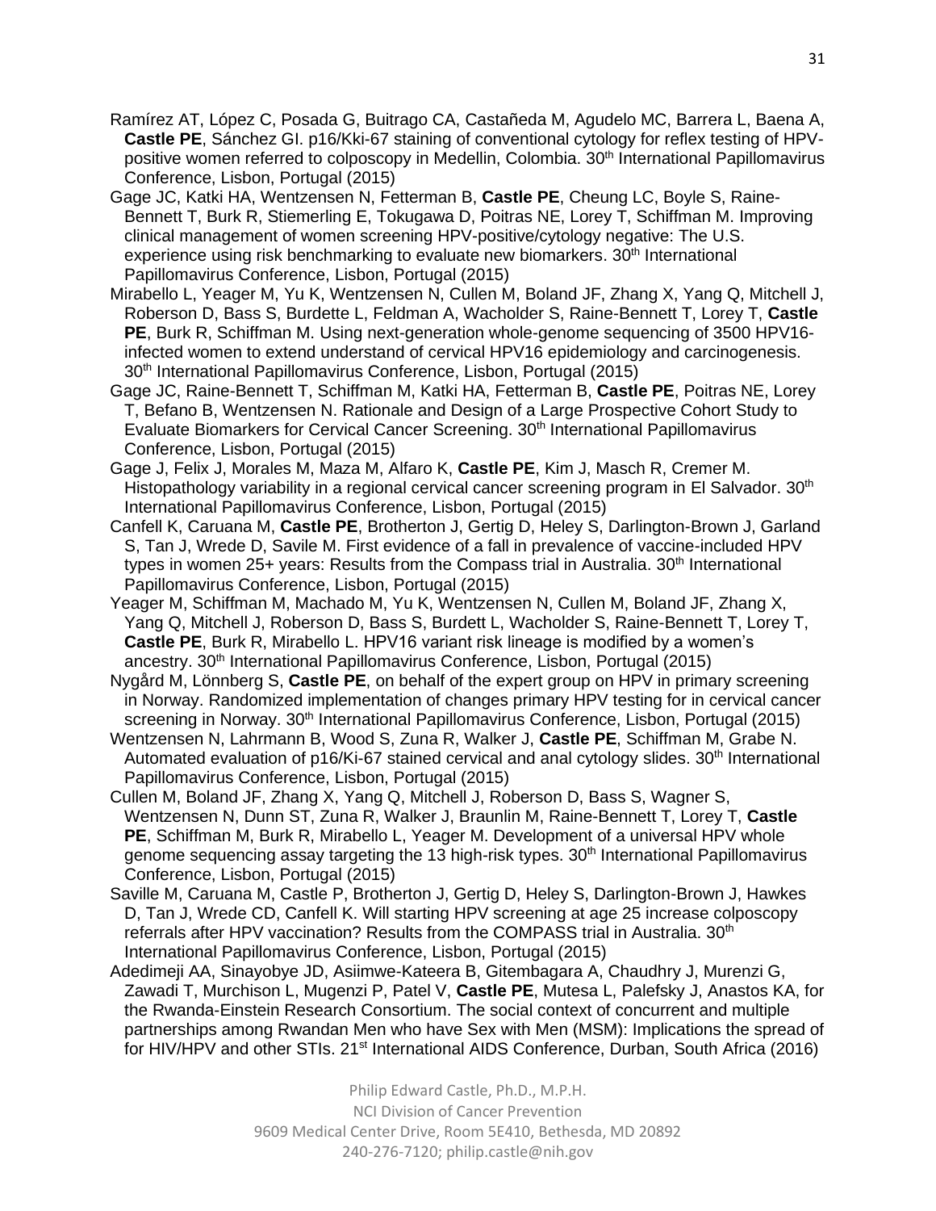Ramírez AT, López C, Posada G, Buitrago CA, Castañeda M, Agudelo MC, Barrera L, Baena A, **Castle PE**, Sánchez GI. p16/Kki-67 staining of conventional cytology for reflex testing of HPV-positive women referred to colposcopy in Medellin, Colombia. 30th International Papillomavirus Conference, Lisbon, Portugal (2015)

Gage JC, Katki HA, Wentzensen N, Fetterman B, **Castle PE**, Cheung LC, Boyle S, Raine-Bennett T, Burk R, Stiemerling E, Tokugawa D, Poitras NE, Lorey T, Schiffman M. Improving clinical management of women screening HPV-positive/cytology negative: The U.S. experience using risk benchmarking to evaluate new biomarkers. 30th International Papillomavirus Conference, Lisbon, Portugal (2015)

Mirabello L, Yeager M, Yu K, Wentzensen N, Cullen M, Boland JF, Zhang X, Yang Q, Mitchell J, Roberson D, Bass S, Burdette L, Feldman A, Wacholder S, Raine-Bennett T, Lorey T, **Castle PE**, Burk R, Schiffman M. Using next-generation whole-genome sequencing of 3500 HPV16-infected women to extend understand of cervical HPV16 epidemiology and carcinogenesis. 30th International Papillomavirus Conference, Lisbon, Portugal (2015)

Gage JC, Raine-Bennett T, Schiffman M, Katki HA, Fetterman B, **Castle PE**, Poitras NE, Lorey T, Befano B, Wentzensen N. Rationale and Design of a Large Prospective Cohort Study to Evaluate Biomarkers for Cervical Cancer Screening. 30th International Papillomavirus Conference, Lisbon, Portugal (2015)

Gage J, Felix J, Morales M, Maza M, Alfaro K, **Castle PE**, Kim J, Masch R, Cremer M. Histopathology variability in a regional cervical cancer screening program in El Salvador. 30th International Papillomavirus Conference, Lisbon, Portugal (2015)

Canfell K, Caruana M, **Castle PE**, Brotherton J, Gertig D, Heley S, Darlington-Brown J, Garland S, Tan J, Wrede D, Savile M. First evidence of a fall in prevalence of vaccine-included HPV types in women 25+ years: Results from the Compass trial in Australia. 30th International Papillomavirus Conference, Lisbon, Portugal (2015)

Yeager M, Schiffman M, Machado M, Yu K, Wentzensen N, Cullen M, Boland JF, Zhang X, Yang Q, Mitchell J, Roberson D, Bass S, Burdett L, Wacholder S, Raine-Bennett T, Lorey T, **Castle PE**, Burk R, Mirabello L. HPV16 variant risk lineage is modified by a women's ancestry. 30th International Papillomavirus Conference, Lisbon, Portugal (2015)

Nygård M, Lönnberg S, **Castle PE**, on behalf of the expert group on HPV in primary screening in Norway. Randomized implementation of changes primary HPV testing for in cervical cancer screening in Norway. 30th International Papillomavirus Conference, Lisbon, Portugal (2015)

Wentzensen N, Lahrmann B, Wood S, Zuna R, Walker J, **Castle PE**, Schiffman M, Grabe N. Automated evaluation of p16/Ki-67 stained cervical and anal cytology slides. 30th International Papillomavirus Conference, Lisbon, Portugal (2015)

Cullen M, Boland JF, Zhang X, Yang Q, Mitchell J, Roberson D, Bass S, Wagner S, Wentzensen N, Dunn ST, Zuna R, Walker J, Braunlin M, Raine-Bennett T, Lorey T, **Castle PE**, Schiffman M, Burk R, Mirabello L, Yeager M. Development of a universal HPV whole genome sequencing assay targeting the 13 high-risk types. 30th International Papillomavirus Conference, Lisbon, Portugal (2015)

Saville M, Caruana M, Castle P, Brotherton J, Gertig D, Heley S, Darlington-Brown J, Hawkes D, Tan J, Wrede CD, Canfell K. Will starting HPV screening at age 25 increase colposcopy referrals after HPV vaccination? Results from the COMPASS trial in Australia. 30th International Papillomavirus Conference, Lisbon, Portugal (2015)

Adedimeji AA, Sinayobye JD, Asiimwe-Kateera B, Gitembagara A, Chaudhry J, Murenzi G, Zawadi T, Murchison L, Mugenzi P, Patel V, **Castle PE**, Mutesa L, Palefsky J, Anastos KA, for the Rwanda-Einstein Research Consortium. The social context of concurrent and multiple partnerships among Rwandan Men who have Sex with Men (MSM): Implications the spread of for HIV/HPV and other STIs. 21st International AIDS Conference, Durban, South Africa (2016)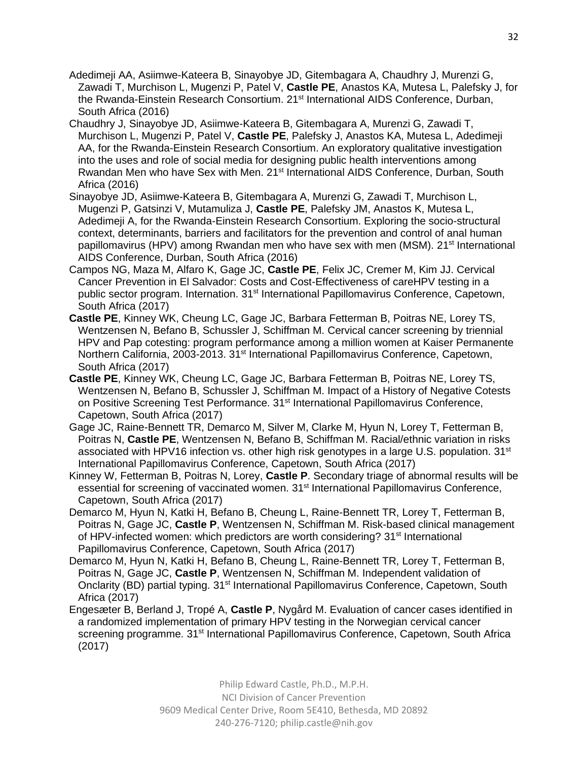Adedimeji AA, Asiimwe-Kateera B, Sinayobye JD, Gitembagara A, Chaudhry J, Murenzi G, Zawadi T, Murchison L, Mugenzi P, Patel V, **Castle PE**, Anastos KA, Mutesa L, Palefsky J, for the Rwanda-Einstein Research Consortium. 21st International AIDS Conference, Durban, South Africa (2016)

Chaudhry J, Sinayobye JD, Asiimwe-Kateera B, Gitembagara A, Murenzi G, Zawadi T, Murchison L, Mugenzi P, Patel V, **Castle PE**, Palefsky J, Anastos KA, Mutesa L, Adedimeji AA, for the Rwanda-Einstein Research Consortium. An exploratory qualitative investigation into the uses and role of social media for designing public health interventions among Rwandan Men who have Sex with Men. 21st International AIDS Conference, Durban, South Africa (2016)

Sinayobye JD, Asiimwe-Kateera B, Gitembagara A, Murenzi G, Zawadi T, Murchison L, Mugenzi P, Gatsinzi V, Mutamuliza J, **Castle PE**, Palefsky JM, Anastos K, Mutesa L, Adedimeji A, for the Rwanda-Einstein Research Consortium. Exploring the socio-structural context, determinants, barriers and facilitators for the prevention and control of anal human papillomavirus (HPV) among Rwandan men who have sex with men (MSM). 21st International AIDS Conference, Durban, South Africa (2016)

Campos NG, Maza M, Alfaro K, Gage JC, **Castle PE**, Felix JC, Cremer M, Kim JJ. Cervical Cancer Prevention in El Salvador: Costs and Cost-Effectiveness of careHPV testing in a public sector program. Internation. 31st International Papillomavirus Conference, Capetown, South Africa (2017)

**Castle PE**, Kinney WK, Cheung LC, Gage JC, Barbara Fetterman B, Poitras NE, Lorey TS, Wentzensen N, Befano B, Schussler J, Schiffman M. Cervical cancer screening by triennial HPV and Pap cotesting: program performance among a million women at Kaiser Permanente Northern California, 2003-2013. 31st International Papillomavirus Conference, Capetown, South Africa (2017)

**Castle PE**, Kinney WK, Cheung LC, Gage JC, Barbara Fetterman B, Poitras NE, Lorey TS, Wentzensen N, Befano B, Schussler J, Schiffman M. Impact of a History of Negative Cotests on Positive Screening Test Performance. 31st International Papillomavirus Conference, Capetown, South Africa (2017)

Gage JC, Raine-Bennett TR, Demarco M, Silver M, Clarke M, Hyun N, Lorey T, Fetterman B, Poitras N, **Castle PE**, Wentzensen N, Befano B, Schiffman M. Racial/ethnic variation in risks associated with HPV16 infection vs. other high risk genotypes in a large U.S. population. 31st International Papillomavirus Conference, Capetown, South Africa (2017)

Kinney W, Fetterman B, Poitras N, Lorey, **Castle P**. Secondary triage of abnormal results will be essential for screening of vaccinated women. 31st International Papillomavirus Conference, Capetown, South Africa (2017)

Demarco M, Hyun N, Katki H, Befano B, Cheung L, Raine-Bennett TR, Lorey T, Fetterman B, Poitras N, Gage JC, **Castle P**, Wentzensen N, Schiffman M. Risk-based clinical management of HPV-infected women: which predictors are worth considering? 31st International Papillomavirus Conference, Capetown, South Africa (2017)

Demarco M, Hyun N, Katki H, Befano B, Cheung L, Raine-Bennett TR, Lorey T, Fetterman B, Poitras N, Gage JC, **Castle P**, Wentzensen N, Schiffman M. Independent validation of Onclarity (BD) partial typing. 31st International Papillomavirus Conference, Capetown, South Africa (2017)

Engesæter B, Berland J, Tropé A, **Castle P**, Nygård M. Evaluation of cancer cases identified in a randomized implementation of primary HPV testing in the Norwegian cervical cancer screening programme. 31st International Papillomavirus Conference, Capetown, South Africa (2017)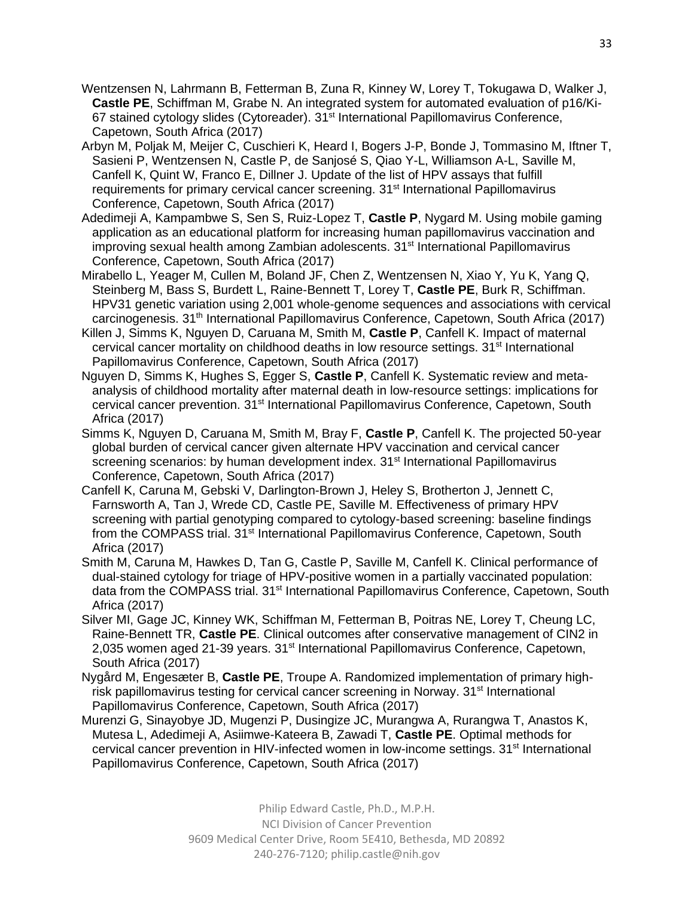Wentzensen N, Lahrmann B, Fetterman B, Zuna R, Kinney W, Lorey T, Tokugawa D, Walker J, **Castle PE**, Schiffman M, Grabe N. An integrated system for automated evaluation of p16/Ki-67 stained cytology slides (Cytoreader). 31st International Papillomavirus Conference, Capetown, South Africa (2017)

Arbyn M, Poljak M, Meijer C, Cuschieri K, Heard I, Bogers J-P, Bonde J, Tommasino M, Iftner T, Sasieni P, Wentzensen N, Castle P, de Sanjosé S, Qiao Y-L, Williamson A-L, Saville M, Canfell K, Quint W, Franco E, Dillner J. Update of the list of HPV assays that fulfill requirements for primary cervical cancer screening. 31st International Papillomavirus Conference, Capetown, South Africa (2017)

Adedimeji A, Kampambwe S, Sen S, Ruiz-Lopez T, **Castle P**, Nygard M. Using mobile gaming application as an educational platform for increasing human papillomavirus vaccination and improving sexual health among Zambian adolescents. 31st International Papillomavirus Conference, Capetown, South Africa (2017)

Mirabello L, Yeager M, Cullen M, Boland JF, Chen Z, Wentzensen N, Xiao Y, Yu K, Yang Q, Steinberg M, Bass S, Burdett L, Raine-Bennett T, Lorey T, **Castle PE**, Burk R, Schiffman. HPV31 genetic variation using 2,001 whole-genome sequences and associations with cervical carcinogenesis. 31th International Papillomavirus Conference, Capetown, South Africa (2017)

Killen J, Simms K, Nguyen D, Caruana M, Smith M, **Castle P**, Canfell K. Impact of maternal cervical cancer mortality on childhood deaths in low resource settings. 31st International Papillomavirus Conference, Capetown, South Africa (2017)

Nguyen D, Simms K, Hughes S, Egger S, **Castle P**, Canfell K. Systematic review and meta-analysis of childhood mortality after maternal death in low-resource settings: implications for cervical cancer prevention. 31st International Papillomavirus Conference, Capetown, South Africa (2017)

Simms K, Nguyen D, Caruana M, Smith M, Bray F, **Castle P**, Canfell K. The projected 50-year global burden of cervical cancer given alternate HPV vaccination and cervical cancer screening scenarios: by human development index. 31st International Papillomavirus Conference, Capetown, South Africa (2017)

Canfell K, Caruna M, Gebski V, Darlington-Brown J, Heley S, Brotherton J, Jennett C, Farnsworth A, Tan J, Wrede CD, Castle PE, Saville M. Effectiveness of primary HPV screening with partial genotyping compared to cytology-based screening: baseline findings from the COMPASS trial. 31st International Papillomavirus Conference, Capetown, South Africa (2017)

Smith M, Caruna M, Hawkes D, Tan G, Castle P, Saville M, Canfell K. Clinical performance of dual-stained cytology for triage of HPV-positive women in a partially vaccinated population: data from the COMPASS trial. 31st International Papillomavirus Conference, Capetown, South Africa (2017)

Silver MI, Gage JC, Kinney WK, Schiffman M, Fetterman B, Poitras NE, Lorey T, Cheung LC, Raine-Bennett TR, **Castle PE**. Clinical outcomes after conservative management of CIN2 in 2,035 women aged 21-39 years. 31st International Papillomavirus Conference, Capetown, South Africa (2017)

Nygård M, Engesæter B, **Castle PE**, Troupe A. Randomized implementation of primary high-risk papillomavirus testing for cervical cancer screening in Norway. 31st International Papillomavirus Conference, Capetown, South Africa (2017)

Murenzi G, Sinayobye JD, Mugenzi P, Dusingize JC, Murangwa A, Rurangwa T, Anastos K, Mutesa L, Adedimeji A, Asiimwe-Kateera B, Zawadi T, **Castle PE**. Optimal methods for cervical cancer prevention in HIV-infected women in low-income settings. 31st International Papillomavirus Conference, Capetown, South Africa (2017)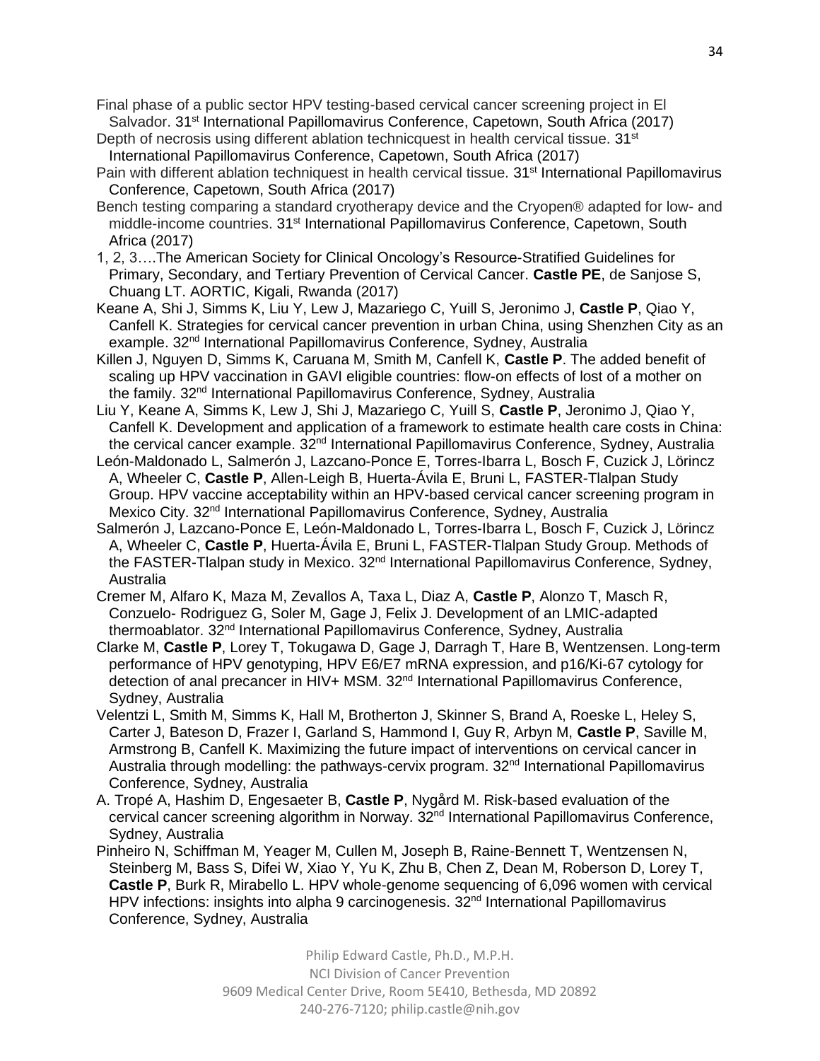Final phase of a public sector HPV testing-based cervical cancer screening project in El Salvador. 31st International Papillomavirus Conference, Capetown, South Africa (2017)

Depth of necrosis using different ablation technicquest in health cervical tissue. 31st International Papillomavirus Conference, Capetown, South Africa (2017)

Pain with different ablation techniquest in health cervical tissue. 31st International Papillomavirus Conference, Capetown, South Africa (2017)

Bench testing comparing a standard cryotherapy device and the Cryopen® adapted for low- and middle-income countries. 31st International Papillomavirus Conference, Capetown, South Africa (2017)

1, 2, 3….The American Society for Clinical Oncology's Resource-Stratified Guidelines for Primary, Secondary, and Tertiary Prevention of Cervical Cancer. **Castle PE**, de Sanjose S, Chuang LT. AORTIC, Kigali, Rwanda (2017)

Keane A, Shi J, Simms K, Liu Y, Lew J, Mazariego C, Yuill S, Jeronimo J, **Castle P**, Qiao Y, Canfell K. Strategies for cervical cancer prevention in urban China, using Shenzhen City as an example. 32nd International Papillomavirus Conference, Sydney, Australia

Killen J, Nguyen D, Simms K, Caruana M, Smith M, Canfell K, **Castle P**. The added benefit of scaling up HPV vaccination in GAVI eligible countries: flow-on effects of lost of a mother on the family. 32nd International Papillomavirus Conference, Sydney, Australia

Liu Y, Keane A, Simms K, Lew J, Shi J, Mazariego C, Yuill S, **Castle P**, Jeronimo J, Qiao Y, Canfell K. Development and application of a framework to estimate health care costs in China: the cervical cancer example. 32nd International Papillomavirus Conference, Sydney, Australia

León-Maldonado L, Salmerón J, Lazcano-Ponce E, Torres-Ibarra L, Bosch F, Cuzick J, Lörincz A, Wheeler C, **Castle P**, Allen-Leigh B, Huerta-Ávila E, Bruni L, FASTER-Tlalpan Study Group. HPV vaccine acceptability within an HPV-based cervical cancer screening program in Mexico City. 32nd International Papillomavirus Conference, Sydney, Australia

Salmerón J, Lazcano-Ponce E, León-Maldonado L, Torres-Ibarra L, Bosch F, Cuzick J, Lörincz A, Wheeler C, **Castle P**, Huerta-Ávila E, Bruni L, FASTER-Tlalpan Study Group. Methods of the FASTER-Tlalpan study in Mexico. 32nd International Papillomavirus Conference, Sydney, Australia

Cremer M, Alfaro K, Maza M, Zevallos A, Taxa L, Diaz A, **Castle P**, Alonzo T, Masch R, Conzuelo- Rodriguez G, Soler M, Gage J, Felix J. Development of an LMIC-adapted thermoablator. 32nd International Papillomavirus Conference, Sydney, Australia

Clarke M, **Castle P**, Lorey T, Tokugawa D, Gage J, Darragh T, Hare B, Wentzensen. Long-term performance of HPV genotyping, HPV E6/E7 mRNA expression, and p16/Ki-67 cytology for detection of anal precancer in HIV+ MSM. 32nd International Papillomavirus Conference, Sydney, Australia

Velentzi L, Smith M, Simms K, Hall M, Brotherton J, Skinner S, Brand A, Roeske L, Heley S, Carter J, Bateson D, Frazer I, Garland S, Hammond I, Guy R, Arbyn M, **Castle P**, Saville M, Armstrong B, Canfell K. Maximizing the future impact of interventions on cervical cancer in Australia through modelling: the pathways-cervix program. 32nd International Papillomavirus Conference, Sydney, Australia

A. Tropé A, Hashim D, Engesaeter B, **Castle P**, Nygård M. Risk-based evaluation of the cervical cancer screening algorithm in Norway. 32nd International Papillomavirus Conference, Sydney, Australia

Pinheiro N, Schiffman M, Yeager M, Cullen M, Joseph B, Raine-Bennett T, Wentzensen N, Steinberg M, Bass S, Difei W, Xiao Y, Yu K, Zhu B, Chen Z, Dean M, Roberson D, Lorey T, **Castle P**, Burk R, Mirabello L. HPV whole-genome sequencing of 6,096 women with cervical HPV infections: insights into alpha 9 carcinogenesis. 32nd International Papillomavirus Conference, Sydney, Australia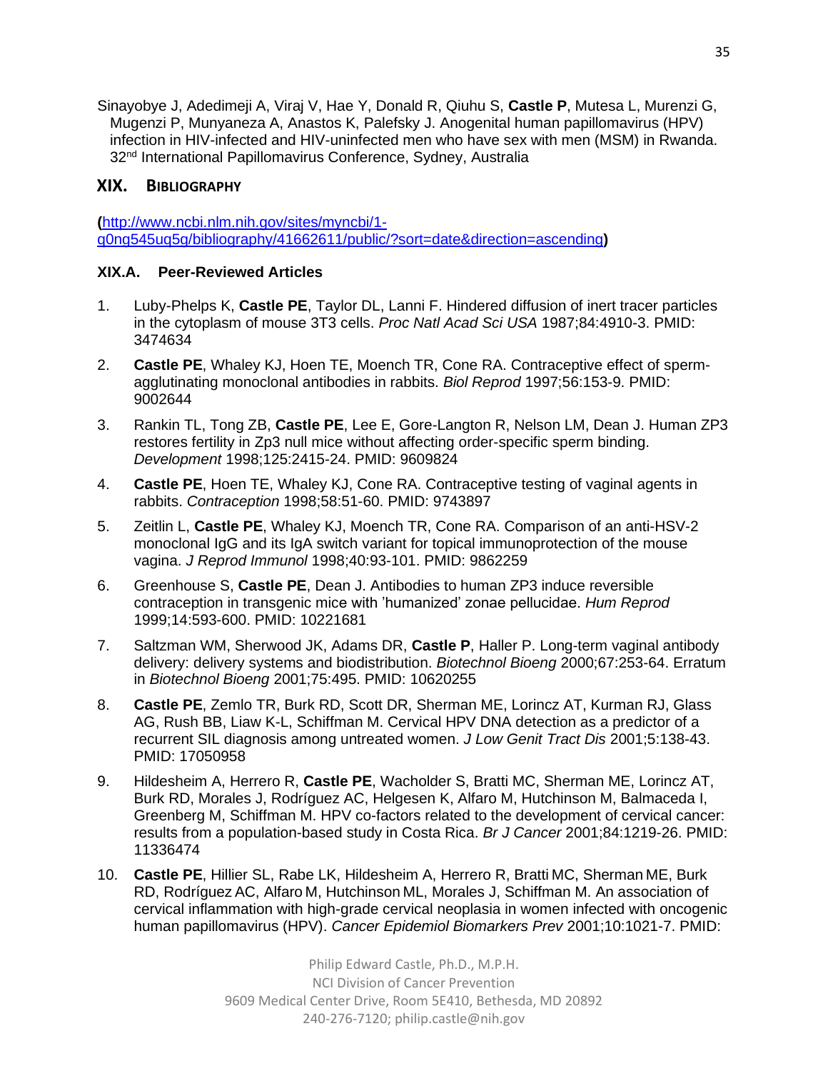Sinayobye J, Adedimeji A, Viraj V, Hae Y, Donald R, Qiuhu S, **Castle P**, Mutesa L, Murenzi G, Mugenzi P, Munyaneza A, Anastos K, Palefsky J. Anogenital human papillomavirus (HPV) infection in HIV-infected and HIV-uninfected men who have sex with men (MSM) in Rwanda. 32nd International Papillomavirus Conference, Sydney, Australia

## XIX. BIBLIOGRAPHY

**(**[http://www.ncbi.nlm.nih.gov/sites/myncbi/1-q0nq545uq5g/bibliography/41662611/public/?sort=date&direction=ascending](http://www.ncbi.nlm.nih.gov/sites/myncbi/1-q0nq545uq5g/bibliography/41662611/public/?sort=date&direction=ascending)**)**

### XIX.A. Peer-Reviewed Articles

1. Luby-Phelps K, **Castle PE**, Taylor DL, Lanni F. Hindered diffusion of inert tracer particles in the cytoplasm of mouse 3T3 cells. *Proc Natl Acad Sci USA* 1987;84:4910-3. PMID: 3474634
2. **Castle PE**, Whaley KJ, Hoen TE, Moench TR, Cone RA. Contraceptive effect of sperm-agglutinating monoclonal antibodies in rabbits. *Biol Reprod* 1997;56:153-9. PMID: 9002644
3. Rankin TL, Tong ZB, **Castle PE**, Lee E, Gore-Langton R, Nelson LM, Dean J. Human ZP3 restores fertility in Zp3 null mice without affecting order-specific sperm binding. *Development* 1998;125:2415-24. PMID: 9609824
4. **Castle PE**, Hoen TE, Whaley KJ, Cone RA. Contraceptive testing of vaginal agents in rabbits. *Contraception* 1998;58:51-60. PMID: 9743897
5. Zeitlin L, **Castle PE**, Whaley KJ, Moench TR, Cone RA. Comparison of an anti-HSV-2 monoclonal IgG and its IgA switch variant for topical immunoprotection of the mouse vagina. *J Reprod Immunol* 1998;40:93-101. PMID: 9862259
6. Greenhouse S, **Castle PE**, Dean J. Antibodies to human ZP3 induce reversible contraception in transgenic mice with 'humanized' zonae pellucidae. *Hum Reprod* 1999;14:593-600. PMID: 10221681
7. Saltzman WM, Sherwood JK, Adams DR, **Castle P**, Haller P. Long-term vaginal antibody delivery: delivery systems and biodistribution. *Biotechnol Bioeng* 2000;67:253-64. Erratum in *Biotechnol Bioeng* 2001;75:495. PMID: 10620255
8. **Castle PE**, Zemlo TR, Burk RD, Scott DR, Sherman ME, Lorincz AT, Kurman RJ, Glass AG, Rush BB, Liaw K-L, Schiffman M. Cervical HPV DNA detection as a predictor of a recurrent SIL diagnosis among untreated women. *J Low Genit Tract Dis* 2001;5:138-43. PMID: 17050958
9. Hildesheim A, Herrero R, **Castle PE**, Wacholder S, Bratti MC, Sherman ME, Lorincz AT, Burk RD, Morales J, Rodríguez AC, Helgesen K, Alfaro M, Hutchinson M, Balmaceda I, Greenberg M, Schiffman M. HPV co-factors related to the development of cervical cancer: results from a population-based study in Costa Rica. *Br J Cancer* 2001;84:1219-26. PMID: 11336474
10. **Castle PE**, Hillier SL, Rabe LK, Hildesheim A, Herrero R, Bratti MC, Sherman ME, Burk RD, Rodríguez AC, Alfaro M, Hutchinson ML, Morales J, Schiffman M. An association of cervical inflammation with high-grade cervical neoplasia in women infected with oncogenic human papillomavirus (HPV). *Cancer Epidemiol Biomarkers Prev* 2001;10:1021-7. PMID: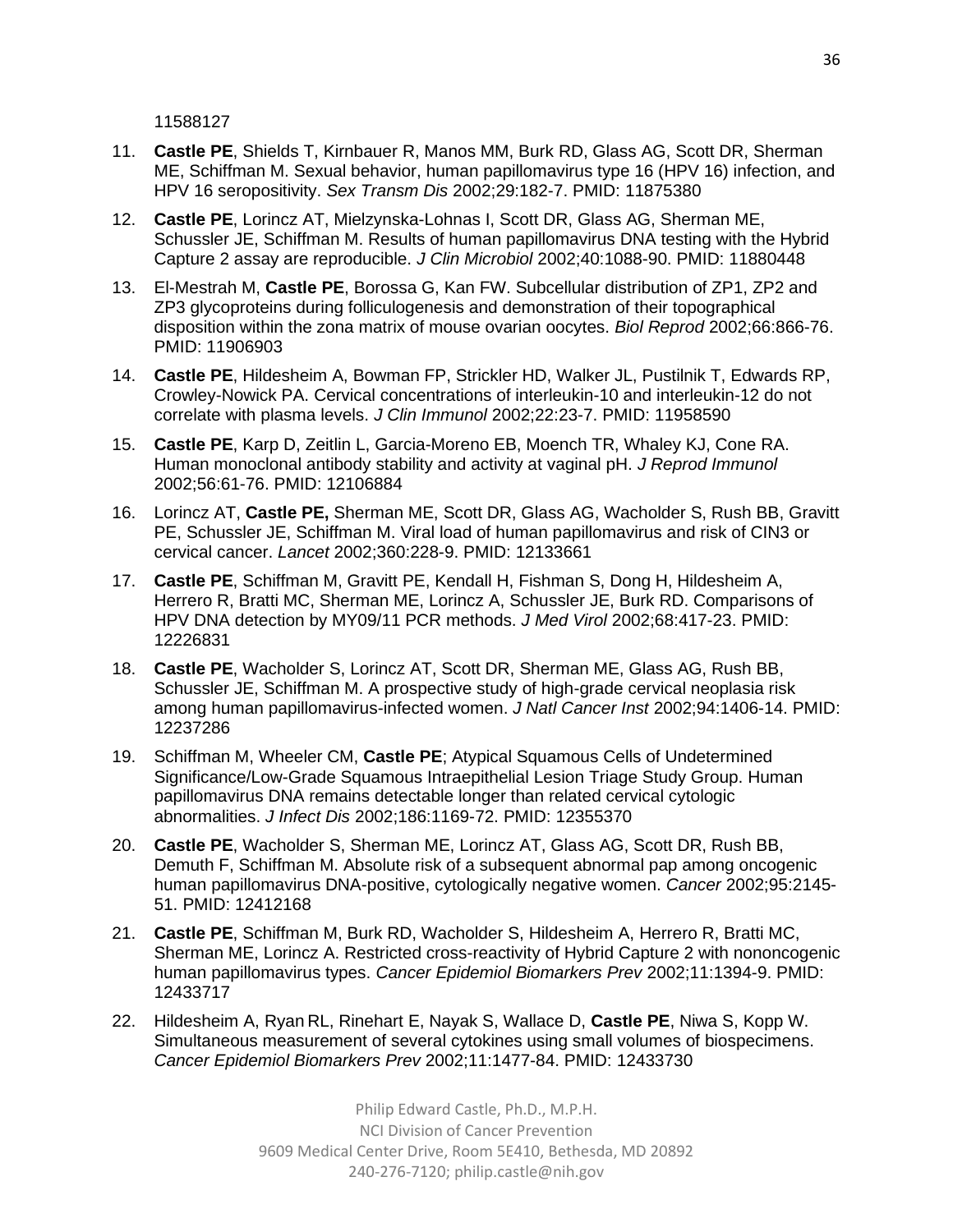11588127

11. **Castle PE**, Shields T, Kirnbauer R, Manos MM, Burk RD, Glass AG, Scott DR, Sherman ME, Schiffman M. Sexual behavior, human papillomavirus type 16 (HPV 16) infection, and HPV 16 seropositivity. *Sex Transm Dis* 2002;29:182-7. PMID: 11875380
12. **Castle PE**, Lorincz AT, Mielzynska-Lohnas I, Scott DR, Glass AG, Sherman ME, Schussler JE, Schiffman M. Results of human papillomavirus DNA testing with the Hybrid Capture 2 assay are reproducible. *J Clin Microbiol* 2002;40:1088-90. PMID: 11880448
13. El-Mestrah M, **Castle PE**, Borossa G, Kan FW. Subcellular distribution of ZP1, ZP2 and ZP3 glycoproteins during folliculogenesis and demonstration of their topographical disposition within the zona matrix of mouse ovarian oocytes. *Biol Reprod* 2002;66:866-76. PMID: 11906903
14. **Castle PE**, Hildesheim A, Bowman FP, Strickler HD, Walker JL, Pustilnik T, Edwards RP, Crowley-Nowick PA. Cervical concentrations of interleukin-10 and interleukin-12 do not correlate with plasma levels. *J Clin Immunol* 2002;22:23-7. PMID: 11958590
15. **Castle PE**, Karp D, Zeitlin L, Garcia-Moreno EB, Moench TR, Whaley KJ, Cone RA. Human monoclonal antibody stability and activity at vaginal pH. *J Reprod Immunol* 2002;56:61-76. PMID: 12106884
16. Lorincz AT, **Castle PE,** Sherman ME, Scott DR, Glass AG, Wacholder S, Rush BB, Gravitt PE, Schussler JE, Schiffman M. Viral load of human papillomavirus and risk of CIN3 or cervical cancer. *Lancet* 2002;360:228-9. PMID: 12133661
17. **Castle PE**, Schiffman M, Gravitt PE, Kendall H, Fishman S, Dong H, Hildesheim A, Herrero R, Bratti MC, Sherman ME, Lorincz A, Schussler JE, Burk RD. Comparisons of HPV DNA detection by MY09/11 PCR methods. *J Med Virol* 2002;68:417-23. PMID: 12226831
18. **Castle PE**, Wacholder S, Lorincz AT, Scott DR, Sherman ME, Glass AG, Rush BB, Schussler JE, Schiffman M. A prospective study of high-grade cervical neoplasia risk among human papillomavirus-infected women. *J Natl Cancer Inst* 2002;94:1406-14. PMID: 12237286
19. Schiffman M, Wheeler CM, **Castle PE**; Atypical Squamous Cells of Undetermined Significance/Low-Grade Squamous Intraepithelial Lesion Triage Study Group. Human papillomavirus DNA remains detectable longer than related cervical cytologic abnormalities. *J Infect Dis* 2002;186:1169-72. PMID: 12355370
20. **Castle PE**, Wacholder S, Sherman ME, Lorincz AT, Glass AG, Scott DR, Rush BB, Demuth F, Schiffman M. Absolute risk of a subsequent abnormal pap among oncogenic human papillomavirus DNA-positive, cytologically negative women. *Cancer* 2002;95:2145-51. PMID: 12412168
21. **Castle PE**, Schiffman M, Burk RD, Wacholder S, Hildesheim A, Herrero R, Bratti MC, Sherman ME, Lorincz A. Restricted cross-reactivity of Hybrid Capture 2 with nononcogenic human papillomavirus types. *Cancer Epidemiol Biomarkers Prev* 2002;11:1394-9. PMID: 12433717
22. Hildesheim A, Ryan RL, Rinehart E, Nayak S, Wallace D, **Castle PE**, Niwa S, Kopp W. Simultaneous measurement of several cytokines using small volumes of biospecimens. *Cancer Epidemiol Biomarkers Prev* 2002;11:1477-84. PMID: 12433730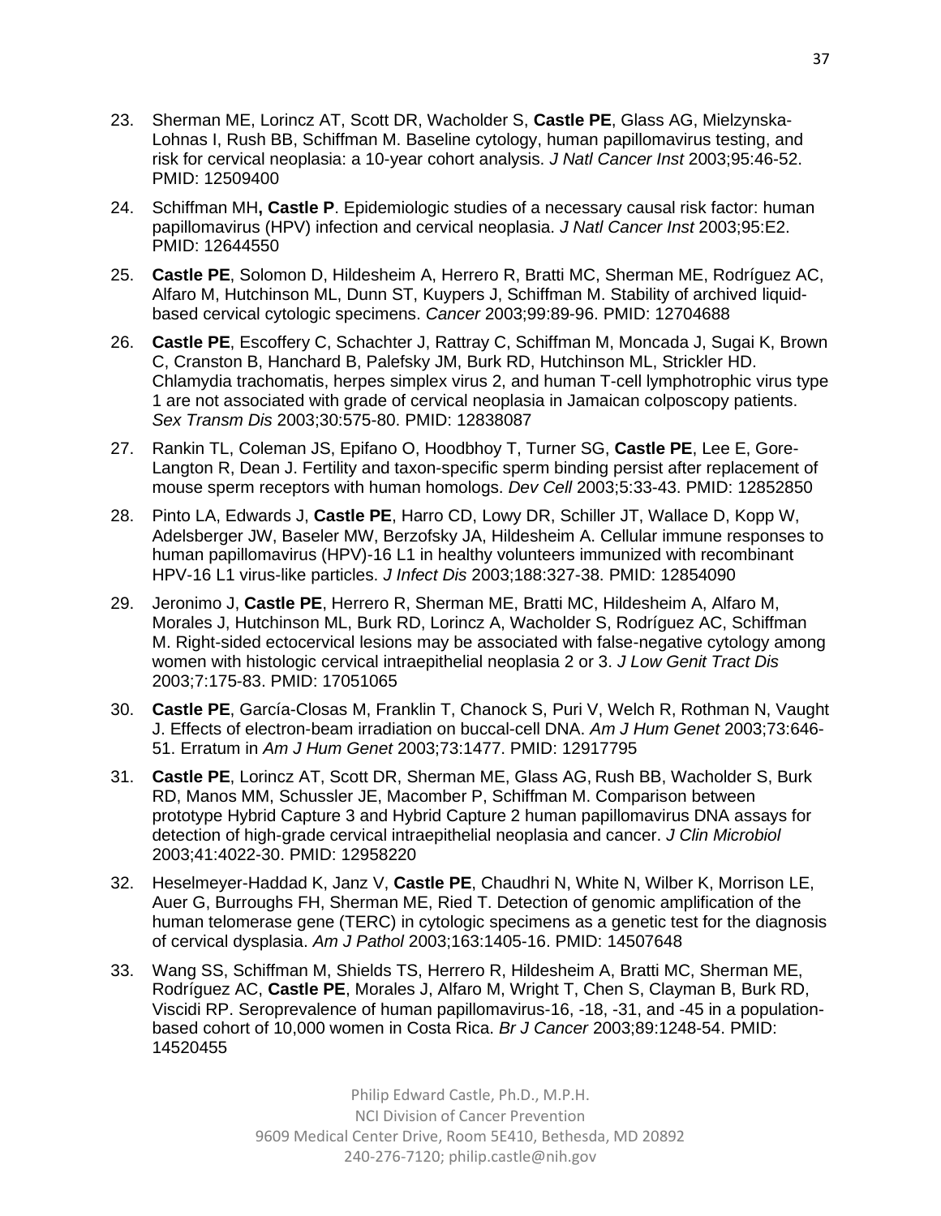23. Sherman ME, Lorincz AT, Scott DR, Wacholder S, **Castle PE**, Glass AG, Mielzynska-Lohnas I, Rush BB, Schiffman M. Baseline cytology, human papillomavirus testing, and risk for cervical neoplasia: a 10-year cohort analysis. *J Natl Cancer Inst* 2003;95:46-52. PMID: 12509400

24. Schiffman MH**, Castle P**. Epidemiologic studies of a necessary causal risk factor: human papillomavirus (HPV) infection and cervical neoplasia. *J Natl Cancer Inst* 2003;95:E2. PMID: 12644550

25. **Castle PE**, Solomon D, Hildesheim A, Herrero R, Bratti MC, Sherman ME, Rodríguez AC, Alfaro M, Hutchinson ML, Dunn ST, Kuypers J, Schiffman M. Stability of archived liquid-based cervical cytologic specimens. *Cancer* 2003;99:89-96. PMID: 12704688

26. **Castle PE**, Escoffery C, Schachter J, Rattray C, Schiffman M, Moncada J, Sugai K, Brown C, Cranston B, Hanchard B, Palefsky JM, Burk RD, Hutchinson ML, Strickler HD. Chlamydia trachomatis, herpes simplex virus 2, and human T-cell lymphotrophic virus type 1 are not associated with grade of cervical neoplasia in Jamaican colposcopy patients. *Sex Transm Dis* 2003;30:575-80. PMID: 12838087

27. Rankin TL, Coleman JS, Epifano O, Hoodbhoy T, Turner SG, **Castle PE**, Lee E, Gore-Langton R, Dean J. Fertility and taxon-specific sperm binding persist after replacement of mouse sperm receptors with human homologs. *Dev Cell* 2003;5:33-43. PMID: 12852850

28. Pinto LA, Edwards J, **Castle PE**, Harro CD, Lowy DR, Schiller JT, Wallace D, Kopp W, Adelsberger JW, Baseler MW, Berzofsky JA, Hildesheim A. Cellular immune responses to human papillomavirus (HPV)-16 L1 in healthy volunteers immunized with recombinant HPV-16 L1 virus-like particles. *J Infect Dis* 2003;188:327-38. PMID: 12854090

29. Jeronimo J, **Castle PE**, Herrero R, Sherman ME, Bratti MC, Hildesheim A, Alfaro M, Morales J, Hutchinson ML, Burk RD, Lorincz A, Wacholder S, Rodríguez AC, Schiffman M. Right-sided ectocervical lesions may be associated with false-negative cytology among women with histologic cervical intraepithelial neoplasia 2 or 3. *J Low Genit Tract Dis* 2003;7:175-83. PMID: 17051065

30. **Castle PE**, García-Closas M, Franklin T, Chanock S, Puri V, Welch R, Rothman N, Vaught J. Effects of electron-beam irradiation on buccal-cell DNA. *Am J Hum Genet* 2003;73:646-51. Erratum in *Am J Hum Genet* 2003;73:1477. PMID: 12917795

31. **Castle PE**, Lorincz AT, Scott DR, Sherman ME, Glass AG, Rush BB, Wacholder S, Burk RD, Manos MM, Schussler JE, Macomber P, Schiffman M. Comparison between prototype Hybrid Capture 3 and Hybrid Capture 2 human papillomavirus DNA assays for detection of high-grade cervical intraepithelial neoplasia and cancer. *J Clin Microbiol* 2003;41:4022-30. PMID: 12958220

32. Heselmeyer-Haddad K, Janz V, **Castle PE**, Chaudhri N, White N, Wilber K, Morrison LE, Auer G, Burroughs FH, Sherman ME, Ried T. Detection of genomic amplification of the human telomerase gene (TERC) in cytologic specimens as a genetic test for the diagnosis of cervical dysplasia. *Am J Pathol* 2003;163:1405-16. PMID: 14507648

33. Wang SS, Schiffman M, Shields TS, Herrero R, Hildesheim A, Bratti MC, Sherman ME, Rodríguez AC, **Castle PE**, Morales J, Alfaro M, Wright T, Chen S, Clayman B, Burk RD, Viscidi RP. Seroprevalence of human papillomavirus-16, -18, -31, and -45 in a population-based cohort of 10,000 women in Costa Rica. *Br J Cancer* 2003;89:1248-54. PMID: 14520455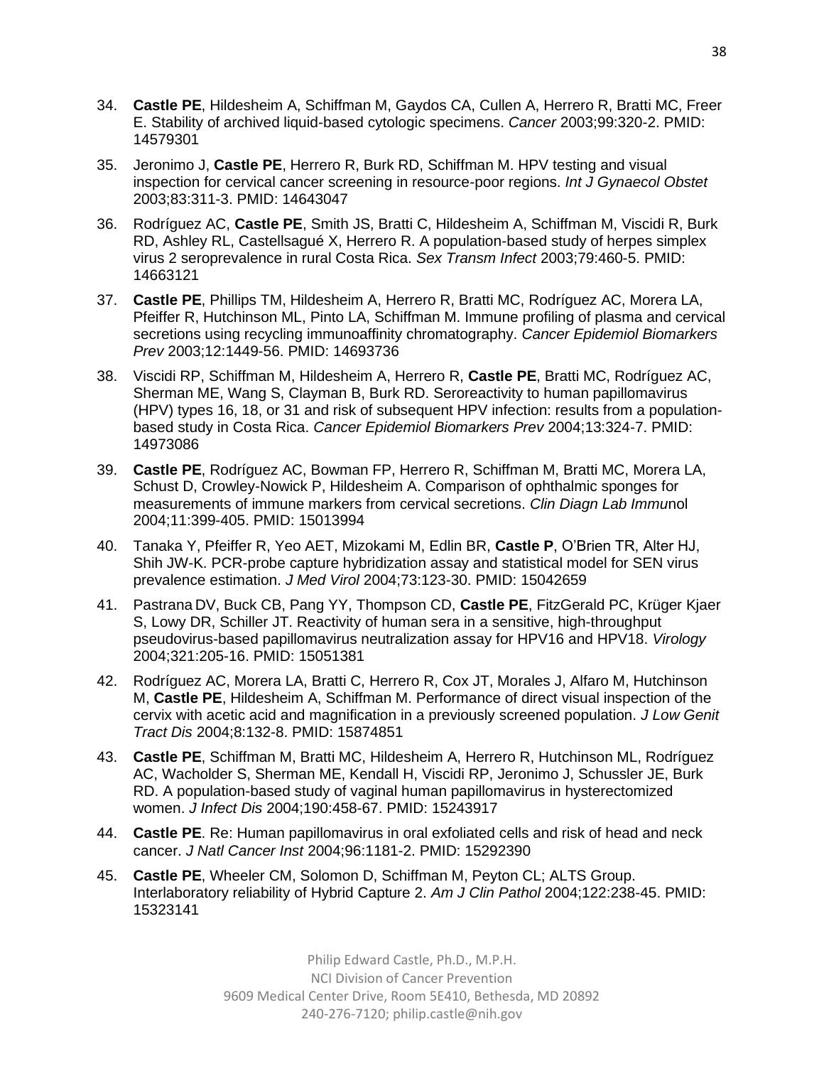34. **Castle PE**, Hildesheim A, Schiffman M, Gaydos CA, Cullen A, Herrero R, Bratti MC, Freer E. Stability of archived liquid-based cytologic specimens. *Cancer* 2003;99:320-2. PMID: 14579301

35. Jeronimo J, **Castle PE**, Herrero R, Burk RD, Schiffman M. HPV testing and visual inspection for cervical cancer screening in resource-poor regions. *Int J Gynaecol Obstet* 2003;83:311-3. PMID: 14643047

36. Rodríguez AC, **Castle PE**, Smith JS, Bratti C, Hildesheim A, Schiffman M, Viscidi R, Burk RD, Ashley RL, Castellsagué X, Herrero R. A population-based study of herpes simplex virus 2 seroprevalence in rural Costa Rica. *Sex Transm Infect* 2003;79:460-5. PMID: 14663121

37. **Castle PE**, Phillips TM, Hildesheim A, Herrero R, Bratti MC, Rodríguez AC, Morera LA, Pfeiffer R, Hutchinson ML, Pinto LA, Schiffman M. Immune profiling of plasma and cervical secretions using recycling immunoaffinity chromatography. *Cancer Epidemiol Biomarkers Prev* 2003;12:1449-56. PMID: 14693736

38. Viscidi RP, Schiffman M, Hildesheim A, Herrero R, **Castle PE**, Bratti MC, Rodríguez AC, Sherman ME, Wang S, Clayman B, Burk RD. Seroreactivity to human papillomavirus (HPV) types 16, 18, or 31 and risk of subsequent HPV infection: results from a population-based study in Costa Rica. *Cancer Epidemiol Biomarkers Prev* 2004;13:324-7. PMID: 14973086

39. **Castle PE**, Rodríguez AC, Bowman FP, Herrero R, Schiffman M, Bratti MC, Morera LA, Schust D, Crowley-Nowick P, Hildesheim A. Comparison of ophthalmic sponges for measurements of immune markers from cervical secretions. *Clin Diagn Lab Immu*nol 2004;11:399-405. PMID: 15013994

40. Tanaka Y, Pfeiffer R, Yeo AET, Mizokami M, Edlin BR, **Castle P**, O'Brien TR, Alter HJ, Shih JW-K. PCR-probe capture hybridization assay and statistical model for SEN virus prevalence estimation. *J Med Virol* 2004;73:123-30. PMID: 15042659

41. Pastrana DV, Buck CB, Pang YY, Thompson CD, **Castle PE**, FitzGerald PC, Krüger Kjaer S, Lowy DR, Schiller JT. Reactivity of human sera in a sensitive, high-throughput pseudovirus-based papillomavirus neutralization assay for HPV16 and HPV18. *Virology* 2004;321:205-16. PMID: 15051381

42. Rodríguez AC, Morera LA, Bratti C, Herrero R, Cox JT, Morales J, Alfaro M, Hutchinson M, **Castle PE**, Hildesheim A, Schiffman M. Performance of direct visual inspection of the cervix with acetic acid and magnification in a previously screened population. *J Low Genit Tract Dis* 2004;8:132-8. PMID: 15874851

43. **Castle PE**, Schiffman M, Bratti MC, Hildesheim A, Herrero R, Hutchinson ML, Rodríguez AC, Wacholder S, Sherman ME, Kendall H, Viscidi RP, Jeronimo J, Schussler JE, Burk RD. A population-based study of vaginal human papillomavirus in hysterectomized women. *J Infect Dis* 2004;190:458-67. PMID: 15243917

44. **Castle PE**. Re: Human papillomavirus in oral exfoliated cells and risk of head and neck cancer. *J Natl Cancer Inst* 2004;96:1181-2. PMID: 15292390

45. **Castle PE**, Wheeler CM, Solomon D, Schiffman M, Peyton CL; ALTS Group. Interlaboratory reliability of Hybrid Capture 2. *Am J Clin Pathol* 2004;122:238-45. PMID: 15323141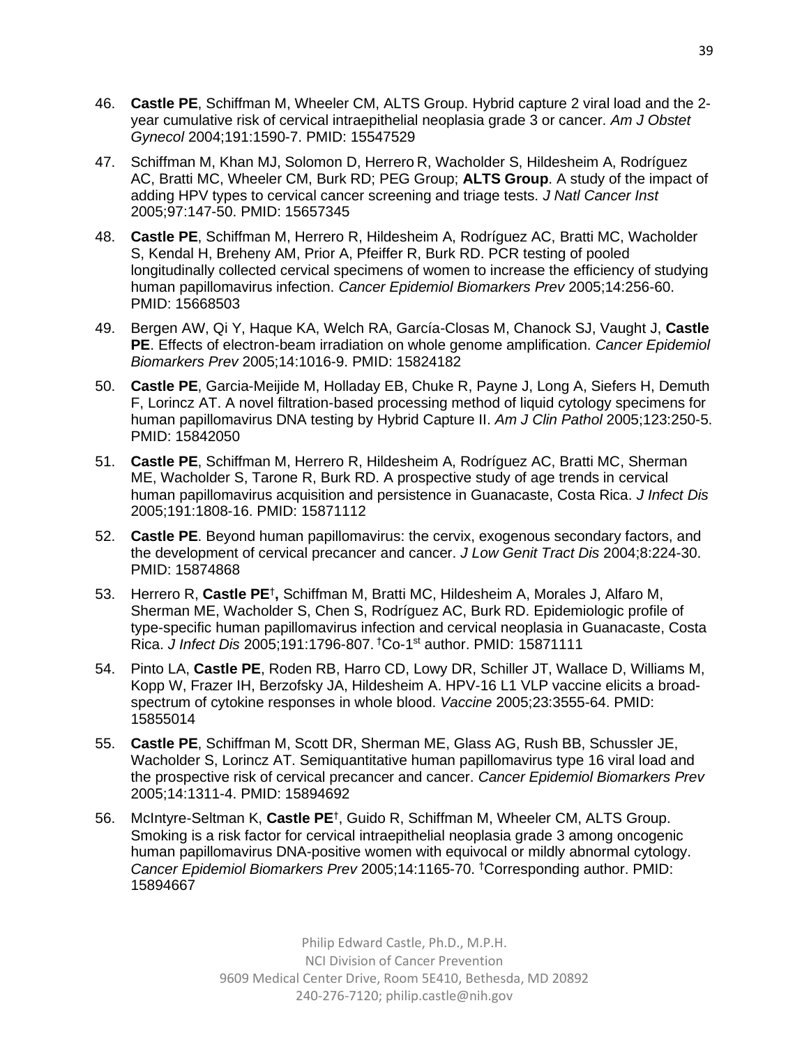46. **Castle PE**, Schiffman M, Wheeler CM, ALTS Group. Hybrid capture 2 viral load and the 2-year cumulative risk of cervical intraepithelial neoplasia grade 3 or cancer. *Am J Obstet Gynecol* 2004;191:1590-7. PMID: 15547529

47. Schiffman M, Khan MJ, Solomon D, Herrero R, Wacholder S, Hildesheim A, Rodríguez AC, Bratti MC, Wheeler CM, Burk RD; PEG Group; **ALTS Group**. A study of the impact of adding HPV types to cervical cancer screening and triage tests. *J Natl Cancer Inst* 2005;97:147-50. PMID: 15657345

48. **Castle PE**, Schiffman M, Herrero R, Hildesheim A, Rodríguez AC, Bratti MC, Wacholder S, Kendal H, Breheny AM, Prior A, Pfeiffer R, Burk RD. PCR testing of pooled longitudinally collected cervical specimens of women to increase the efficiency of studying human papillomavirus infection. *Cancer Epidemiol Biomarkers Prev* 2005;14:256-60. PMID: 15668503

49. Bergen AW, Qi Y, Haque KA, Welch RA, García-Closas M, Chanock SJ, Vaught J, **Castle PE**. Effects of electron-beam irradiation on whole genome amplification. *Cancer Epidemiol Biomarkers Prev* 2005;14:1016-9. PMID: 15824182

50. **Castle PE**, Garcia-Meijide M, Holladay EB, Chuke R, Payne J, Long A, Siefers H, Demuth F, Lorincz AT. A novel filtration-based processing method of liquid cytology specimens for human papillomavirus DNA testing by Hybrid Capture II. *Am J Clin Pathol* 2005;123:250-5. PMID: 15842050

51. **Castle PE**, Schiffman M, Herrero R, Hildesheim A, Rodríguez AC, Bratti MC, Sherman ME, Wacholder S, Tarone R, Burk RD. A prospective study of age trends in cervical human papillomavirus acquisition and persistence in Guanacaste, Costa Rica. *J Infect Dis* 2005;191:1808-16. PMID: 15871112

52. **Castle PE**. Beyond human papillomavirus: the cervix, exogenous secondary factors, and the development of cervical precancer and cancer. *J Low Genit Tract Dis* 2004;8:224-30. PMID: 15874868

53. Herrero R, **Castle PE**†**,** Schiffman M, Bratti MC, Hildesheim A, Morales J, Alfaro M, Sherman ME, Wacholder S, Chen S, Rodríguez AC, Burk RD. Epidemiologic profile of type-specific human papillomavirus infection and cervical neoplasia in Guanacaste, Costa Rica. *J Infect Dis* 2005;191:1796-807. †Co-1st author. PMID: 15871111

54. Pinto LA, **Castle PE**, Roden RB, Harro CD, Lowy DR, Schiller JT, Wallace D, Williams M, Kopp W, Frazer IH, Berzofsky JA, Hildesheim A. HPV-16 L1 VLP vaccine elicits a broad-spectrum of cytokine responses in whole blood. *Vaccine* 2005;23:3555-64. PMID: 15855014

55. **Castle PE**, Schiffman M, Scott DR, Sherman ME, Glass AG, Rush BB, Schussler JE, Wacholder S, Lorincz AT. Semiquantitative human papillomavirus type 16 viral load and the prospective risk of cervical precancer and cancer. *Cancer Epidemiol Biomarkers Prev* 2005;14:1311-4. PMID: 15894692

56. McIntyre-Seltman K, **Castle PE**†, Guido R, Schiffman M, Wheeler CM, ALTS Group. Smoking is a risk factor for cervical intraepithelial neoplasia grade 3 among oncogenic human papillomavirus DNA-positive women with equivocal or mildly abnormal cytology. *Cancer Epidemiol Biomarkers Prev* 2005;14:1165-70. †Corresponding author. PMID: 15894667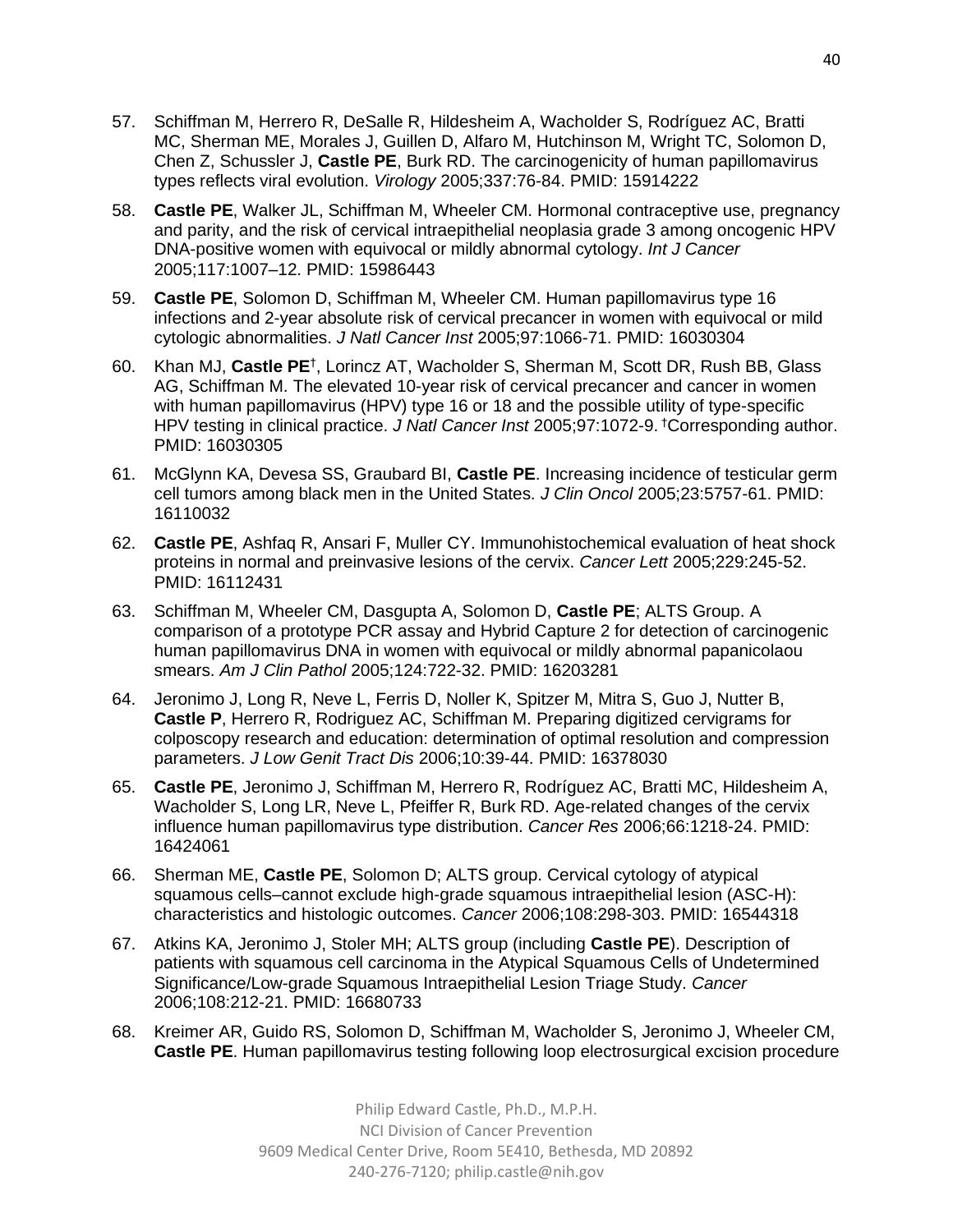57. Schiffman M, Herrero R, DeSalle R, Hildesheim A, Wacholder S, Rodríguez AC, Bratti MC, Sherman ME, Morales J, Guillen D, Alfaro M, Hutchinson M, Wright TC, Solomon D, Chen Z, Schussler J, **Castle PE**, Burk RD. The carcinogenicity of human papillomavirus types reflects viral evolution. *Virology* 2005;337:76-84. PMID: 15914222

58. **Castle PE**, Walker JL, Schiffman M, Wheeler CM. Hormonal contraceptive use, pregnancy and parity, and the risk of cervical intraepithelial neoplasia grade 3 among oncogenic HPV DNA-positive women with equivocal or mildly abnormal cytology. *Int J Cancer* 2005;117:1007–12. PMID: 15986443

59. **Castle PE**, Solomon D, Schiffman M, Wheeler CM. Human papillomavirus type 16 infections and 2-year absolute risk of cervical precancer in women with equivocal or mild cytologic abnormalities. *J Natl Cancer Inst* 2005;97:1066-71. PMID: 16030304

60. Khan MJ, **Castle PE**[†], Lorincz AT, Wacholder S, Sherman M, Scott DR, Rush BB, Glass AG, Schiffman M. The elevated 10-year risk of cervical precancer and cancer in women with human papillomavirus (HPV) type 16 or 18 and the possible utility of type-specific HPV testing in clinical practice. *J Natl Cancer Inst* 2005;97:1072-9. [†]Corresponding author. PMID: 16030305

61. McGlynn KA, Devesa SS, Graubard BI, **Castle PE**. Increasing incidence of testicular germ cell tumors among black men in the United States. *J Clin Oncol* 2005;23:5757-61. PMID: 16110032

62. **Castle PE**, Ashfaq R, Ansari F, Muller CY. Immunohistochemical evaluation of heat shock proteins in normal and preinvasive lesions of the cervix. *Cancer Lett* 2005;229:245-52. PMID: 16112431

63. Schiffman M, Wheeler CM, Dasgupta A, Solomon D, **Castle PE**; ALTS Group. A comparison of a prototype PCR assay and Hybrid Capture 2 for detection of carcinogenic human papillomavirus DNA in women with equivocal or mildly abnormal papanicolaou smears. *Am J Clin Pathol* 2005;124:722-32. PMID: 16203281

64. Jeronimo J, Long R, Neve L, Ferris D, Noller K, Spitzer M, Mitra S, Guo J, Nutter B, **Castle P**, Herrero R, Rodriguez AC, Schiffman M. Preparing digitized cervigrams for colposcopy research and education: determination of optimal resolution and compression parameters. *J Low Genit Tract Dis* 2006;10:39-44. PMID: 16378030

65. **Castle PE**, Jeronimo J, Schiffman M, Herrero R, Rodríguez AC, Bratti MC, Hildesheim A, Wacholder S, Long LR, Neve L, Pfeiffer R, Burk RD. Age-related changes of the cervix influence human papillomavirus type distribution. *Cancer Res* 2006;66:1218-24. PMID: 16424061

66. Sherman ME, **Castle PE**, Solomon D; ALTS group. Cervical cytology of atypical squamous cells–cannot exclude high-grade squamous intraepithelial lesion (ASC-H): characteristics and histologic outcomes. *Cancer* 2006;108:298-303. PMID: 16544318

67. Atkins KA, Jeronimo J, Stoler MH; ALTS group (including **Castle PE**). Description of patients with squamous cell carcinoma in the Atypical Squamous Cells of Undetermined Significance/Low-grade Squamous Intraepithelial Lesion Triage Study. *Cancer* 2006;108:212-21. PMID: 16680733

68. Kreimer AR, Guido RS, Solomon D, Schiffman M, Wacholder S, Jeronimo J, Wheeler CM, **Castle PE**. Human papillomavirus testing following loop electrosurgical excision procedure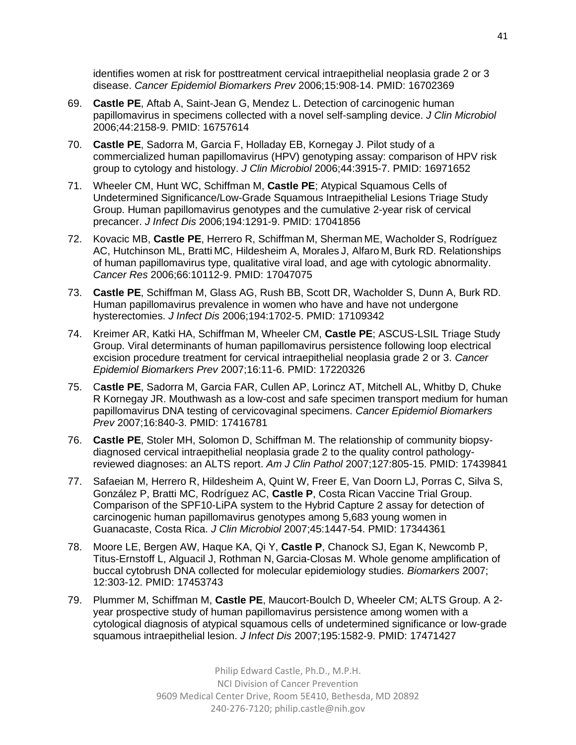identifies women at risk for posttreatment cervical intraepithelial neoplasia grade 2 or 3 disease. *Cancer Epidemiol Biomarkers Prev* 2006;15:908-14. PMID: 16702369

69. **Castle PE**, Aftab A, Saint-Jean G, Mendez L. Detection of carcinogenic human papillomavirus in specimens collected with a novel self-sampling device. *J Clin Microbiol* 2006;44:2158-9. PMID: 16757614
70. **Castle PE**, Sadorra M, Garcia F, Holladay EB, Kornegay J. Pilot study of a commercialized human papillomavirus (HPV) genotyping assay: comparison of HPV risk group to cytology and histology. *J Clin Microbiol* 2006;44:3915-7. PMID: 16971652
71. Wheeler CM, Hunt WC, Schiffman M, **Castle PE**; Atypical Squamous Cells of Undetermined Significance/Low-Grade Squamous Intraepithelial Lesions Triage Study Group. Human papillomavirus genotypes and the cumulative 2-year risk of cervical precancer. *J Infect Dis* 2006;194:1291-9. PMID: 17041856
72. Kovacic MB, **Castle PE**, Herrero R, Schiffman M, Sherman ME, Wacholder S, Rodríguez AC, Hutchinson ML, Bratti MC, Hildesheim A, Morales J, Alfaro M, Burk RD. Relationships of human papillomavirus type, qualitative viral load, and age with cytologic abnormality. *Cancer Res* 2006;66:10112-9. PMID: 17047075
73. **Castle PE**, Schiffman M, Glass AG, Rush BB, Scott DR, Wacholder S, Dunn A, Burk RD. Human papillomavirus prevalence in women who have and have not undergone hysterectomies. *J Infect Dis* 2006;194:1702-5. PMID: 17109342
74. Kreimer AR, Katki HA, Schiffman M, Wheeler CM, **Castle PE**; ASCUS-LSIL Triage Study Group. Viral determinants of human papillomavirus persistence following loop electrical excision procedure treatment for cervical intraepithelial neoplasia grade 2 or 3. *Cancer Epidemiol Biomarkers Prev* 2007;16:11-6. PMID: 17220326
75. C**astle PE**, Sadorra M, Garcia FAR, Cullen AP, Lorincz AT, Mitchell AL, Whitby D, Chuke R Kornegay JR. Mouthwash as a low-cost and safe specimen transport medium for human papillomavirus DNA testing of cervicovaginal specimens. *Cancer Epidemiol Biomarkers Prev* 2007;16:840-3. PMID: 17416781
76. **Castle PE**, Stoler MH, Solomon D, Schiffman M. The relationship of community biopsy-diagnosed cervical intraepithelial neoplasia grade 2 to the quality control pathology-reviewed diagnoses: an ALTS report. *Am J Clin Pathol* 2007;127:805-15. PMID: 17439841
77. Safaeian M, Herrero R, Hildesheim A, Quint W, Freer E, Van Doorn LJ, Porras C, Silva S, González P, Bratti MC, Rodríguez AC, **Castle P**, Costa Rican Vaccine Trial Group. Comparison of the SPF10-LiPA system to the Hybrid Capture 2 assay for detection of carcinogenic human papillomavirus genotypes among 5,683 young women in Guanacaste, Costa Rica. *J Clin Microbiol* 2007;45:1447-54. PMID: 17344361
78. Moore LE, Bergen AW, Haque KA, Qi Y, **Castle P**, Chanock SJ, Egan K, Newcomb P, Titus-Ernstoff L, Alguacil J, Rothman N, Garcia-Closas M. Whole genome amplification of buccal cytobrush DNA collected for molecular epidemiology studies. *Biomarkers* 2007; 12:303-12. PMID: 17453743
79. Plummer M, Schiffman M, **Castle PE**, Maucort-Boulch D, Wheeler CM; ALTS Group. A 2-year prospective study of human papillomavirus persistence among women with a cytological diagnosis of atypical squamous cells of undetermined significance or low-grade squamous intraepithelial lesion. *J Infect Dis* 2007;195:1582-9. PMID: 17471427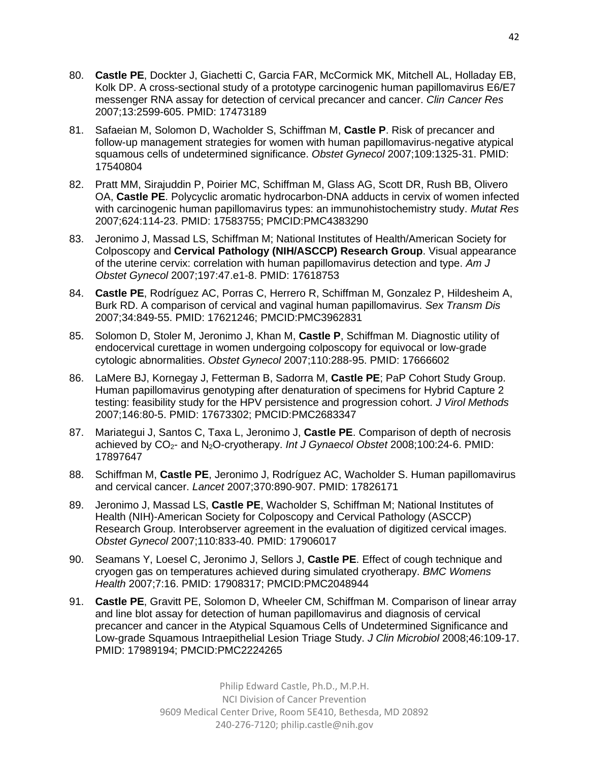80. **Castle PE**, Dockter J, Giachetti C, Garcia FAR, McCormick MK, Mitchell AL, Holladay EB, Kolk DP. A cross-sectional study of a prototype carcinogenic human papillomavirus E6/E7 messenger RNA assay for detection of cervical precancer and cancer. *Clin Cancer Res* 2007;13:2599-605. PMID: 17473189

81. Safaeian M, Solomon D, Wacholder S, Schiffman M, **Castle P**. Risk of precancer and follow-up management strategies for women with human papillomavirus-negative atypical squamous cells of undetermined significance. *Obstet Gynecol* 2007;109:1325-31. PMID: 17540804

82. Pratt MM, Sirajuddin P, Poirier MC, Schiffman M, Glass AG, Scott DR, Rush BB, Olivero OA, **Castle PE**. Polycyclic aromatic hydrocarbon-DNA adducts in cervix of women infected with carcinogenic human papillomavirus types: an immunohistochemistry study. *Mutat Res* 2007;624:114-23. PMID: 17583755; PMCID:PMC4383290

83. Jeronimo J, Massad LS, Schiffman M; National Institutes of Health/American Society for Colposcopy and **Cervical Pathology (NIH/ASCCP) Research Group**. Visual appearance of the uterine cervix: correlation with human papillomavirus detection and type. *Am J Obstet Gynecol* 2007;197:47.e1-8. PMID: 17618753

84. **Castle PE**, Rodríguez AC, Porras C, Herrero R, Schiffman M, Gonzalez P, Hildesheim A, Burk RD. A comparison of cervical and vaginal human papillomavirus. *Sex Transm Dis* 2007;34:849-55. PMID: 17621246; PMCID:PMC3962831

85. Solomon D, Stoler M, Jeronimo J, Khan M, **Castle P**, Schiffman M. Diagnostic utility of endocervical curettage in women undergoing colposcopy for equivocal or low-grade cytologic abnormalities. *Obstet Gynecol* 2007;110:288-95. PMID: 17666602

86. LaMere BJ, Kornegay J, Fetterman B, Sadorra M, **Castle PE**; PaP Cohort Study Group. Human papillomavirus genotyping after denaturation of specimens for Hybrid Capture 2 testing: feasibility study for the HPV persistence and progression cohort. *J Virol Methods* 2007;146:80-5. PMID: 17673302; PMCID:PMC2683347

87. Mariategui J, Santos C, Taxa L, Jeronimo J, **Castle PE**. Comparison of depth of necrosis achieved by $CO_2$- and $N_2O$-cryotherapy. *Int J Gynaecol Obstet* 2008;100:24-6. PMID: 17897647

88. Schiffman M, **Castle PE**, Jeronimo J, Rodríguez AC, Wacholder S. Human papillomavirus and cervical cancer. *Lancet* 2007;370:890-907. PMID: 17826171

89. Jeronimo J, Massad LS, **Castle PE**, Wacholder S, Schiffman M; National Institutes of Health (NIH)-American Society for Colposcopy and Cervical Pathology (ASCCP) Research Group. Interobserver agreement in the evaluation of digitized cervical images. *Obstet Gynecol* 2007;110:833-40. PMID: 17906017

90. Seamans Y, Loesel C, Jeronimo J, Sellors J, **Castle PE**. Effect of cough technique and cryogen gas on temperatures achieved during simulated cryotherapy. *BMC Womens Health* 2007;7:16. PMID: 17908317; PMCID:PMC2048944

91. **Castle PE**, Gravitt PE, Solomon D, Wheeler CM, Schiffman M. Comparison of linear array and line blot assay for detection of human papillomavirus and diagnosis of cervical precancer and cancer in the Atypical Squamous Cells of Undetermined Significance and Low-grade Squamous Intraepithelial Lesion Triage Study. *J Clin Microbiol* 2008;46:109-17. PMID: 17989194; PMCID:PMC2224265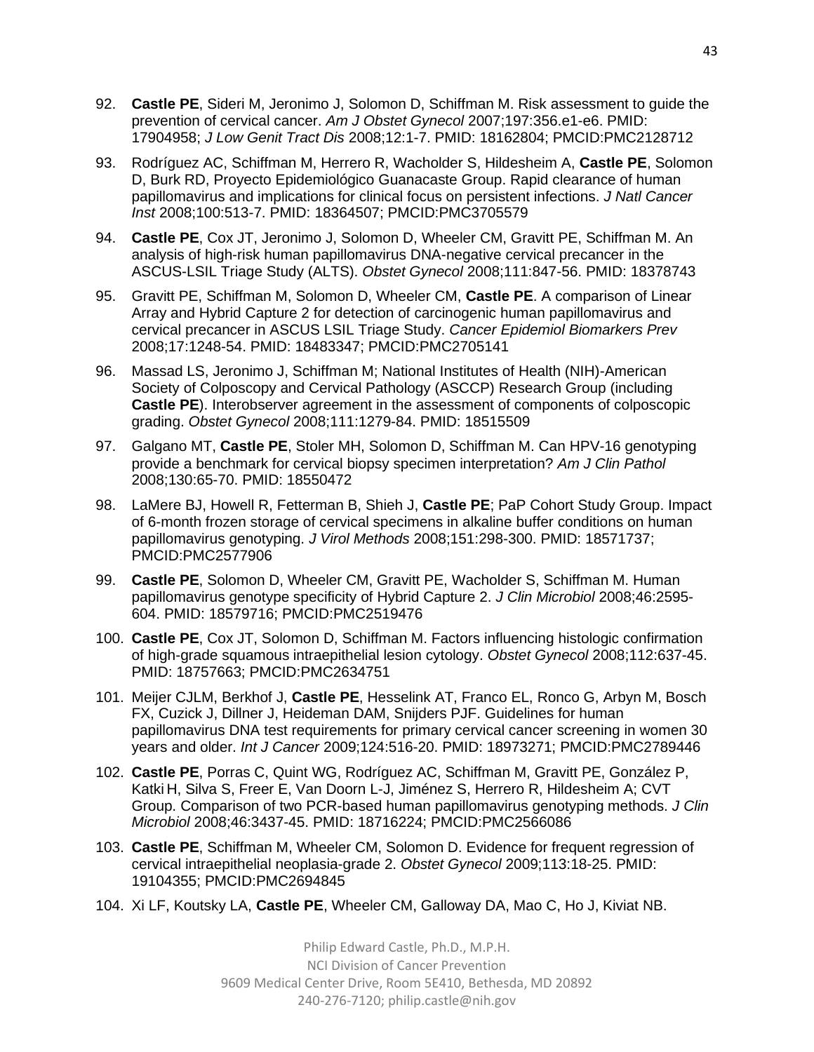92. **Castle PE**, Sideri M, Jeronimo J, Solomon D, Schiffman M. Risk assessment to guide the prevention of cervical cancer. *Am J Obstet Gynecol* 2007;197:356.e1-e6. PMID: 17904958; *J Low Genit Tract Dis* 2008;12:1-7. PMID: 18162804; PMCID:PMC2128712

93. Rodríguez AC, Schiffman M, Herrero R, Wacholder S, Hildesheim A, **Castle PE**, Solomon D, Burk RD, Proyecto Epidemiológico Guanacaste Group. Rapid clearance of human papillomavirus and implications for clinical focus on persistent infections. *J Natl Cancer Inst* 2008;100:513-7. PMID: 18364507; PMCID:PMC3705579

94. **Castle PE**, Cox JT, Jeronimo J, Solomon D, Wheeler CM, Gravitt PE, Schiffman M. An analysis of high-risk human papillomavirus DNA-negative cervical precancer in the ASCUS-LSIL Triage Study (ALTS). *Obstet Gynecol* 2008;111:847-56. PMID: 18378743

95. Gravitt PE, Schiffman M, Solomon D, Wheeler CM, **Castle PE**. A comparison of Linear Array and Hybrid Capture 2 for detection of carcinogenic human papillomavirus and cervical precancer in ASCUS LSIL Triage Study. *Cancer Epidemiol Biomarkers Prev* 2008;17:1248-54. PMID: 18483347; PMCID:PMC2705141

96. Massad LS, Jeronimo J, Schiffman M; National Institutes of Health (NIH)-American Society of Colposcopy and Cervical Pathology (ASCCP) Research Group (including **Castle PE**). Interobserver agreement in the assessment of components of colposcopic grading. *Obstet Gynecol* 2008;111:1279-84. PMID: 18515509

97. Galgano MT, **Castle PE**, Stoler MH, Solomon D, Schiffman M. Can HPV-16 genotyping provide a benchmark for cervical biopsy specimen interpretation? *Am J Clin Pathol* 2008;130:65-70. PMID: 18550472

98. LaMere BJ, Howell R, Fetterman B, Shieh J, **Castle PE**; PaP Cohort Study Group. Impact of 6-month frozen storage of cervical specimens in alkaline buffer conditions on human papillomavirus genotyping. *J Virol Methods* 2008;151:298-300. PMID: 18571737; PMCID:PMC2577906

99. **Castle PE**, Solomon D, Wheeler CM, Gravitt PE, Wacholder S, Schiffman M. Human papillomavirus genotype specificity of Hybrid Capture 2. *J Clin Microbiol* 2008;46:2595-604. PMID: 18579716; PMCID:PMC2519476

100. **Castle PE**, Cox JT, Solomon D, Schiffman M. Factors influencing histologic confirmation of high-grade squamous intraepithelial lesion cytology. *Obstet Gynecol* 2008;112:637-45. PMID: 18757663; PMCID:PMC2634751

101. Meijer CJLM, Berkhof J, **Castle PE**, Hesselink AT, Franco EL, Ronco G, Arbyn M, Bosch FX, Cuzick J, Dillner J, Heideman DAM, Snijders PJF. Guidelines for human papillomavirus DNA test requirements for primary cervical cancer screening in women 30 years and older. *Int J Cancer* 2009;124:516-20. PMID: 18973271; PMCID:PMC2789446

102. **Castle PE**, Porras C, Quint WG, Rodríguez AC, Schiffman M, Gravitt PE, González P, Katki H, Silva S, Freer E, Van Doorn L-J, Jiménez S, Herrero R, Hildesheim A; CVT Group. Comparison of two PCR-based human papillomavirus genotyping methods. *J Clin Microbiol* 2008;46:3437-45. PMID: 18716224; PMCID:PMC2566086

103. **Castle PE**, Schiffman M, Wheeler CM, Solomon D. Evidence for frequent regression of cervical intraepithelial neoplasia-grade 2. *Obstet Gynecol* 2009;113:18-25. PMID: 19104355; PMCID:PMC2694845

104. Xi LF, Koutsky LA, **Castle PE**, Wheeler CM, Galloway DA, Mao C, Ho J, Kiviat NB.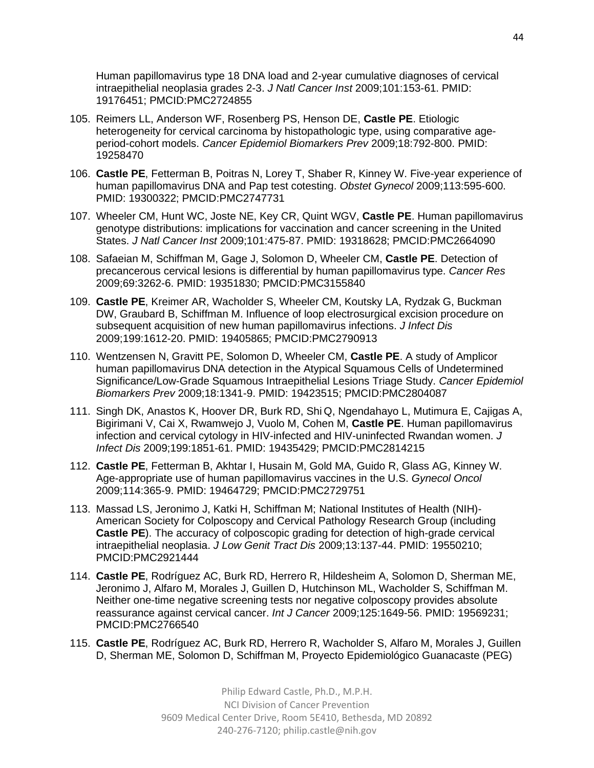Human papillomavirus type 18 DNA load and 2-year cumulative diagnoses of cervical intraepithelial neoplasia grades 2-3. *J Natl Cancer Inst* 2009;101:153-61. PMID: 19176451; PMCID:PMC2724855

105. Reimers LL, Anderson WF, Rosenberg PS, Henson DE, **Castle PE**. Etiologic heterogeneity for cervical carcinoma by histopathologic type, using comparative age-period-cohort models. *Cancer Epidemiol Biomarkers Prev* 2009;18:792-800. PMID: 19258470

106. **Castle PE**, Fetterman B, Poitras N, Lorey T, Shaber R, Kinney W. Five-year experience of human papillomavirus DNA and Pap test cotesting. *Obstet Gynecol* 2009;113:595-600. PMID: 19300322; PMCID:PMC2747731

107. Wheeler CM, Hunt WC, Joste NE, Key CR, Quint WGV, **Castle PE**. Human papillomavirus genotype distributions: implications for vaccination and cancer screening in the United States. *J Natl Cancer Inst* 2009;101:475-87. PMID: 19318628; PMCID:PMC2664090

108. Safaeian M, Schiffman M, Gage J, Solomon D, Wheeler CM, **Castle PE**. Detection of precancerous cervical lesions is differential by human papillomavirus type. *Cancer Res* 2009;69:3262-6. PMID: 19351830; PMCID:PMC3155840

109. **Castle PE**, Kreimer AR, Wacholder S, Wheeler CM, Koutsky LA, Rydzak G, Buckman DW, Graubard B, Schiffman M. Influence of loop electrosurgical excision procedure on subsequent acquisition of new human papillomavirus infections. *J Infect Dis* 2009;199:1612-20. PMID: 19405865; PMCID:PMC2790913

110. Wentzensen N, Gravitt PE, Solomon D, Wheeler CM, **Castle PE**. A study of Amplicor human papillomavirus DNA detection in the Atypical Squamous Cells of Undetermined Significance/Low-Grade Squamous Intraepithelial Lesions Triage Study. *Cancer Epidemiol Biomarkers Prev* 2009;18:1341-9. PMID: 19423515; PMCID:PMC2804087

111. Singh DK, Anastos K, Hoover DR, Burk RD, Shi Q, Ngendahayo L, Mutimura E, Cajigas A, Bigirimani V, Cai X, Rwamwejo J, Vuolo M, Cohen M, **Castle PE**. Human papillomavirus infection and cervical cytology in HIV-infected and HIV-uninfected Rwandan women. *J Infect Dis* 2009;199:1851-61. PMID: 19435429; PMCID:PMC2814215

112. **Castle PE**, Fetterman B, Akhtar I, Husain M, Gold MA, Guido R, Glass AG, Kinney W. Age-appropriate use of human papillomavirus vaccines in the U.S. *Gynecol Oncol* 2009;114:365-9. PMID: 19464729; PMCID:PMC2729751

113. Massad LS, Jeronimo J, Katki H, Schiffman M; National Institutes of Health (NIH)-American Society for Colposcopy and Cervical Pathology Research Group (including **Castle PE**). The accuracy of colposcopic grading for detection of high-grade cervical intraepithelial neoplasia. *J Low Genit Tract Dis* 2009;13:137-44. PMID: 19550210; PMCID:PMC2921444

114. **Castle PE**, Rodríguez AC, Burk RD, Herrero R, Hildesheim A, Solomon D, Sherman ME, Jeronimo J, Alfaro M, Morales J, Guillen D, Hutchinson ML, Wacholder S, Schiffman M. Neither one-time negative screening tests nor negative colposcopy provides absolute reassurance against cervical cancer. *Int J Cancer* 2009;125:1649-56. PMID: 19569231; PMCID:PMC2766540

115. **Castle PE**, Rodríguez AC, Burk RD, Herrero R, Wacholder S, Alfaro M, Morales J, Guillen D, Sherman ME, Solomon D, Schiffman M, Proyecto Epidemiológico Guanacaste (PEG)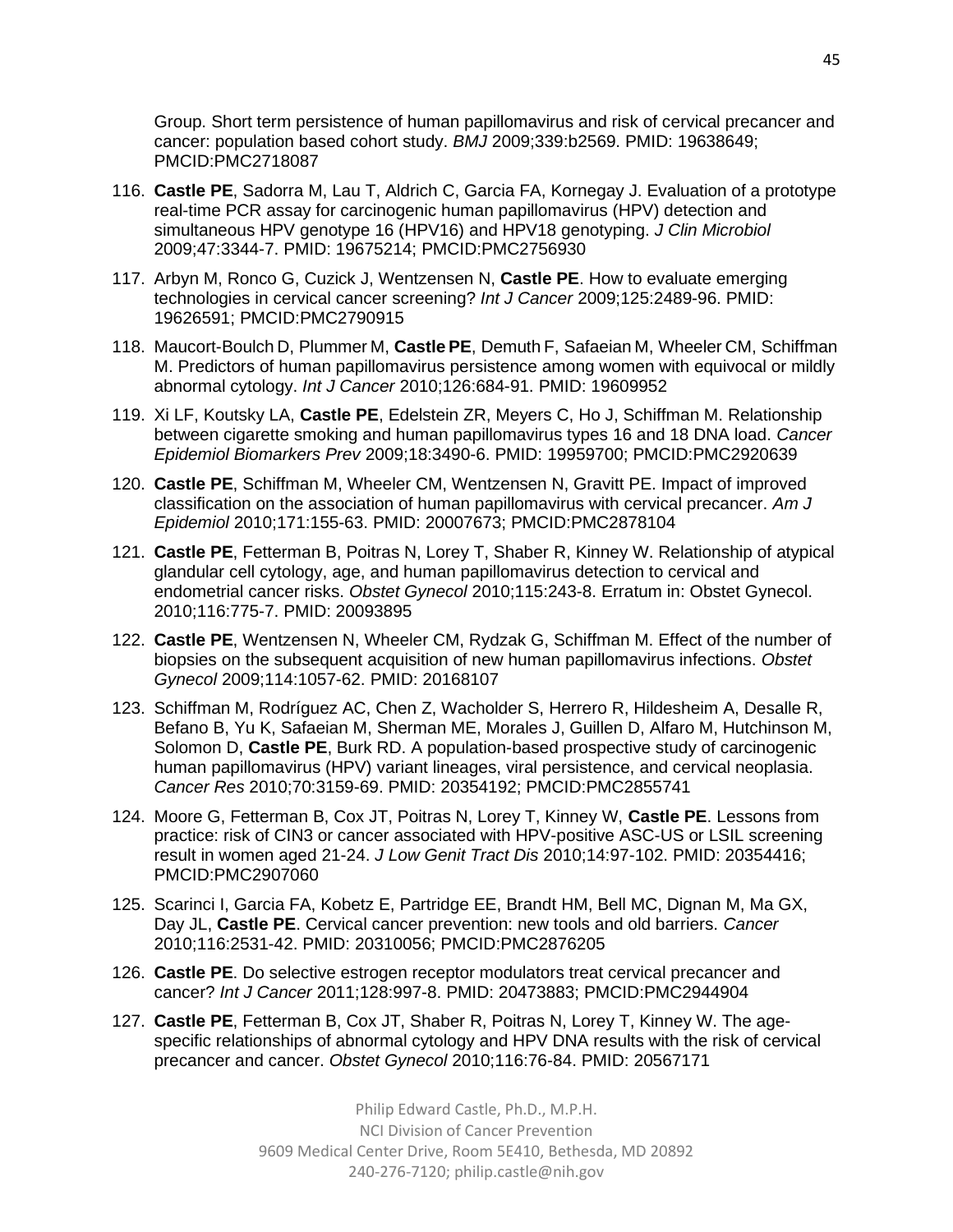Group. Short term persistence of human papillomavirus and risk of cervical precancer and cancer: population based cohort study. *BMJ* 2009;339:b2569. PMID: 19638649; PMCID:PMC2718087

116. **Castle PE**, Sadorra M, Lau T, Aldrich C, Garcia FA, Kornegay J. Evaluation of a prototype real-time PCR assay for carcinogenic human papillomavirus (HPV) detection and simultaneous HPV genotype 16 (HPV16) and HPV18 genotyping. *J Clin Microbiol* 2009;47:3344-7. PMID: 19675214; PMCID:PMC2756930

117. Arbyn M, Ronco G, Cuzick J, Wentzensen N, **Castle PE**. How to evaluate emerging technologies in cervical cancer screening? *Int J Cancer* 2009;125:2489-96. PMID: 19626591; PMCID:PMC2790915

118. Maucort-Boulch D, Plummer M, **Castle PE**, Demuth F, Safaeian M, Wheeler CM, Schiffman M. Predictors of human papillomavirus persistence among women with equivocal or mildly abnormal cytology. *Int J Cancer* 2010;126:684-91. PMID: 19609952

119. Xi LF, Koutsky LA, **Castle PE**, Edelstein ZR, Meyers C, Ho J, Schiffman M. Relationship between cigarette smoking and human papillomavirus types 16 and 18 DNA load. *Cancer Epidemiol Biomarkers Prev* 2009;18:3490-6. PMID: 19959700; PMCID:PMC2920639

120. **Castle PE**, Schiffman M, Wheeler CM, Wentzensen N, Gravitt PE. Impact of improved classification on the association of human papillomavirus with cervical precancer. *Am J Epidemiol* 2010;171:155-63. PMID: 20007673; PMCID:PMC2878104

121. **Castle PE**, Fetterman B, Poitras N, Lorey T, Shaber R, Kinney W. Relationship of atypical glandular cell cytology, age, and human papillomavirus detection to cervical and endometrial cancer risks. *Obstet Gynecol* 2010;115:243-8. Erratum in: Obstet Gynecol. 2010;116:775-7. PMID: 20093895

122. **Castle PE**, Wentzensen N, Wheeler CM, Rydzak G, Schiffman M. Effect of the number of biopsies on the subsequent acquisition of new human papillomavirus infections. *Obstet Gynecol* 2009;114:1057-62. PMID: 20168107

123. Schiffman M, Rodríguez AC, Chen Z, Wacholder S, Herrero R, Hildesheim A, Desalle R, Befano B, Yu K, Safaeian M, Sherman ME, Morales J, Guillen D, Alfaro M, Hutchinson M, Solomon D, **Castle PE**, Burk RD. A population-based prospective study of carcinogenic human papillomavirus (HPV) variant lineages, viral persistence, and cervical neoplasia. *Cancer Res* 2010;70:3159-69. PMID: 20354192; PMCID:PMC2855741

124. Moore G, Fetterman B, Cox JT, Poitras N, Lorey T, Kinney W, **Castle PE**. Lessons from practice: risk of CIN3 or cancer associated with HPV-positive ASC-US or LSIL screening result in women aged 21-24. *J Low Genit Tract Dis* 2010;14:97-102. PMID: 20354416; PMCID:PMC2907060

125. Scarinci I, Garcia FA, Kobetz E, Partridge EE, Brandt HM, Bell MC, Dignan M, Ma GX, Day JL, **Castle PE**. Cervical cancer prevention: new tools and old barriers. *Cancer* 2010;116:2531-42. PMID: 20310056; PMCID:PMC2876205

126. **Castle PE**. Do selective estrogen receptor modulators treat cervical precancer and cancer? *Int J Cancer* 2011;128:997-8. PMID: 20473883; PMCID:PMC2944904

127. **Castle PE**, Fetterman B, Cox JT, Shaber R, Poitras N, Lorey T, Kinney W. The age-specific relationships of abnormal cytology and HPV DNA results with the risk of cervical precancer and cancer. *Obstet Gynecol* 2010;116:76-84. PMID: 20567171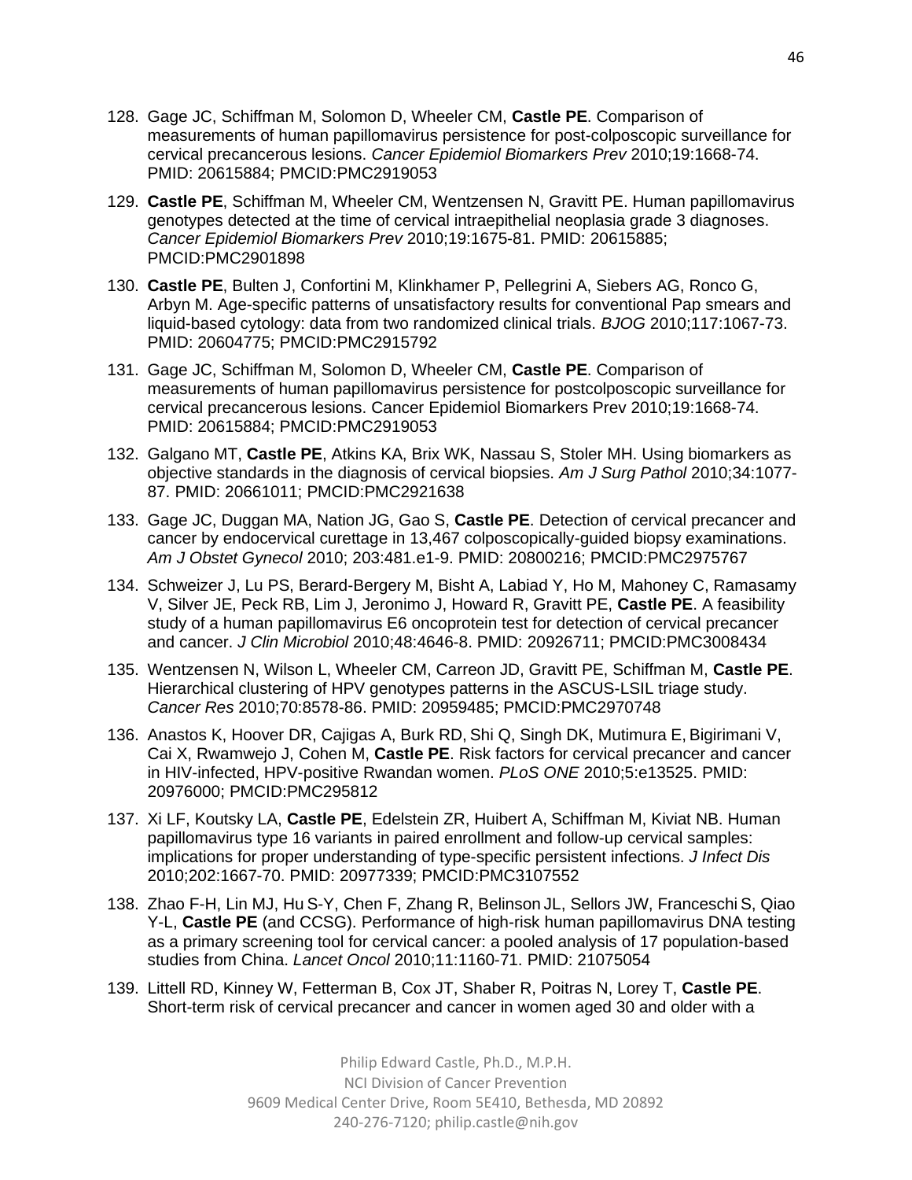128. Gage JC, Schiffman M, Solomon D, Wheeler CM, **Castle PE**. Comparison of measurements of human papillomavirus persistence for post-colposcopic surveillance for cervical precancerous lesions. *Cancer Epidemiol Biomarkers Prev* 2010;19:1668-74. PMID: 20615884; PMCID:PMC2919053

129. **Castle PE**, Schiffman M, Wheeler CM, Wentzensen N, Gravitt PE. Human papillomavirus genotypes detected at the time of cervical intraepithelial neoplasia grade 3 diagnoses. *Cancer Epidemiol Biomarkers Prev* 2010;19:1675-81. PMID: 20615885; PMCID:PMC2901898

130. **Castle PE**, Bulten J, Confortini M, Klinkhamer P, Pellegrini A, Siebers AG, Ronco G, Arbyn M. Age-specific patterns of unsatisfactory results for conventional Pap smears and liquid-based cytology: data from two randomized clinical trials. *BJOG* 2010;117:1067-73. PMID: 20604775; PMCID:PMC2915792

131. Gage JC, Schiffman M, Solomon D, Wheeler CM, **Castle PE**. Comparison of measurements of human papillomavirus persistence for postcolposcopic surveillance for cervical precancerous lesions. Cancer Epidemiol Biomarkers Prev 2010;19:1668-74. PMID: 20615884; PMCID:PMC2919053

132. Galgano MT, **Castle PE**, Atkins KA, Brix WK, Nassau S, Stoler MH. Using biomarkers as objective standards in the diagnosis of cervical biopsies. *Am J Surg Pathol* 2010;34:1077-87. PMID: 20661011; PMCID:PMC2921638

133. Gage JC, Duggan MA, Nation JG, Gao S, **Castle PE**. Detection of cervical precancer and cancer by endocervical curettage in 13,467 colposcopically-guided biopsy examinations. *Am J Obstet Gynecol* 2010; 203:481.e1-9. PMID: 20800216; PMCID:PMC2975767

134. Schweizer J, Lu PS, Berard-Bergery M, Bisht A, Labiad Y, Ho M, Mahoney C, Ramasamy V, Silver JE, Peck RB, Lim J, Jeronimo J, Howard R, Gravitt PE, **Castle PE**. A feasibility study of a human papillomavirus E6 oncoprotein test for detection of cervical precancer and cancer. *J Clin Microbiol* 2010;48:4646-8. PMID: 20926711; PMCID:PMC3008434

135. Wentzensen N, Wilson L, Wheeler CM, Carreon JD, Gravitt PE, Schiffman M, **Castle PE**. Hierarchical clustering of HPV genotypes patterns in the ASCUS-LSIL triage study. *Cancer Res* 2010;70:8578-86. PMID: 20959485; PMCID:PMC2970748

136. Anastos K, Hoover DR, Cajigas A, Burk RD, Shi Q, Singh DK, Mutimura E, Bigirimani V, Cai X, Rwamwejo J, Cohen M, **Castle PE**. Risk factors for cervical precancer and cancer in HIV-infected, HPV-positive Rwandan women. *PLoS ONE* 2010;5:e13525. PMID: 20976000; PMCID:PMC295812

137. Xi LF, Koutsky LA, **Castle PE**, Edelstein ZR, Huibert A, Schiffman M, Kiviat NB. Human papillomavirus type 16 variants in paired enrollment and follow-up cervical samples: implications for proper understanding of type-specific persistent infections. *J Infect Dis* 2010;202:1667-70. PMID: 20977339; PMCID:PMC3107552

138. Zhao F-H, Lin MJ, Hu S-Y, Chen F, Zhang R, Belinson JL, Sellors JW, Franceschi S, Qiao Y-L, **Castle PE** (and CCSG). Performance of high-risk human papillomavirus DNA testing as a primary screening tool for cervical cancer: a pooled analysis of 17 population-based studies from China. *Lancet Oncol* 2010;11:1160-71. PMID: 21075054

139. Littell RD, Kinney W, Fetterman B, Cox JT, Shaber R, Poitras N, Lorey T, **Castle PE**. Short-term risk of cervical precancer and cancer in women aged 30 and older with a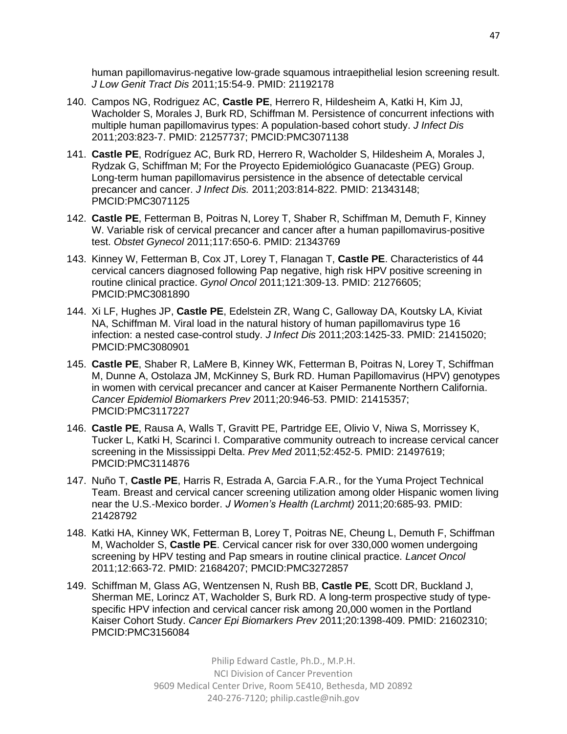human papillomavirus-negative low-grade squamous intraepithelial lesion screening result. *J Low Genit Tract Dis* 2011;15:54-9. PMID: 21192178

140. Campos NG, Rodriguez AC, **Castle PE**, Herrero R, Hildesheim A, Katki H, Kim JJ, Wacholder S, Morales J, Burk RD, Schiffman M. Persistence of concurrent infections with multiple human papillomavirus types: A population-based cohort study. *J Infect Dis* 2011;203:823-7. PMID: 21257737; PMCID:PMC3071138

141. **Castle PE**, Rodríguez AC, Burk RD, Herrero R, Wacholder S, Hildesheim A, Morales J, Rydzak G, Schiffman M; For the Proyecto Epidemiológico Guanacaste (PEG) Group. Long-term human papillomavirus persistence in the absence of detectable cervical precancer and cancer. *J Infect Dis.* 2011;203:814-822. PMID: 21343148; PMCID:PMC3071125

142. **Castle PE**, Fetterman B, Poitras N, Lorey T, Shaber R, Schiffman M, Demuth F, Kinney W. Variable risk of cervical precancer and cancer after a human papillomavirus-positive test. *Obstet Gynecol* 2011;117:650-6. PMID: 21343769

143. Kinney W, Fetterman B, Cox JT, Lorey T, Flanagan T, **Castle PE**. Characteristics of 44 cervical cancers diagnosed following Pap negative, high risk HPV positive screening in routine clinical practice. *Gynol Oncol* 2011;121:309-13. PMID: 21276605; PMCID:PMC3081890

144. Xi LF, Hughes JP, **Castle PE**, Edelstein ZR, Wang C, Galloway DA, Koutsky LA, Kiviat NA, Schiffman M. Viral load in the natural history of human papillomavirus type 16 infection: a nested case-control study. *J Infect Dis* 2011;203:1425-33. PMID: 21415020; PMCID:PMC3080901

145. **Castle PE**, Shaber R, LaMere B, Kinney WK, Fetterman B, Poitras N, Lorey T, Schiffman M, Dunne A, Ostolaza JM, McKinney S, Burk RD. Human Papillomavirus (HPV) genotypes in women with cervical precancer and cancer at Kaiser Permanente Northern California. *Cancer Epidemiol Biomarkers Prev* 2011;20:946-53. PMID: 21415357; PMCID:PMC3117227

146. **Castle PE**, Rausa A, Walls T, Gravitt PE, Partridge EE, Olivio V, Niwa S, Morrissey K, Tucker L, Katki H, Scarinci I. Comparative community outreach to increase cervical cancer screening in the Mississippi Delta. *Prev Med* 2011;52:452-5. PMID: 21497619; PMCID:PMC3114876

147. Nuño T, **Castle PE**, Harris R, Estrada A, Garcia F.A.R., for the Yuma Project Technical Team. Breast and cervical cancer screening utilization among older Hispanic women living near the U.S.-Mexico border. *J Women's Health (Larchmt)* 2011;20:685-93. PMID: 21428792

148. Katki HA, Kinney WK, Fetterman B, Lorey T, Poitras NE, Cheung L, Demuth F, Schiffman M, Wacholder S, **Castle PE**. Cervical cancer risk for over 330,000 women undergoing screening by HPV testing and Pap smears in routine clinical practice. *Lancet Oncol* 2011;12:663-72. PMID: 21684207; PMCID:PMC3272857

149. Schiffman M, Glass AG, Wentzensen N, Rush BB, **Castle PE**, Scott DR, Buckland J, Sherman ME, Lorincz AT, Wacholder S, Burk RD. A long-term prospective study of type-specific HPV infection and cervical cancer risk among 20,000 women in the Portland Kaiser Cohort Study. *Cancer Epi Biomarkers Prev* 2011;20:1398-409. PMID: 21602310; PMCID:PMC3156084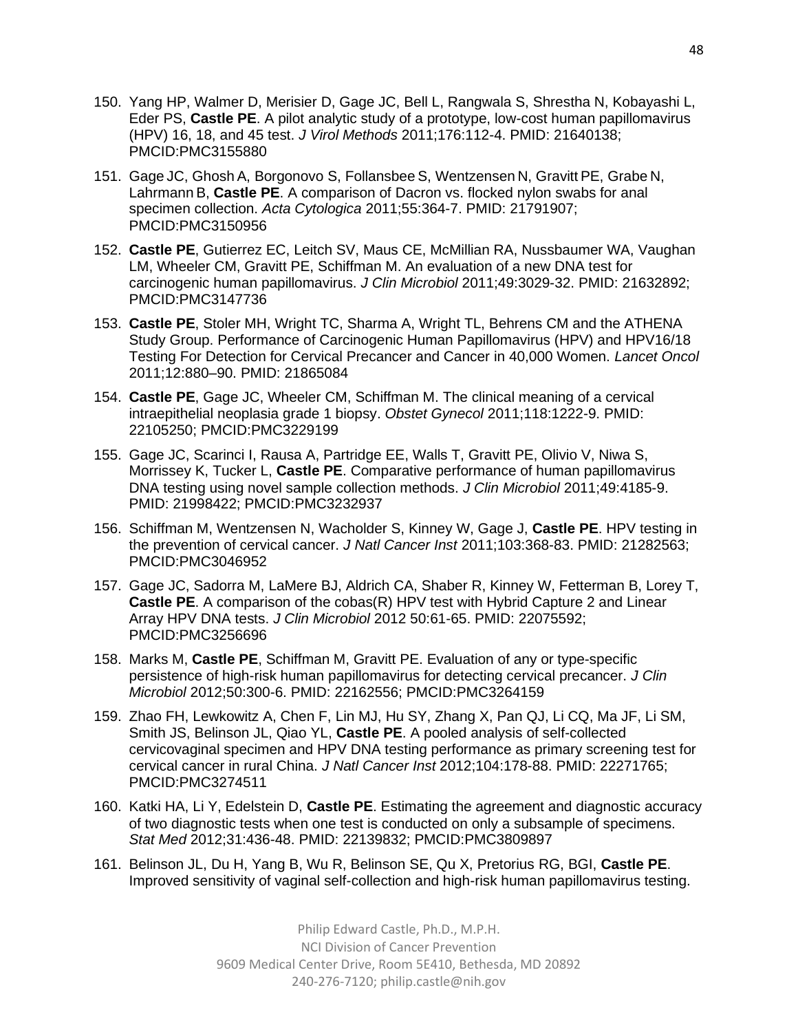150. Yang HP, Walmer D, Merisier D, Gage JC, Bell L, Rangwala S, Shrestha N, Kobayashi L, Eder PS, **Castle PE**. A pilot analytic study of a prototype, low-cost human papillomavirus (HPV) 16, 18, and 45 test. *J Virol Methods* 2011;176:112-4. PMID: 21640138; PMCID:PMC3155880

151. Gage JC, Ghosh A, Borgonovo S, Follansbee S, Wentzensen N, Gravitt PE, Grabe N, Lahrmann B, **Castle PE**. A comparison of Dacron vs. flocked nylon swabs for anal specimen collection. *Acta Cytologica* 2011;55:364-7. PMID: 21791907; PMCID:PMC3150956

152. **Castle PE**, Gutierrez EC, Leitch SV, Maus CE, McMillian RA, Nussbaumer WA, Vaughan LM, Wheeler CM, Gravitt PE, Schiffman M. An evaluation of a new DNA test for carcinogenic human papillomavirus. *J Clin Microbiol* 2011;49:3029-32. PMID: 21632892; PMCID:PMC3147736

153. **Castle PE**, Stoler MH, Wright TC, Sharma A, Wright TL, Behrens CM and the ATHENA Study Group. Performance of Carcinogenic Human Papillomavirus (HPV) and HPV16/18 Testing For Detection for Cervical Precancer and Cancer in 40,000 Women. *Lancet Oncol* 2011;12:880–90. PMID: 21865084

154. **Castle PE**, Gage JC, Wheeler CM, Schiffman M. The clinical meaning of a cervical intraepithelial neoplasia grade 1 biopsy. *Obstet Gynecol* 2011;118:1222-9. PMID: 22105250; PMCID:PMC3229199

155. Gage JC, Scarinci I, Rausa A, Partridge EE, Walls T, Gravitt PE, Olivio V, Niwa S, Morrissey K, Tucker L, **Castle PE**. Comparative performance of human papillomavirus DNA testing using novel sample collection methods. *J Clin Microbiol* 2011;49:4185-9. PMID: 21998422; PMCID:PMC3232937

156. Schiffman M, Wentzensen N, Wacholder S, Kinney W, Gage J, **Castle PE**. HPV testing in the prevention of cervical cancer. *J Natl Cancer Inst* 2011;103:368-83. PMID: 21282563; PMCID:PMC3046952

157. Gage JC, Sadorra M, LaMere BJ, Aldrich CA, Shaber R, Kinney W, Fetterman B, Lorey T, **Castle PE**. A comparison of the cobas(R) HPV test with Hybrid Capture 2 and Linear Array HPV DNA tests. *J Clin Microbiol* 2012 50:61-65. PMID: 22075592; PMCID:PMC3256696

158. Marks M, **Castle PE**, Schiffman M, Gravitt PE. Evaluation of any or type-specific persistence of high-risk human papillomavirus for detecting cervical precancer. *J Clin Microbiol* 2012;50:300-6. PMID: 22162556; PMCID:PMC3264159

159. Zhao FH, Lewkowitz A, Chen F, Lin MJ, Hu SY, Zhang X, Pan QJ, Li CQ, Ma JF, Li SM, Smith JS, Belinson JL, Qiao YL, **Castle PE**. A pooled analysis of self-collected cervicovaginal specimen and HPV DNA testing performance as primary screening test for cervical cancer in rural China. *J Natl Cancer Inst* 2012;104:178-88. PMID: 22271765; PMCID:PMC3274511

160. Katki HA, Li Y, Edelstein D, **Castle PE**. Estimating the agreement and diagnostic accuracy of two diagnostic tests when one test is conducted on only a subsample of specimens. *Stat Med* 2012;31:436-48. PMID: 22139832; PMCID:PMC3809897

161. Belinson JL, Du H, Yang B, Wu R, Belinson SE, Qu X, Pretorius RG, BGI, **Castle PE**. Improved sensitivity of vaginal self-collection and high-risk human papillomavirus testing.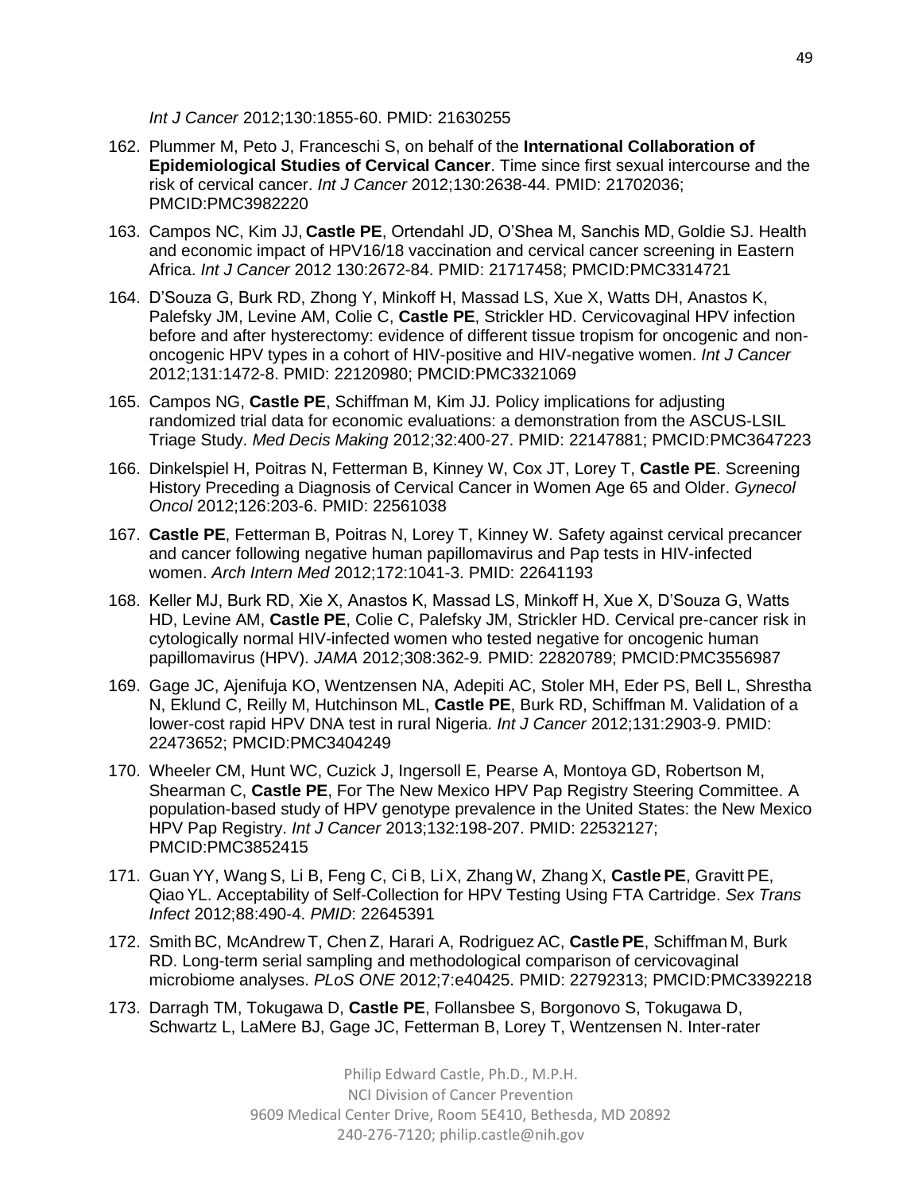*Int J Cancer* 2012;130:1855-60. PMID: 21630255

162. Plummer M, Peto J, Franceschi S, on behalf of the **International Collaboration of Epidemiological Studies of Cervical Cancer**. Time since first sexual intercourse and the risk of cervical cancer. *Int J Cancer* 2012;130:2638-44. PMID: 21702036; PMCID:PMC3982220

163. Campos NC, Kim JJ, **Castle PE**, Ortendahl JD, O'Shea M, Sanchis MD, Goldie SJ. Health and economic impact of HPV16/18 vaccination and cervical cancer screening in Eastern Africa. *Int J Cancer* 2012 130:2672-84. PMID: 21717458; PMCID:PMC3314721

164. D'Souza G, Burk RD, Zhong Y, Minkoff H, Massad LS, Xue X, Watts DH, Anastos K, Palefsky JM, Levine AM, Colie C, **Castle PE**, Strickler HD. Cervicovaginal HPV infection before and after hysterectomy: evidence of different tissue tropism for oncogenic and non-oncogenic HPV types in a cohort of HIV-positive and HIV-negative women. *Int J Cancer* 2012;131:1472-8. PMID: 22120980; PMCID:PMC3321069

165. Campos NG, **Castle PE**, Schiffman M, Kim JJ. Policy implications for adjusting randomized trial data for economic evaluations: a demonstration from the ASCUS-LSIL Triage Study. *Med Decis Making* 2012;32:400-27. PMID: 22147881; PMCID:PMC3647223

166. Dinkelspiel H, Poitras N, Fetterman B, Kinney W, Cox JT, Lorey T, **Castle PE**. Screening History Preceding a Diagnosis of Cervical Cancer in Women Age 65 and Older. *Gynecol Oncol* 2012;126:203-6. PMID: 22561038

167. **Castle PE**, Fetterman B, Poitras N, Lorey T, Kinney W. Safety against cervical precancer and cancer following negative human papillomavirus and Pap tests in HIV-infected women. *Arch Intern Med* 2012;172:1041-3. PMID: 22641193

168. Keller MJ, Burk RD, Xie X, Anastos K, Massad LS, Minkoff H, Xue X, D'Souza G, Watts HD, Levine AM, **Castle PE**, Colie C, Palefsky JM, Strickler HD. Cervical pre-cancer risk in cytologically normal HIV-infected women who tested negative for oncogenic human papillomavirus (HPV). *JAMA* 2012;308:362-9*.* PMID: 22820789; PMCID:PMC3556987

169. Gage JC, Ajenifuja KO, Wentzensen NA, Adepiti AC, Stoler MH, Eder PS, Bell L, Shrestha N, Eklund C, Reilly M, Hutchinson ML, **Castle PE**, Burk RD, Schiffman M. Validation of a lower-cost rapid HPV DNA test in rural Nigeria*. Int J Cancer* 2012;131:2903-9. PMID: 22473652; PMCID:PMC3404249

170. Wheeler CM, Hunt WC, Cuzick J, Ingersoll E, Pearse A, Montoya GD, Robertson M, Shearman C, **Castle PE**, For The New Mexico HPV Pap Registry Steering Committee. A population-based study of HPV genotype prevalence in the United States: the New Mexico HPV Pap Registry. *Int J Cancer* 2013;132:198-207. PMID: 22532127; PMCID:PMC3852415

171. Guan YY, Wang S, Li B, Feng C, Ci B, Li X, Zhang W, Zhang X, **Castle PE**, Gravitt PE, Qiao YL. Acceptability of Self-Collection for HPV Testing Using FTA Cartridge. *Sex Trans Infect* 2012;88:490-4. *PMID*: 22645391

172. Smith BC, McAndrew T, Chen Z, Harari A, Rodriguez AC, **Castle PE**, Schiffman M, Burk RD. Long-term serial sampling and methodological comparison of cervicovaginal microbiome analyses. *PLoS ONE* 2012;7:e40425. PMID: 22792313; PMCID:PMC3392218

173. Darragh TM, Tokugawa D, **Castle PE**, Follansbee S, Borgonovo S, Tokugawa D, Schwartz L, LaMere BJ, Gage JC, Fetterman B, Lorey T, Wentzensen N. Inter-rater

Philip Edward Castle, Ph.D., M.P.H.
NCI Division of Cancer Prevention
9609 Medical Center Drive, Room 5E410, Bethesda, MD 20892
240-276-7120; philip.castle@nih.gov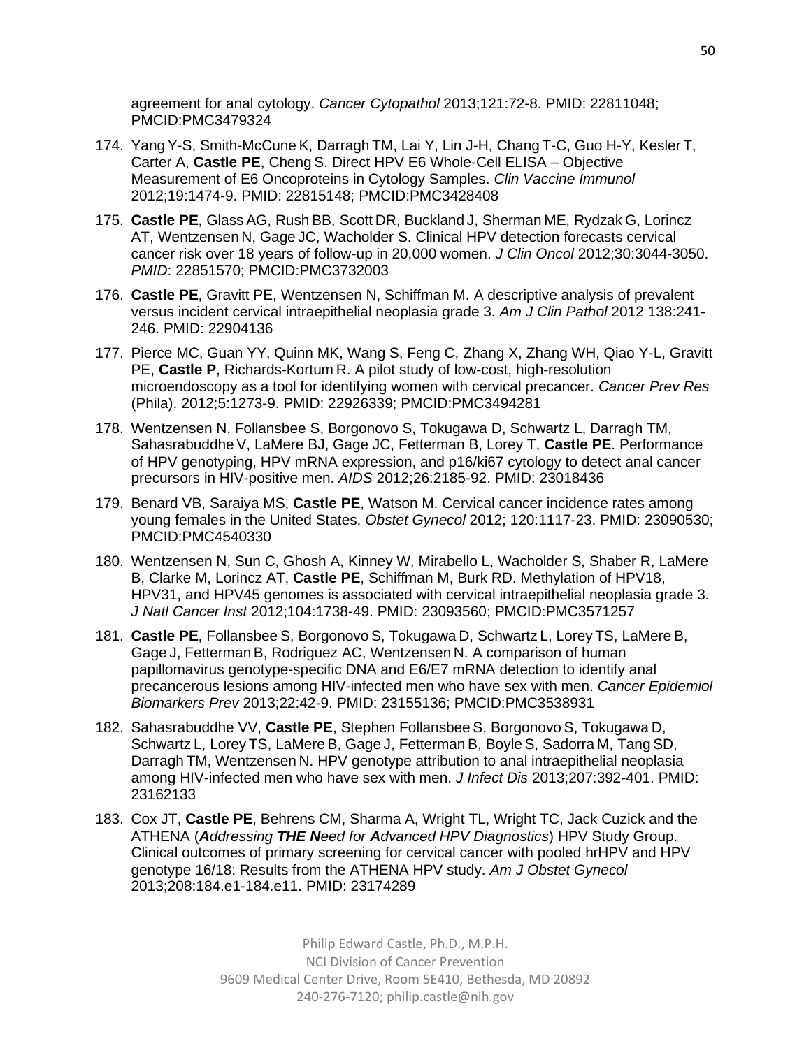agreement for anal cytology. *Cancer Cytopathol* 2013;121:72-8. PMID: 22811048; PMCID:PMC3479324

174. Yang Y-S, Smith-McCune K, Darragh TM, Lai Y, Lin J-H, Chang T-C, Guo H-Y, Kesler T, Carter A, **Castle PE**, Cheng S. Direct HPV E6 Whole-Cell ELISA – Objective Measurement of E6 Oncoproteins in Cytology Samples. *Clin Vaccine Immunol* 2012;19:1474-9. PMID: 22815148; PMCID:PMC3428408

175. **Castle PE**, Glass AG, Rush BB, Scott DR, Buckland J, Sherman ME, Rydzak G, Lorincz AT, Wentzensen N, Gage JC, Wacholder S. Clinical HPV detection forecasts cervical cancer risk over 18 years of follow-up in 20,000 women. *J Clin Oncol* 2012;30:3044-3050. *PMID*: 22851570; PMCID:PMC3732003

176. **Castle PE**, Gravitt PE, Wentzensen N, Schiffman M. A descriptive analysis of prevalent versus incident cervical intraepithelial neoplasia grade 3. *Am J Clin Pathol* 2012 138:241-246. PMID: 22904136

177. Pierce MC, Guan YY, Quinn MK, Wang S, Feng C, Zhang X, Zhang WH, Qiao Y-L, Gravitt PE, **Castle P**, Richards-Kortum R. A pilot study of low-cost, high-resolution microendoscopy as a tool for identifying women with cervical precancer. *Cancer Prev Res* (Phila). 2012;5:1273-9. PMID: 22926339; PMCID:PMC3494281

178. Wentzensen N, Follansbee S, Borgonovo S, Tokugawa D, Schwartz L, Darragh TM, Sahasrabuddhe V, LaMere BJ, Gage JC, Fetterman B, Lorey T, **Castle PE**. Performance of HPV genotyping, HPV mRNA expression, and p16/ki67 cytology to detect anal cancer precursors in HIV-positive men. *AIDS* 2012;26:2185-92. PMID: 23018436

179. Benard VB, Saraiya MS, **Castle PE**, Watson M. Cervical cancer incidence rates among young females in the United States. *Obstet Gynecol* 2012; 120:1117-23. PMID: 23090530; PMCID:PMC4540330

180. Wentzensen N, Sun C, Ghosh A, Kinney W, Mirabello L, Wacholder S, Shaber R, LaMere B, Clarke M, Lorincz AT, **Castle PE**, Schiffman M, Burk RD. Methylation of HPV18, HPV31, and HPV45 genomes is associated with cervical intraepithelial neoplasia grade 3. *J Natl Cancer Inst* 2012;104:1738-49. PMID: 23093560; PMCID:PMC3571257

181. **Castle PE**, Follansbee S, Borgonovo S, Tokugawa D, Schwartz L, Lorey TS, LaMere B, Gage J, Fetterman B, Rodriguez AC, Wentzensen N. A comparison of human papillomavirus genotype-specific DNA and E6/E7 mRNA detection to identify anal precancerous lesions among HIV-infected men who have sex with men. *Cancer Epidemiol Biomarkers Prev* 2013;22:42-9. PMID: 23155136; PMCID:PMC3538931

182. Sahasrabuddhe VV, **Castle PE**, Stephen Follansbee S, Borgonovo S, Tokugawa D, Schwartz L, Lorey TS, LaMere B, Gage J, Fetterman B, Boyle S, Sadorra M, Tang SD, Darragh TM, Wentzensen N. HPV genotype attribution to anal intraepithelial neoplasia among HIV-infected men who have sex with men. *J Infect Dis* 2013;207:392-401. PMID: 23162133

183. Cox JT, **Castle PE**, Behrens CM, Sharma A, Wright TL, Wright TC, Jack Cuzick and the ATHENA (***A****ddressing* ***THE N****eed for* ***A****dvanced HPV Diagnostics*) HPV Study Group. Clinical outcomes of primary screening for cervical cancer with pooled hrHPV and HPV genotype 16/18: Results from the ATHENA HPV study. *Am J Obstet Gynecol* 2013;208:184.e1-184.e11. PMID: 23174289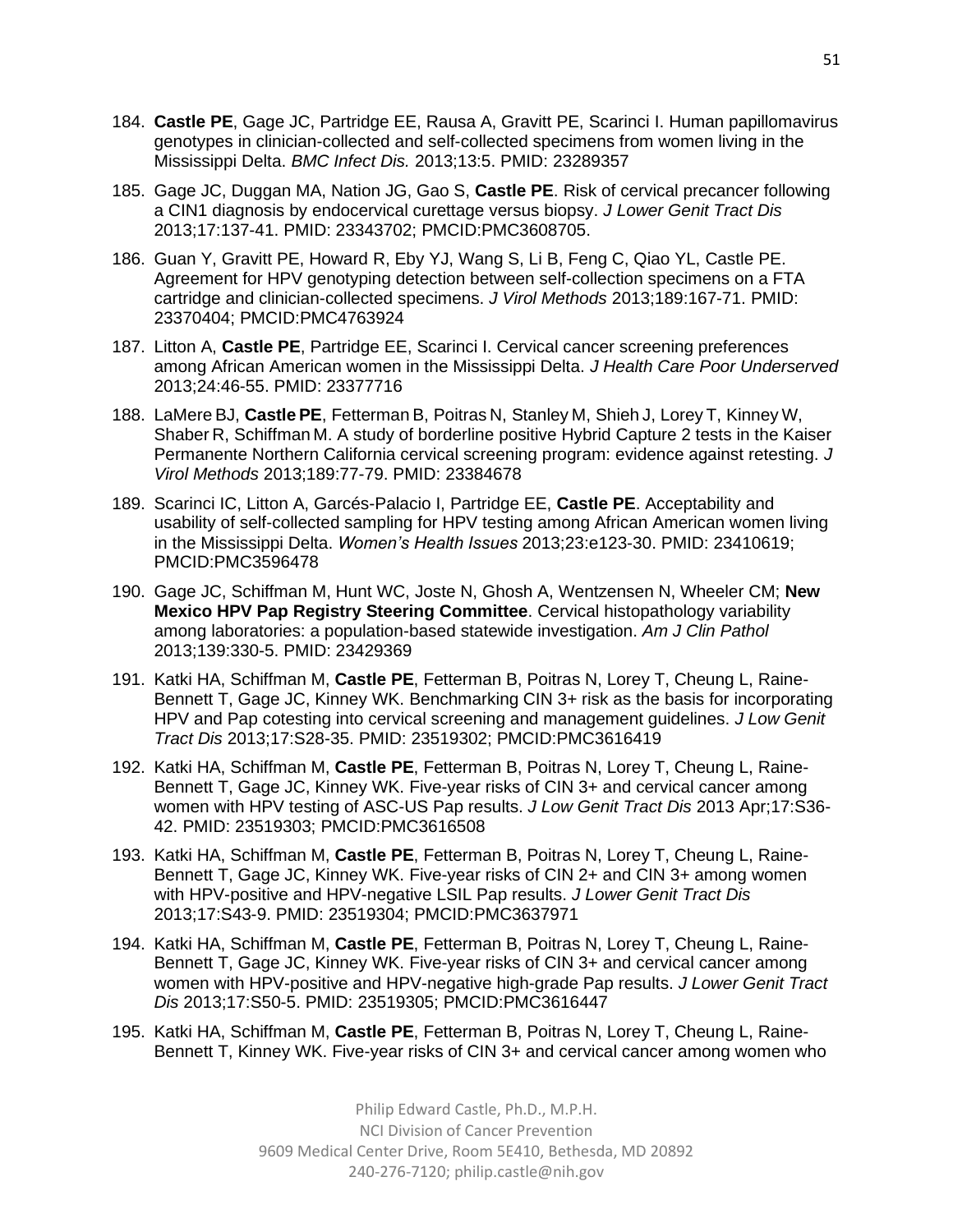184. **Castle PE**, Gage JC, Partridge EE, Rausa A, Gravitt PE, Scarinci I. Human papillomavirus genotypes in clinician-collected and self-collected specimens from women living in the Mississippi Delta. *BMC Infect Dis.* 2013;13:5. PMID: 23289357

185. Gage JC, Duggan MA, Nation JG, Gao S, **Castle PE**. Risk of cervical precancer following a CIN1 diagnosis by endocervical curettage versus biopsy. *J Lower Genit Tract Dis* 2013;17:137-41. PMID: 23343702; PMCID:PMC3608705.

186. Guan Y, Gravitt PE, Howard R, Eby YJ, Wang S, Li B, Feng C, Qiao YL, Castle PE. Agreement for HPV genotyping detection between self-collection specimens on a FTA cartridge and clinician-collected specimens. *J Virol Methods* 2013;189:167-71. PMID: 23370404; PMCID:PMC4763924

187. Litton A, **Castle PE**, Partridge EE, Scarinci I. Cervical cancer screening preferences among African American women in the Mississippi Delta. *J Health Care Poor Underserved* 2013;24:46-55. PMID: 23377716

188. LaMere BJ, **Castle PE**, Fetterman B, Poitras N, Stanley M, Shieh J, Lorey T, Kinney W, Shaber R, Schiffman M. A study of borderline positive Hybrid Capture 2 tests in the Kaiser Permanente Northern California cervical screening program: evidence against retesting. *J Virol Methods* 2013;189:77-79. PMID: 23384678

189. Scarinci IC, Litton A, Garcés-Palacio I, Partridge EE, **Castle PE**. Acceptability and usability of self-collected sampling for HPV testing among African American women living in the Mississippi Delta. *Women's Health Issues* 2013;23:e123-30. PMID: 23410619; PMCID:PMC3596478

190. Gage JC, Schiffman M, Hunt WC, Joste N, Ghosh A, Wentzensen N, Wheeler CM; **New Mexico HPV Pap Registry Steering Committee**. Cervical histopathology variability among laboratories: a population-based statewide investigation. *Am J Clin Pathol* 2013;139:330-5. PMID: 23429369

191. Katki HA, Schiffman M, **Castle PE**, Fetterman B, Poitras N, Lorey T, Cheung L, Raine-Bennett T, Gage JC, Kinney WK. Benchmarking CIN 3+ risk as the basis for incorporating HPV and Pap cotesting into cervical screening and management guidelines. *J Low Genit Tract Dis* 2013;17:S28-35. PMID: 23519302; PMCID:PMC3616419

192. Katki HA, Schiffman M, **Castle PE**, Fetterman B, Poitras N, Lorey T, Cheung L, Raine-Bennett T, Gage JC, Kinney WK. Five-year risks of CIN 3+ and cervical cancer among women with HPV testing of ASC-US Pap results. *J Low Genit Tract Dis* 2013 Apr;17:S36-42. PMID: 23519303; PMCID:PMC3616508

193. Katki HA, Schiffman M, **Castle PE**, Fetterman B, Poitras N, Lorey T, Cheung L, Raine-Bennett T, Gage JC, Kinney WK. Five-year risks of CIN 2+ and CIN 3+ among women with HPV-positive and HPV-negative LSIL Pap results. *J Lower Genit Tract Dis* 2013;17:S43-9. PMID: 23519304; PMCID:PMC3637971

194. Katki HA, Schiffman M, **Castle PE**, Fetterman B, Poitras N, Lorey T, Cheung L, Raine-Bennett T, Gage JC, Kinney WK. Five-year risks of CIN 3+ and cervical cancer among women with HPV-positive and HPV-negative high-grade Pap results. *J Lower Genit Tract Dis* 2013;17:S50-5. PMID: 23519305; PMCID:PMC3616447

195. Katki HA, Schiffman M, **Castle PE**, Fetterman B, Poitras N, Lorey T, Cheung L, Raine-Bennett T, Kinney WK. Five-year risks of CIN 3+ and cervical cancer among women who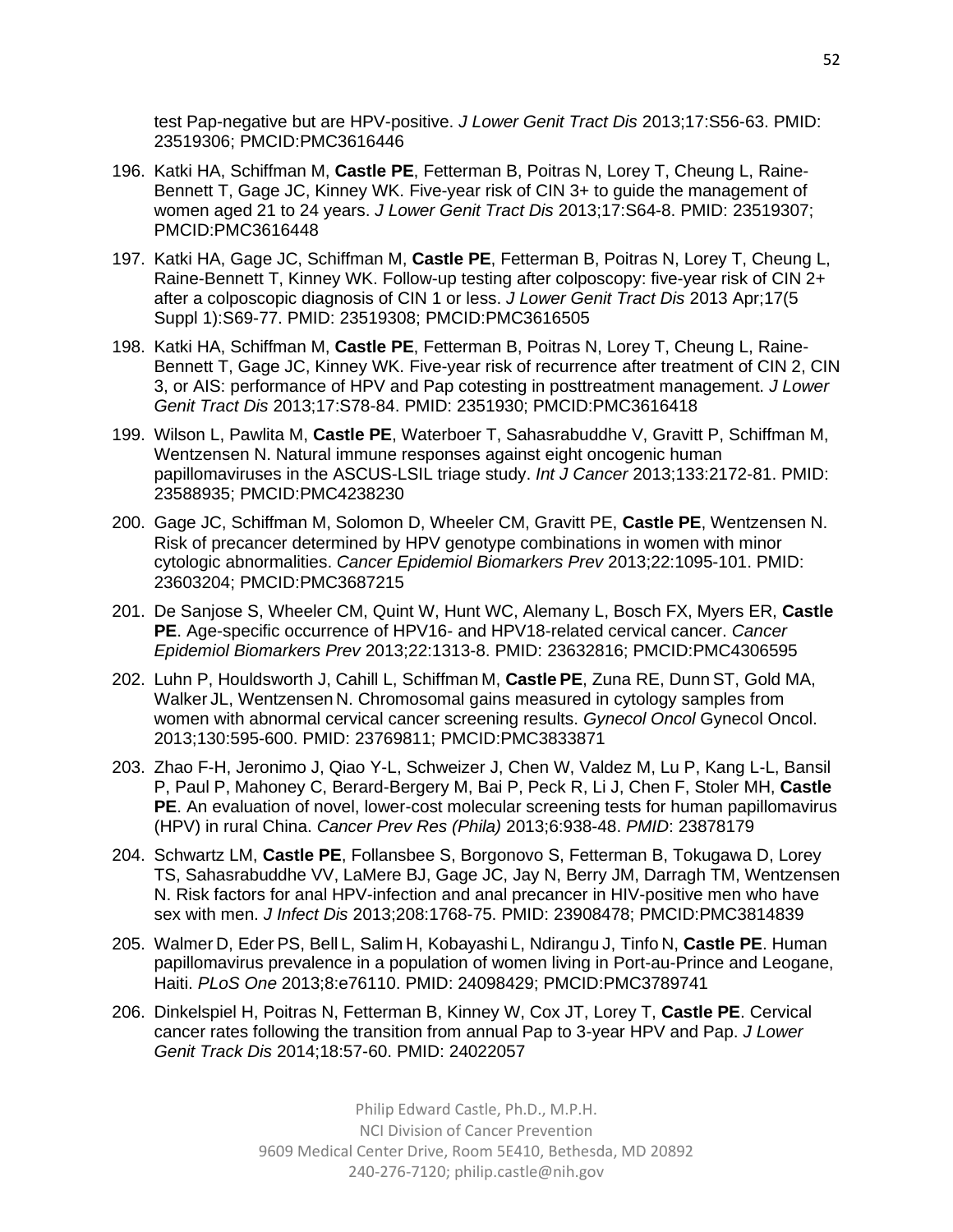test Pap-negative but are HPV-positive. *J Lower Genit Tract Dis* 2013;17:S56-63. PMID: 23519306; PMCID:PMC3616446

196. Katki HA, Schiffman M, **Castle PE**, Fetterman B, Poitras N, Lorey T, Cheung L, Raine-Bennett T, Gage JC, Kinney WK. Five-year risk of CIN 3+ to guide the management of women aged 21 to 24 years. *J Lower Genit Tract Dis* 2013;17:S64-8. PMID: 23519307; PMCID:PMC3616448
197. Katki HA, Gage JC, Schiffman M, **Castle PE**, Fetterman B, Poitras N, Lorey T, Cheung L, Raine-Bennett T, Kinney WK. Follow-up testing after colposcopy: five-year risk of CIN 2+ after a colposcopic diagnosis of CIN 1 or less. *J Lower Genit Tract Dis* 2013 Apr;17(5 Suppl 1):S69-77. PMID: 23519308; PMCID:PMC3616505
198. Katki HA, Schiffman M, **Castle PE**, Fetterman B, Poitras N, Lorey T, Cheung L, Raine-Bennett T, Gage JC, Kinney WK. Five-year risk of recurrence after treatment of CIN 2, CIN 3, or AIS: performance of HPV and Pap cotesting in posttreatment management. *J Lower Genit Tract Dis* 2013;17:S78-84. PMID: 2351930; PMCID:PMC3616418
199. Wilson L, Pawlita M, **Castle PE**, Waterboer T, Sahasrabuddhe V, Gravitt P, Schiffman M, Wentzensen N. Natural immune responses against eight oncogenic human papillomaviruses in the ASCUS-LSIL triage study. *Int J Cancer* 2013;133:2172-81. PMID: 23588935; PMCID:PMC4238230
200. Gage JC, Schiffman M, Solomon D, Wheeler CM, Gravitt PE, **Castle PE**, Wentzensen N. Risk of precancer determined by HPV genotype combinations in women with minor cytologic abnormalities. *Cancer Epidemiol Biomarkers Prev* 2013;22:1095-101. PMID: 23603204; PMCID:PMC3687215
201. De Sanjose S, Wheeler CM, Quint W, Hunt WC, Alemany L, Bosch FX, Myers ER, **Castle PE**. Age-specific occurrence of HPV16- and HPV18-related cervical cancer. *Cancer Epidemiol Biomarkers Prev* 2013;22:1313-8. PMID: 23632816; PMCID:PMC4306595
202. Luhn P, Houldsworth J, Cahill L, Schiffman M, **Castle PE**, Zuna RE, Dunn ST, Gold MA, Walker JL, Wentzensen N. Chromosomal gains measured in cytology samples from women with abnormal cervical cancer screening results. *Gynecol Oncol* Gynecol Oncol. 2013;130:595-600. PMID: 23769811; PMCID:PMC3833871
203. Zhao F-H, Jeronimo J, Qiao Y-L, Schweizer J, Chen W, Valdez M, Lu P, Kang L-L, Bansil P, Paul P, Mahoney C, Berard-Bergery M, Bai P, Peck R, Li J, Chen F, Stoler MH, **Castle PE**. An evaluation of novel, lower-cost molecular screening tests for human papillomavirus (HPV) in rural China. *Cancer Prev Res (Phila)* 2013;6:938-48. *PMID*: 23878179
204. Schwartz LM, **Castle PE**, Follansbee S, Borgonovo S, Fetterman B, Tokugawa D, Lorey TS, Sahasrabuddhe VV, LaMere BJ, Gage JC, Jay N, Berry JM, Darragh TM, Wentzensen N. Risk factors for anal HPV-infection and anal precancer in HIV-positive men who have sex with men. *J Infect Dis* 2013;208:1768-75. PMID: 23908478; PMCID:PMC3814839
205. Walmer D, Eder PS, Bell L, Salim H, Kobayashi L, Ndirangu J, Tinfo N, **Castle PE**. Human papillomavirus prevalence in a population of women living in Port-au-Prince and Leogane, Haiti. *PLoS One* 2013;8:e76110. PMID: 24098429; PMCID:PMC3789741
206. Dinkelspiel H, Poitras N, Fetterman B, Kinney W, Cox JT, Lorey T, **Castle PE**. Cervical cancer rates following the transition from annual Pap to 3-year HPV and Pap. *J Lower Genit Track Dis* 2014;18:57-60. PMID: 24022057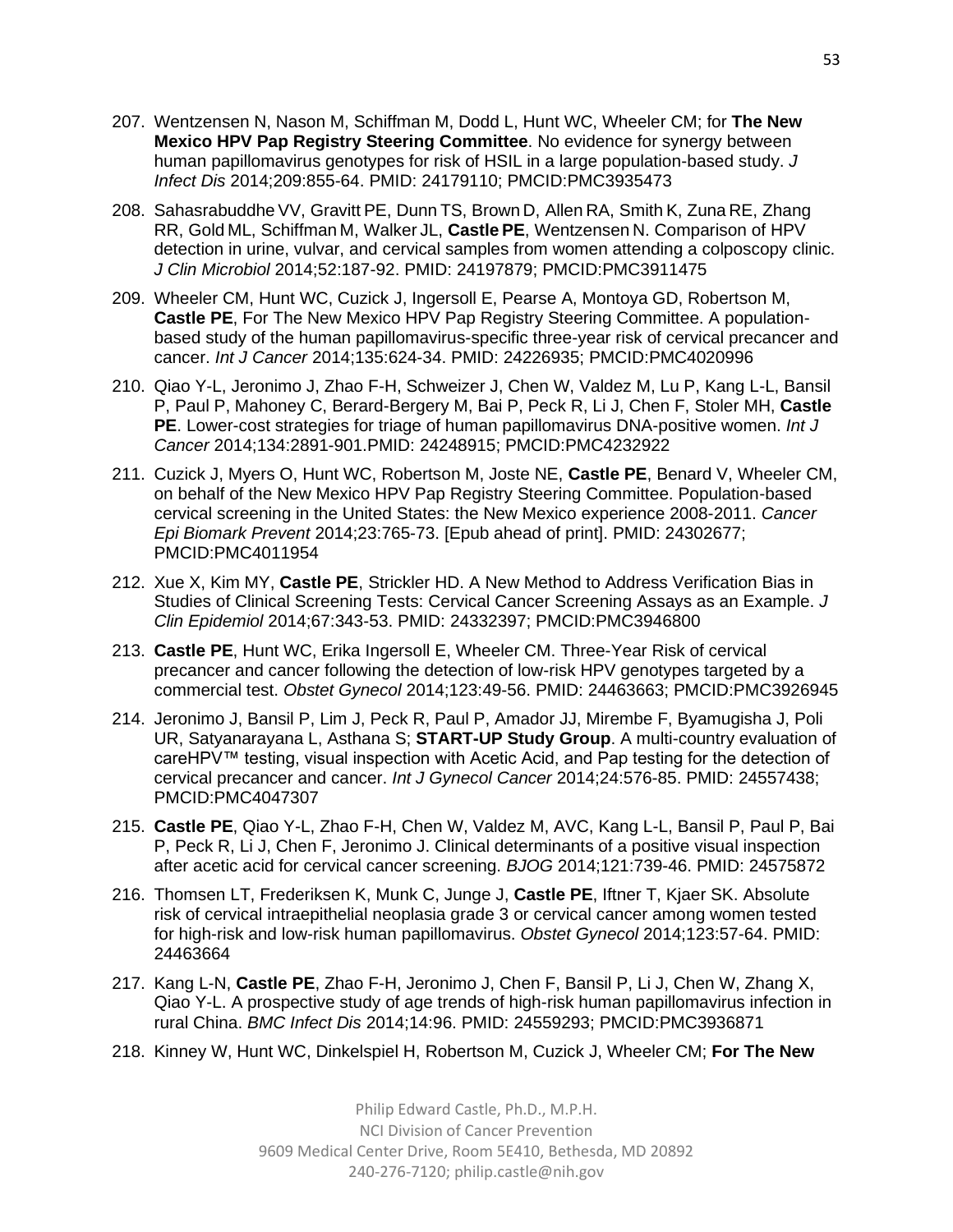207. Wentzensen N, Nason M, Schiffman M, Dodd L, Hunt WC, Wheeler CM; for **The New Mexico HPV Pap Registry Steering Committee**. No evidence for synergy between human papillomavirus genotypes for risk of HSIL in a large population-based study. *J Infect Dis* 2014;209:855-64. PMID: 24179110; PMCID:PMC3935473

208. Sahasrabuddhe VV, Gravitt PE, Dunn TS, Brown D, Allen RA, Smith K, Zuna RE, Zhang RR, Gold ML, Schiffman M, Walker JL, **Castle PE**, Wentzensen N. Comparison of HPV detection in urine, vulvar, and cervical samples from women attending a colposcopy clinic. *J Clin Microbiol* 2014;52:187-92. PMID: 24197879; PMCID:PMC3911475

209. Wheeler CM, Hunt WC, Cuzick J, Ingersoll E, Pearse A, Montoya GD, Robertson M, **Castle PE**, For The New Mexico HPV Pap Registry Steering Committee. A population-based study of the human papillomavirus-specific three-year risk of cervical precancer and cancer. *Int J Cancer* 2014;135:624-34. PMID: 24226935; PMCID:PMC4020996

210. Qiao Y-L, Jeronimo J, Zhao F-H, Schweizer J, Chen W, Valdez M, Lu P, Kang L-L, Bansil P, Paul P, Mahoney C, Berard-Bergery M, Bai P, Peck R, Li J, Chen F, Stoler MH, **Castle PE**. Lower-cost strategies for triage of human papillomavirus DNA-positive women. *Int J Cancer* 2014;134:2891-901.PMID: 24248915; PMCID:PMC4232922

211. Cuzick J, Myers O, Hunt WC, Robertson M, Joste NE, **Castle PE**, Benard V, Wheeler CM, on behalf of the New Mexico HPV Pap Registry Steering Committee. Population-based cervical screening in the United States: the New Mexico experience 2008-2011. *Cancer Epi Biomark Prevent* 2014;23:765-73. [Epub ahead of print]. PMID: 24302677; PMCID:PMC4011954

212. Xue X, Kim MY, **Castle PE**, Strickler HD. A New Method to Address Verification Bias in Studies of Clinical Screening Tests: Cervical Cancer Screening Assays as an Example. *J Clin Epidemiol* 2014;67:343-53. PMID: 24332397; PMCID:PMC3946800

213. **Castle PE**, Hunt WC, Erika Ingersoll E, Wheeler CM. Three-Year Risk of cervical precancer and cancer following the detection of low-risk HPV genotypes targeted by a commercial test. *Obstet Gynecol* 2014;123:49-56. PMID: 24463663; PMCID:PMC3926945

214. Jeronimo J, Bansil P, Lim J, Peck R, Paul P, Amador JJ, Mirembe F, Byamugisha J, Poli UR, Satyanarayana L, Asthana S; **START-UP Study Group**. A multi-country evaluation of careHPV™ testing, visual inspection with Acetic Acid, and Pap testing for the detection of cervical precancer and cancer. *Int J Gynecol Cancer* 2014;24:576-85. PMID: 24557438; PMCID:PMC4047307

215. **Castle PE**, Qiao Y-L, Zhao F-H, Chen W, Valdez M, AVC, Kang L-L, Bansil P, Paul P, Bai P, Peck R, Li J, Chen F, Jeronimo J. Clinical determinants of a positive visual inspection after acetic acid for cervical cancer screening. *BJOG* 2014;121:739-46. PMID: 24575872

216. Thomsen LT, Frederiksen K, Munk C, Junge J, **Castle PE**, Iftner T, Kjaer SK. Absolute risk of cervical intraepithelial neoplasia grade 3 or cervical cancer among women tested for high-risk and low-risk human papillomavirus. *Obstet Gynecol* 2014;123:57-64. PMID: 24463664

217. Kang L-N, **Castle PE**, Zhao F-H, Jeronimo J, Chen F, Bansil P, Li J, Chen W, Zhang X, Qiao Y-L. A prospective study of age trends of high-risk human papillomavirus infection in rural China. *BMC Infect Dis* 2014;14:96. PMID: 24559293; PMCID:PMC3936871

218. Kinney W, Hunt WC, Dinkelspiel H, Robertson M, Cuzick J, Wheeler CM; **For The New**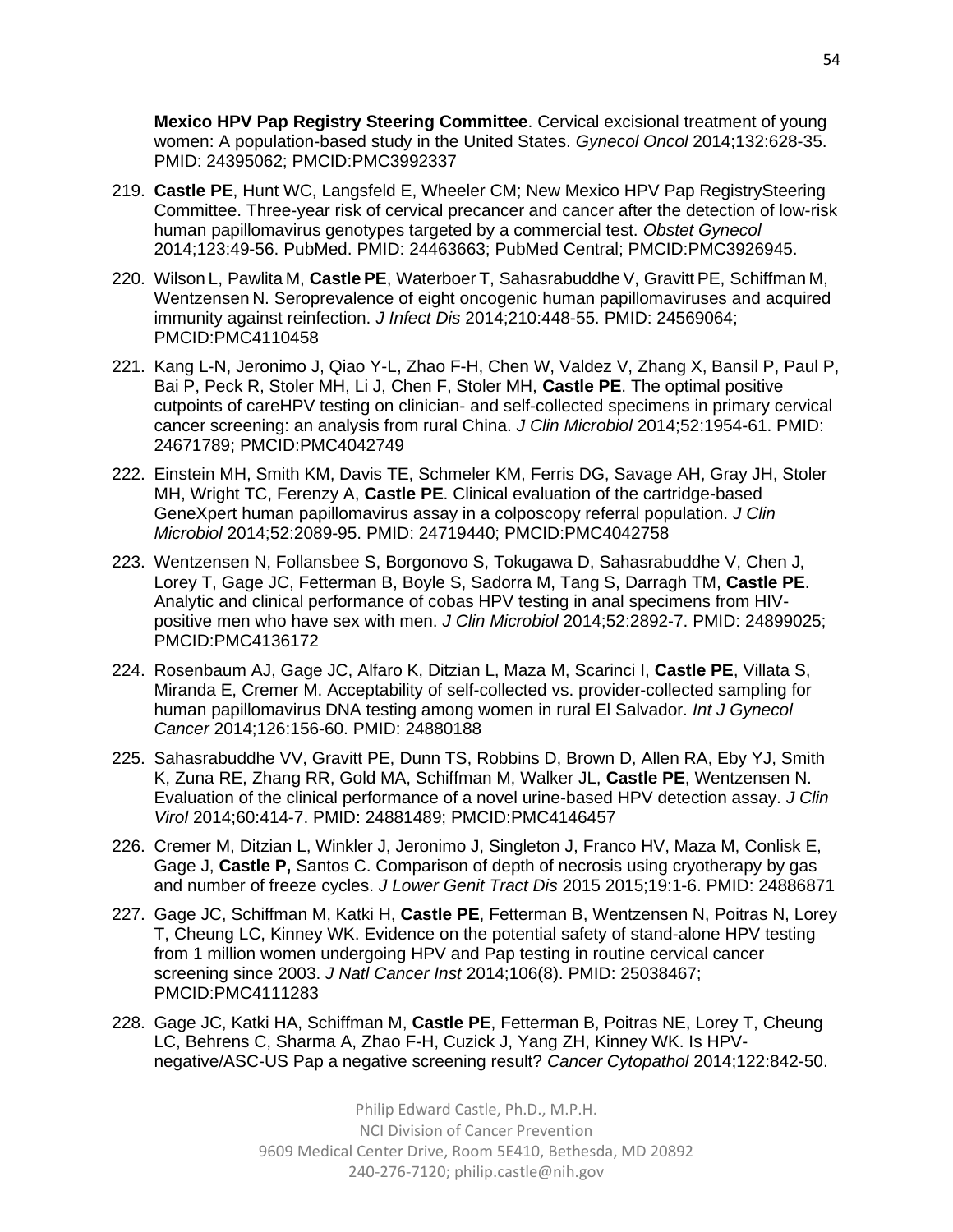**Mexico HPV Pap Registry Steering Committee**. Cervical excisional treatment of young women: A population-based study in the United States. *Gynecol Oncol* 2014;132:628-35. PMID: 24395062; PMCID:PMC3992337

219. **Castle PE**, Hunt WC, Langsfeld E, Wheeler CM; New Mexico HPV Pap RegistrySteering Committee. Three-year risk of cervical precancer and cancer after the detection of low-risk human papillomavirus genotypes targeted by a commercial test. *Obstet Gynecol* 2014;123:49-56. PubMed. PMID: 24463663; PubMed Central; PMCID:PMC3926945.

220. Wilson L, Pawlita M, **Castle PE**, Waterboer T, Sahasrabuddhe V, Gravitt PE, Schiffman M, Wentzensen N. Seroprevalence of eight oncogenic human papillomaviruses and acquired immunity against reinfection. *J Infect Dis* 2014;210:448-55. PMID: 24569064; PMCID:PMC4110458

221. Kang L-N, Jeronimo J, Qiao Y-L, Zhao F-H, Chen W, Valdez V, Zhang X, Bansil P, Paul P, Bai P, Peck R, Stoler MH, Li J, Chen F, Stoler MH, **Castle PE**. The optimal positive cutpoints of careHPV testing on clinician- and self-collected specimens in primary cervical cancer screening: an analysis from rural China. *J Clin Microbiol* 2014;52:1954-61. PMID: 24671789; PMCID:PMC4042749

222. Einstein MH, Smith KM, Davis TE, Schmeler KM, Ferris DG, Savage AH, Gray JH, Stoler MH, Wright TC, Ferenzy A, **Castle PE**. Clinical evaluation of the cartridge-based GeneXpert human papillomavirus assay in a colposcopy referral population. *J Clin Microbiol* 2014;52:2089-95. PMID: 24719440; PMCID:PMC4042758

223. Wentzensen N, Follansbee S, Borgonovo S, Tokugawa D, Sahasrabuddhe V, Chen J, Lorey T, Gage JC, Fetterman B, Boyle S, Sadorra M, Tang S, Darragh TM, **Castle PE**. Analytic and clinical performance of cobas HPV testing in anal specimens from HIV-positive men who have sex with men. *J Clin Microbiol* 2014;52:2892-7. PMID: 24899025; PMCID:PMC4136172

224. Rosenbaum AJ, Gage JC, Alfaro K, Ditzian L, Maza M, Scarinci I, **Castle PE**, Villata S, Miranda E, Cremer M. Acceptability of self-collected vs. provider-collected sampling for human papillomavirus DNA testing among women in rural El Salvador. *Int J Gynecol Cancer* 2014;126:156-60. PMID: 24880188

225. Sahasrabuddhe VV, Gravitt PE, Dunn TS, Robbins D, Brown D, Allen RA, Eby YJ, Smith K, Zuna RE, Zhang RR, Gold MA, Schiffman M, Walker JL, **Castle PE**, Wentzensen N. Evaluation of the clinical performance of a novel urine-based HPV detection assay. *J Clin Virol* 2014;60:414-7. PMID: 24881489; PMCID:PMC4146457

226. Cremer M, Ditzian L, Winkler J, Jeronimo J, Singleton J, Franco HV, Maza M, Conlisk E, Gage J, **Castle P,** Santos C. Comparison of depth of necrosis using cryotherapy by gas and number of freeze cycles. *J Lower Genit Tract Dis* 2015 2015;19:1-6. PMID: 24886871

227. Gage JC, Schiffman M, Katki H, **Castle PE**, Fetterman B, Wentzensen N, Poitras N, Lorey T, Cheung LC, Kinney WK. Evidence on the potential safety of stand-alone HPV testing from 1 million women undergoing HPV and Pap testing in routine cervical cancer screening since 2003. *J Natl Cancer Inst* 2014;106(8). PMID: 25038467; PMCID:PMC4111283

228. Gage JC, Katki HA, Schiffman M, **Castle PE**, Fetterman B, Poitras NE, Lorey T, Cheung LC, Behrens C, Sharma A, Zhao F-H, Cuzick J, Yang ZH, Kinney WK. Is HPV-negative/ASC-US Pap a negative screening result? *Cancer Cytopathol* 2014;122:842-50.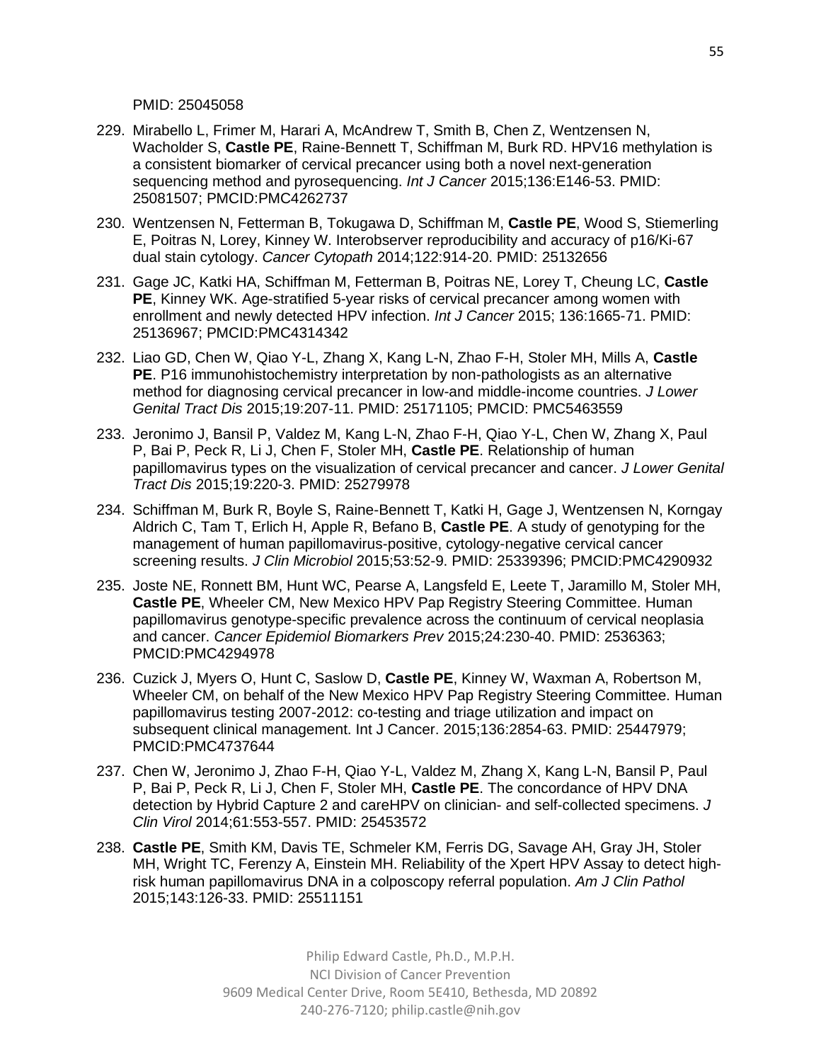PMID: 25045058

229. Mirabello L, Frimer M, Harari A, McAndrew T, Smith B, Chen Z, Wentzensen N, Wacholder S, **Castle PE**, Raine-Bennett T, Schiffman M, Burk RD. HPV16 methylation is a consistent biomarker of cervical precancer using both a novel next-generation sequencing method and pyrosequencing. *Int J Cancer* 2015;136:E146-53. PMID: 25081507; PMCID:PMC4262737

230. Wentzensen N, Fetterman B, Tokugawa D, Schiffman M, **Castle PE**, Wood S, Stiemerling E, Poitras N, Lorey, Kinney W. Interobserver reproducibility and accuracy of p16/Ki-67 dual stain cytology. *Cancer Cytopath* 2014;122:914-20. PMID: 25132656

231. Gage JC, Katki HA, Schiffman M, Fetterman B, Poitras NE, Lorey T, Cheung LC, **Castle PE**, Kinney WK. Age-stratified 5-year risks of cervical precancer among women with enrollment and newly detected HPV infection. *Int J Cancer* 2015; 136:1665-71. PMID: 25136967; PMCID:PMC4314342

232. Liao GD, Chen W, Qiao Y-L, Zhang X, Kang L-N, Zhao F-H, Stoler MH, Mills A, **Castle PE**. P16 immunohistochemistry interpretation by non-pathologists as an alternative method for diagnosing cervical precancer in low-and middle-income countries. *J Lower Genital Tract Dis* 2015;19:207-11. PMID: 25171105; PMCID: PMC5463559

233. Jeronimo J, Bansil P, Valdez M, Kang L-N, Zhao F-H, Qiao Y-L, Chen W, Zhang X, Paul P, Bai P, Peck R, Li J, Chen F, Stoler MH, **Castle PE**. Relationship of human papillomavirus types on the visualization of cervical precancer and cancer. *J Lower Genital Tract Dis* 2015;19:220-3. PMID: 25279978

234. Schiffman M, Burk R, Boyle S, Raine-Bennett T, Katki H, Gage J, Wentzensen N, Korngay Aldrich C, Tam T, Erlich H, Apple R, Befano B, **Castle PE**. A study of genotyping for the management of human papillomavirus-positive, cytology-negative cervical cancer screening results. *J Clin Microbiol* 2015;53:52-9. PMID: 25339396; PMCID:PMC4290932

235. Joste NE, Ronnett BM, Hunt WC, Pearse A, Langsfeld E, Leete T, Jaramillo M, Stoler MH, **Castle PE**, Wheeler CM, New Mexico HPV Pap Registry Steering Committee. Human papillomavirus genotype-specific prevalence across the continuum of cervical neoplasia and cancer. *Cancer Epidemiol Biomarkers Prev* 2015;24:230-40. PMID: 2536363; PMCID:PMC4294978

236. Cuzick J, Myers O, Hunt C, Saslow D, **Castle PE**, Kinney W, Waxman A, Robertson M, Wheeler CM, on behalf of the New Mexico HPV Pap Registry Steering Committee. Human papillomavirus testing 2007-2012: co-testing and triage utilization and impact on subsequent clinical management. Int J Cancer. 2015;136:2854-63. PMID: 25447979; PMCID:PMC4737644

237. Chen W, Jeronimo J, Zhao F-H, Qiao Y-L, Valdez M, Zhang X, Kang L-N, Bansil P, Paul P, Bai P, Peck R, Li J, Chen F, Stoler MH, **Castle PE**. The concordance of HPV DNA detection by Hybrid Capture 2 and careHPV on clinician- and self-collected specimens. *J Clin Virol* 2014;61:553-557. PMID: 25453572

238. **Castle PE**, Smith KM, Davis TE, Schmeler KM, Ferris DG, Savage AH, Gray JH, Stoler MH, Wright TC, Ferenzy A, Einstein MH. Reliability of the Xpert HPV Assay to detect high-risk human papillomavirus DNA in a colposcopy referral population. *Am J Clin Pathol* 2015;143:126-33. PMID: 25511151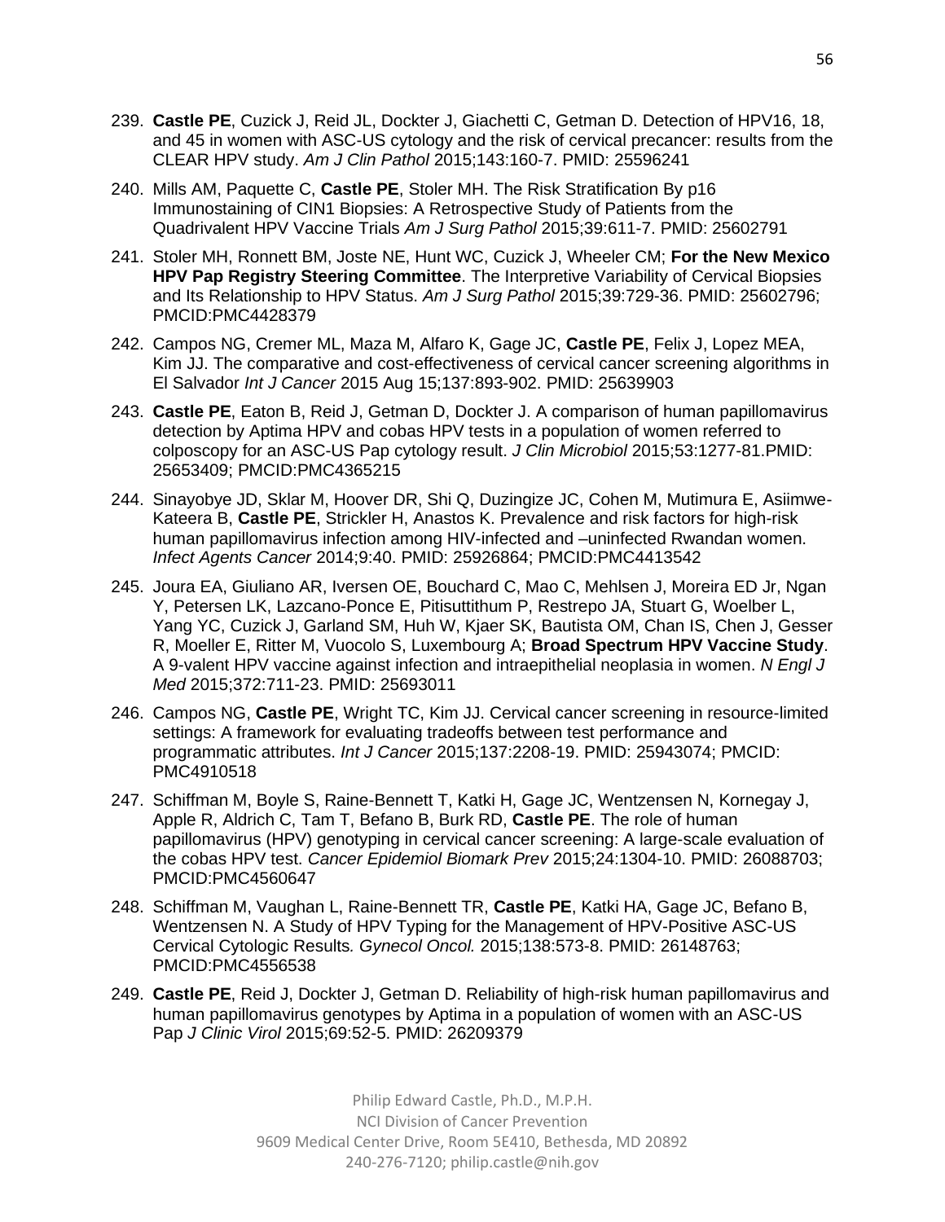239. **Castle PE**, Cuzick J, Reid JL, Dockter J, Giachetti C, Getman D. Detection of HPV16, 18, and 45 in women with ASC-US cytology and the risk of cervical precancer: results from the CLEAR HPV study. *Am J Clin Pathol* 2015;143:160-7. PMID: 25596241

240. Mills AM, Paquette C, **Castle PE**, Stoler MH. The Risk Stratification By p16 Immunostaining of CIN1 Biopsies: A Retrospective Study of Patients from the Quadrivalent HPV Vaccine Trials *Am J Surg Pathol* 2015;39:611-7. PMID: 25602791

241. Stoler MH, Ronnett BM, Joste NE, Hunt WC, Cuzick J, Wheeler CM; **For the New Mexico HPV Pap Registry Steering Committee**. The Interpretive Variability of Cervical Biopsies and Its Relationship to HPV Status. *Am J Surg Pathol* 2015;39:729-36. PMID: 25602796; PMCID:PMC4428379

242. Campos NG, Cremer ML, Maza M, Alfaro K, Gage JC, **Castle PE**, Felix J, Lopez MEA, Kim JJ. The comparative and cost-effectiveness of cervical cancer screening algorithms in El Salvador *Int J Cancer* 2015 Aug 15;137:893-902. PMID: 25639903

243. **Castle PE**, Eaton B, Reid J, Getman D, Dockter J. A comparison of human papillomavirus detection by Aptima HPV and cobas HPV tests in a population of women referred to colposcopy for an ASC-US Pap cytology result. *J Clin Microbiol* 2015;53:1277-81.PMID: 25653409; PMCID:PMC4365215

244. Sinayobye JD, Sklar M, Hoover DR, Shi Q, Duzingize JC, Cohen M, Mutimura E, Asiimwe-Kateera B, **Castle PE**, Strickler H, Anastos K. Prevalence and risk factors for high-risk human papillomavirus infection among HIV-infected and –uninfected Rwandan women. *Infect Agents Cancer* 2014;9:40. PMID: 25926864; PMCID:PMC4413542

245. Joura EA, Giuliano AR, Iversen OE, Bouchard C, Mao C, Mehlsen J, Moreira ED Jr, Ngan Y, Petersen LK, Lazcano-Ponce E, Pitisuttithum P, Restrepo JA, Stuart G, Woelber L, Yang YC, Cuzick J, Garland SM, Huh W, Kjaer SK, Bautista OM, Chan IS, Chen J, Gesser R, Moeller E, Ritter M, Vuocolo S, Luxembourg A; **Broad Spectrum HPV Vaccine Study**. A 9-valent HPV vaccine against infection and intraepithelial neoplasia in women. *N Engl J Med* 2015;372:711-23. PMID: 25693011

246. Campos NG, **Castle PE**, Wright TC, Kim JJ. Cervical cancer screening in resource-limited settings: A framework for evaluating tradeoffs between test performance and programmatic attributes. *Int J Cancer* 2015;137:2208-19. PMID: 25943074; PMCID: PMC4910518

247. Schiffman M, Boyle S, Raine-Bennett T, Katki H, Gage JC, Wentzensen N, Kornegay J, Apple R, Aldrich C, Tam T, Befano B, Burk RD, **Castle PE**. The role of human papillomavirus (HPV) genotyping in cervical cancer screening: A large-scale evaluation of the cobas HPV test. *Cancer Epidemiol Biomark Prev* 2015;24:1304-10. PMID: 26088703; PMCID:PMC4560647

248. Schiffman M, Vaughan L, Raine-Bennett TR, **Castle PE**, Katki HA, Gage JC, Befano B, Wentzensen N. A Study of HPV Typing for the Management of HPV-Positive ASC-US Cervical Cytologic Results*. Gynecol Oncol.* 2015;138:573-8. PMID: 26148763; PMCID:PMC4556538

249. **Castle PE**, Reid J, Dockter J, Getman D. Reliability of high-risk human papillomavirus and human papillomavirus genotypes by Aptima in a population of women with an ASC-US Pap *J Clinic Virol* 2015;69:52-5. PMID: 26209379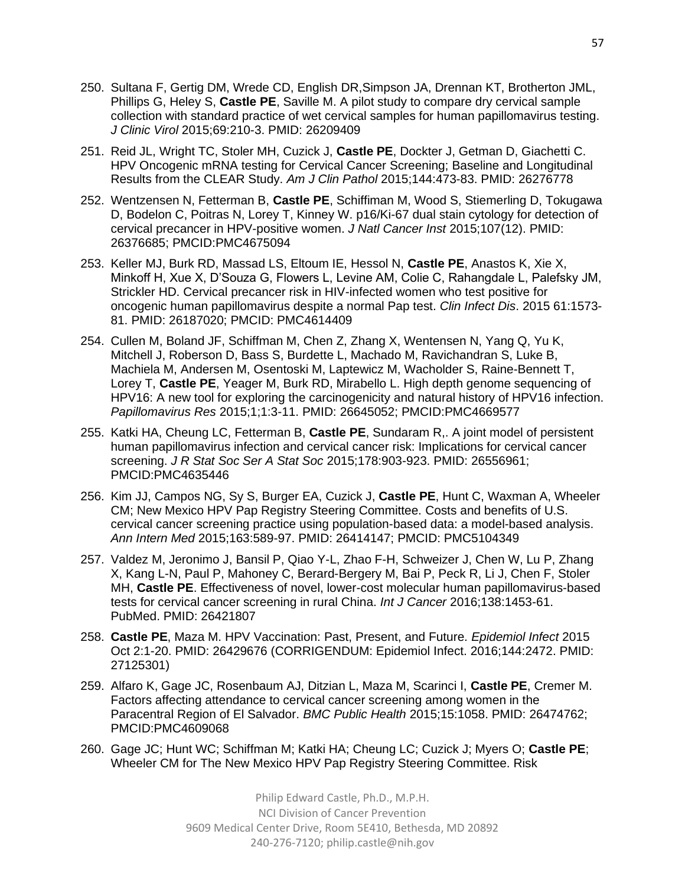250. Sultana F, Gertig DM, Wrede CD, English DR,Simpson JA, Drennan KT, Brotherton JML, Phillips G, Heley S, **Castle PE**, Saville M. A pilot study to compare dry cervical sample collection with standard practice of wet cervical samples for human papillomavirus testing. *J Clinic Virol* 2015;69:210-3. PMID: 26209409

251. Reid JL, Wright TC, Stoler MH, Cuzick J, **Castle PE**, Dockter J, Getman D, Giachetti C. HPV Oncogenic mRNA testing for Cervical Cancer Screening; Baseline and Longitudinal Results from the CLEAR Study. *Am J Clin Pathol* 2015;144:473-83. PMID: 26276778

252. Wentzensen N, Fetterman B, **Castle PE**, Schiffiman M, Wood S, Stiemerling D, Tokugawa D, Bodelon C, Poitras N, Lorey T, Kinney W. p16/Ki-67 dual stain cytology for detection of cervical precancer in HPV-positive women. *J Natl Cancer Inst* 2015;107(12). PMID: 26376685; PMCID:PMC4675094

253. Keller MJ, Burk RD, Massad LS, Eltoum IE, Hessol N, **Castle PE**, Anastos K, Xie X, Minkoff H, Xue X, D'Souza G, Flowers L, Levine AM, Colie C, Rahangdale L, Palefsky JM, Strickler HD. Cervical precancer risk in HIV-infected women who test positive for oncogenic human papillomavirus despite a normal Pap test. *Clin Infect Dis*. 2015 61:1573-81. PMID: 26187020; PMCID: PMC4614409

254. Cullen M, Boland JF, Schiffman M, Chen Z, Zhang X, Wentensen N, Yang Q, Yu K, Mitchell J, Roberson D, Bass S, Burdette L, Machado M, Ravichandran S, Luke B, Machiela M, Andersen M, Osentoski M, Laptewicz M, Wacholder S, Raine-Bennett T, Lorey T, **Castle PE**, Yeager M, Burk RD, Mirabello L. High depth genome sequencing of HPV16: A new tool for exploring the carcinogenicity and natural history of HPV16 infection. *Papillomavirus Res* 2015;1;1:3-11. PMID: 26645052; PMCID:PMC4669577

255. Katki HA, Cheung LC, Fetterman B, **Castle PE**, Sundaram R,. A joint model of persistent human papillomavirus infection and cervical cancer risk: Implications for cervical cancer screening. *J R Stat Soc Ser A Stat Soc* 2015;178:903-923. PMID: 26556961; PMCID:PMC4635446

256. Kim JJ, Campos NG, Sy S, Burger EA, Cuzick J, **Castle PE**, Hunt C, Waxman A, Wheeler CM; New Mexico HPV Pap Registry Steering Committee. Costs and benefits of U.S. cervical cancer screening practice using population-based data: a model-based analysis. *Ann Intern Med* 2015;163:589-97. PMID: 26414147; PMCID: PMC5104349

257. Valdez M, Jeronimo J, Bansil P, Qiao Y-L, Zhao F-H, Schweizer J, Chen W, Lu P, Zhang X, Kang L-N, Paul P, Mahoney C, Berard-Bergery M, Bai P, Peck R, Li J, Chen F, Stoler MH, **Castle PE**. Effectiveness of novel, lower-cost molecular human papillomavirus-based tests for cervical cancer screening in rural China. *Int J Cancer* 2016;138:1453-61. PubMed. PMID: 26421807

258. **Castle PE**, Maza M. HPV Vaccination: Past, Present, and Future. *Epidemiol Infect* 2015 Oct 2:1-20. PMID: 26429676 (CORRIGENDUM: Epidemiol Infect. 2016;144:2472. PMID: 27125301)

259. Alfaro K, Gage JC, Rosenbaum AJ, Ditzian L, Maza M, Scarinci I, **Castle PE**, Cremer M. Factors affecting attendance to cervical cancer screening among women in the Paracentral Region of El Salvador. *BMC Public Health* 2015;15:1058. PMID: 26474762; PMCID:PMC4609068

260. Gage JC; Hunt WC; Schiffman M; Katki HA; Cheung LC; Cuzick J; Myers O; **Castle PE**; Wheeler CM for The New Mexico HPV Pap Registry Steering Committee. Risk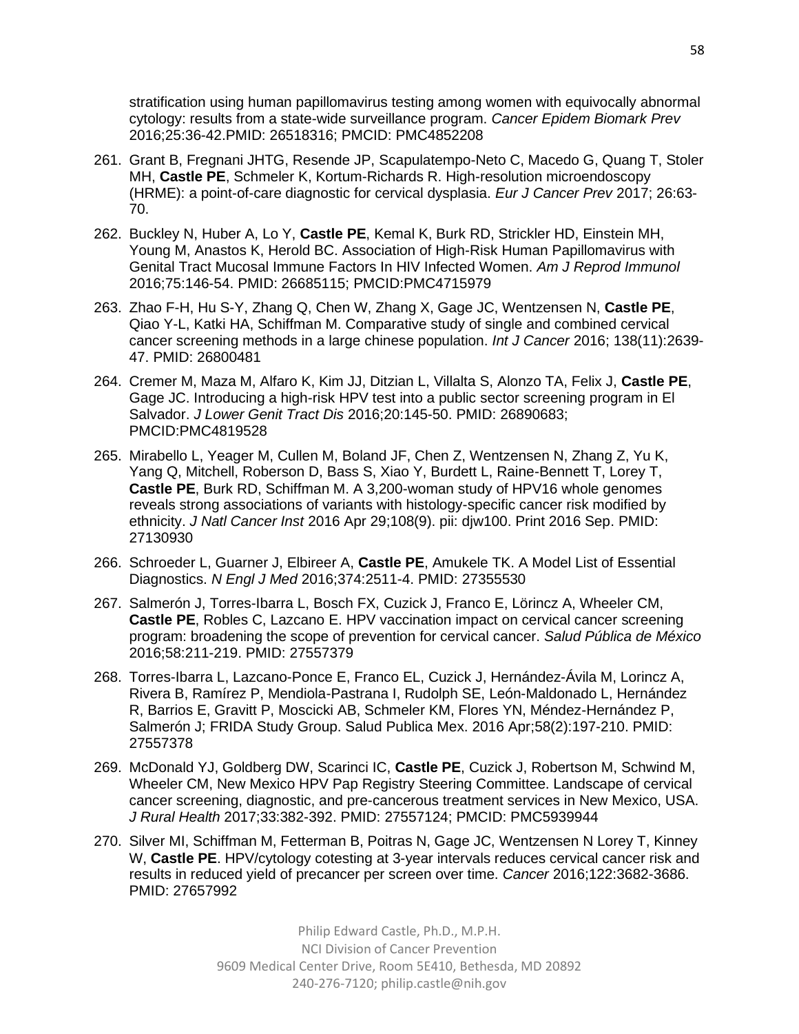stratification using human papillomavirus testing among women with equivocally abnormal cytology: results from a state-wide surveillance program. *Cancer Epidem Biomark Prev* 2016;25:36-42.PMID: 26518316; PMCID: PMC4852208

261. Grant B, Fregnani JHTG, Resende JP, Scapulatempo-Neto C, Macedo G, Quang T, Stoler MH, **Castle PE**, Schmeler K, Kortum-Richards R. High-resolution microendoscopy (HRME): a point-of-care diagnostic for cervical dysplasia. *Eur J Cancer Prev* 2017; 26:63-70.

262. Buckley N, Huber A, Lo Y, **Castle PE**, Kemal K, Burk RD, Strickler HD, Einstein MH, Young M, Anastos K, Herold BC. Association of High-Risk Human Papillomavirus with Genital Tract Mucosal Immune Factors In HIV Infected Women. *Am J Reprod Immunol* 2016;75:146-54. PMID: 26685115; PMCID:PMC4715979

263. Zhao F-H, Hu S-Y, Zhang Q, Chen W, Zhang X, Gage JC, Wentzensen N, **Castle PE**, Qiao Y-L, Katki HA, Schiffman M. Comparative study of single and combined cervical cancer screening methods in a large chinese population. *Int J Cancer* 2016; 138(11):2639-47. PMID: 26800481

264. Cremer M, Maza M, Alfaro K, Kim JJ, Ditzian L, Villalta S, Alonzo TA, Felix J, **Castle PE**, Gage JC. Introducing a high-risk HPV test into a public sector screening program in El Salvador. *J Lower Genit Tract Dis* 2016;20:145-50. PMID: 26890683; PMCID:PMC4819528

265. Mirabello L, Yeager M, Cullen M, Boland JF, Chen Z, Wentzensen N, Zhang Z, Yu K, Yang Q, Mitchell, Roberson D, Bass S, Xiao Y, Burdett L, Raine-Bennett T, Lorey T, **Castle PE**, Burk RD, Schiffman M. A 3,200-woman study of HPV16 whole genomes reveals strong associations of variants with histology-specific cancer risk modified by ethnicity. *J Natl Cancer Inst* 2016 Apr 29;108(9). pii: djw100. Print 2016 Sep. PMID: 27130930

266. Schroeder L, Guarner J, Elbireer A, **Castle PE**, Amukele TK. A Model List of Essential Diagnostics. *N Engl J Med* 2016;374:2511-4. PMID: 27355530

267. Salmerón J, Torres-Ibarra L, Bosch FX, Cuzick J, Franco E, Lörincz A, Wheeler CM, **Castle PE**, Robles C, Lazcano E. HPV vaccination impact on cervical cancer screening program: broadening the scope of prevention for cervical cancer. *Salud Pública de México* 2016;58:211-219. PMID: 27557379

268. Torres-Ibarra L, Lazcano-Ponce E, Franco EL, Cuzick J, Hernández-Ávila M, Lorincz A, Rivera B, Ramírez P, Mendiola-Pastrana I, Rudolph SE, León-Maldonado L, Hernández R, Barrios E, Gravitt P, Moscicki AB, Schmeler KM, Flores YN, Méndez-Hernández P, Salmerón J; FRIDA Study Group. Salud Publica Mex. 2016 Apr;58(2):197-210. PMID: 27557378

269. McDonald YJ, Goldberg DW, Scarinci IC, **Castle PE**, Cuzick J, Robertson M, Schwind M, Wheeler CM, New Mexico HPV Pap Registry Steering Committee. Landscape of cervical cancer screening, diagnostic, and pre-cancerous treatment services in New Mexico, USA. *J Rural Health* 2017;33:382-392. PMID: 27557124; PMCID: PMC5939944

270. Silver MI, Schiffman M, Fetterman B, Poitras N, Gage JC, Wentzensen N Lorey T, Kinney W, **Castle PE**. HPV/cytology cotesting at 3-year intervals reduces cervical cancer risk and results in reduced yield of precancer per screen over time. *Cancer* 2016;122:3682-3686. PMID: 27657992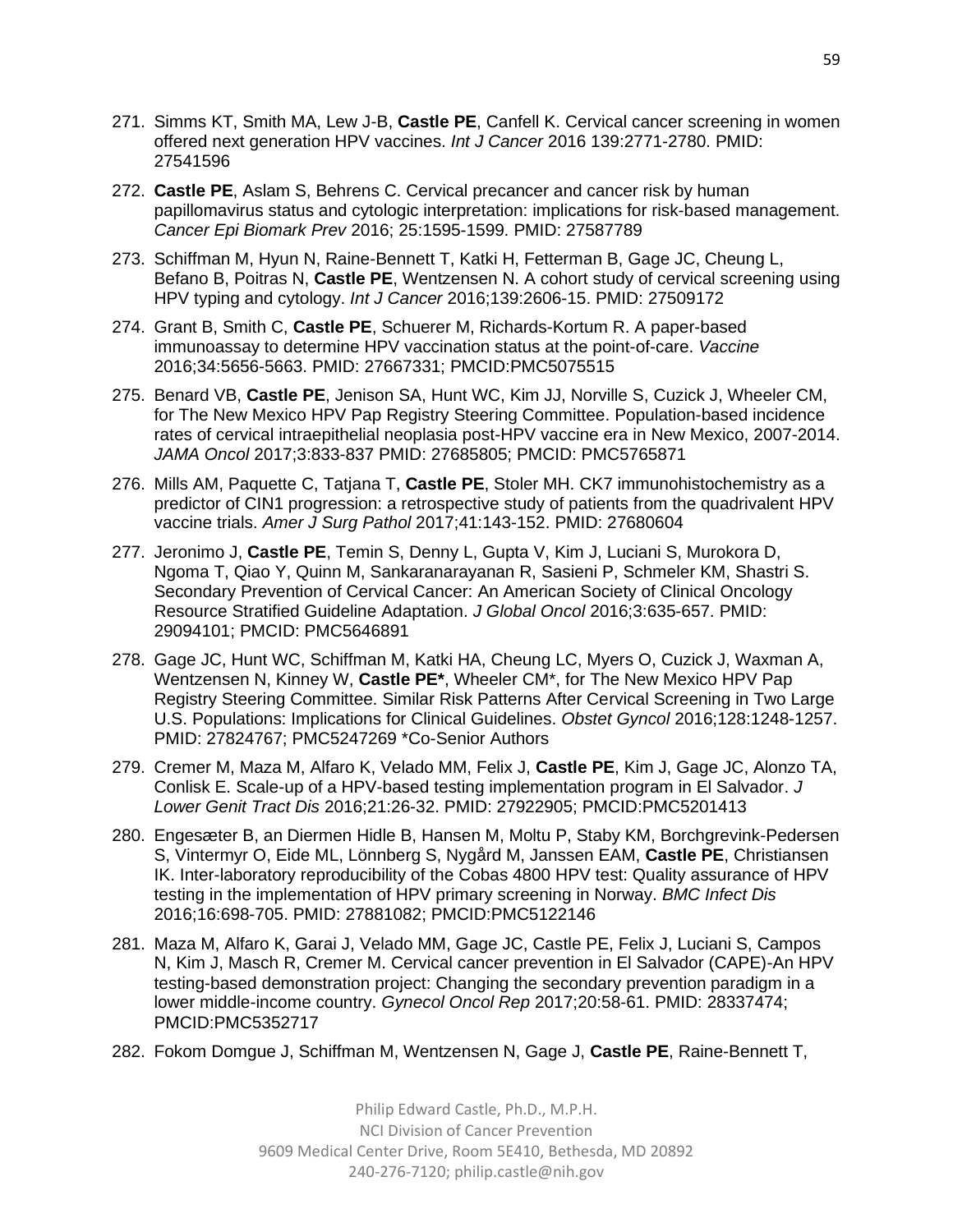271. Simms KT, Smith MA, Lew J-B, **Castle PE**, Canfell K. Cervical cancer screening in women offered next generation HPV vaccines. *Int J Cancer* 2016 139:2771-2780. PMID: 27541596

272. **Castle PE**, Aslam S, Behrens C. Cervical precancer and cancer risk by human papillomavirus status and cytologic interpretation: implications for risk-based management. *Cancer Epi Biomark Prev* 2016; 25:1595-1599. PMID: 27587789

273. Schiffman M, Hyun N, Raine-Bennett T, Katki H, Fetterman B, Gage JC, Cheung L, Befano B, Poitras N, **Castle PE**, Wentzensen N. A cohort study of cervical screening using HPV typing and cytology. *Int J Cancer* 2016;139:2606-15. PMID: 27509172

274. Grant B, Smith C, **Castle PE**, Schuerer M, Richards-Kortum R. A paper-based immunoassay to determine HPV vaccination status at the point-of-care. *Vaccine* 2016;34:5656-5663. PMID: 27667331; PMCID:PMC5075515

275. Benard VB, **Castle PE**, Jenison SA, Hunt WC, Kim JJ, Norville S, Cuzick J, Wheeler CM, for The New Mexico HPV Pap Registry Steering Committee. Population-based incidence rates of cervical intraepithelial neoplasia post-HPV vaccine era in New Mexico, 2007-2014. *JAMA Oncol* 2017;3:833-837 PMID: 27685805; PMCID: PMC5765871

276. Mills AM, Paquette C, Tatjana T, **Castle PE**, Stoler MH. CK7 immunohistochemistry as a predictor of CIN1 progression: a retrospective study of patients from the quadrivalent HPV vaccine trials. *Amer J Surg Pathol* 2017;41:143-152. PMID: 27680604

277. Jeronimo J, **Castle PE**, Temin S, Denny L, Gupta V, Kim J, Luciani S, Murokora D, Ngoma T, Qiao Y, Quinn M, Sankaranarayanan R, Sasieni P, Schmeler KM, Shastri S. Secondary Prevention of Cervical Cancer: An American Society of Clinical Oncology Resource Stratified Guideline Adaptation. *J Global Oncol* 2016;3:635-657. PMID: 29094101; PMCID: PMC5646891

278. Gage JC, Hunt WC, Schiffman M, Katki HA, Cheung LC, Myers O, Cuzick J, Waxman A, Wentzensen N, Kinney W, **Castle PE***, Wheeler CM*, for The New Mexico HPV Pap Registry Steering Committee. Similar Risk Patterns After Cervical Screening in Two Large U.S. Populations: Implications for Clinical Guidelines. *Obstet Gyncol* 2016;128:1248-1257. PMID: 27824767; PMC5247269 *Co-Senior Authors

279. Cremer M, Maza M, Alfaro K, Velado MM, Felix J, **Castle PE**, Kim J, Gage JC, Alonzo TA, Conlisk E. Scale-up of a HPV-based testing implementation program in El Salvador. *J Lower Genit Tract Dis* 2016;21:26-32. PMID: 27922905; PMCID:PMC5201413

280. Engesæter B, an Diermen Hidle B, Hansen M, Moltu P, Staby KM, Borchgrevink-Pedersen S, Vintermyr O, Eide ML, Lönnberg S, Nygård M, Janssen EAM, **Castle PE**, Christiansen IK. Inter-laboratory reproducibility of the Cobas 4800 HPV test: Quality assurance of HPV testing in the implementation of HPV primary screening in Norway. *BMC Infect Dis* 2016;16:698-705. PMID: 27881082; PMCID:PMC5122146

281. Maza M, Alfaro K, Garai J, Velado MM, Gage JC, Castle PE, Felix J, Luciani S, Campos N, Kim J, Masch R, Cremer M. Cervical cancer prevention in El Salvador (CAPE)-An HPV testing-based demonstration project: Changing the secondary prevention paradigm in a lower middle-income country. *Gynecol Oncol Rep* 2017;20:58-61. PMID: 28337474; PMCID:PMC5352717

282. Fokom Domgue J, Schiffman M, Wentzensen N, Gage J, **Castle PE**, Raine-Bennett T,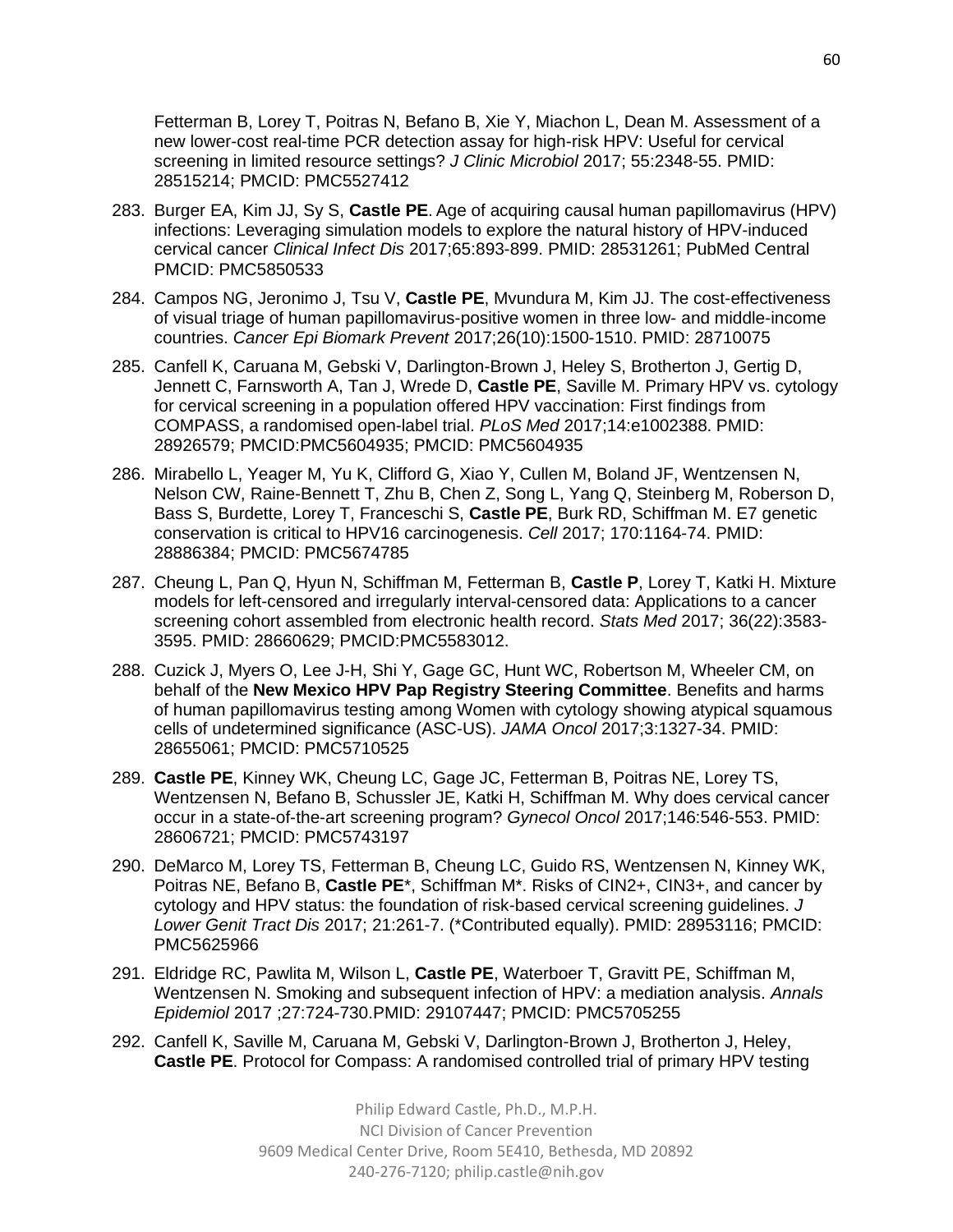Fetterman B, Lorey T, Poitras N, Befano B, Xie Y, Miachon L, Dean M. Assessment of a new lower-cost real-time PCR detection assay for high-risk HPV: Useful for cervical screening in limited resource settings? *J Clinic Microbiol* 2017; 55:2348-55. PMID: 28515214; PMCID: PMC5527412

283. Burger EA, Kim JJ, Sy S, **Castle PE**. Age of acquiring causal human papillomavirus (HPV) infections: Leveraging simulation models to explore the natural history of HPV-induced cervical cancer *Clinical Infect Dis* 2017;65:893-899. PMID: 28531261; PubMed Central PMCID: PMC5850533

284. Campos NG, Jeronimo J, Tsu V, **Castle PE**, Mvundura M, Kim JJ. The cost-effectiveness of visual triage of human papillomavirus-positive women in three low- and middle-income countries. *Cancer Epi Biomark Prevent* 2017;26(10):1500-1510. PMID: 28710075

285. Canfell K, Caruana M, Gebski V, Darlington-Brown J, Heley S, Brotherton J, Gertig D, Jennett C, Farnsworth A, Tan J, Wrede D, **Castle PE**, Saville M. Primary HPV vs. cytology for cervical screening in a population offered HPV vaccination: First findings from COMPASS, a randomised open-label trial. *PLoS Med* 2017;14:e1002388. PMID: 28926579; PMCID:PMC5604935; PMCID: PMC5604935

286. Mirabello L, Yeager M, Yu K, Clifford G, Xiao Y, Cullen M, Boland JF, Wentzensen N, Nelson CW, Raine-Bennett T, Zhu B, Chen Z, Song L, Yang Q, Steinberg M, Roberson D, Bass S, Burdette, Lorey T, Franceschi S, **Castle PE**, Burk RD, Schiffman M. E7 genetic conservation is critical to HPV16 carcinogenesis. *Cell* 2017; 170:1164-74. PMID: 28886384; PMCID: PMC5674785

287. Cheung L, Pan Q, Hyun N, Schiffman M, Fetterman B, **Castle P**, Lorey T, Katki H. Mixture models for left-censored and irregularly interval-censored data: Applications to a cancer screening cohort assembled from electronic health record. *Stats Med* 2017; 36(22):3583-3595. PMID: 28660629; PMCID:PMC5583012.

288. Cuzick J, Myers O, Lee J-H, Shi Y, Gage GC, Hunt WC, Robertson M, Wheeler CM, on behalf of the **New Mexico HPV Pap Registry Steering Committee**. Benefits and harms of human papillomavirus testing among Women with cytology showing atypical squamous cells of undetermined significance (ASC-US). *JAMA Oncol* 2017;3:1327-34. PMID: 28655061; PMCID: PMC5710525

289. **Castle PE**, Kinney WK, Cheung LC, Gage JC, Fetterman B, Poitras NE, Lorey TS, Wentzensen N, Befano B, Schussler JE, Katki H, Schiffman M. Why does cervical cancer occur in a state-of-the-art screening program? *Gynecol Oncol* 2017;146:546-553. PMID: 28606721; PMCID: PMC5743197

290. DeMarco M, Lorey TS, Fetterman B, Cheung LC, Guido RS, Wentzensen N, Kinney WK, Poitras NE, Befano B, **Castle PE**\*, Schiffman M\*. Risks of CIN2+, CIN3+, and cancer by cytology and HPV status: the foundation of risk-based cervical screening guidelines. *J Lower Genit Tract Dis* 2017; 21:261-7. (\*Contributed equally). PMID: 28953116; PMCID: PMC5625966

291. Eldridge RC, Pawlita M, Wilson L, **Castle PE**, Waterboer T, Gravitt PE, Schiffman M, Wentzensen N. Smoking and subsequent infection of HPV: a mediation analysis. *Annals Epidemiol* 2017 ;27:724-730.PMID: 29107447; PMCID: PMC5705255

292. Canfell K, Saville M, Caruana M, Gebski V, Darlington-Brown J, Brotherton J, Heley, **Castle PE**. Protocol for Compass: A randomised controlled trial of primary HPV testing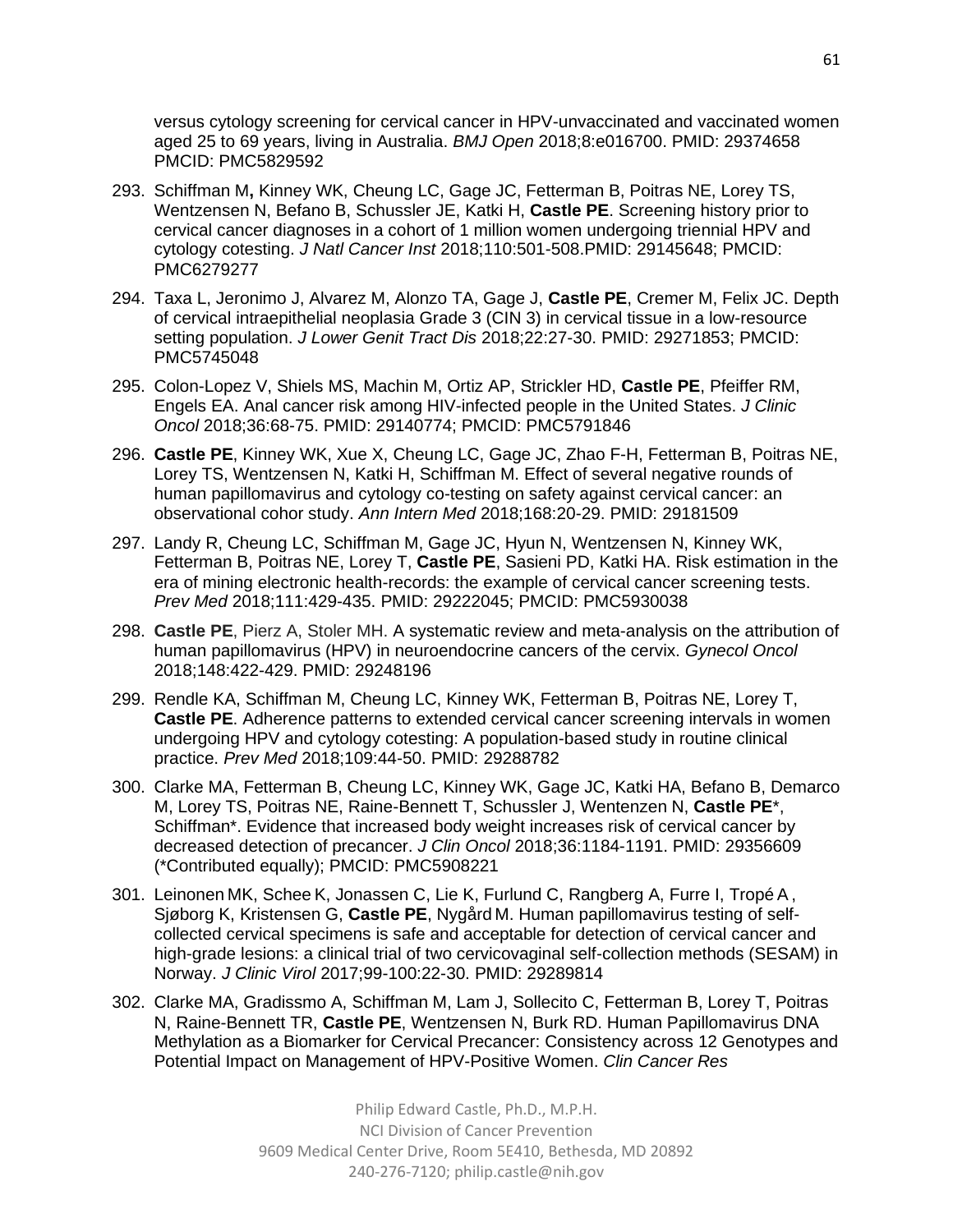versus cytology screening for cervical cancer in HPV-unvaccinated and vaccinated women aged 25 to 69 years, living in Australia. *BMJ Open* 2018;8:e016700. PMID: 29374658 PMCID: PMC5829592

293. Schiffman M**,** Kinney WK, Cheung LC, Gage JC, Fetterman B, Poitras NE, Lorey TS, Wentzensen N, Befano B, Schussler JE, Katki H, **Castle PE**. Screening history prior to cervical cancer diagnoses in a cohort of 1 million women undergoing triennial HPV and cytology cotesting. *J Natl Cancer Inst* 2018;110:501-508.PMID: 29145648; PMCID: PMC6279277

294. Taxa L, Jeronimo J, Alvarez M, Alonzo TA, Gage J, **Castle PE**, Cremer M, Felix JC. Depth of cervical intraepithelial neoplasia Grade 3 (CIN 3) in cervical tissue in a low-resource setting population. *J Lower Genit Tract Dis* 2018;22:27-30. PMID: 29271853; PMCID: PMC5745048

295. Colon-Lopez V, Shiels MS, Machin M, Ortiz AP, Strickler HD, **Castle PE**, Pfeiffer RM, Engels EA. Anal cancer risk among HIV-infected people in the United States. *J Clinic Oncol* 2018;36:68-75. PMID: 29140774; PMCID: PMC5791846

296. **Castle PE**, Kinney WK, Xue X, Cheung LC, Gage JC, Zhao F-H, Fetterman B, Poitras NE, Lorey TS, Wentzensen N, Katki H, Schiffman M. Effect of several negative rounds of human papillomavirus and cytology co-testing on safety against cervical cancer: an observational cohor study. *Ann Intern Med* 2018;168:20-29. PMID: 29181509

297. Landy R, Cheung LC, Schiffman M, Gage JC, Hyun N, Wentzensen N, Kinney WK, Fetterman B, Poitras NE, Lorey T, **Castle PE**, Sasieni PD, Katki HA. Risk estimation in the era of mining electronic health-records: the example of cervical cancer screening tests. *Prev Med* 2018;111:429-435. PMID: 29222045; PMCID: PMC5930038

298. **Castle PE**, Pierz A, Stoler MH. A systematic review and meta-analysis on the attribution of human papillomavirus (HPV) in neuroendocrine cancers of the cervix. *Gynecol Oncol* 2018;148:422-429. PMID: 29248196

299. Rendle KA, Schiffman M, Cheung LC, Kinney WK, Fetterman B, Poitras NE, Lorey T, **Castle PE**. Adherence patterns to extended cervical cancer screening intervals in women undergoing HPV and cytology cotesting: A population-based study in routine clinical practice. *Prev Med* 2018;109:44-50. PMID: 29288782

300. Clarke MA, Fetterman B, Cheung LC, Kinney WK, Gage JC, Katki HA, Befano B, Demarco M, Lorey TS, Poitras NE, Raine-Bennett T, Schussler J, Wentenzen N, **Castle PE***, Schiffman*. Evidence that increased body weight increases risk of cervical cancer by decreased detection of precancer. *J Clin Oncol* 2018;36:1184-1191. PMID: 29356609 (*Contributed equally); PMCID: PMC5908221

301. Leinonen MK, Schee K, Jonassen C, Lie K, Furlund C, Rangberg A, Furre I, Tropé A, Sjøborg K, Kristensen G, **Castle PE**, Nygård M. Human papillomavirus testing of self-collected cervical specimens is safe and acceptable for detection of cervical cancer and high-grade lesions: a clinical trial of two cervicovaginal self-collection methods (SESAM) in Norway. *J Clinic Virol* 2017;99-100:22-30. PMID: 29289814

302. Clarke MA, Gradissmo A, Schiffman M, Lam J, Sollecito C, Fetterman B, Lorey T, Poitras N, Raine-Bennett TR, **Castle PE**, Wentzensen N, Burk RD. Human Papillomavirus DNA Methylation as a Biomarker for Cervical Precancer: Consistency across 12 Genotypes and Potential Impact on Management of HPV-Positive Women. *Clin Cancer Res*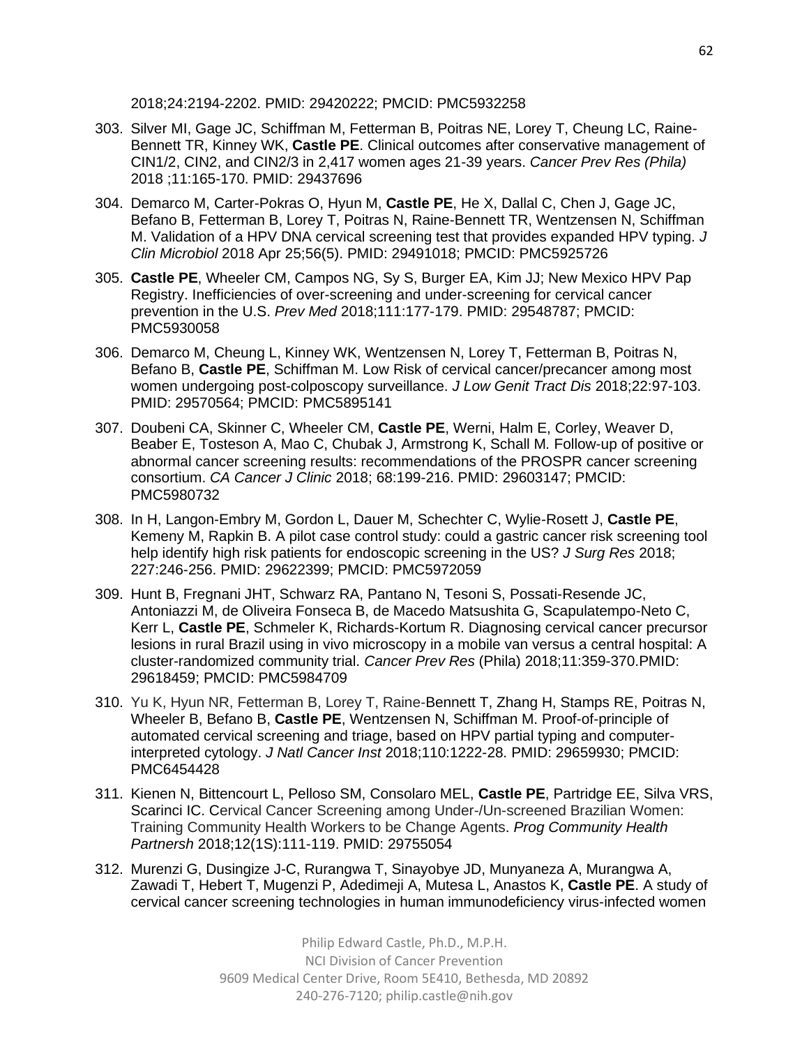2018;24:2194-2202. PMID: 29420222; PMCID: PMC5932258

303. Silver MI, Gage JC, Schiffman M, Fetterman B, Poitras NE, Lorey T, Cheung LC, Raine-Bennett TR, Kinney WK, **Castle PE**. Clinical outcomes after conservative management of CIN1/2, CIN2, and CIN2/3 in 2,417 women ages 21-39 years. *Cancer Prev Res (Phila)* 2018 ;11:165-170. PMID: 29437696

304. Demarco M, Carter-Pokras O, Hyun M, **Castle PE**, He X, Dallal C, Chen J, Gage JC, Befano B, Fetterman B, Lorey T, Poitras N, Raine-Bennett TR, Wentzensen N, Schiffman M. Validation of a HPV DNA cervical screening test that provides expanded HPV typing. *J Clin Microbiol* 2018 Apr 25;56(5). PMID: 29491018; PMCID: PMC5925726

305. **Castle PE**, Wheeler CM, Campos NG, Sy S, Burger EA, Kim JJ; New Mexico HPV Pap Registry. Inefficiencies of over-screening and under-screening for cervical cancer prevention in the U.S. *Prev Med* 2018;111:177-179. PMID: 29548787; PMCID: PMC5930058

306. Demarco M, Cheung L, Kinney WK, Wentzensen N, Lorey T, Fetterman B, Poitras N, Befano B, **Castle PE**, Schiffman M. Low Risk of cervical cancer/precancer among most women undergoing post-colposcopy surveillance. *J Low Genit Tract Dis* 2018;22:97-103. PMID: 29570564; PMCID: PMC5895141

307. Doubeni CA, Skinner C, Wheeler CM, **Castle PE**, Werni, Halm E, Corley, Weaver D, Beaber E, Tosteson A, Mao C, Chubak J, Armstrong K, Schall M. Follow-up of positive or abnormal cancer screening results: recommendations of the PROSPR cancer screening consortium. *CA Cancer J Clinic* 2018; 68:199-216. PMID: 29603147; PMCID: PMC5980732

308. In H, Langon-Embry M, Gordon L, Dauer M, Schechter C, Wylie-Rosett J, **Castle PE**, Kemeny M, Rapkin B. A pilot case control study: could a gastric cancer risk screening tool help identify high risk patients for endoscopic screening in the US? *J Surg Res* 2018; 227:246-256. PMID: 29622399; PMCID: PMC5972059

309. Hunt B, Fregnani JHT, Schwarz RA, Pantano N, Tesoni S, Possati-Resende JC, Antoniazzi M, de Oliveira Fonseca B, de Macedo Matsushita G, Scapulatempo-Neto C, Kerr L, **Castle PE**, Schmeler K, Richards-Kortum R. Diagnosing cervical cancer precursor lesions in rural Brazil using in vivo microscopy in a mobile van versus a central hospital: A cluster-randomized community trial. *Cancer Prev Res* (Phila) 2018;11:359-370.PMID: 29618459; PMCID: PMC5984709

310. Yu K, Hyun NR, Fetterman B, Lorey T, Raine-Bennett T, Zhang H, Stamps RE, Poitras N, Wheeler B, Befano B, **Castle PE**, Wentzensen N, Schiffman M. Proof-of-principle of automated cervical screening and triage, based on HPV partial typing and computer-interpreted cytology. *J Natl Cancer Inst* 2018;110:1222-28. PMID: 29659930; PMCID: PMC6454428

311. Kienen N, Bittencourt L, Pelloso SM, Consolaro MEL, **Castle PE**, Partridge EE, Silva VRS, Scarinci IC. Cervical Cancer Screening among Under-/Un-screened Brazilian Women: Training Community Health Workers to be Change Agents. *Prog Community Health Partnersh* 2018;12(1S):111-119. PMID: 29755054

312. Murenzi G, Dusingize J-C, Rurangwa T, Sinayobye JD, Munyaneza A, Murangwa A, Zawadi T, Hebert T, Mugenzi P, Adedimeji A, Mutesa L, Anastos K, **Castle PE**. A study of cervical cancer screening technologies in human immunodeficiency virus-infected women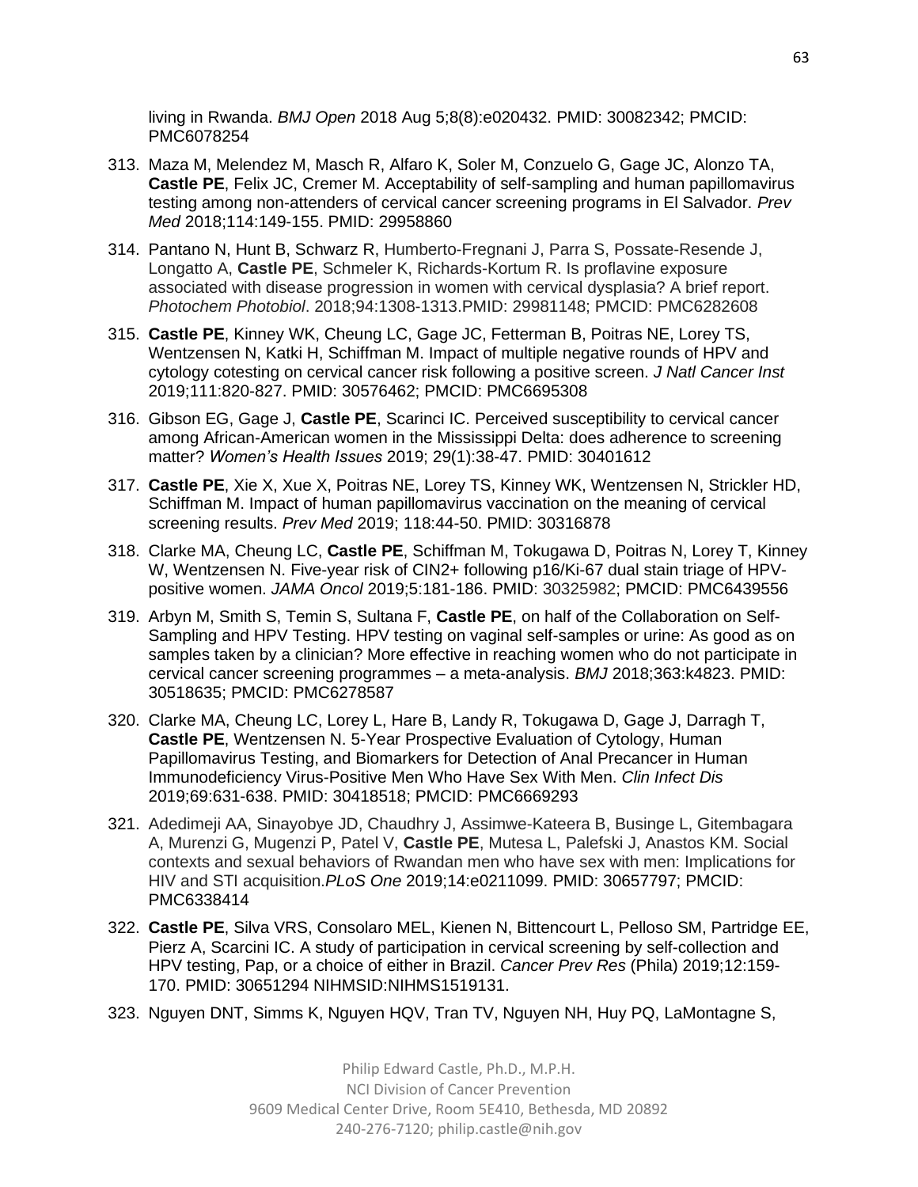living in Rwanda. *BMJ Open* 2018 Aug 5;8(8):e020432. PMID: 30082342; PMCID: PMC6078254

313. Maza M, Melendez M, Masch R, Alfaro K, Soler M, Conzuelo G, Gage JC, Alonzo TA, **Castle PE**, Felix JC, Cremer M. Acceptability of self-sampling and human papillomavirus testing among non-attenders of cervical cancer screening programs in El Salvador. *Prev Med* 2018;114:149-155. PMID: 29958860

314. Pantano N, Hunt B, Schwarz R, Humberto-Fregnani J, Parra S, Possate-Resende J, Longatto A, **Castle PE**, Schmeler K, Richards-Kortum R. Is proflavine exposure associated with disease progression in women with cervical dysplasia? A brief report. *Photochem Photobiol*. 2018;94:1308-1313.PMID: 29981148; PMCID: PMC6282608

315. **Castle PE**, Kinney WK, Cheung LC, Gage JC, Fetterman B, Poitras NE, Lorey TS, Wentzensen N, Katki H, Schiffman M. Impact of multiple negative rounds of HPV and cytology cotesting on cervical cancer risk following a positive screen. *J Natl Cancer Inst* 2019;111:820-827. PMID: 30576462; PMCID: PMC6695308

316. Gibson EG, Gage J, **Castle PE**, Scarinci IC. Perceived susceptibility to cervical cancer among African-American women in the Mississippi Delta: does adherence to screening matter? *Women's Health Issues* 2019; 29(1):38-47. PMID: 30401612

317. **Castle PE**, Xie X, Xue X, Poitras NE, Lorey TS, Kinney WK, Wentzensen N, Strickler HD, Schiffman M. Impact of human papillomavirus vaccination on the meaning of cervical screening results. *Prev Med* 2019; 118:44-50. PMID: 30316878

318. Clarke MA, Cheung LC, **Castle PE**, Schiffman M, Tokugawa D, Poitras N, Lorey T, Kinney W, Wentzensen N. Five-year risk of CIN2+ following p16/Ki-67 dual stain triage of HPV-positive women. *JAMA Oncol* 2019;5:181-186. PMID: 30325982; PMCID: PMC6439556

319. Arbyn M, Smith S, Temin S, Sultana F, **Castle PE**, on half of the Collaboration on Self-Sampling and HPV Testing. HPV testing on vaginal self-samples or urine: As good as on samples taken by a clinician? More effective in reaching women who do not participate in cervical cancer screening programmes – a meta-analysis. *BMJ* 2018;363:k4823. PMID: 30518635; PMCID: PMC6278587

320. Clarke MA, Cheung LC, Lorey L, Hare B, Landy R, Tokugawa D, Gage J, Darragh T, **Castle PE**, Wentzensen N. 5-Year Prospective Evaluation of Cytology, Human Papillomavirus Testing, and Biomarkers for Detection of Anal Precancer in Human Immunodeficiency Virus-Positive Men Who Have Sex With Men. *Clin Infect Dis* 2019;69:631-638. PMID: 30418518; PMCID: PMC6669293

321. Adedimeji AA, Sinayobye JD, Chaudhry J, Assimwe-Kateera B, Businge L, Gitembagara A, Murenzi G, Mugenzi P, Patel V, **Castle PE**, Mutesa L, Palefski J, Anastos KM. Social contexts and sexual behaviors of Rwandan men who have sex with men: Implications for HIV and STI acquisition.*PLoS One* 2019;14:e0211099. PMID: 30657797; PMCID: PMC6338414

322. **Castle PE**, Silva VRS, Consolaro MEL, Kienen N, Bittencourt L, Pelloso SM, Partridge EE, Pierz A, Scarcini IC. A study of participation in cervical screening by self-collection and HPV testing, Pap, or a choice of either in Brazil. *Cancer Prev Res* (Phila) 2019;12:159-170. PMID: 30651294 NIHMSID:NIHMS1519131.

323. Nguyen DNT, Simms K, Nguyen HQV, Tran TV, Nguyen NH, Huy PQ, LaMontagne S,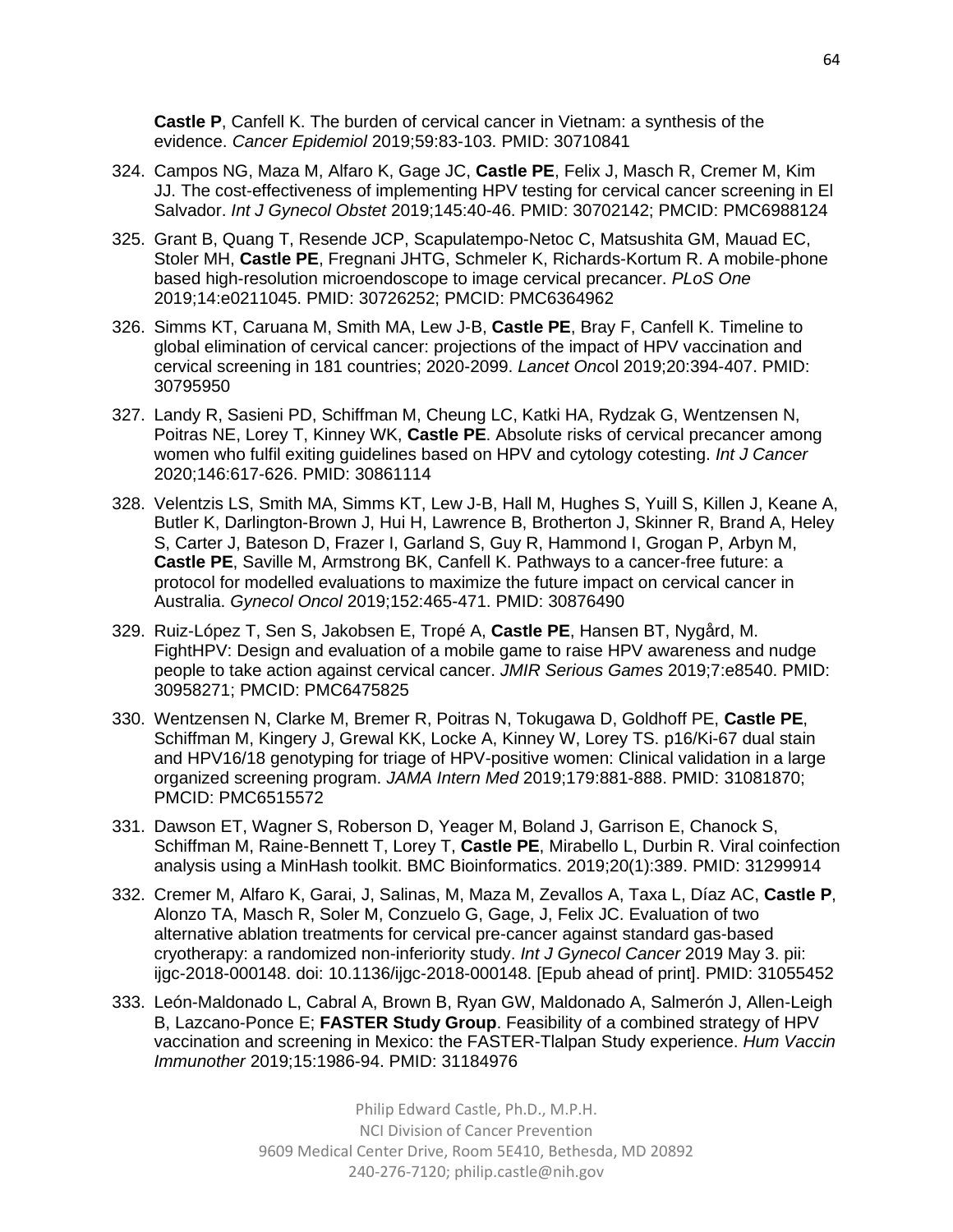**Castle P**, Canfell K. The burden of cervical cancer in Vietnam: a synthesis of the evidence. *Cancer Epidemiol* 2019;59:83-103. PMID: 30710841

324. Campos NG, Maza M, Alfaro K, Gage JC, **Castle PE**, Felix J, Masch R, Cremer M, Kim JJ. The cost-effectiveness of implementing HPV testing for cervical cancer screening in El Salvador. *Int J Gynecol Obstet* 2019;145:40-46. PMID: 30702142; PMCID: PMC6988124

325. Grant B, Quang T, Resende JCP, Scapulatempo-Netoc C, Matsushita GM, Mauad EC, Stoler MH, **Castle PE**, Fregnani JHTG, Schmeler K, Richards-Kortum R. A mobile-phone based high-resolution microendoscope to image cervical precancer. *PLoS One* 2019;14:e0211045. PMID: 30726252; PMCID: PMC6364962

326. Simms KT, Caruana M, Smith MA, Lew J-B, **Castle PE**, Bray F, Canfell K. Timeline to global elimination of cervical cancer: projections of the impact of HPV vaccination and cervical screening in 181 countries; 2020-2099. *Lancet Onco*l 2019;20:394-407. PMID: 30795950

327. Landy R, Sasieni PD, Schiffman M, Cheung LC, Katki HA, Rydzak G, Wentzensen N, Poitras NE, Lorey T, Kinney WK, **Castle PE**. Absolute risks of cervical precancer among women who fulfil exiting guidelines based on HPV and cytology cotesting. *Int J Cancer* 2020;146:617-626. PMID: 30861114

328. Velentzis LS, Smith MA, Simms KT, Lew J-B, Hall M, Hughes S, Yuill S, Killen J, Keane A, Butler K, Darlington-Brown J, Hui H, Lawrence B, Brotherton J, Skinner R, Brand A, Heley S, Carter J, Bateson D, Frazer I, Garland S, Guy R, Hammond I, Grogan P, Arbyn M, **Castle PE**, Saville M, Armstrong BK, Canfell K. Pathways to a cancer-free future: a protocol for modelled evaluations to maximize the future impact on cervical cancer in Australia. *Gynecol Oncol* 2019;152:465-471. PMID: 30876490

329. Ruiz-López T, Sen S, Jakobsen E, Tropé A, **Castle PE**, Hansen BT, Nygård, M. FightHPV: Design and evaluation of a mobile game to raise HPV awareness and nudge people to take action against cervical cancer. *JMIR Serious Games* 2019;7:e8540. PMID: 30958271; PMCID: PMC6475825

330. Wentzensen N, Clarke M, Bremer R, Poitras N, Tokugawa D, Goldhoff PE, **Castle PE**, Schiffman M, Kingery J, Grewal KK, Locke A, Kinney W, Lorey TS. p16/Ki-67 dual stain and HPV16/18 genotyping for triage of HPV-positive women: Clinical validation in a large organized screening program. *JAMA Intern Med* 2019;179:881-888. PMID: 31081870; PMCID: PMC6515572

331. Dawson ET, Wagner S, Roberson D, Yeager M, Boland J, Garrison E, Chanock S, Schiffman M, Raine-Bennett T, Lorey T, **Castle PE**, Mirabello L, Durbin R. Viral coinfection analysis using a MinHash toolkit. BMC Bioinformatics. 2019;20(1):389. PMID: 31299914

332. Cremer M, Alfaro K, Garai, J, Salinas, M, Maza M, Zevallos A, Taxa L, Díaz AC, **Castle P**, Alonzo TA, Masch R, Soler M, Conzuelo G, Gage, J, Felix JC. Evaluation of two alternative ablation treatments for cervical pre-cancer against standard gas-based cryotherapy: a randomized non-inferiority study. *Int J Gynecol Cancer* 2019 May 3. pii: ijgc-2018-000148. doi: 10.1136/ijgc-2018-000148. [Epub ahead of print]. PMID: 31055452

333. León-Maldonado L, Cabral A, Brown B, Ryan GW, Maldonado A, Salmerón J, Allen-Leigh B, Lazcano-Ponce E; **FASTER Study Group**. Feasibility of a combined strategy of HPV vaccination and screening in Mexico: the FASTER-Tlalpan Study experience. *Hum Vaccin Immunother* 2019;15:1986-94. PMID: 31184976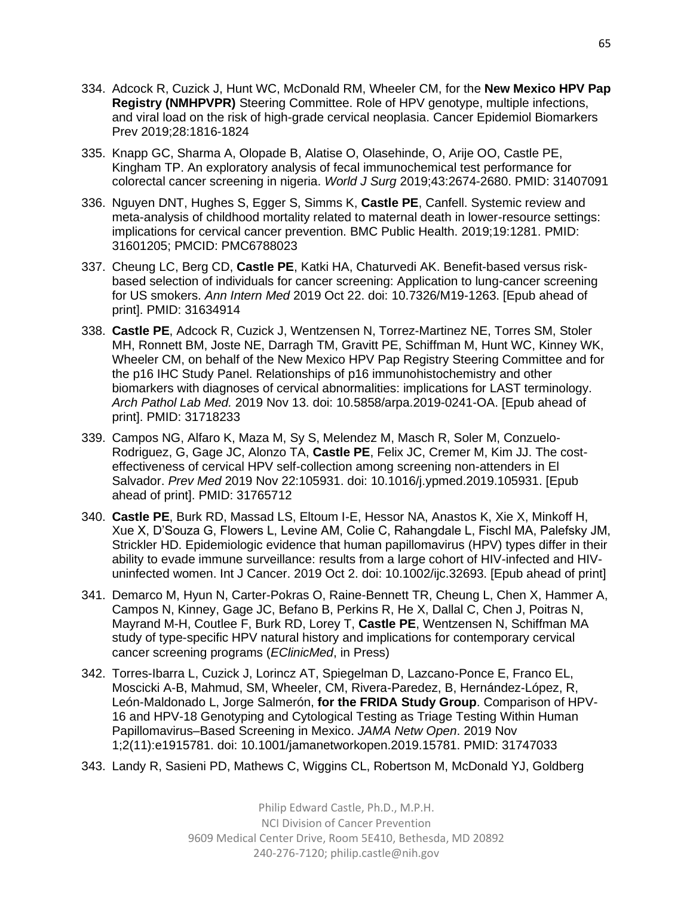334. Adcock R, Cuzick J, Hunt WC, McDonald RM, Wheeler CM, for the **New Mexico HPV Pap Registry (NMHPVPR)** Steering Committee. Role of HPV genotype, multiple infections, and viral load on the risk of high-grade cervical neoplasia. Cancer Epidemiol Biomarkers Prev 2019;28:1816-1824

335. Knapp GC, Sharma A, Olopade B, Alatise O, Olasehinde, O, Arije OO, Castle PE, Kingham TP. An exploratory analysis of fecal immunochemical test performance for colorectal cancer screening in nigeria. *World J Surg* 2019;43:2674-2680. PMID: 31407091

336. Nguyen DNT, Hughes S, Egger S, Simms K, **Castle PE**, Canfell. Systemic review and meta-analysis of childhood mortality related to maternal death in lower-resource settings: implications for cervical cancer prevention. BMC Public Health. 2019;19:1281. PMID: 31601205; PMCID: PMC6788023

337. Cheung LC, Berg CD, **Castle PE**, Katki HA, Chaturvedi AK. Benefit-based versus risk-based selection of individuals for cancer screening: Application to lung-cancer screening for US smokers. *Ann Intern Med* 2019 Oct 22. doi: 10.7326/M19-1263. [Epub ahead of print]. PMID: 31634914

338. **Castle PE**, Adcock R, Cuzick J, Wentzensen N, Torrez-Martinez NE, Torres SM, Stoler MH, Ronnett BM, Joste NE, Darragh TM, Gravitt PE, Schiffman M, Hunt WC, Kinney WK, Wheeler CM, on behalf of the New Mexico HPV Pap Registry Steering Committee and for the p16 IHC Study Panel. Relationships of p16 immunohistochemistry and other biomarkers with diagnoses of cervical abnormalities: implications for LAST terminology. *Arch Pathol Lab Med.* 2019 Nov 13. doi: 10.5858/arpa.2019-0241-OA. [Epub ahead of print]. PMID: 31718233

339. Campos NG, Alfaro K, Maza M, Sy S, Melendez M, Masch R, Soler M, Conzuelo-Rodriguez, G, Gage JC, Alonzo TA, **Castle PE**, Felix JC, Cremer M, Kim JJ. The cost-effectiveness of cervical HPV self-collection among screening non-attenders in El Salvador. *Prev Med* 2019 Nov 22:105931. doi: 10.1016/j.ypmed.2019.105931. [Epub ahead of print]. PMID: 31765712

340. **Castle PE**, Burk RD, Massad LS, Eltoum I-E, Hessor NA, Anastos K, Xie X, Minkoff H, Xue X, D'Souza G, Flowers L, Levine AM, Colie C, Rahangdale L, Fischl MA, Palefsky JM, Strickler HD. Epidemiologic evidence that human papillomavirus (HPV) types differ in their ability to evade immune surveillance: results from a large cohort of HIV-infected and HIV-uninfected women. Int J Cancer. 2019 Oct 2. doi: 10.1002/ijc.32693. [Epub ahead of print]

341. Demarco M, Hyun N, Carter-Pokras O, Raine-Bennett TR, Cheung L, Chen X, Hammer A, Campos N, Kinney, Gage JC, Befano B, Perkins R, He X, Dallal C, Chen J, Poitras N, Mayrand M-H, Coutlee F, Burk RD, Lorey T, **Castle PE**, Wentzensen N, Schiffman MA study of type-specific HPV natural history and implications for contemporary cervical cancer screening programs (*EClinicMed*, in Press)

342. Torres-Ibarra L, Cuzick J, Lorincz AT, Spiegelman D, Lazcano-Ponce E, Franco EL, Moscicki A-B, Mahmud, SM, Wheeler, CM, Rivera-Paredez, B, Hernández-López, R, León-Maldonado L, Jorge Salmerón, **for the FRIDA Study Group**. Comparison of HPV-16 and HPV-18 Genotyping and Cytological Testing as Triage Testing Within Human Papillomavirus–Based Screening in Mexico. *JAMA Netw Open*. 2019 Nov 1;2(11):e1915781. doi: 10.1001/jamanetworkopen.2019.15781. PMID: 31747033

343. Landy R, Sasieni PD, Mathews C, Wiggins CL, Robertson M, McDonald YJ, Goldberg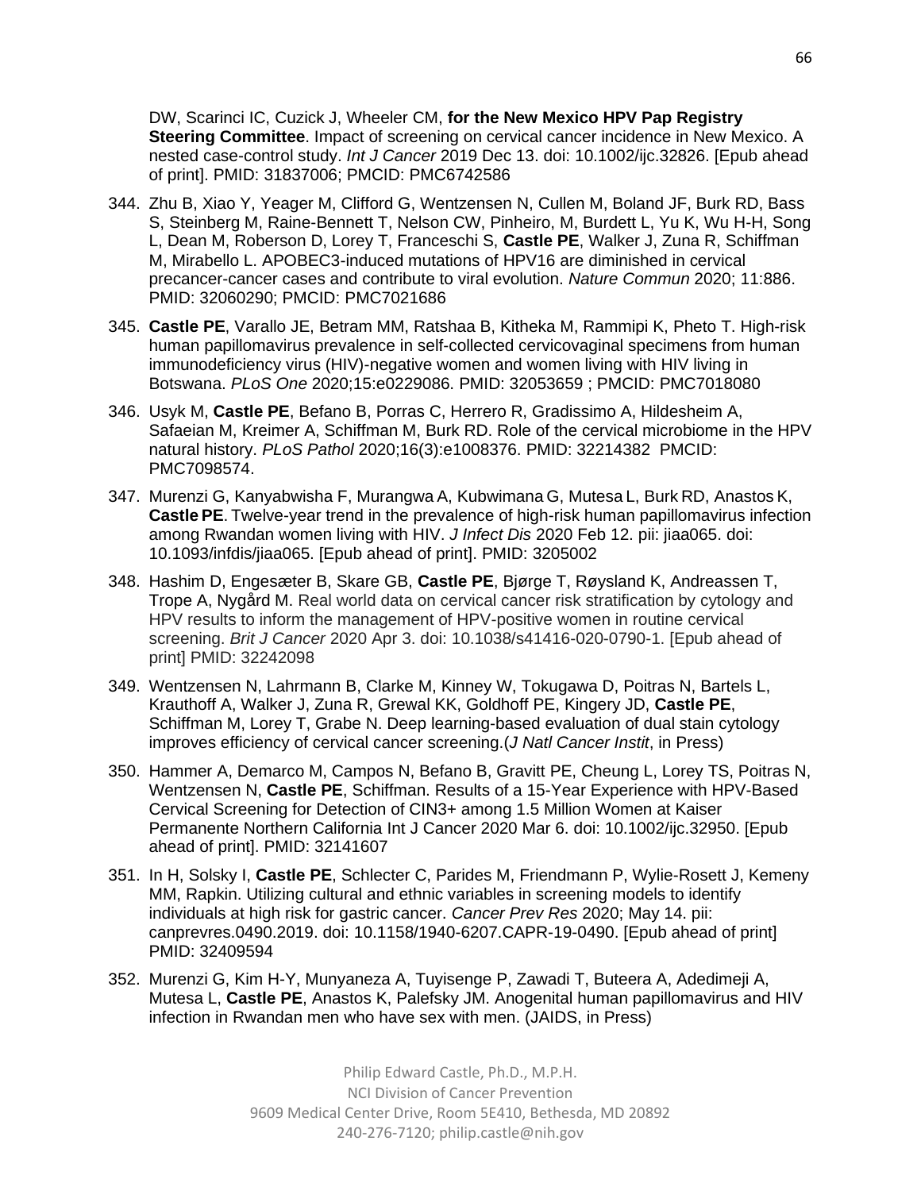DW, Scarinci IC, Cuzick J, Wheeler CM, **for the New Mexico HPV Pap Registry Steering Committee**. Impact of screening on cervical cancer incidence in New Mexico. A nested case-control study. *Int J Cancer* 2019 Dec 13. doi: 10.1002/ijc.32826. [Epub ahead of print]. PMID: 31837006; PMCID: PMC6742586

344. Zhu B, Xiao Y, Yeager M, Clifford G, Wentzensen N, Cullen M, Boland JF, Burk RD, Bass S, Steinberg M, Raine-Bennett T, Nelson CW, Pinheiro, M, Burdett L, Yu K, Wu H-H, Song L, Dean M, Roberson D, Lorey T, Franceschi S, **Castle PE**, Walker J, Zuna R, Schiffman M, Mirabello L. APOBEC3-induced mutations of HPV16 are diminished in cervical precancer-cancer cases and contribute to viral evolution. *Nature Commun* 2020; 11:886. PMID: 32060290; PMCID: PMC7021686

345. **Castle PE**, Varallo JE, Betram MM, Ratshaa B, Kitheka M, Rammipi K, Pheto T. High-risk human papillomavirus prevalence in self-collected cervicovaginal specimens from human immunodeficiency virus (HIV)-negative women and women living with HIV living in Botswana. *PLoS One* 2020;15:e0229086. PMID: 32053659 ; PMCID: PMC7018080

346. Usyk M, **Castle PE**, Befano B, Porras C, Herrero R, Gradissimo A, Hildesheim A, Safaeian M, Kreimer A, Schiffman M, Burk RD. Role of the cervical microbiome in the HPV natural history. *PLoS Pathol* 2020;16(3):e1008376. PMID: 32214382 PMCID: PMC7098574.

347. Murenzi G, Kanyabwisha F, Murangwa A, Kubwimana G, Mutesa L, Burk RD, Anastos K, **Castle PE**. Twelve-year trend in the prevalence of high-risk human papillomavirus infection among Rwandan women living with HIV. *J Infect Dis* 2020 Feb 12. pii: jiaa065. doi: 10.1093/infdis/jiaa065. [Epub ahead of print]. PMID: 3205002

348. Hashim D, Engesæter B, Skare GB, **Castle PE**, Bjørge T, Røysland K, Andreassen T, Trope A, Nygård M. Real world data on cervical cancer risk stratification by cytology and HPV results to inform the management of HPV-positive women in routine cervical screening. *Brit J Cancer* 2020 Apr 3. doi: 10.1038/s41416-020-0790-1. [Epub ahead of print] PMID: 32242098

349. Wentzensen N, Lahrmann B, Clarke M, Kinney W, Tokugawa D, Poitras N, Bartels L, Krauthoff A, Walker J, Zuna R, Grewal KK, Goldhoff PE, Kingery JD, **Castle PE**, Schiffman M, Lorey T, Grabe N. Deep learning-based evaluation of dual stain cytology improves efficiency of cervical cancer screening.(*J Natl Cancer Instit*, in Press)

350. Hammer A, Demarco M, Campos N, Befano B, Gravitt PE, Cheung L, Lorey TS, Poitras N, Wentzensen N, **Castle PE**, Schiffman. Results of a 15-Year Experience with HPV-Based Cervical Screening for Detection of CIN3+ among 1.5 Million Women at Kaiser Permanente Northern California Int J Cancer 2020 Mar 6. doi: 10.1002/ijc.32950. [Epub ahead of print]. PMID: 32141607

351. In H, Solsky I, **Castle PE**, Schlecter C, Parides M, Friendmann P, Wylie-Rosett J, Kemeny MM, Rapkin. Utilizing cultural and ethnic variables in screening models to identify individuals at high risk for gastric cancer. *Cancer Prev Res* 2020; May 14. pii: canprevres.0490.2019. doi: 10.1158/1940-6207.CAPR-19-0490. [Epub ahead of print] PMID: 32409594

352. Murenzi G, Kim H-Y, Munyaneza A, Tuyisenge P, Zawadi T, Buteera A, Adedimeji A, Mutesa L, **Castle PE**, Anastos K, Palefsky JM. Anogenital human papillomavirus and HIV infection in Rwandan men who have sex with men. (JAIDS, in Press)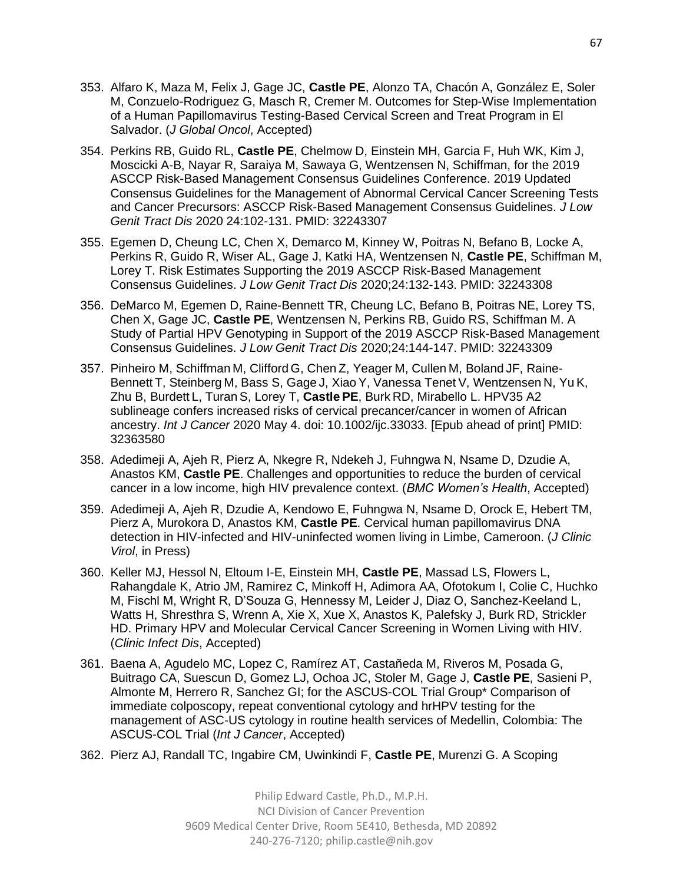353. Alfaro K, Maza M, Felix J, Gage JC, **Castle PE**, Alonzo TA, Chacón A, González E, Soler M, Conzuelo-Rodriguez G, Masch R, Cremer M. Outcomes for Step-Wise Implementation of a Human Papillomavirus Testing-Based Cervical Screen and Treat Program in El Salvador. (*J Global Oncol*, Accepted)

354. Perkins RB, Guido RL, **Castle PE**, Chelmow D, Einstein MH, Garcia F, Huh WK, Kim J, Moscicki A-B, Nayar R, Saraiya M, Sawaya G, Wentzensen N, Schiffman, for the 2019 ASCCP Risk-Based Management Consensus Guidelines Conference. 2019 Updated Consensus Guidelines for the Management of Abnormal Cervical Cancer Screening Tests and Cancer Precursors: ASCCP Risk-Based Management Consensus Guidelines. *J Low Genit Tract Dis* 2020 24:102-131. PMID: 32243307

355. Egemen D, Cheung LC, Chen X, Demarco M, Kinney W, Poitras N, Befano B, Locke A, Perkins R, Guido R, Wiser AL, Gage J, Katki HA, Wentzensen N, **Castle PE**, Schiffman M, Lorey T. Risk Estimates Supporting the 2019 ASCCP Risk-Based Management Consensus Guidelines. *J Low Genit Tract Dis* 2020;24:132-143. PMID: 32243308

356. DeMarco M, Egemen D, Raine-Bennett TR, Cheung LC, Befano B, Poitras NE, Lorey TS, Chen X, Gage JC, **Castle PE**, Wentzensen N, Perkins RB, Guido RS, Schiffman M. A Study of Partial HPV Genotyping in Support of the 2019 ASCCP Risk-Based Management Consensus Guidelines. *J Low Genit Tract Dis* 2020;24:144-147. PMID: 32243309

357. Pinheiro M, Schiffman M, Clifford G, Chen Z, Yeager M, Cullen M, Boland JF, Raine-Bennett T, Steinberg M, Bass S, Gage J, Xiao Y, Vanessa Tenet V, Wentzensen N, Yu K, Zhu B, Burdett L, Turan S, Lorey T, **Castle PE**, Burk RD, Mirabello L. HPV35 A2 sublineage confers increased risks of cervical precancer/cancer in women of African ancestry. *Int J Cancer* 2020 May 4. doi: 10.1002/ijc.33033. [Epub ahead of print] PMID: 32363580

358. Adedimeji A, Ajeh R, Pierz A, Nkegre R, Ndekeh J, Fuhngwa N, Nsame D, Dzudie A, Anastos KM, **Castle PE**. Challenges and opportunities to reduce the burden of cervical cancer in a low income, high HIV prevalence context. (*BMC Women's Health*, Accepted)

359. Adedimeji A, Ajeh R, Dzudie A, Kendowo E, Fuhngwa N, Nsame D, Orock E, Hebert TM, Pierz A, Murokora D, Anastos KM, **Castle PE**. Cervical human papillomavirus DNA detection in HIV-infected and HIV-uninfected women living in Limbe, Cameroon. (*J Clinic Virol*, in Press)

360. Keller MJ, Hessol N, Eltoum I-E, Einstein MH, **Castle PE**, Massad LS, Flowers L, Rahangdale K, Atrio JM, Ramirez C, Minkoff H, Adimora AA, Ofotokum I, Colie C, Huchko M, Fischl M, Wright R, D'Souza G, Hennessy M, Leider J, Diaz O, Sanchez-Keeland L, Watts H, Shresthra S, Wrenn A, Xie X, Xue X, Anastos K, Palefsky J, Burk RD, Strickler HD. Primary HPV and Molecular Cervical Cancer Screening in Women Living with HIV. (*Clinic Infect Dis*, Accepted)

361. Baena A, Agudelo MC, Lopez C, Ramírez AT, Castañeda M, Riveros M, Posada G, Buitrago CA, Suescun D, Gomez LJ, Ochoa JC, Stoler M, Gage J, **Castle PE**, Sasieni P, Almonte M, Herrero R, Sanchez GI; for the ASCUS-COL Trial Group* Comparison of immediate colposcopy, repeat conventional cytology and hrHPV testing for the management of ASC-US cytology in routine health services of Medellin, Colombia: The ASCUS-COL Trial (*Int J Cancer*, Accepted)

362. Pierz AJ, Randall TC, Ingabire CM, Uwinkindi F, **Castle PE**, Murenzi G. A Scoping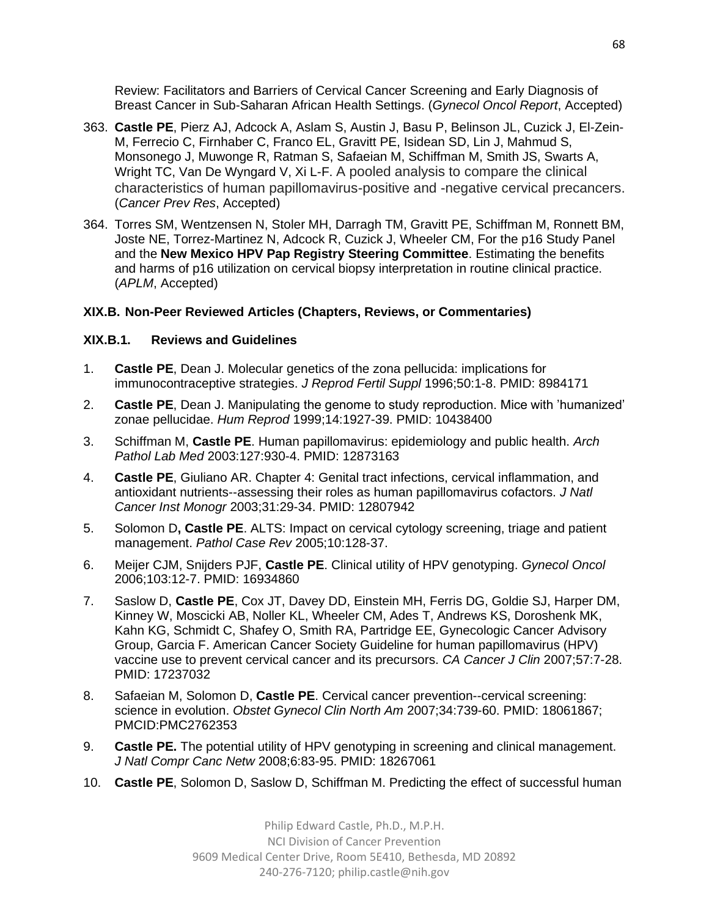Review: Facilitators and Barriers of Cervical Cancer Screening and Early Diagnosis of Breast Cancer in Sub-Saharan African Health Settings. (*Gynecol Oncol Report*, Accepted)

363. **Castle PE**, Pierz AJ, Adcock A, Aslam S, Austin J, Basu P, Belinson JL, Cuzick J, El-Zein-M, Ferrecio C, Firnhaber C, Franco EL, Gravitt PE, Isidean SD, Lin J, Mahmud S, Monsonego J, Muwonge R, Ratman S, Safaeian M, Schiffman M, Smith JS, Swarts A, Wright TC, Van De Wyngard V, Xi L-F. A pooled analysis to compare the clinical characteristics of human papillomavirus-positive and -negative cervical precancers. (*Cancer Prev Res*, Accepted)

364. Torres SM, Wentzensen N, Stoler MH, Darragh TM, Gravitt PE, Schiffman M, Ronnett BM, Joste NE, Torrez-Martinez N, Adcock R, Cuzick J, Wheeler CM, For the p16 Study Panel and the **New Mexico HPV Pap Registry Steering Committee**. Estimating the benefits and harms of p16 utilization on cervical biopsy interpretation in routine clinical practice. (*APLM*, Accepted)

### XIX.B. Non-Peer Reviewed Articles (Chapters, Reviews, or Commentaries)

#### XIX.B.1. Reviews and Guidelines

1. **Castle PE**, Dean J. Molecular genetics of the zona pellucida: implications for immunocontraceptive strategies. *J Reprod Fertil Suppl* 1996;50:1-8. PMID: 8984171

2. **Castle PE**, Dean J. Manipulating the genome to study reproduction. Mice with 'humanized' zonae pellucidae. *Hum Reprod* 1999;14:1927-39. PMID: 10438400

3. Schiffman M, **Castle PE**. Human papillomavirus: epidemiology and public health. *Arch Pathol Lab Med* 2003:127:930-4. PMID: 12873163

4. **Castle PE**, Giuliano AR. Chapter 4: Genital tract infections, cervical inflammation, and antioxidant nutrients--assessing their roles as human papillomavirus cofactors. *J Natl Cancer Inst Monogr* 2003;31:29-34. PMID: 12807942

5. Solomon D**, Castle PE**. ALTS: Impact on cervical cytology screening, triage and patient management. *Pathol Case Rev* 2005;10:128-37.

6. Meijer CJM, Snijders PJF, **Castle PE**. Clinical utility of HPV genotyping. *Gynecol Oncol* 2006;103:12-7. PMID: 16934860

7. Saslow D, **Castle PE**, Cox JT, Davey DD, Einstein MH, Ferris DG, Goldie SJ, Harper DM, Kinney W, Moscicki AB, Noller KL, Wheeler CM, Ades T, Andrews KS, Doroshenk MK, Kahn KG, Schmidt C, Shafey O, Smith RA, Partridge EE, Gynecologic Cancer Advisory Group, Garcia F. American Cancer Society Guideline for human papillomavirus (HPV) vaccine use to prevent cervical cancer and its precursors. *CA Cancer J Clin* 2007;57:7-28. PMID: 17237032

8. Safaeian M, Solomon D, **Castle PE**. Cervical cancer prevention--cervical screening: science in evolution. *Obstet Gynecol Clin North Am* 2007;34:739-60. PMID: 18061867; PMCID:PMC2762353

9. **Castle PE.** The potential utility of HPV genotyping in screening and clinical management. *J Natl Compr Canc Netw* 2008;6:83-95. PMID: 18267061

10. **Castle PE**, Solomon D, Saslow D, Schiffman M. Predicting the effect of successful human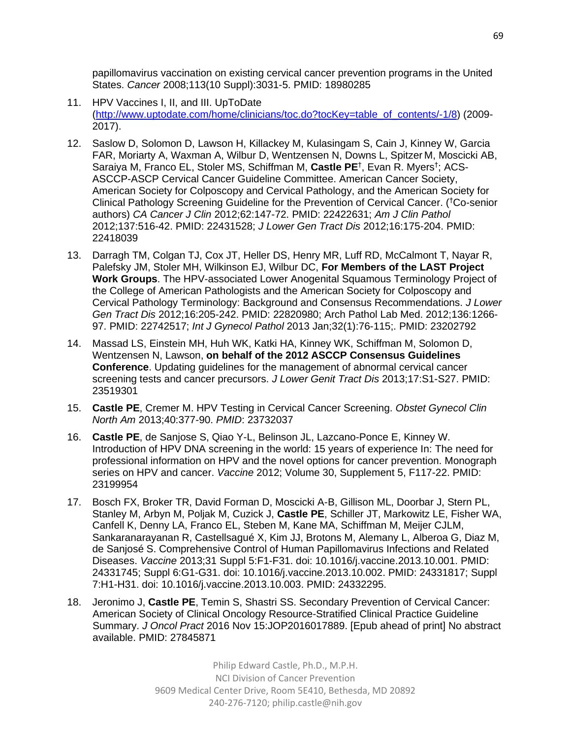papillomavirus vaccination on existing cervical cancer prevention programs in the United States. *Cancer* 2008;113(10 Suppl):3031-5. PMID: 18980285

11. HPV Vaccines I, II, and III. UpToDate (http://www.uptodate.com/home/clinicians/toc.do?tocKey=table_of_contents/-1/8) (2009-2017).

12. Saslow D, Solomon D, Lawson H, Killackey M, Kulasingam S, Cain J, Kinney W, Garcia FAR, Moriarty A, Waxman A, Wilbur D, Wentzensen N, Downs L, Spitzer M, Moscicki AB, Saraiya M, Franco EL, Stoler MS, Schiffman M, **Castle PE**[†], Evan R. Myers[†]; ACS-ASCCP-ASCP Cervical Cancer Guideline Committee. American Cancer Society, American Society for Colposcopy and Cervical Pathology, and the American Society for Clinical Pathology Screening Guideline for the Prevention of Cervical Cancer. ([†]Co-senior authors) *CA Cancer J Clin* 2012;62:147-72. PMID: 22422631; *Am J Clin Pathol* 2012;137:516-42. PMID: 22431528; *J Lower Gen Tract Dis* 2012;16:175-204. PMID: 22418039

13. Darragh TM, Colgan TJ, Cox JT, Heller DS, Henry MR, Luff RD, McCalmont T, Nayar R, Palefsky JM, Stoler MH, Wilkinson EJ, Wilbur DC, **For Members of the LAST Project Work Groups**. The HPV-associated Lower Anogenital Squamous Terminology Project of the College of American Pathologists and the American Society for Colposcopy and Cervical Pathology Terminology: Background and Consensus Recommendations. *J Lower Gen Tract Dis* 2012;16:205-242. PMID: 22820980; Arch Pathol Lab Med. 2012;136:1266-97. PMID: 22742517; *Int J Gynecol Pathol* 2013 Jan;32(1):76-115;. PMID: 23202792

14. Massad LS, Einstein MH, Huh WK, Katki HA, Kinney WK, Schiffman M, Solomon D, Wentzensen N, Lawson, **on behalf of the 2012 ASCCP Consensus Guidelines Conference**. Updating guidelines for the management of abnormal cervical cancer screening tests and cancer precursors. *J Lower Genit Tract Dis* 2013;17:S1-S27. PMID: 23519301

15. **Castle PE**, Cremer M. HPV Testing in Cervical Cancer Screening. *Obstet Gynecol Clin North Am* 2013;40:377-90. *PMID*: 23732037

16. **Castle PE**, de Sanjose S, Qiao Y-L, Belinson JL, Lazcano-Ponce E, Kinney W. Introduction of HPV DNA screening in the world: 15 years of experience In: The need for professional information on HPV and the novel options for cancer prevention. Monograph series on HPV and cancer. *Vaccine* 2012; Volume 30, Supplement 5, F117-22. PMID: 23199954

17. Bosch FX, Broker TR, David Forman D, Moscicki A-B, Gillison ML, Doorbar J, Stern PL, Stanley M, Arbyn M, Poljak M, Cuzick J, **Castle PE**, Schiller JT, Markowitz LE, Fisher WA, Canfell K, Denny LA, Franco EL, Steben M, Kane MA, Schiffman M, Meijer CJLM, Sankaranarayanan R, Castellsagué X, Kim JJ, Brotons M, Alemany L, Alberoa G, Diaz M, de Sanjosé S. Comprehensive Control of Human Papillomavirus Infections and Related Diseases. *Vaccine* 2013;31 Suppl 5:F1-F31. doi: 10.1016/j.vaccine.2013.10.001. PMID: 24331745; Suppl 6:G1-G31. doi: 10.1016/j.vaccine.2013.10.002. PMID: 24331817; Suppl 7:H1-H31. doi: 10.1016/j.vaccine.2013.10.003. PMID: 24332295.

18. Jeronimo J, **Castle PE**, Temin S, Shastri SS. Secondary Prevention of Cervical Cancer: American Society of Clinical Oncology Resource-Stratified Clinical Practice Guideline Summary. *J Oncol Pract* 2016 Nov 15:JOP2016017889. [Epub ahead of print] No abstract available. PMID: 27845871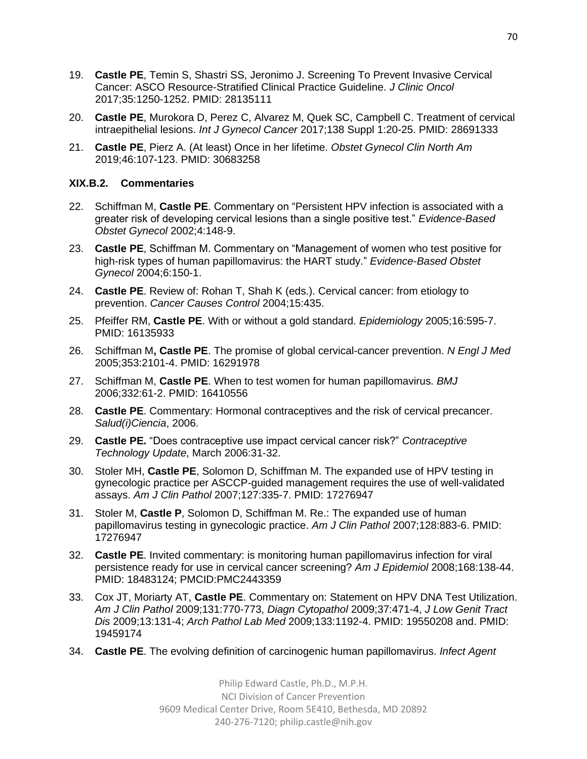19. **Castle PE**, Temin S, Shastri SS, Jeronimo J. Screening To Prevent Invasive Cervical Cancer: ASCO Resource-Stratified Clinical Practice Guideline. *J Clinic Oncol* 2017;35:1250-1252. PMID: 28135111

20. **Castle PE**, Murokora D, Perez C, Alvarez M, Quek SC, Campbell C. Treatment of cervical intraepithelial lesions. *Int J Gynecol Cancer* 2017;138 Suppl 1:20-25. PMID: 28691333

21. **Castle PE**, Pierz A. (At least) Once in her lifetime. *Obstet Gynecol Clin North Am* 2019;46:107-123. PMID: 30683258

### XIX.B.2. Commentaries

22. Schiffman M, **Castle PE**. Commentary on "Persistent HPV infection is associated with a greater risk of developing cervical lesions than a single positive test." *Evidence-Based Obstet Gynecol* 2002;4:148-9.

23. **Castle PE**, Schiffman M. Commentary on "Management of women who test positive for high-risk types of human papillomavirus: the HART study." *Evidence-Based Obstet Gynecol* 2004;6:150-1.

24. **Castle PE**. Review of: Rohan T, Shah K (eds.). Cervical cancer: from etiology to prevention. *Cancer Causes Control* 2004;15:435.

25. Pfeiffer RM, **Castle PE**. With or without a gold standard. *Epidemiology* 2005;16:595-7. PMID: 16135933

26. Schiffman M**, Castle PE**. The promise of global cervical-cancer prevention. *N Engl J Med* 2005;353:2101-4. PMID: 16291978

27. Schiffman M, **Castle PE**. When to test women for human papillomavirus. *BMJ* 2006;332:61-2. PMID: 16410556

28. **Castle PE**. Commentary: Hormonal contraceptives and the risk of cervical precancer. *Salud(i)Ciencia*, 2006.

29. **Castle PE.** "Does contraceptive use impact cervical cancer risk?" *Contraceptive Technology Update*, March 2006:31-32.

30. Stoler MH, **Castle PE**, Solomon D, Schiffman M. The expanded use of HPV testing in gynecologic practice per ASCCP-guided management requires the use of well-validated assays. *Am J Clin Pathol* 2007;127:335-7. PMID: 17276947

31. Stoler M, **Castle P**, Solomon D, Schiffman M. Re.: The expanded use of human papillomavirus testing in gynecologic practice. *Am J Clin Pathol* 2007;128:883-6. PMID: 17276947

32. **Castle PE**. Invited commentary: is monitoring human papillomavirus infection for viral persistence ready for use in cervical cancer screening? *Am J Epidemiol* 2008;168:138-44. PMID: 18483124; PMCID:PMC2443359

33. Cox JT, Moriarty AT, **Castle PE**. Commentary on: Statement on HPV DNA Test Utilization. *Am J Clin Pathol* 2009;131:770-773, *Diagn Cytopathol* 2009;37:471-4, *J Low Genit Tract Dis* 2009;13:131-4; *Arch Pathol Lab Med* 2009;133:1192-4. PMID: 19550208 and. PMID: 19459174

34. **Castle PE**. The evolving definition of carcinogenic human papillomavirus. *Infect Agent*

Philip Edward Castle, Ph.D., M.P.H.
NCI Division of Cancer Prevention
9609 Medical Center Drive, Room 5E410, Bethesda, MD 20892
240-276-7120; philip.castle@nih.gov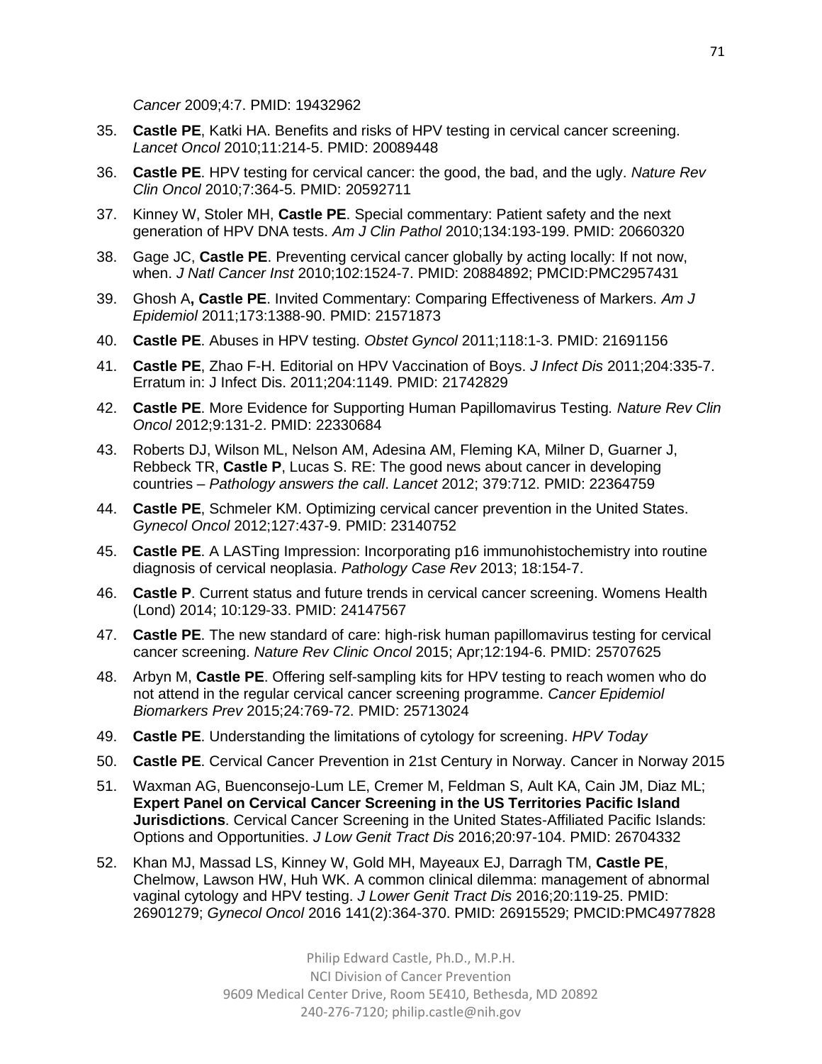*Cancer* 2009;4:7. PMID: 19432962

35. **Castle PE**, Katki HA. Benefits and risks of HPV testing in cervical cancer screening. *Lancet Oncol* 2010;11:214-5. PMID: 20089448

36. **Castle PE**. HPV testing for cervical cancer: the good, the bad, and the ugly. *Nature Rev Clin Oncol* 2010;7:364-5. PMID: 20592711

37. Kinney W, Stoler MH, **Castle PE**. Special commentary: Patient safety and the next generation of HPV DNA tests. *Am J Clin Pathol* 2010;134:193-199. PMID: 20660320

38. Gage JC, **Castle PE**. Preventing cervical cancer globally by acting locally: If not now, when. *J Natl Cancer Inst* 2010;102:1524-7. PMID: 20884892; PMCID:PMC2957431

39. Ghosh A**, Castle PE**. Invited Commentary: Comparing Effectiveness of Markers. *Am J Epidemiol* 2011;173:1388-90. PMID: 21571873

40. **Castle PE**. Abuses in HPV testing. *Obstet Gyncol* 2011;118:1-3. PMID: 21691156

41. **Castle PE**, Zhao F-H. Editorial on HPV Vaccination of Boys. *J Infect Dis* 2011;204:335-7. Erratum in: J Infect Dis. 2011;204:1149. PMID: 21742829

42. **Castle PE**. More Evidence for Supporting Human Papillomavirus Testing. *Nature Rev Clin Oncol* 2012;9:131-2. PMID: 22330684

43. Roberts DJ, Wilson ML, Nelson AM, Adesina AM, Fleming KA, Milner D, Guarner J, Rebbeck TR, **Castle P**, Lucas S. RE: The good news about cancer in developing countries – *Pathology answers the call*. *Lancet* 2012; 379:712. PMID: 22364759

44. **Castle PE**, Schmeler KM. Optimizing cervical cancer prevention in the United States. *Gynecol Oncol* 2012;127:437-9. PMID: 23140752

45. **Castle PE**. A LASTing Impression: Incorporating p16 immunohistochemistry into routine diagnosis of cervical neoplasia. *Pathology Case Rev* 2013; 18:154-7.

46. **Castle P**. Current status and future trends in cervical cancer screening. Womens Health (Lond) 2014; 10:129-33. PMID: 24147567

47. **Castle PE**. The new standard of care: high-risk human papillomavirus testing for cervical cancer screening. *Nature Rev Clinic Oncol* 2015; Apr;12:194-6. PMID: 25707625

48. Arbyn M, **Castle PE**. Offering self-sampling kits for HPV testing to reach women who do not attend in the regular cervical cancer screening programme. *Cancer Epidemiol Biomarkers Prev* 2015;24:769-72. PMID: 25713024

49. **Castle PE**. Understanding the limitations of cytology for screening. *HPV Today*

50. **Castle PE**. Cervical Cancer Prevention in 21st Century in Norway. Cancer in Norway 2015

51. Waxman AG, Buenconsejo-Lum LE, Cremer M, Feldman S, Ault KA, Cain JM, Diaz ML; **Expert Panel on Cervical Cancer Screening in the US Territories Pacific Island Jurisdictions**. Cervical Cancer Screening in the United States-Affiliated Pacific Islands: Options and Opportunities. *J Low Genit Tract Dis* 2016;20:97-104. PMID: 26704332

52. Khan MJ, Massad LS, Kinney W, Gold MH, Mayeaux EJ, Darragh TM, **Castle PE**, Chelmow, Lawson HW, Huh WK. A common clinical dilemma: management of abnormal vaginal cytology and HPV testing. *J Lower Genit Tract Dis* 2016;20:119-25. PMID: 26901279; *Gynecol Oncol* 2016 141(2):364-370. PMID: 26915529; PMCID:PMC4977828

Philip Edward Castle, Ph.D., M.P.H.
NCI Division of Cancer Prevention
9609 Medical Center Drive, Room 5E410, Bethesda, MD 20892
240-276-7120; philip.castle@nih.gov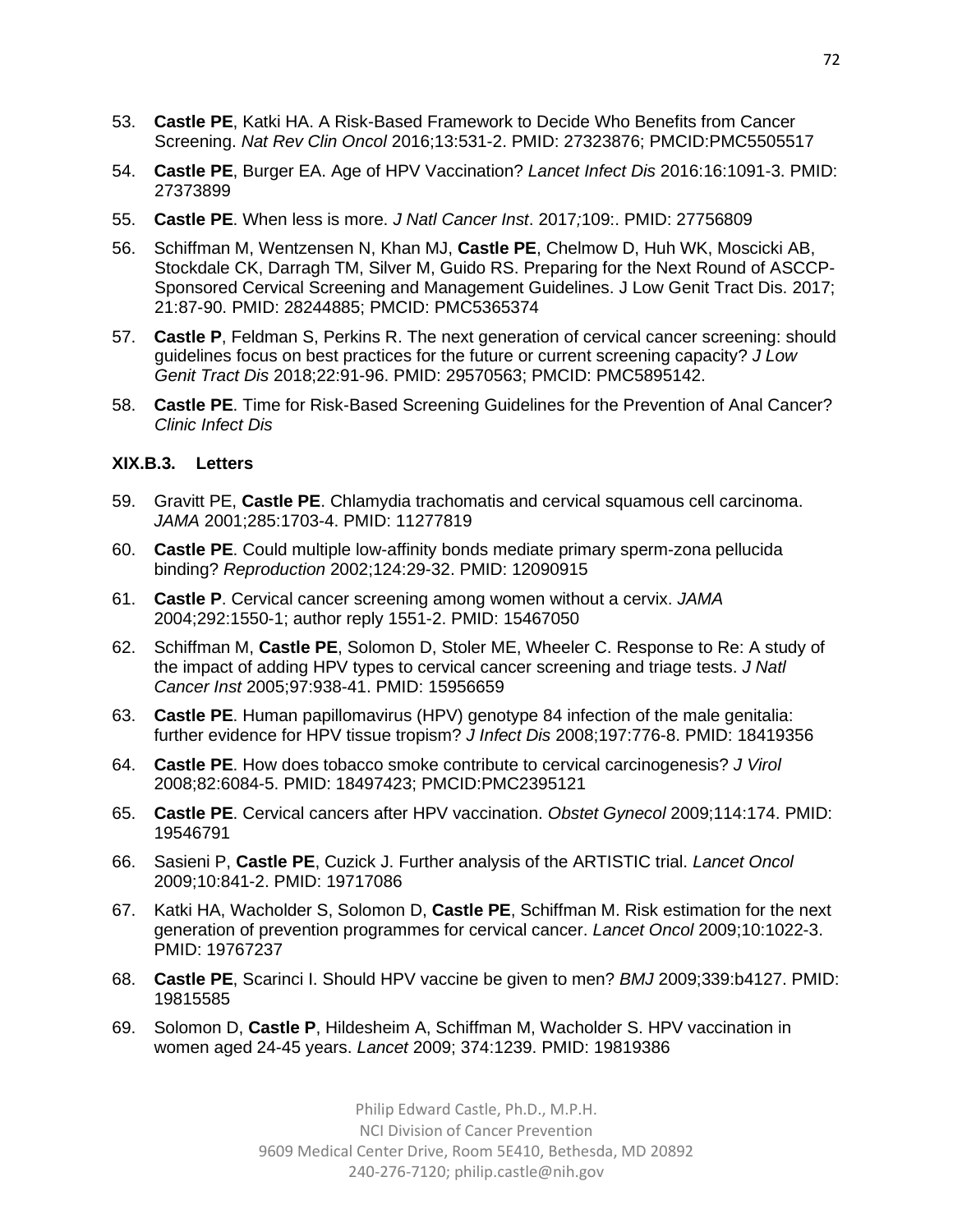53. **Castle PE**, Katki HA. A Risk-Based Framework to Decide Who Benefits from Cancer Screening. *Nat Rev Clin Oncol* 2016;13:531-2. PMID: 27323876; PMCID:PMC5505517

54. **Castle PE**, Burger EA. Age of HPV Vaccination? *Lancet Infect Dis* 2016:16:1091-3. PMID: 27373899

55. **Castle PE**. When less is more. *J Natl Cancer Inst*. 2017;109:. PMID: 27756809

56. Schiffman M, Wentzensen N, Khan MJ, **Castle PE**, Chelmow D, Huh WK, Moscicki AB, Stockdale CK, Darragh TM, Silver M, Guido RS. Preparing for the Next Round of ASCCP-Sponsored Cervical Screening and Management Guidelines. J Low Genit Tract Dis. 2017; 21:87-90. PMID: 28244885; PMCID: PMC5365374

57. **Castle P**, Feldman S, Perkins R. The next generation of cervical cancer screening: should guidelines focus on best practices for the future or current screening capacity? *J Low Genit Tract Dis* 2018;22:91-96. PMID: 29570563; PMCID: PMC5895142.

58. **Castle PE**. Time for Risk-Based Screening Guidelines for the Prevention of Anal Cancer? *Clinic Infect Dis*

### XIX.B.3. Letters

59. Gravitt PE, **Castle PE**. Chlamydia trachomatis and cervical squamous cell carcinoma. *JAMA* 2001;285:1703-4. PMID: 11277819

60. **Castle PE**. Could multiple low-affinity bonds mediate primary sperm-zona pellucida binding? *Reproduction* 2002;124:29-32. PMID: 12090915

61. **Castle P**. Cervical cancer screening among women without a cervix. *JAMA* 2004;292:1550-1; author reply 1551-2. PMID: 15467050

62. Schiffman M, **Castle PE**, Solomon D, Stoler ME, Wheeler C. Response to Re: A study of the impact of adding HPV types to cervical cancer screening and triage tests. *J Natl Cancer Inst* 2005;97:938-41. PMID: 15956659

63. **Castle PE**. Human papillomavirus (HPV) genotype 84 infection of the male genitalia: further evidence for HPV tissue tropism? *J Infect Dis* 2008;197:776-8. PMID: 18419356

64. **Castle PE**. How does tobacco smoke contribute to cervical carcinogenesis? *J Virol* 2008;82:6084-5. PMID: 18497423; PMCID:PMC2395121

65. **Castle PE**. Cervical cancers after HPV vaccination. *Obstet Gynecol* 2009;114:174. PMID: 19546791

66. Sasieni P, **Castle PE**, Cuzick J. Further analysis of the ARTISTIC trial. *Lancet Oncol* 2009;10:841-2. PMID: 19717086

67. Katki HA, Wacholder S, Solomon D, **Castle PE**, Schiffman M. Risk estimation for the next generation of prevention programmes for cervical cancer. *Lancet Oncol* 2009;10:1022-3. PMID: 19767237

68. **Castle PE**, Scarinci I. Should HPV vaccine be given to men? *BMJ* 2009;339:b4127. PMID: 19815585

69. Solomon D, **Castle P**, Hildesheim A, Schiffman M, Wacholder S. HPV vaccination in women aged 24-45 years. *Lancet* 2009; 374:1239. PMID: 19819386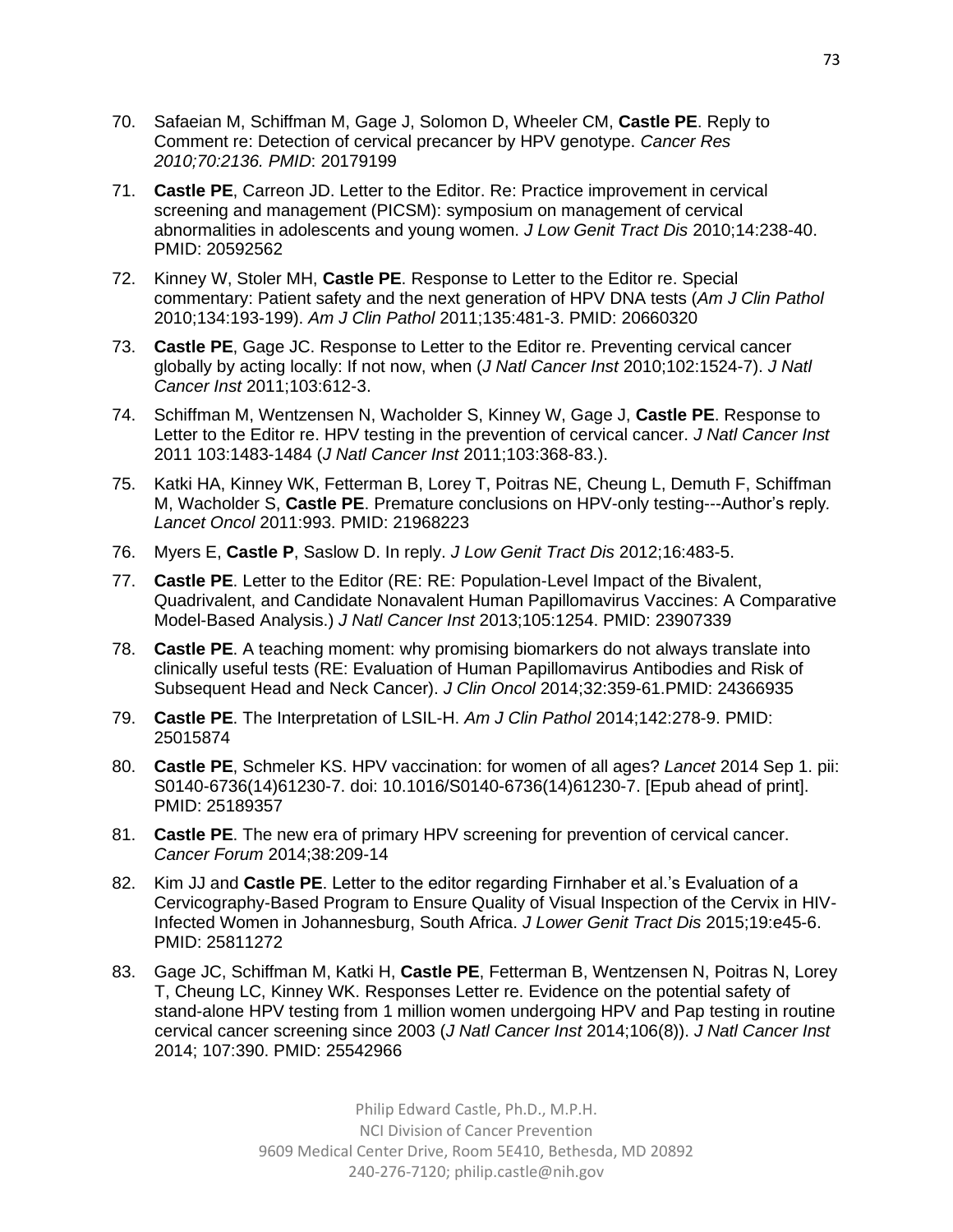70. Safaeian M, Schiffman M, Gage J, Solomon D, Wheeler CM, **Castle PE**. Reply to Comment re: Detection of cervical precancer by HPV genotype. *Cancer Res 2010;70:2136. PMID*: 20179199

71. **Castle PE**, Carreon JD. Letter to the Editor. Re: Practice improvement in cervical screening and management (PICSM): symposium on management of cervical abnormalities in adolescents and young women. *J Low Genit Tract Dis* 2010;14:238-40. PMID: 20592562

72. Kinney W, Stoler MH, **Castle PE**. Response to Letter to the Editor re. Special commentary: Patient safety and the next generation of HPV DNA tests (*Am J Clin Pathol* 2010;134:193-199). *Am J Clin Pathol* 2011;135:481-3. PMID: 20660320

73. **Castle PE**, Gage JC. Response to Letter to the Editor re. Preventing cervical cancer globally by acting locally: If not now, when (*J Natl Cancer Inst* 2010;102:1524-7). *J Natl Cancer Inst* 2011;103:612-3.

74. Schiffman M, Wentzensen N, Wacholder S, Kinney W, Gage J, **Castle PE**. Response to Letter to the Editor re. HPV testing in the prevention of cervical cancer. *J Natl Cancer Inst* 2011 103:1483-1484 (*J Natl Cancer Inst* 2011;103:368-83.).

75. Katki HA, Kinney WK, Fetterman B, Lorey T, Poitras NE, Cheung L, Demuth F, Schiffman M, Wacholder S, **Castle PE**. Premature conclusions on HPV-only testing---Author's reply. *Lancet Oncol* 2011:993. PMID: 21968223

76. Myers E, **Castle P**, Saslow D. In reply. *J Low Genit Tract Dis* 2012;16:483-5.

77. **Castle PE**. Letter to the Editor (RE: RE: Population-Level Impact of the Bivalent, Quadrivalent, and Candidate Nonavalent Human Papillomavirus Vaccines: A Comparative Model-Based Analysis.) *J Natl Cancer Inst* 2013;105:1254. PMID: 23907339

78. **Castle PE**. A teaching moment: why promising biomarkers do not always translate into clinically useful tests (RE: Evaluation of Human Papillomavirus Antibodies and Risk of Subsequent Head and Neck Cancer). *J Clin Oncol* 2014;32:359-61.PMID: 24366935

79. **Castle PE**. The Interpretation of LSIL-H. *Am J Clin Pathol* 2014;142:278-9. PMID: 25015874

80. **Castle PE**, Schmeler KS. HPV vaccination: for women of all ages? *Lancet* 2014 Sep 1. pii: S0140-6736(14)61230-7. doi: 10.1016/S0140-6736(14)61230-7. [Epub ahead of print]. PMID: 25189357

81. **Castle PE**. The new era of primary HPV screening for prevention of cervical cancer. *Cancer Forum* 2014;38:209-14

82. Kim JJ and **Castle PE**. Letter to the editor regarding Firnhaber et al.'s Evaluation of a Cervicography-Based Program to Ensure Quality of Visual Inspection of the Cervix in HIV-Infected Women in Johannesburg, South Africa. *J Lower Genit Tract Dis* 2015;19:e45-6. PMID: 25811272

83. Gage JC, Schiffman M, Katki H, **Castle PE**, Fetterman B, Wentzensen N, Poitras N, Lorey T, Cheung LC, Kinney WK. Responses Letter re. Evidence on the potential safety of stand-alone HPV testing from 1 million women undergoing HPV and Pap testing in routine cervical cancer screening since 2003 (*J Natl Cancer Inst* 2014;106(8)). *J Natl Cancer Inst* 2014; 107:390. PMID: 25542966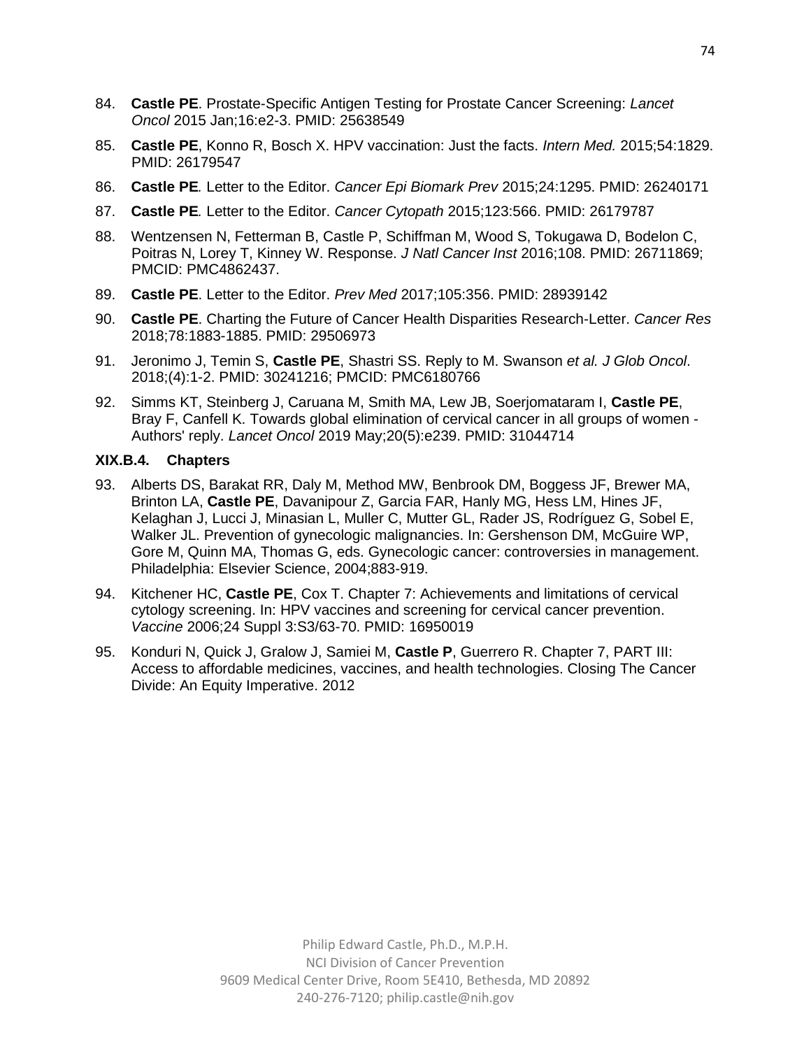84. **Castle PE**. Prostate-Specific Antigen Testing for Prostate Cancer Screening: *Lancet Oncol* 2015 Jan;16:e2-3. PMID: 25638549

85. **Castle PE**, Konno R, Bosch X. HPV vaccination: Just the facts. *Intern Med.* 2015;54:1829. PMID: 26179547

86. **Castle PE***.* Letter to the Editor. *Cancer Epi Biomark Prev* 2015;24:1295. PMID: 26240171

87. **Castle PE***.* Letter to the Editor. *Cancer Cytopath* 2015;123:566. PMID: 26179787

88. Wentzensen N, Fetterman B, Castle P, Schiffman M, Wood S, Tokugawa D, Bodelon C, Poitras N, Lorey T, Kinney W. Response. *J Natl Cancer Inst* 2016;108. PMID: 26711869; PMCID: PMC4862437.

89. **Castle PE**. Letter to the Editor. *Prev Med* 2017;105:356. PMID: 28939142

90. **Castle PE**. Charting the Future of Cancer Health Disparities Research-Letter. *Cancer Res* 2018;78:1883-1885. PMID: 29506973

91. Jeronimo J, Temin S, **Castle PE**, Shastri SS. Reply to M. Swanson *et al. J Glob Oncol*. 2018;(4):1-2. PMID: 30241216; PMCID: PMC6180766

92. Simms KT, Steinberg J, Caruana M, Smith MA, Lew JB, Soerjomataram I, **Castle PE**, Bray F, Canfell K. Towards global elimination of cervical cancer in all groups of women - Authors' reply. *Lancet Oncol* 2019 May;20(5):e239. PMID: 31044714

### XIX.B.4. Chapters

93. Alberts DS, Barakat RR, Daly M, Method MW, Benbrook DM, Boggess JF, Brewer MA, Brinton LA, **Castle PE**, Davanipour Z, Garcia FAR, Hanly MG, Hess LM, Hines JF, Kelaghan J, Lucci J, Minasian L, Muller C, Mutter GL, Rader JS, Rodríguez G, Sobel E, Walker JL. Prevention of gynecologic malignancies. In: Gershenson DM, McGuire WP, Gore M, Quinn MA, Thomas G, eds. Gynecologic cancer: controversies in management. Philadelphia: Elsevier Science, 2004;883-919.

94. Kitchener HC, **Castle PE**, Cox T. Chapter 7: Achievements and limitations of cervical cytology screening. In: HPV vaccines and screening for cervical cancer prevention. *Vaccine* 2006;24 Suppl 3:S3/63-70. PMID: 16950019

95. Konduri N, Quick J, Gralow J, Samiei M, **Castle P**, Guerrero R. Chapter 7, PART III: Access to affordable medicines, vaccines, and health technologies. Closing The Cancer Divide: An Equity Imperative. 2012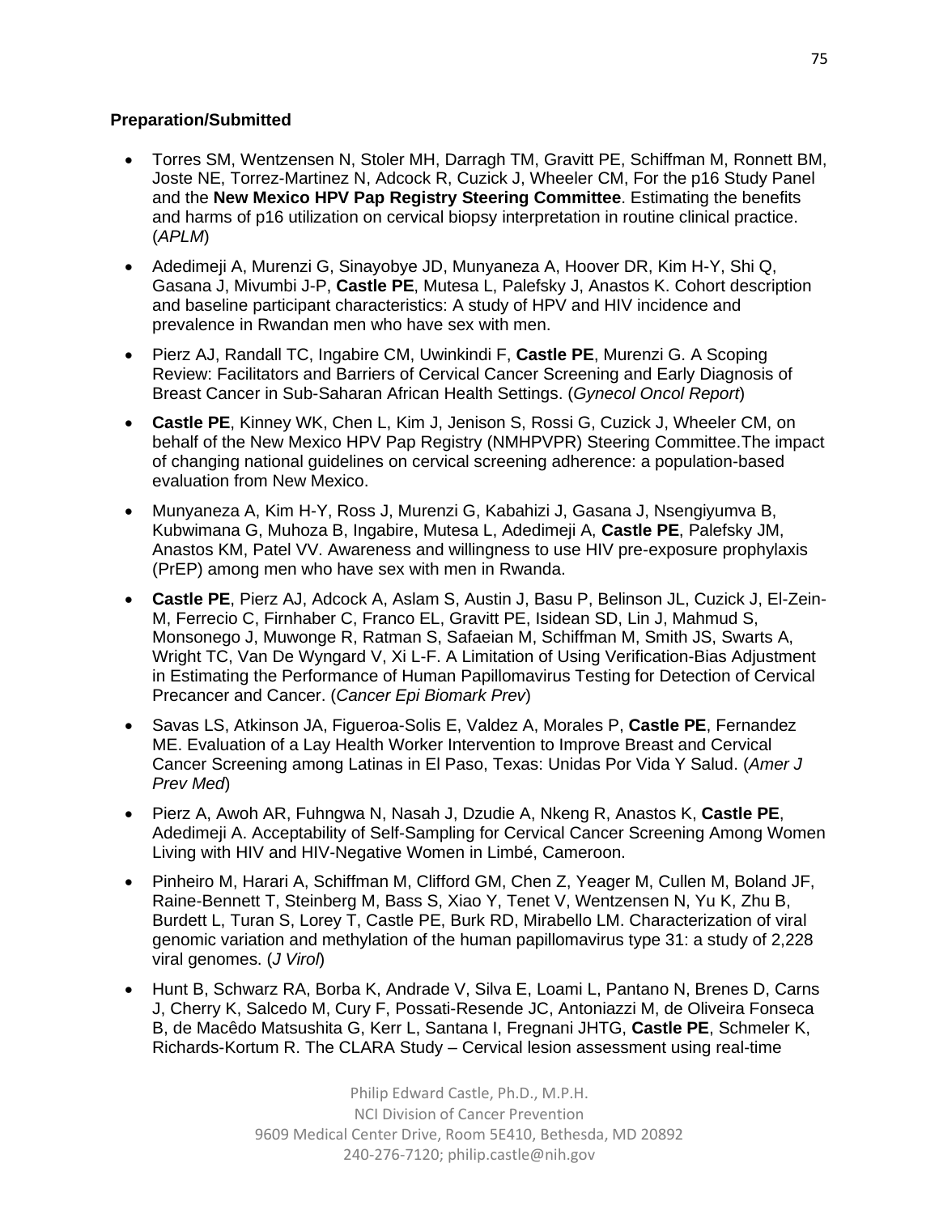**Preparation/Submitted**

- Torres SM, Wentzensen N, Stoler MH, Darragh TM, Gravitt PE, Schiffman M, Ronnett BM, Joste NE, Torrez-Martinez N, Adcock R, Cuzick J, Wheeler CM, For the p16 Study Panel and the **New Mexico HPV Pap Registry Steering Committee**. Estimating the benefits and harms of p16 utilization on cervical biopsy interpretation in routine clinical practice. (*APLM*)
- Adedimeji A, Murenzi G, Sinayobye JD, Munyaneza A, Hoover DR, Kim H-Y, Shi Q, Gasana J, Mivumbi J-P, **Castle PE**, Mutesa L, Palefsky J, Anastos K. Cohort description and baseline participant characteristics: A study of HPV and HIV incidence and prevalence in Rwandan men who have sex with men.
- Pierz AJ, Randall TC, Ingabire CM, Uwinkindi F, **Castle PE**, Murenzi G. A Scoping Review: Facilitators and Barriers of Cervical Cancer Screening and Early Diagnosis of Breast Cancer in Sub-Saharan African Health Settings. (*Gynecol Oncol Report*)
- **Castle PE**, Kinney WK, Chen L, Kim J, Jenison S, Rossi G, Cuzick J, Wheeler CM, on behalf of the New Mexico HPV Pap Registry (NMHPVPR) Steering Committee.The impact of changing national guidelines on cervical screening adherence: a population-based evaluation from New Mexico.
- Munyaneza A, Kim H-Y, Ross J, Murenzi G, Kabahizi J, Gasana J, Nsengiyumva B, Kubwimana G, Muhoza B, Ingabire, Mutesa L, Adedimeji A, **Castle PE**, Palefsky JM, Anastos KM, Patel VV. Awareness and willingness to use HIV pre-exposure prophylaxis (PrEP) among men who have sex with men in Rwanda.
- **Castle PE**, Pierz AJ, Adcock A, Aslam S, Austin J, Basu P, Belinson JL, Cuzick J, El-Zein-M, Ferrecio C, Firnhaber C, Franco EL, Gravitt PE, Isidean SD, Lin J, Mahmud S, Monsonego J, Muwonge R, Ratman S, Safaeian M, Schiffman M, Smith JS, Swarts A, Wright TC, Van De Wyngard V, Xi L-F. A Limitation of Using Verification-Bias Adjustment in Estimating the Performance of Human Papillomavirus Testing for Detection of Cervical Precancer and Cancer. (*Cancer Epi Biomark Prev*)
- Savas LS, Atkinson JA, Figueroa-Solis E, Valdez A, Morales P, **Castle PE**, Fernandez ME. Evaluation of a Lay Health Worker Intervention to Improve Breast and Cervical Cancer Screening among Latinas in El Paso, Texas: Unidas Por Vida Y Salud. (*Amer J Prev Med*)
- Pierz A, Awoh AR, Fuhngwa N, Nasah J, Dzudie A, Nkeng R, Anastos K, **Castle PE**, Adedimeji A. Acceptability of Self-Sampling for Cervical Cancer Screening Among Women Living with HIV and HIV-Negative Women in Limbé, Cameroon.
- Pinheiro M, Harari A, Schiffman M, Clifford GM, Chen Z, Yeager M, Cullen M, Boland JF, Raine-Bennett T, Steinberg M, Bass S, Xiao Y, Tenet V, Wentzensen N, Yu K, Zhu B, Burdett L, Turan S, Lorey T, Castle PE, Burk RD, Mirabello LM. Characterization of viral genomic variation and methylation of the human papillomavirus type 31: a study of 2,228 viral genomes. (*J Virol*)
- Hunt B, Schwarz RA, Borba K, Andrade V, Silva E, Loami L, Pantano N, Brenes D, Carns J, Cherry K, Salcedo M, Cury F, Possati-Resende JC, Antoniazzi M, de Oliveira Fonseca B, de Macêdo Matsushita G, Kerr L, Santana I, Fregnani JHTG, **Castle PE**, Schmeler K, Richards-Kortum R. The CLARA Study – Cervical lesion assessment using real-time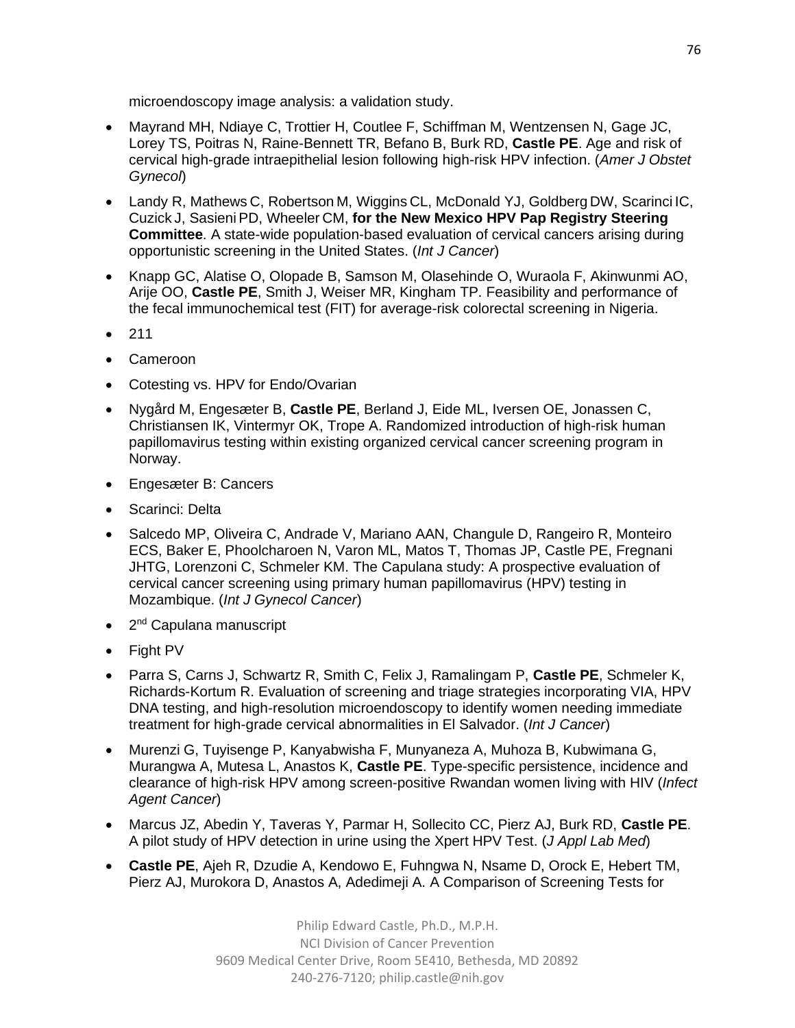microendoscopy image analysis: a validation study.

- Mayrand MH, Ndiaye C, Trottier H, Coutlee F, Schiffman M, Wentzensen N, Gage JC, Lorey TS, Poitras N, Raine-Bennett TR, Befano B, Burk RD, **Castle PE**. Age and risk of cervical high-grade intraepithelial lesion following high-risk HPV infection. (*Amer J Obstet Gynecol*)
- Landy R, Mathews C, Robertson M, Wiggins CL, McDonald YJ, Goldberg DW, Scarinci IC, Cuzick J, Sasieni PD, Wheeler CM, **for the New Mexico HPV Pap Registry Steering Committee**. A state-wide population-based evaluation of cervical cancers arising during opportunistic screening in the United States. (*Int J Cancer*)
- Knapp GC, Alatise O, Olopade B, Samson M, Olasehinde O, Wuraola F, Akinwunmi AO, Arije OO, **Castle PE**, Smith J, Weiser MR, Kingham TP. Feasibility and performance of the fecal immunochemical test (FIT) for average-risk colorectal screening in Nigeria.
- 211
- Cameroon
- Cotesting vs. HPV for Endo/Ovarian
- Nygård M, Engesæter B, **Castle PE**, Berland J, Eide ML, Iversen OE, Jonassen C, Christiansen IK, Vintermyr OK, Trope A. Randomized introduction of high-risk human papillomavirus testing within existing organized cervical cancer screening program in Norway.
- Engesæter B: Cancers
- Scarinci: Delta
- Salcedo MP, Oliveira C, Andrade V, Mariano AAN, Changule D, Rangeiro R, Monteiro ECS, Baker E, Phoolcharoen N, Varon ML, Matos T, Thomas JP, Castle PE, Fregnani JHTG, Lorenzoni C, Schmeler KM. The Capulana study: A prospective evaluation of cervical cancer screening using primary human papillomavirus (HPV) testing in Mozambique. (*Int J Gynecol Cancer*)
- 2nd Capulana manuscript
- Fight PV
- Parra S, Carns J, Schwartz R, Smith C, Felix J, Ramalingam P, **Castle PE**, Schmeler K, Richards-Kortum R. Evaluation of screening and triage strategies incorporating VIA, HPV DNA testing, and high-resolution microendoscopy to identify women needing immediate treatment for high-grade cervical abnormalities in El Salvador. (*Int J Cancer*)
- Murenzi G, Tuyisenge P, Kanyabwisha F, Munyaneza A, Muhoza B, Kubwimana G, Murangwa A, Mutesa L, Anastos K, **Castle PE**. Type-specific persistence, incidence and clearance of high-risk HPV among screen-positive Rwandan women living with HIV (*Infect Agent Cancer*)
- Marcus JZ, Abedin Y, Taveras Y, Parmar H, Sollecito CC, Pierz AJ, Burk RD, **Castle PE**. A pilot study of HPV detection in urine using the Xpert HPV Test. (*J Appl Lab Med*)
- **Castle PE**, Ajeh R, Dzudie A, Kendowo E, Fuhngwa N, Nsame D, Orock E, Hebert TM, Pierz AJ, Murokora D, Anastos A, Adedimeji A. A Comparison of Screening Tests for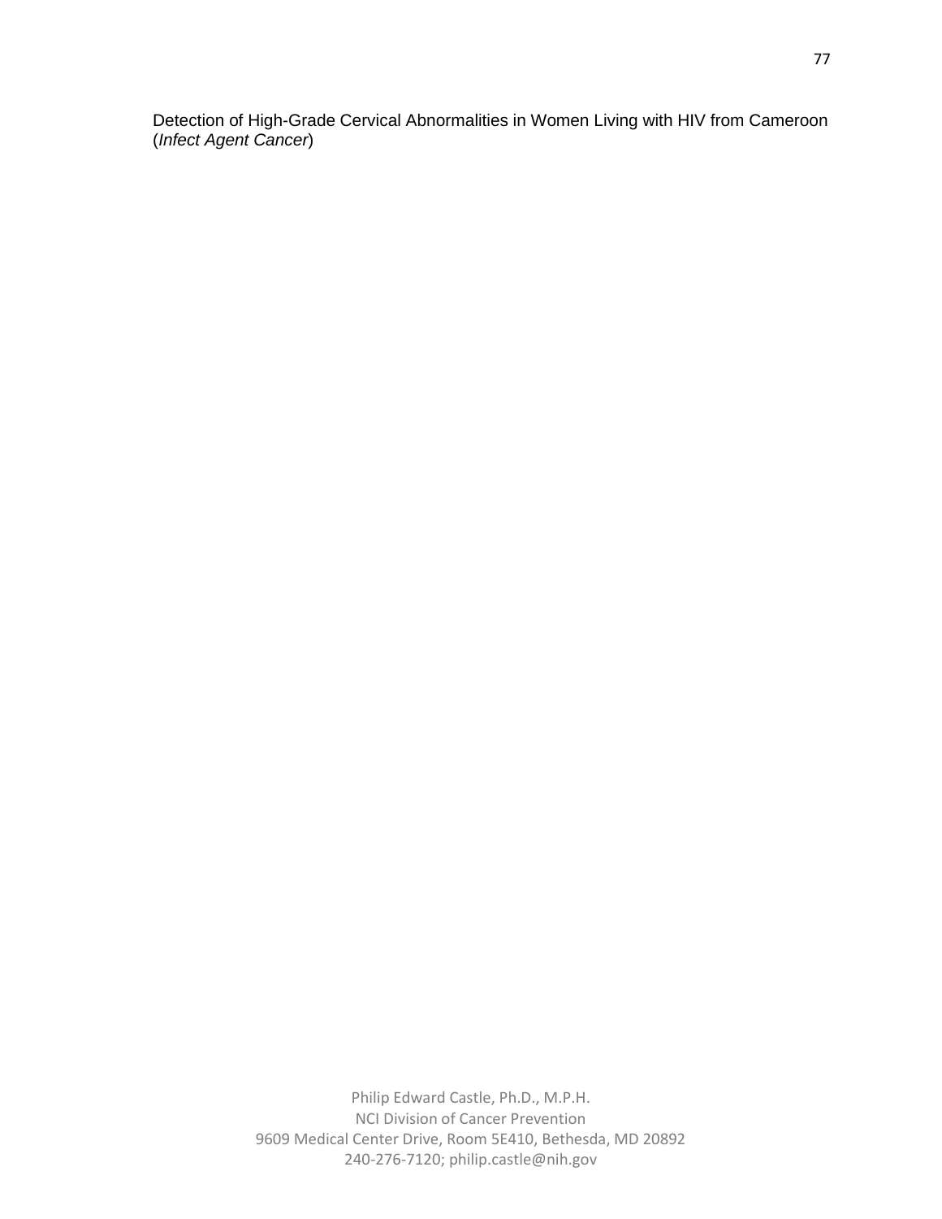Detection of High-Grade Cervical Abnormalities in Women Living with HIV from Cameroon (*Infect Agent Cancer*)